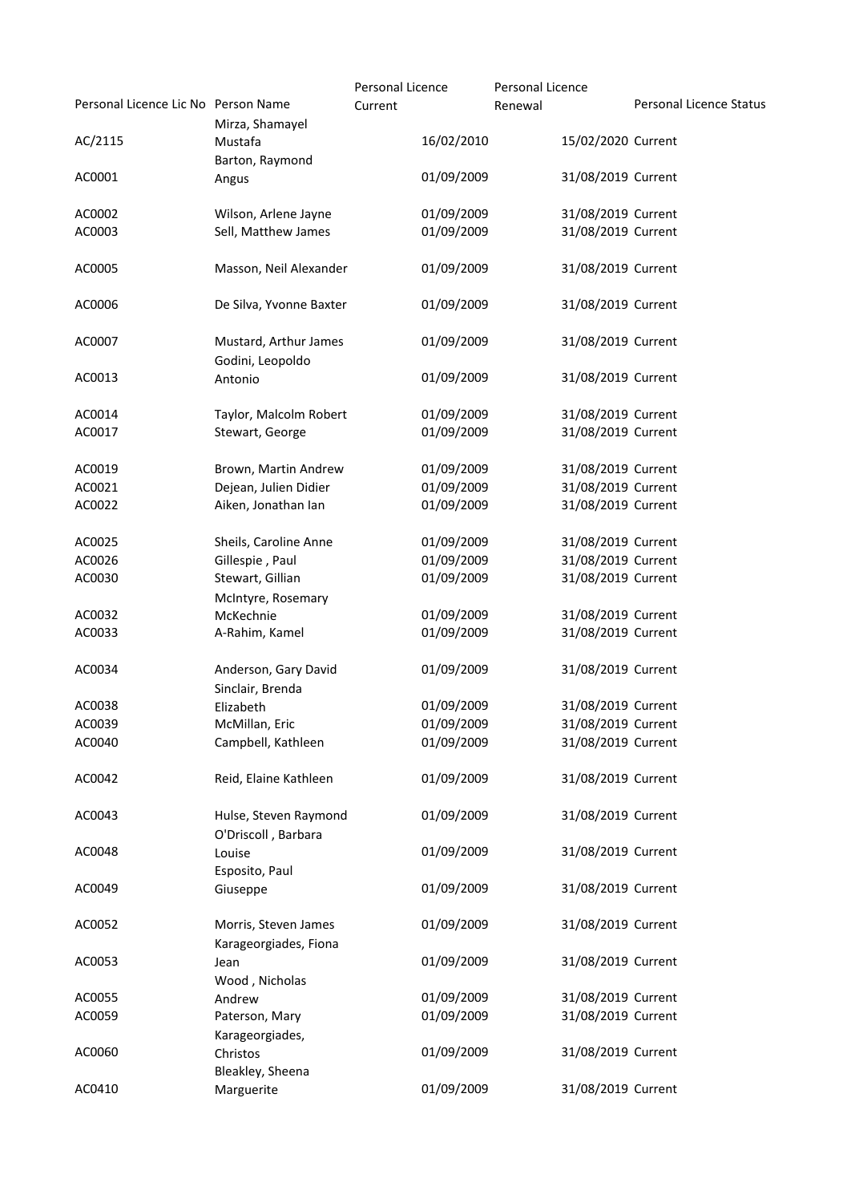| Personal Licence Lic No | Person Name | Personal Licence Current | Personal Licence Renewal | Personal Licence Status |
|---|---|---|---|---|
| AC/2115 | Mirza, Shamayel Mustafa | 16/02/2010 | 15/02/2020 | Current |
| AC0001 | Barton, Raymond Angus | 01/09/2009 | 31/08/2019 | Current |
| AC0002 | Wilson, Arlene Jayne | 01/09/2009 | 31/08/2019 | Current |
| AC0003 | Sell, Matthew James | 01/09/2009 | 31/08/2019 | Current |
| AC0005 | Masson, Neil Alexander | 01/09/2009 | 31/08/2019 | Current |
| AC0006 | De Silva, Yvonne Baxter | 01/09/2009 | 31/08/2019 | Current |
| AC0007 | Mustard, Arthur James | 01/09/2009 | 31/08/2019 | Current |
| AC0013 | Godini, Leopoldo Antonio | 01/09/2009 | 31/08/2019 | Current |
| AC0014 | Taylor, Malcolm Robert | 01/09/2009 | 31/08/2019 | Current |
| AC0017 | Stewart, George | 01/09/2009 | 31/08/2019 | Current |
| AC0019 | Brown, Martin Andrew | 01/09/2009 | 31/08/2019 | Current |
| AC0021 | Dejean, Julien Didier | 01/09/2009 | 31/08/2019 | Current |
| AC0022 | Aiken, Jonathan Ian | 01/09/2009 | 31/08/2019 | Current |
| AC0025 | Sheils, Caroline Anne | 01/09/2009 | 31/08/2019 | Current |
| AC0026 | Gillespie , Paul | 01/09/2009 | 31/08/2019 | Current |
| AC0030 | Stewart, Gillian | 01/09/2009 | 31/08/2019 | Current |
| AC0032 | McIntyre, Rosemary McKechnie | 01/09/2009 | 31/08/2019 | Current |
| AC0033 | A-Rahim, Kamel | 01/09/2009 | 31/08/2019 | Current |
| AC0034 | Anderson, Gary David | 01/09/2009 | 31/08/2019 | Current |
| AC0038 | Sinclair, Brenda Elizabeth | 01/09/2009 | 31/08/2019 | Current |
| AC0039 | McMillan, Eric | 01/09/2009 | 31/08/2019 | Current |
| AC0040 | Campbell, Kathleen | 01/09/2009 | 31/08/2019 | Current |
| AC0042 | Reid, Elaine Kathleen | 01/09/2009 | 31/08/2019 | Current |
| AC0043 | Hulse, Steven Raymond | 01/09/2009 | 31/08/2019 | Current |
| AC0048 | O'Driscoll , Barbara Louise | 01/09/2009 | 31/08/2019 | Current |
| AC0049 | Esposito, Paul Giuseppe | 01/09/2009 | 31/08/2019 | Current |
| AC0052 | Morris, Steven James | 01/09/2009 | 31/08/2019 | Current |
| AC0053 | Karageorgiades, Fiona Jean | 01/09/2009 | 31/08/2019 | Current |
| AC0055 | Wood , Nicholas Andrew | 01/09/2009 | 31/08/2019 | Current |
| AC0059 | Paterson, Mary | 01/09/2009 | 31/08/2019 | Current |
| AC0060 | Karageorgiades, Christos | 01/09/2009 | 31/08/2019 | Current |
| AC0410 | Bleakley, Sheena Marguerite | 01/09/2009 | 31/08/2019 | Current |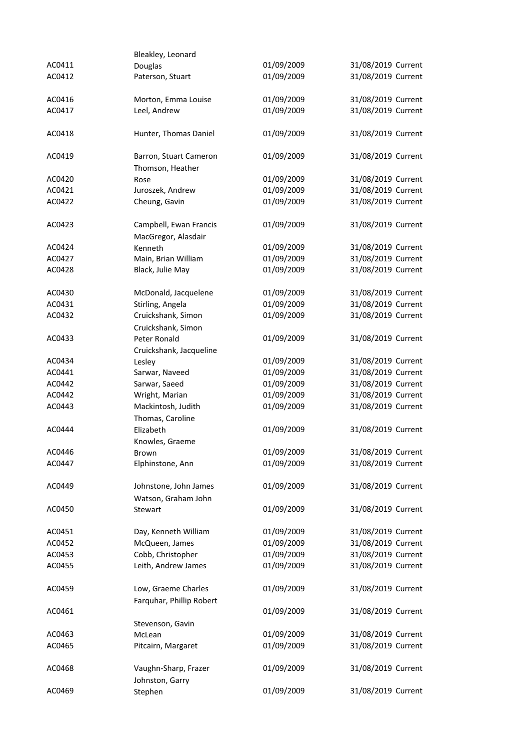| | | | | |
|---|---|---|---|---|
| AC0411 | Bleakley, Leonard Douglas | 01/09/2009 | 31/08/2019 | Current |
| AC0412 | Paterson, Stuart | 01/09/2009 | 31/08/2019 | Current |
| AC0416 | Morton, Emma Louise | 01/09/2009 | 31/08/2019 | Current |
| AC0417 | Leel, Andrew | 01/09/2009 | 31/08/2019 | Current |
| AC0418 | Hunter, Thomas Daniel | 01/09/2009 | 31/08/2019 | Current |
| AC0419 | Barron, Stuart Cameron | 01/09/2009 | 31/08/2019 | Current |
| AC0420 | Thomson, Heather Rose | 01/09/2009 | 31/08/2019 | Current |
| AC0421 | Juroszek, Andrew | 01/09/2009 | 31/08/2019 | Current |
| AC0422 | Cheung, Gavin | 01/09/2009 | 31/08/2019 | Current |
| AC0423 | Campbell, Ewan Francis | 01/09/2009 | 31/08/2019 | Current |
| AC0424 | MacGregor, Alasdair Kenneth | 01/09/2009 | 31/08/2019 | Current |
| AC0427 | Main, Brian William | 01/09/2009 | 31/08/2019 | Current |
| AC0428 | Black, Julie May | 01/09/2009 | 31/08/2019 | Current |
| AC0430 | McDonald, Jacquelene | 01/09/2009 | 31/08/2019 | Current |
| AC0431 | Stirling, Angela | 01/09/2009 | 31/08/2019 | Current |
| AC0432 | Cruickshank, Simon | 01/09/2009 | 31/08/2019 | Current |
| AC0433 | Cruickshank, Simon Peter Ronald | 01/09/2009 | 31/08/2019 | Current |
| AC0434 | Cruickshank, Jacqueline Lesley | 01/09/2009 | 31/08/2019 | Current |
| AC0441 | Sarwar, Naveed | 01/09/2009 | 31/08/2019 | Current |
| AC0442 | Sarwar, Saeed | 01/09/2009 | 31/08/2019 | Current |
| AC0442 | Wright, Marian | 01/09/2009 | 31/08/2019 | Current |
| AC0443 | Mackintosh, Judith | 01/09/2009 | 31/08/2019 | Current |
| AC0444 | Thomas, Caroline Elizabeth | 01/09/2009 | 31/08/2019 | Current |
| AC0446 | Knowles, Graeme Brown | 01/09/2009 | 31/08/2019 | Current |
| AC0447 | Elphinstone, Ann | 01/09/2009 | 31/08/2019 | Current |
| AC0449 | Johnstone, John James | 01/09/2009 | 31/08/2019 | Current |
| AC0450 | Watson, Graham John Stewart | 01/09/2009 | 31/08/2019 | Current |
| AC0451 | Day, Kenneth William | 01/09/2009 | 31/08/2019 | Current |
| AC0452 | McQueen, James | 01/09/2009 | 31/08/2019 | Current |
| AC0453 | Cobb, Christopher | 01/09/2009 | 31/08/2019 | Current |
| AC0455 | Leith, Andrew James | 01/09/2009 | 31/08/2019 | Current |
| AC0459 | Low, Graeme Charles | 01/09/2009 | 31/08/2019 | Current |
| AC0461 | Farquhar, Phillip Robert | 01/09/2009 | 31/08/2019 | Current |
| AC0463 | Stevenson, Gavin McLean | 01/09/2009 | 31/08/2019 | Current |
| AC0465 | Pitcairn, Margaret | 01/09/2009 | 31/08/2019 | Current |
| AC0468 | Vaughn-Sharp, Frazer | 01/09/2009 | 31/08/2019 | Current |
| AC0469 | Johnston, Garry Stephen | 01/09/2009 | 31/08/2019 | Current |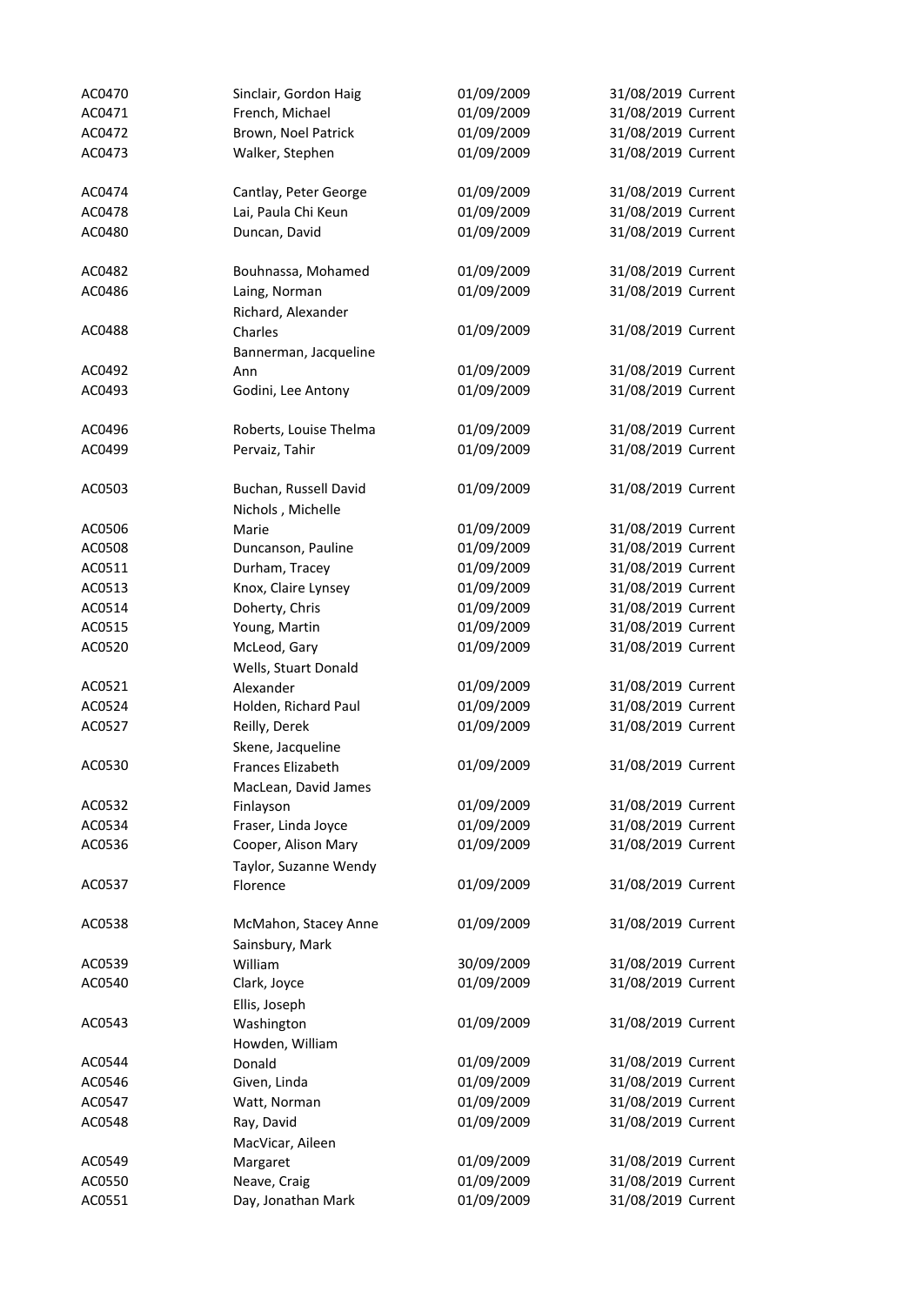| | | | | |
|---|---|---|---|---|
| AC0470 | Sinclair, Gordon Haig | 01/09/2009 | 31/08/2019 | Current |
| AC0471 | French, Michael | 01/09/2009 | 31/08/2019 | Current |
| AC0472 | Brown, Noel Patrick | 01/09/2009 | 31/08/2019 | Current |
| AC0473 | Walker, Stephen | 01/09/2009 | 31/08/2019 | Current |
| AC0474 | Cantlay, Peter George | 01/09/2009 | 31/08/2019 | Current |
| AC0478 | Lai, Paula Chi Keun | 01/09/2009 | 31/08/2019 | Current |
| AC0480 | Duncan, David | 01/09/2009 | 31/08/2019 | Current |
| AC0482 | Bouhnassa, Mohamed | 01/09/2009 | 31/08/2019 | Current |
| AC0486 | Laing, Norman | 01/09/2009 | 31/08/2019 | Current |
| AC0488 | Richard, Alexander Charles | 01/09/2009 | 31/08/2019 | Current |
| AC0492 | Bannerman, Jacqueline Ann | 01/09/2009 | 31/08/2019 | Current |
| AC0493 | Godini, Lee Antony | 01/09/2009 | 31/08/2019 | Current |
| AC0496 | Roberts, Louise Thelma | 01/09/2009 | 31/08/2019 | Current |
| AC0499 | Pervaiz, Tahir | 01/09/2009 | 31/08/2019 | Current |
| AC0503 | Buchan, Russell David | 01/09/2009 | 31/08/2019 | Current |
| AC0506 | Nichols , Michelle Marie | 01/09/2009 | 31/08/2019 | Current |
| AC0508 | Duncanson, Pauline | 01/09/2009 | 31/08/2019 | Current |
| AC0511 | Durham, Tracey | 01/09/2009 | 31/08/2019 | Current |
| AC0513 | Knox, Claire Lynsey | 01/09/2009 | 31/08/2019 | Current |
| AC0514 | Doherty, Chris | 01/09/2009 | 31/08/2019 | Current |
| AC0515 | Young, Martin | 01/09/2009 | 31/08/2019 | Current |
| AC0520 | McLeod, Gary | 01/09/2009 | 31/08/2019 | Current |
| AC0521 | Wells, Stuart Donald Alexander | 01/09/2009 | 31/08/2019 | Current |
| AC0524 | Holden, Richard Paul | 01/09/2009 | 31/08/2019 | Current |
| AC0527 | Reilly, Derek | 01/09/2009 | 31/08/2019 | Current |
| AC0530 | Skene, Jacqueline Frances Elizabeth | 01/09/2009 | 31/08/2019 | Current |
| AC0532 | MacLean, David James Finlayson | 01/09/2009 | 31/08/2019 | Current |
| AC0534 | Fraser, Linda Joyce | 01/09/2009 | 31/08/2019 | Current |
| AC0536 | Cooper, Alison Mary | 01/09/2009 | 31/08/2019 | Current |
| AC0537 | Taylor, Suzanne Wendy Florence | 01/09/2009 | 31/08/2019 | Current |
| AC0538 | McMahon, Stacey Anne | 01/09/2009 | 31/08/2019 | Current |
| AC0539 | Sainsbury, Mark William | 30/09/2009 | 31/08/2019 | Current |
| AC0540 | Clark, Joyce | 01/09/2009 | 31/08/2019 | Current |
| AC0543 | Ellis, Joseph Washington | 01/09/2009 | 31/08/2019 | Current |
| AC0544 | Howden, William Donald | 01/09/2009 | 31/08/2019 | Current |
| AC0546 | Given, Linda | 01/09/2009 | 31/08/2019 | Current |
| AC0547 | Watt, Norman | 01/09/2009 | 31/08/2019 | Current |
| AC0548 | Ray, David | 01/09/2009 | 31/08/2019 | Current |
| AC0549 | MacVicar, Aileen Margaret | 01/09/2009 | 31/08/2019 | Current |
| AC0550 | Neave, Craig | 01/09/2009 | 31/08/2019 | Current |
| AC0551 | Day, Jonathan Mark | 01/09/2009 | 31/08/2019 | Current |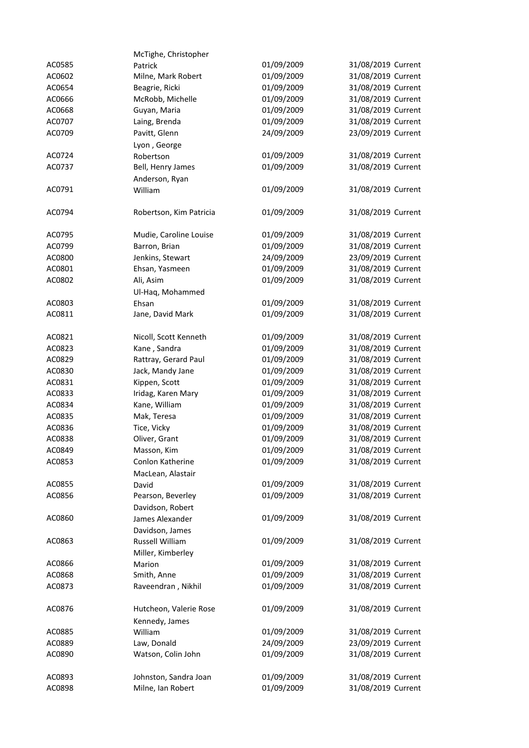| | | | | |
|---|---|---|---|---|
| AC0585 | McTighe, Christopher Patrick | 01/09/2009 | 31/08/2019 | Current |
| AC0602 | Milne, Mark Robert | 01/09/2009 | 31/08/2019 | Current |
| AC0654 | Beagrie, Ricki | 01/09/2009 | 31/08/2019 | Current |
| AC0666 | McRobb, Michelle | 01/09/2009 | 31/08/2019 | Current |
| AC0668 | Guyan, Maria | 01/09/2009 | 31/08/2019 | Current |
| AC0707 | Laing, Brenda | 01/09/2009 | 31/08/2019 | Current |
| AC0709 | Pavitt, Glenn | 24/09/2009 | 23/09/2019 | Current |
| AC0724 | Lyon , George Robertson | 01/09/2009 | 31/08/2019 | Current |
| AC0737 | Bell, Henry James | 01/09/2009 | 31/08/2019 | Current |
| AC0791 | Anderson, Ryan William | 01/09/2009 | 31/08/2019 | Current |
| AC0794 | Robertson, Kim Patricia | 01/09/2009 | 31/08/2019 | Current |
| AC0795 | Mudie, Caroline Louise | 01/09/2009 | 31/08/2019 | Current |
| AC0799 | Barron, Brian | 01/09/2009 | 31/08/2019 | Current |
| AC0800 | Jenkins, Stewart | 24/09/2009 | 23/09/2019 | Current |
| AC0801 | Ehsan, Yasmeen | 01/09/2009 | 31/08/2019 | Current |
| AC0802 | Ali, Asim | 01/09/2009 | 31/08/2019 | Current |
| AC0803 | Ul-Haq, Mohammed Ehsan | 01/09/2009 | 31/08/2019 | Current |
| AC0811 | Jane, David Mark | 01/09/2009 | 31/08/2019 | Current |
| AC0821 | Nicoll, Scott Kenneth | 01/09/2009 | 31/08/2019 | Current |
| AC0823 | Kane , Sandra | 01/09/2009 | 31/08/2019 | Current |
| AC0829 | Rattray, Gerard Paul | 01/09/2009 | 31/08/2019 | Current |
| AC0830 | Jack, Mandy Jane | 01/09/2009 | 31/08/2019 | Current |
| AC0831 | Kippen, Scott | 01/09/2009 | 31/08/2019 | Current |
| AC0833 | Iridag, Karen Mary | 01/09/2009 | 31/08/2019 | Current |
| AC0834 | Kane, William | 01/09/2009 | 31/08/2019 | Current |
| AC0835 | Mak, Teresa | 01/09/2009 | 31/08/2019 | Current |
| AC0836 | Tice, Vicky | 01/09/2009 | 31/08/2019 | Current |
| AC0838 | Oliver, Grant | 01/09/2009 | 31/08/2019 | Current |
| AC0849 | Masson, Kim | 01/09/2009 | 31/08/2019 | Current |
| AC0853 | Conlon Katherine | 01/09/2009 | 31/08/2019 | Current |
| AC0855 | MacLean, Alastair David | 01/09/2009 | 31/08/2019 | Current |
| AC0856 | Pearson, Beverley | 01/09/2009 | 31/08/2019 | Current |
| AC0860 | Davidson, Robert James Alexander | 01/09/2009 | 31/08/2019 | Current |
| AC0863 | Davidson, James Russell William | 01/09/2009 | 31/08/2019 | Current |
| AC0866 | Miller, Kimberley Marion | 01/09/2009 | 31/08/2019 | Current |
| AC0868 | Smith, Anne | 01/09/2009 | 31/08/2019 | Current |
| AC0873 | Raveendran , Nikhil | 01/09/2009 | 31/08/2019 | Current |
| AC0876 | Hutcheon, Valerie Rose | 01/09/2009 | 31/08/2019 | Current |
| AC0885 | Kennedy, James William | 01/09/2009 | 31/08/2019 | Current |
| AC0889 | Law, Donald | 24/09/2009 | 23/09/2019 | Current |
| AC0890 | Watson, Colin John | 01/09/2009 | 31/08/2019 | Current |
| AC0893 | Johnston, Sandra Joan | 01/09/2009 | 31/08/2019 | Current |
| AC0898 | Milne, Ian Robert | 01/09/2009 | 31/08/2019 | Current |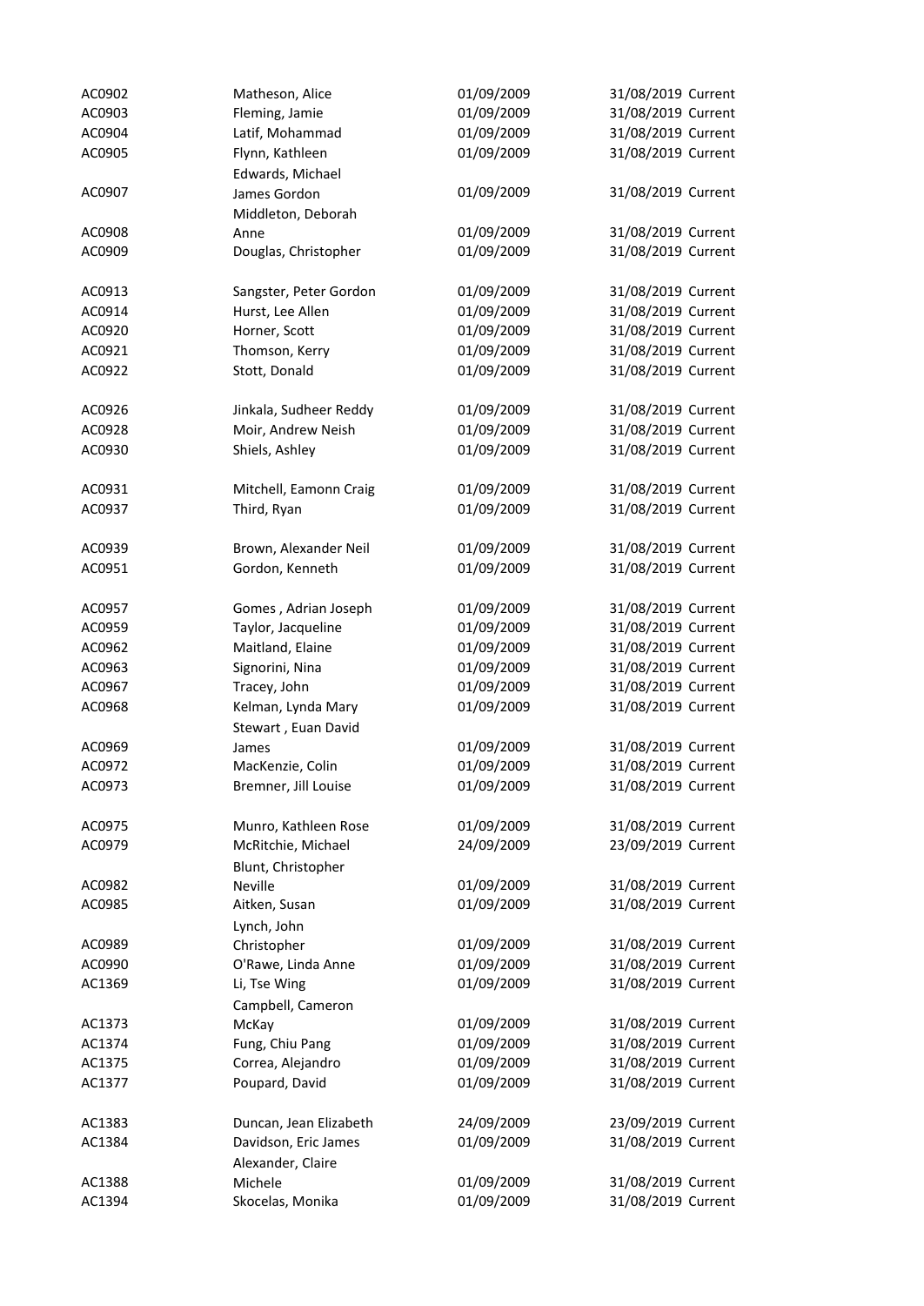| | | | | |
|---|---|---|---|---|
| AC0902 | Matheson, Alice | 01/09/2009 | 31/08/2019 | Current |
| AC0903 | Fleming, Jamie | 01/09/2009 | 31/08/2019 | Current |
| AC0904 | Latif, Mohammad | 01/09/2009 | 31/08/2019 | Current |
| AC0905 | Flynn, Kathleen | 01/09/2009 | 31/08/2019 | Current |
| AC0907 | Edwards, Michael James Gordon | 01/09/2009 | 31/08/2019 | Current |
| AC0908 | Middleton, Deborah Anne | 01/09/2009 | 31/08/2019 | Current |
| AC0909 | Douglas, Christopher | 01/09/2009 | 31/08/2019 | Current |
| AC0913 | Sangster, Peter Gordon | 01/09/2009 | 31/08/2019 | Current |
| AC0914 | Hurst, Lee Allen | 01/09/2009 | 31/08/2019 | Current |
| AC0920 | Horner, Scott | 01/09/2009 | 31/08/2019 | Current |
| AC0921 | Thomson, Kerry | 01/09/2009 | 31/08/2019 | Current |
| AC0922 | Stott, Donald | 01/09/2009 | 31/08/2019 | Current |
| AC0926 | Jinkala, Sudheer Reddy | 01/09/2009 | 31/08/2019 | Current |
| AC0928 | Moir, Andrew Neish | 01/09/2009 | 31/08/2019 | Current |
| AC0930 | Shiels, Ashley | 01/09/2009 | 31/08/2019 | Current |
| AC0931 | Mitchell, Eamonn Craig | 01/09/2009 | 31/08/2019 | Current |
| AC0937 | Third, Ryan | 01/09/2009 | 31/08/2019 | Current |
| AC0939 | Brown, Alexander Neil | 01/09/2009 | 31/08/2019 | Current |
| AC0951 | Gordon, Kenneth | 01/09/2009 | 31/08/2019 | Current |
| AC0957 | Gomes , Adrian Joseph | 01/09/2009 | 31/08/2019 | Current |
| AC0959 | Taylor, Jacqueline | 01/09/2009 | 31/08/2019 | Current |
| AC0962 | Maitland, Elaine | 01/09/2009 | 31/08/2019 | Current |
| AC0963 | Signorini, Nina | 01/09/2009 | 31/08/2019 | Current |
| AC0967 | Tracey, John | 01/09/2009 | 31/08/2019 | Current |
| AC0968 | Kelman, Lynda Mary | 01/09/2009 | 31/08/2019 | Current |
| AC0969 | Stewart , Euan David James | 01/09/2009 | 31/08/2019 | Current |
| AC0972 | MacKenzie, Colin | 01/09/2009 | 31/08/2019 | Current |
| AC0973 | Bremner, Jill Louise | 01/09/2009 | 31/08/2019 | Current |
| AC0975 | Munro, Kathleen Rose | 01/09/2009 | 31/08/2019 | Current |
| AC0979 | McRitchie, Michael | 24/09/2009 | 23/09/2019 | Current |
| AC0982 | Blunt, Christopher Neville | 01/09/2009 | 31/08/2019 | Current |
| AC0985 | Aitken, Susan | 01/09/2009 | 31/08/2019 | Current |
| AC0989 | Lynch, John Christopher | 01/09/2009 | 31/08/2019 | Current |
| AC0990 | O'Rawe, Linda Anne | 01/09/2009 | 31/08/2019 | Current |
| AC1369 | Li, Tse Wing | 01/09/2009 | 31/08/2019 | Current |
| AC1373 | Campbell, Cameron McKay | 01/09/2009 | 31/08/2019 | Current |
| AC1374 | Fung, Chiu Pang | 01/09/2009 | 31/08/2019 | Current |
| AC1375 | Correa, Alejandro | 01/09/2009 | 31/08/2019 | Current |
| AC1377 | Poupard, David | 01/09/2009 | 31/08/2019 | Current |
| AC1383 | Duncan, Jean Elizabeth | 24/09/2009 | 23/09/2019 | Current |
| AC1384 | Davidson, Eric James | 01/09/2009 | 31/08/2019 | Current |
| AC1388 | Alexander, Claire Michele | 01/09/2009 | 31/08/2019 | Current |
| AC1394 | Skocelas, Monika | 01/09/2009 | 31/08/2019 | Current |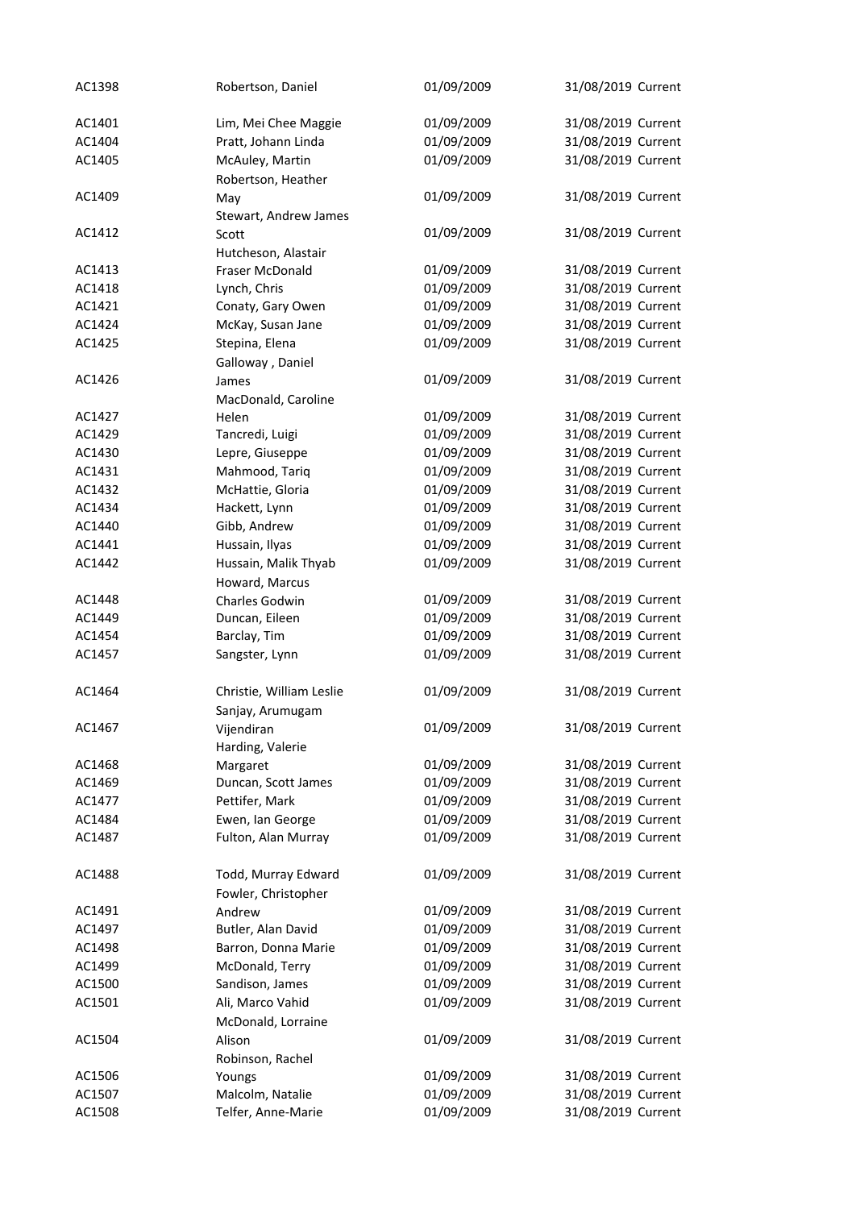| | | | | |
|---|---|---|---|---|
| AC1398 | Robertson, Daniel | 01/09/2009 | 31/08/2019 | Current |
| AC1401 | Lim, Mei Chee Maggie | 01/09/2009 | 31/08/2019 | Current |
| AC1404 | Pratt, Johann Linda | 01/09/2009 | 31/08/2019 | Current |
| AC1405 | McAuley, Martin | 01/09/2009 | 31/08/2019 | Current |
| AC1409 | Robertson, Heather May | 01/09/2009 | 31/08/2019 | Current |
| AC1412 | Stewart, Andrew James Scott | 01/09/2009 | 31/08/2019 | Current |
| AC1413 | Hutcheson, Alastair Fraser McDonald | 01/09/2009 | 31/08/2019 | Current |
| AC1418 | Lynch, Chris | 01/09/2009 | 31/08/2019 | Current |
| AC1421 | Conaty, Gary Owen | 01/09/2009 | 31/08/2019 | Current |
| AC1424 | McKay, Susan Jane | 01/09/2009 | 31/08/2019 | Current |
| AC1425 | Stepina, Elena | 01/09/2009 | 31/08/2019 | Current |
| AC1426 | Galloway , Daniel James | 01/09/2009 | 31/08/2019 | Current |
| AC1427 | MacDonald, Caroline Helen | 01/09/2009 | 31/08/2019 | Current |
| AC1429 | Tancredi, Luigi | 01/09/2009 | 31/08/2019 | Current |
| AC1430 | Lepre, Giuseppe | 01/09/2009 | 31/08/2019 | Current |
| AC1431 | Mahmood, Tariq | 01/09/2009 | 31/08/2019 | Current |
| AC1432 | McHattie, Gloria | 01/09/2009 | 31/08/2019 | Current |
| AC1434 | Hackett, Lynn | 01/09/2009 | 31/08/2019 | Current |
| AC1440 | Gibb, Andrew | 01/09/2009 | 31/08/2019 | Current |
| AC1441 | Hussain, Ilyas | 01/09/2009 | 31/08/2019 | Current |
| AC1442 | Hussain, Malik Thyab | 01/09/2009 | 31/08/2019 | Current |
| AC1448 | Howard, Marcus Charles Godwin | 01/09/2009 | 31/08/2019 | Current |
| AC1449 | Duncan, Eileen | 01/09/2009 | 31/08/2019 | Current |
| AC1454 | Barclay, Tim | 01/09/2009 | 31/08/2019 | Current |
| AC1457 | Sangster, Lynn | 01/09/2009 | 31/08/2019 | Current |
| AC1464 | Christie, William Leslie | 01/09/2009 | 31/08/2019 | Current |
| AC1467 | Sanjay, Arumugam Vijendiran | 01/09/2009 | 31/08/2019 | Current |
| AC1468 | Harding, Valerie Margaret | 01/09/2009 | 31/08/2019 | Current |
| AC1469 | Duncan, Scott James | 01/09/2009 | 31/08/2019 | Current |
| AC1477 | Pettifer, Mark | 01/09/2009 | 31/08/2019 | Current |
| AC1484 | Ewen, Ian George | 01/09/2009 | 31/08/2019 | Current |
| AC1487 | Fulton, Alan Murray | 01/09/2009 | 31/08/2019 | Current |
| AC1488 | Todd, Murray Edward | 01/09/2009 | 31/08/2019 | Current |
| AC1491 | Fowler, Christopher Andrew | 01/09/2009 | 31/08/2019 | Current |
| AC1497 | Butler, Alan David | 01/09/2009 | 31/08/2019 | Current |
| AC1498 | Barron, Donna Marie | 01/09/2009 | 31/08/2019 | Current |
| AC1499 | McDonald, Terry | 01/09/2009 | 31/08/2019 | Current |
| AC1500 | Sandison, James | 01/09/2009 | 31/08/2019 | Current |
| AC1501 | Ali, Marco Vahid | 01/09/2009 | 31/08/2019 | Current |
| AC1504 | McDonald, Lorraine Alison | 01/09/2009 | 31/08/2019 | Current |
| AC1506 | Robinson, Rachel Youngs | 01/09/2009 | 31/08/2019 | Current |
| AC1507 | Malcolm, Natalie | 01/09/2009 | 31/08/2019 | Current |
| AC1508 | Telfer, Anne-Marie | 01/09/2009 | 31/08/2019 | Current |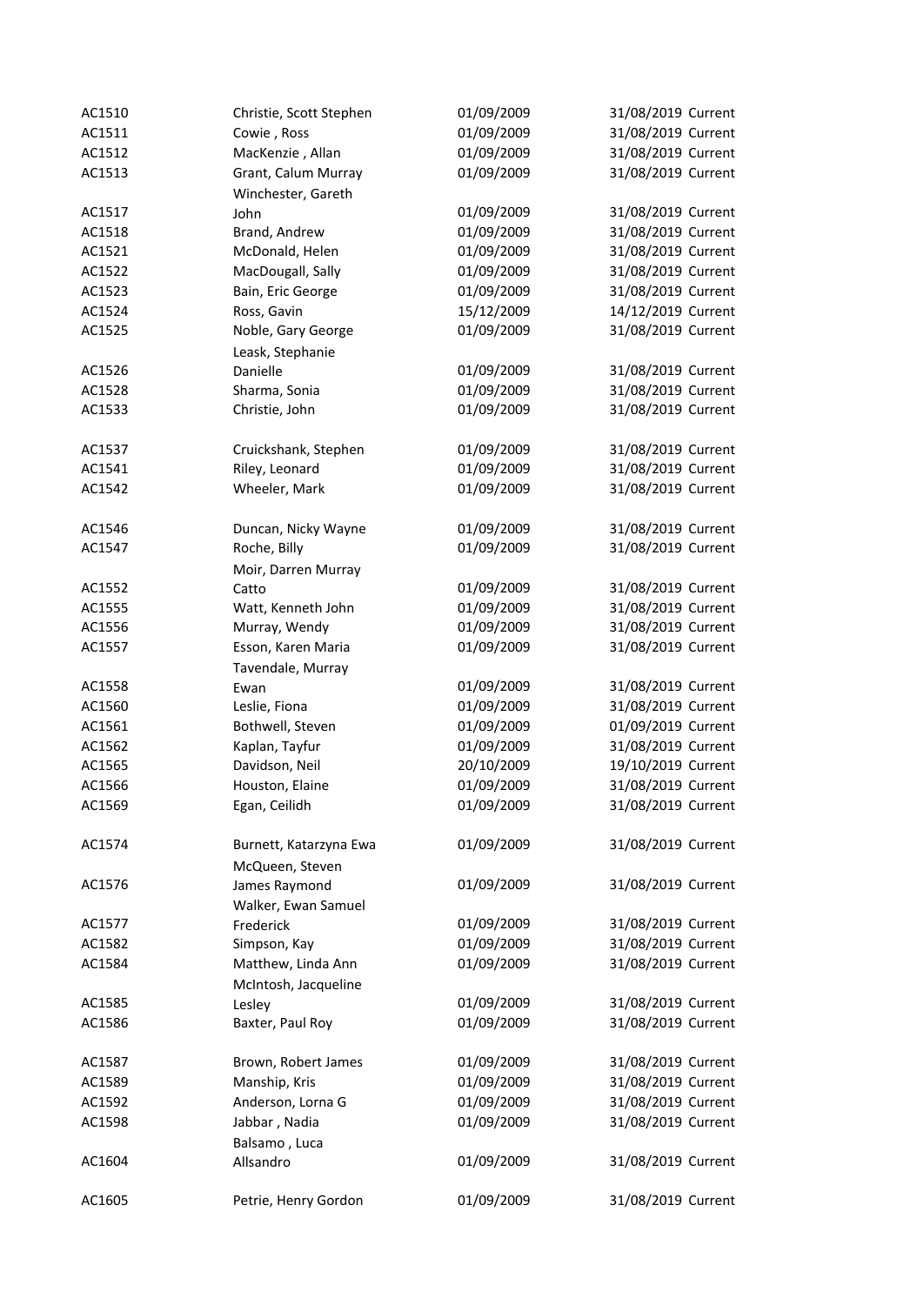| | | | | |
|---|---|---|---|---|
| AC1510 | Christie, Scott Stephen | 01/09/2009 | 31/08/2019 | Current |
| AC1511 | Cowie , Ross | 01/09/2009 | 31/08/2019 | Current |
| AC1512 | MacKenzie , Allan | 01/09/2009 | 31/08/2019 | Current |
| AC1513 | Grant, Calum Murray | 01/09/2009 | 31/08/2019 | Current |
| AC1517 | Winchester, Gareth John | 01/09/2009 | 31/08/2019 | Current |
| AC1518 | Brand, Andrew | 01/09/2009 | 31/08/2019 | Current |
| AC1521 | McDonald, Helen | 01/09/2009 | 31/08/2019 | Current |
| AC1522 | MacDougall, Sally | 01/09/2009 | 31/08/2019 | Current |
| AC1523 | Bain, Eric George | 01/09/2009 | 31/08/2019 | Current |
| AC1524 | Ross, Gavin | 15/12/2009 | 14/12/2019 | Current |
| AC1525 | Noble, Gary George | 01/09/2009 | 31/08/2019 | Current |
| AC1526 | Leask, Stephanie Danielle | 01/09/2009 | 31/08/2019 | Current |
| AC1528 | Sharma, Sonia | 01/09/2009 | 31/08/2019 | Current |
| AC1533 | Christie, John | 01/09/2009 | 31/08/2019 | Current |
| AC1537 | Cruickshank, Stephen | 01/09/2009 | 31/08/2019 | Current |
| AC1541 | Riley, Leonard | 01/09/2009 | 31/08/2019 | Current |
| AC1542 | Wheeler, Mark | 01/09/2009 | 31/08/2019 | Current |
| AC1546 | Duncan, Nicky Wayne | 01/09/2009 | 31/08/2019 | Current |
| AC1547 | Roche, Billy | 01/09/2009 | 31/08/2019 | Current |
| AC1552 | Moir, Darren Murray Catto | 01/09/2009 | 31/08/2019 | Current |
| AC1555 | Watt, Kenneth John | 01/09/2009 | 31/08/2019 | Current |
| AC1556 | Murray, Wendy | 01/09/2009 | 31/08/2019 | Current |
| AC1557 | Esson, Karen Maria | 01/09/2009 | 31/08/2019 | Current |
| AC1558 | Tavendale, Murray Ewan | 01/09/2009 | 31/08/2019 | Current |
| AC1560 | Leslie, Fiona | 01/09/2009 | 31/08/2019 | Current |
| AC1561 | Bothwell, Steven | 01/09/2009 | 01/09/2019 | Current |
| AC1562 | Kaplan, Tayfur | 01/09/2009 | 31/08/2019 | Current |
| AC1565 | Davidson, Neil | 20/10/2009 | 19/10/2019 | Current |
| AC1566 | Houston, Elaine | 01/09/2009 | 31/08/2019 | Current |
| AC1569 | Egan, Ceilidh | 01/09/2009 | 31/08/2019 | Current |
| AC1574 | Burnett, Katarzyna Ewa | 01/09/2009 | 31/08/2019 | Current |
| AC1576 | McQueen, Steven James Raymond | 01/09/2009 | 31/08/2019 | Current |
| AC1577 | Walker, Ewan Samuel Frederick | 01/09/2009 | 31/08/2019 | Current |
| AC1582 | Simpson, Kay | 01/09/2009 | 31/08/2019 | Current |
| AC1584 | Matthew, Linda Ann | 01/09/2009 | 31/08/2019 | Current |
| AC1585 | McIntosh, Jacqueline Lesley | 01/09/2009 | 31/08/2019 | Current |
| AC1586 | Baxter, Paul Roy | 01/09/2009 | 31/08/2019 | Current |
| AC1587 | Brown, Robert James | 01/09/2009 | 31/08/2019 | Current |
| AC1589 | Manship, Kris | 01/09/2009 | 31/08/2019 | Current |
| AC1592 | Anderson, Lorna G | 01/09/2009 | 31/08/2019 | Current |
| AC1598 | Jabbar , Nadia | 01/09/2009 | 31/08/2019 | Current |
| AC1604 | Balsamo , Luca Allsandro | 01/09/2009 | 31/08/2019 | Current |
| AC1605 | Petrie, Henry Gordon | 01/09/2009 | 31/08/2019 | Current |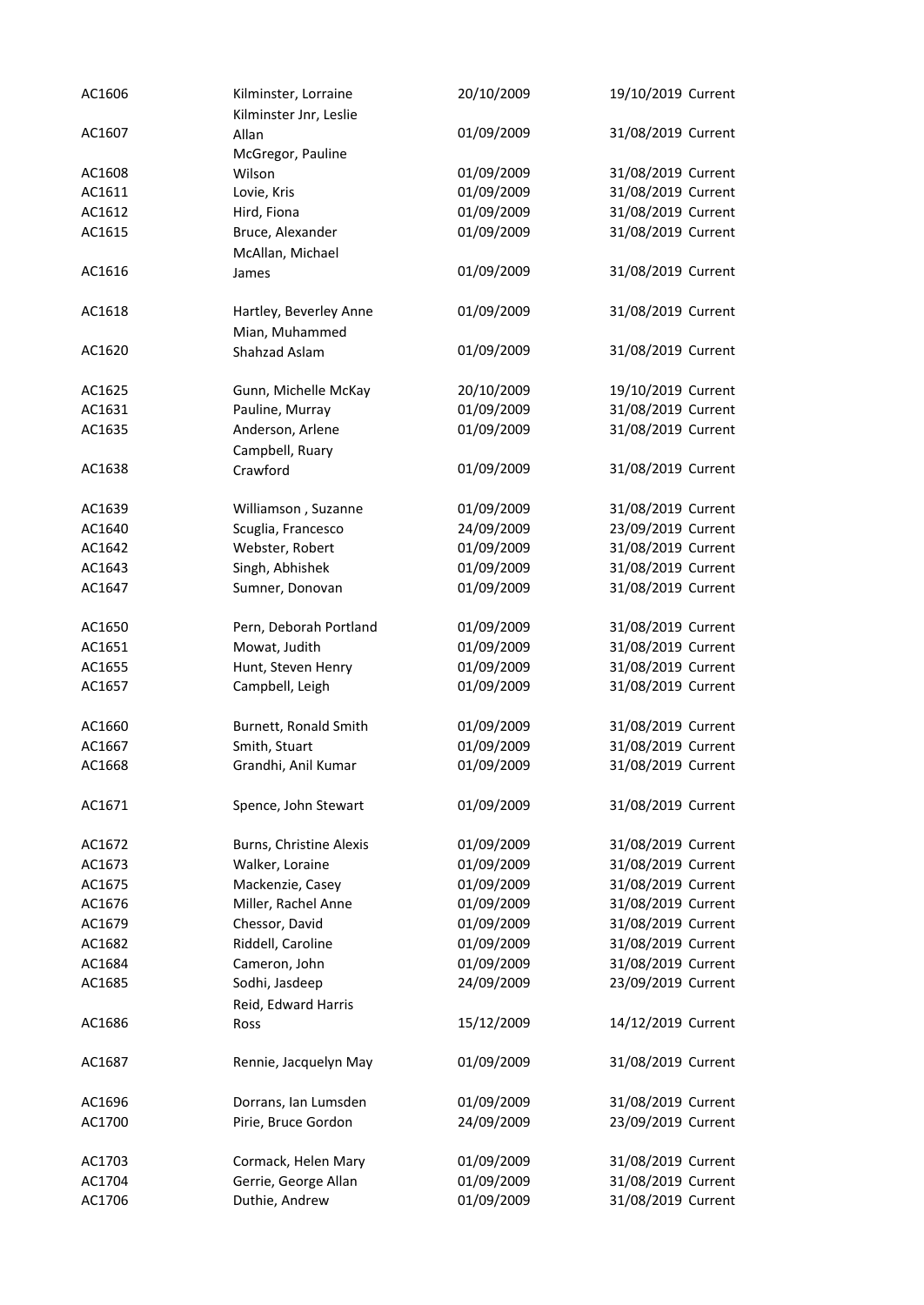| | | | | |
|---|---|---|---|---|
| AC1606 | Kilminster, Lorraine | 20/10/2009 | 19/10/2019 | Current |
| AC1607 | Kilminster Jnr, Leslie Allan | 01/09/2009 | 31/08/2019 | Current |
| AC1608 | McGregor, Pauline Wilson | 01/09/2009 | 31/08/2019 | Current |
| AC1611 | Lovie, Kris | 01/09/2009 | 31/08/2019 | Current |
| AC1612 | Hird, Fiona | 01/09/2009 | 31/08/2019 | Current |
| AC1615 | Bruce, Alexander | 01/09/2009 | 31/08/2019 | Current |
| AC1616 | McAllan, Michael James | 01/09/2009 | 31/08/2019 | Current |
| AC1618 | Hartley, Beverley Anne | 01/09/2009 | 31/08/2019 | Current |
| AC1620 | Mian, Muhammed Shahzad Aslam | 01/09/2009 | 31/08/2019 | Current |
| AC1625 | Gunn, Michelle McKay | 20/10/2009 | 19/10/2019 | Current |
| AC1631 | Pauline, Murray | 01/09/2009 | 31/08/2019 | Current |
| AC1635 | Anderson, Arlene | 01/09/2009 | 31/08/2019 | Current |
| AC1638 | Campbell, Ruary Crawford | 01/09/2009 | 31/08/2019 | Current |
| AC1639 | Williamson , Suzanne | 01/09/2009 | 31/08/2019 | Current |
| AC1640 | Scuglia, Francesco | 24/09/2009 | 23/09/2019 | Current |
| AC1642 | Webster, Robert | 01/09/2009 | 31/08/2019 | Current |
| AC1643 | Singh, Abhishek | 01/09/2009 | 31/08/2019 | Current |
| AC1647 | Sumner, Donovan | 01/09/2009 | 31/08/2019 | Current |
| AC1650 | Pern, Deborah Portland | 01/09/2009 | 31/08/2019 | Current |
| AC1651 | Mowat, Judith | 01/09/2009 | 31/08/2019 | Current |
| AC1655 | Hunt, Steven Henry | 01/09/2009 | 31/08/2019 | Current |
| AC1657 | Campbell, Leigh | 01/09/2009 | 31/08/2019 | Current |
| AC1660 | Burnett, Ronald Smith | 01/09/2009 | 31/08/2019 | Current |
| AC1667 | Smith, Stuart | 01/09/2009 | 31/08/2019 | Current |
| AC1668 | Grandhi, Anil Kumar | 01/09/2009 | 31/08/2019 | Current |
| AC1671 | Spence, John Stewart | 01/09/2009 | 31/08/2019 | Current |
| AC1672 | Burns, Christine Alexis | 01/09/2009 | 31/08/2019 | Current |
| AC1673 | Walker, Loraine | 01/09/2009 | 31/08/2019 | Current |
| AC1675 | Mackenzie, Casey | 01/09/2009 | 31/08/2019 | Current |
| AC1676 | Miller, Rachel Anne | 01/09/2009 | 31/08/2019 | Current |
| AC1679 | Chessor, David | 01/09/2009 | 31/08/2019 | Current |
| AC1682 | Riddell, Caroline | 01/09/2009 | 31/08/2019 | Current |
| AC1684 | Cameron, John | 01/09/2009 | 31/08/2019 | Current |
| AC1685 | Sodhi, Jasdeep | 24/09/2009 | 23/09/2019 | Current |
| AC1686 | Reid, Edward Harris Ross | 15/12/2009 | 14/12/2019 | Current |
| AC1687 | Rennie, Jacquelyn May | 01/09/2009 | 31/08/2019 | Current |
| AC1696 | Dorrans, Ian Lumsden | 01/09/2009 | 31/08/2019 | Current |
| AC1700 | Pirie, Bruce Gordon | 24/09/2009 | 23/09/2019 | Current |
| AC1703 | Cormack, Helen Mary | 01/09/2009 | 31/08/2019 | Current |
| AC1704 | Gerrie, George Allan | 01/09/2009 | 31/08/2019 | Current |
| AC1706 | Duthie, Andrew | 01/09/2009 | 31/08/2019 | Current |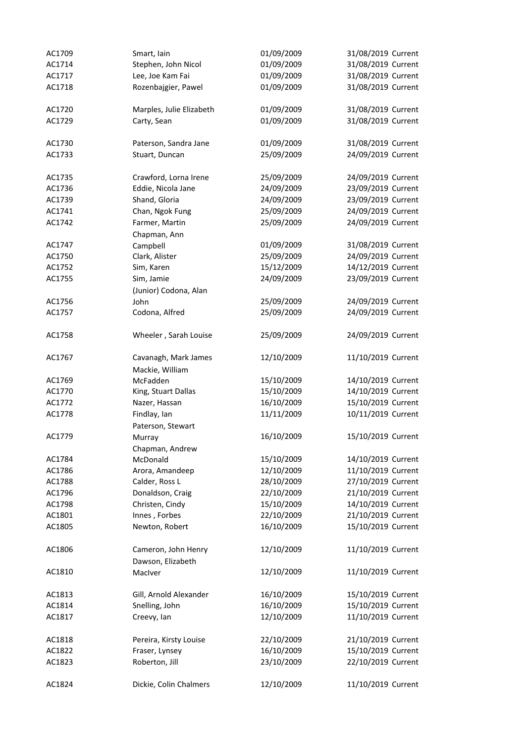| | | | | |
|---|---|---|---|---|
| AC1709 | Smart, Iain | 01/09/2009 | 31/08/2019 | Current |
| AC1714 | Stephen, John Nicol | 01/09/2009 | 31/08/2019 | Current |
| AC1717 | Lee, Joe Kam Fai | 01/09/2009 | 31/08/2019 | Current |
| AC1718 | Rozenbajgier, Pawel | 01/09/2009 | 31/08/2019 | Current |
| AC1720 | Marples, Julie Elizabeth | 01/09/2009 | 31/08/2019 | Current |
| AC1729 | Carty, Sean | 01/09/2009 | 31/08/2019 | Current |
| AC1730 | Paterson, Sandra Jane | 01/09/2009 | 31/08/2019 | Current |
| AC1733 | Stuart, Duncan | 25/09/2009 | 24/09/2019 | Current |
| AC1735 | Crawford, Lorna Irene | 25/09/2009 | 24/09/2019 | Current |
| AC1736 | Eddie, Nicola Jane | 24/09/2009 | 23/09/2019 | Current |
| AC1739 | Shand, Gloria | 24/09/2009 | 23/09/2019 | Current |
| AC1741 | Chan, Ngok Fung | 25/09/2009 | 24/09/2019 | Current |
| AC1742 | Farmer, Martin | 25/09/2009 | 24/09/2019 | Current |
| AC1747 | Chapman, Ann Campbell | 01/09/2009 | 31/08/2019 | Current |
| AC1750 | Clark, Alister | 25/09/2009 | 24/09/2019 | Current |
| AC1752 | Sim, Karen | 15/12/2009 | 14/12/2019 | Current |
| AC1755 | Sim, Jamie | 24/09/2009 | 23/09/2019 | Current |
| AC1756 | (Junior) Codona, Alan John | 25/09/2009 | 24/09/2019 | Current |
| AC1757 | Codona, Alfred | 25/09/2009 | 24/09/2019 | Current |
| AC1758 | Wheeler , Sarah Louise | 25/09/2009 | 24/09/2019 | Current |
| AC1767 | Cavanagh, Mark James | 12/10/2009 | 11/10/2019 | Current |
| AC1769 | Mackie, William McFadden | 15/10/2009 | 14/10/2019 | Current |
| AC1770 | King, Stuart Dallas | 15/10/2009 | 14/10/2019 | Current |
| AC1772 | Nazer, Hassan | 16/10/2009 | 15/10/2019 | Current |
| AC1778 | Findlay, Ian | 11/11/2009 | 10/11/2019 | Current |
| AC1779 | Paterson, Stewart Murray | 16/10/2009 | 15/10/2019 | Current |
| AC1784 | Chapman, Andrew McDonald | 15/10/2009 | 14/10/2019 | Current |
| AC1786 | Arora, Amandeep | 12/10/2009 | 11/10/2019 | Current |
| AC1788 | Calder, Ross L | 28/10/2009 | 27/10/2019 | Current |
| AC1796 | Donaldson, Craig | 22/10/2009 | 21/10/2019 | Current |
| AC1798 | Christen, Cindy | 15/10/2009 | 14/10/2019 | Current |
| AC1801 | Innes , Forbes | 22/10/2009 | 21/10/2019 | Current |
| AC1805 | Newton, Robert | 16/10/2009 | 15/10/2019 | Current |
| AC1806 | Cameron, John Henry | 12/10/2009 | 11/10/2019 | Current |
| AC1810 | Dawson, Elizabeth MacIver | 12/10/2009 | 11/10/2019 | Current |
| AC1813 | Gill, Arnold Alexander | 16/10/2009 | 15/10/2019 | Current |
| AC1814 | Snelling, John | 16/10/2009 | 15/10/2019 | Current |
| AC1817 | Creevy, Ian | 12/10/2009 | 11/10/2019 | Current |
| AC1818 | Pereira, Kirsty Louise | 22/10/2009 | 21/10/2019 | Current |
| AC1822 | Fraser, Lynsey | 16/10/2009 | 15/10/2019 | Current |
| AC1823 | Roberton, Jill | 23/10/2009 | 22/10/2019 | Current |
| AC1824 | Dickie, Colin Chalmers | 12/10/2009 | 11/10/2019 | Current |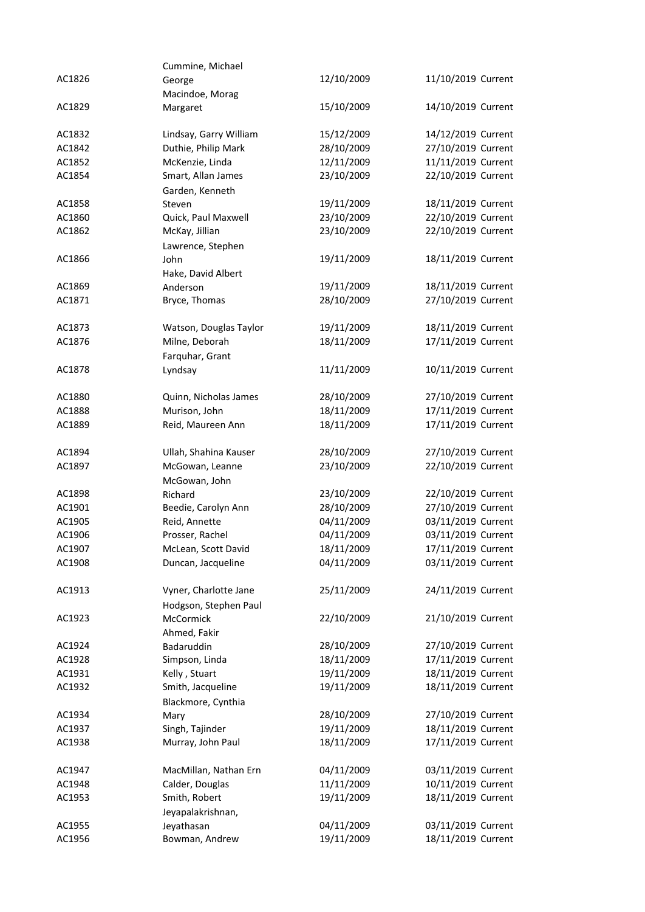| | | | | |
|---|---|---|---|---|
| AC1826 | Cummine, Michael George | 12/10/2009 | 11/10/2019 | Current |
| AC1829 | Macindoe, Morag Margaret | 15/10/2009 | 14/10/2019 | Current |
| AC1832 | Lindsay, Garry William | 15/12/2009 | 14/12/2019 | Current |
| AC1842 | Duthie, Philip Mark | 28/10/2009 | 27/10/2019 | Current |
| AC1852 | McKenzie, Linda | 12/11/2009 | 11/11/2019 | Current |
| AC1854 | Smart, Allan James | 23/10/2009 | 22/10/2019 | Current |
| AC1858 | Garden, Kenneth Steven | 19/11/2009 | 18/11/2019 | Current |
| AC1860 | Quick, Paul Maxwell | 23/10/2009 | 22/10/2019 | Current |
| AC1862 | McKay, Jillian | 23/10/2009 | 22/10/2019 | Current |
| AC1866 | Lawrence, Stephen John | 19/11/2009 | 18/11/2019 | Current |
| AC1869 | Hake, David Albert Anderson | 19/11/2009 | 18/11/2019 | Current |
| AC1871 | Bryce, Thomas | 28/10/2009 | 27/10/2019 | Current |
| AC1873 | Watson, Douglas Taylor | 19/11/2009 | 18/11/2019 | Current |
| AC1876 | Milne, Deborah | 18/11/2009 | 17/11/2019 | Current |
| AC1878 | Farquhar, Grant Lyndsay | 11/11/2009 | 10/11/2019 | Current |
| AC1880 | Quinn, Nicholas James | 28/10/2009 | 27/10/2019 | Current |
| AC1888 | Murison, John | 18/11/2009 | 17/11/2019 | Current |
| AC1889 | Reid, Maureen Ann | 18/11/2009 | 17/11/2019 | Current |
| AC1894 | Ullah, Shahina Kauser | 28/10/2009 | 27/10/2019 | Current |
| AC1897 | McGowan, Leanne | 23/10/2009 | 22/10/2019 | Current |
| AC1898 | McGowan, John Richard | 23/10/2009 | 22/10/2019 | Current |
| AC1901 | Beedie, Carolyn Ann | 28/10/2009 | 27/10/2019 | Current |
| AC1905 | Reid, Annette | 04/11/2009 | 03/11/2019 | Current |
| AC1906 | Prosser, Rachel | 04/11/2009 | 03/11/2019 | Current |
| AC1907 | McLean, Scott David | 18/11/2009 | 17/11/2019 | Current |
| AC1908 | Duncan, Jacqueline | 04/11/2009 | 03/11/2019 | Current |
| AC1913 | Vyner, Charlotte Jane | 25/11/2009 | 24/11/2019 | Current |
| AC1923 | Hodgson, Stephen Paul McCormick | 22/10/2009 | 21/10/2019 | Current |
| AC1924 | Ahmed, Fakir Badaruddin | 28/10/2009 | 27/10/2019 | Current |
| AC1928 | Simpson, Linda | 18/11/2009 | 17/11/2019 | Current |
| AC1931 | Kelly , Stuart | 19/11/2009 | 18/11/2019 | Current |
| AC1932 | Smith, Jacqueline | 19/11/2009 | 18/11/2019 | Current |
| AC1934 | Blackmore, Cynthia Mary | 28/10/2009 | 27/10/2019 | Current |
| AC1937 | Singh, Tajinder | 19/11/2009 | 18/11/2019 | Current |
| AC1938 | Murray, John Paul | 18/11/2009 | 17/11/2019 | Current |
| AC1947 | MacMillan, Nathan Ern | 04/11/2009 | 03/11/2019 | Current |
| AC1948 | Calder, Douglas | 11/11/2009 | 10/11/2019 | Current |
| AC1953 | Smith, Robert | 19/11/2009 | 18/11/2019 | Current |
| AC1955 | Jeyapalakrishnan, Jeyathasan | 04/11/2009 | 03/11/2019 | Current |
| AC1956 | Bowman, Andrew | 19/11/2009 | 18/11/2019 | Current |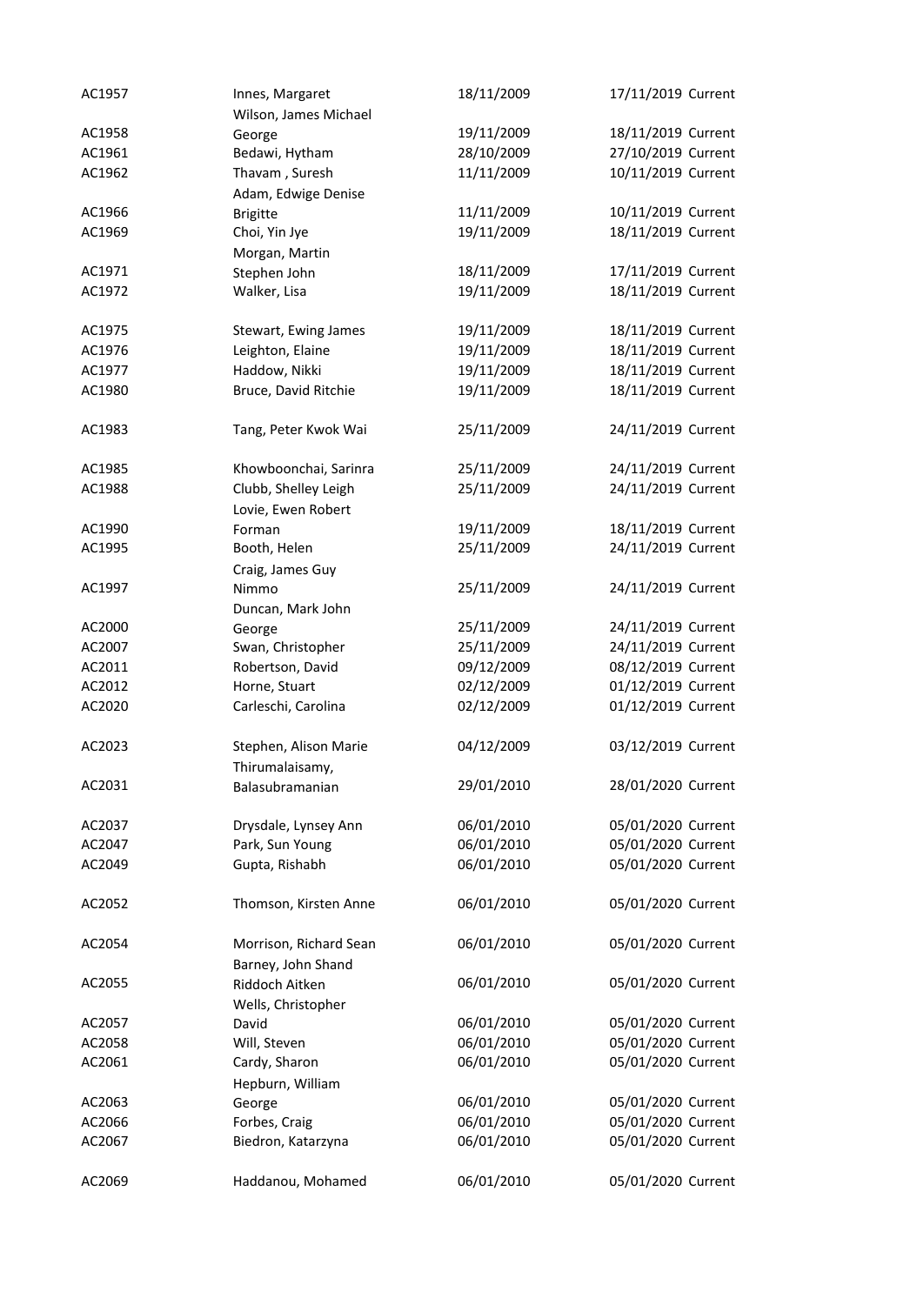| | | | | |
|---|---|---|---|---|
| AC1957 | Innes, Margaret | 18/11/2009 | 17/11/2019 | Current |
| AC1958 | Wilson, James Michael George | 19/11/2009 | 18/11/2019 | Current |
| AC1961 | Bedawi, Hytham | 28/10/2009 | 27/10/2019 | Current |
| AC1962 | Thavam , Suresh | 11/11/2009 | 10/11/2019 | Current |
| AC1966 | Adam, Edwige Denise Brigitte | 11/11/2009 | 10/11/2019 | Current |
| AC1969 | Choi, Yin Jye | 19/11/2009 | 18/11/2019 | Current |
| AC1971 | Morgan, Martin Stephen John | 18/11/2009 | 17/11/2019 | Current |
| AC1972 | Walker, Lisa | 19/11/2009 | 18/11/2019 | Current |
| AC1975 | Stewart, Ewing James | 19/11/2009 | 18/11/2019 | Current |
| AC1976 | Leighton, Elaine | 19/11/2009 | 18/11/2019 | Current |
| AC1977 | Haddow, Nikki | 19/11/2009 | 18/11/2019 | Current |
| AC1980 | Bruce, David Ritchie | 19/11/2009 | 18/11/2019 | Current |
| AC1983 | Tang, Peter Kwok Wai | 25/11/2009 | 24/11/2019 | Current |
| AC1985 | Khowboonchai, Sarinra | 25/11/2009 | 24/11/2019 | Current |
| AC1988 | Clubb, Shelley Leigh | 25/11/2009 | 24/11/2019 | Current |
| AC1990 | Lovie, Ewen Robert Forman | 19/11/2009 | 18/11/2019 | Current |
| AC1995 | Booth, Helen | 25/11/2009 | 24/11/2019 | Current |
| AC1997 | Craig, James Guy Nimmo | 25/11/2009 | 24/11/2019 | Current |
| AC2000 | Duncan, Mark John George | 25/11/2009 | 24/11/2019 | Current |
| AC2007 | Swan, Christopher | 25/11/2009 | 24/11/2019 | Current |
| AC2011 | Robertson, David | 09/12/2009 | 08/12/2019 | Current |
| AC2012 | Horne, Stuart | 02/12/2009 | 01/12/2019 | Current |
| AC2020 | Carleschi, Carolina | 02/12/2009 | 01/12/2019 | Current |
| AC2023 | Stephen, Alison Marie | 04/12/2009 | 03/12/2019 | Current |
| AC2031 | Thirumalaisamy, Balasubramanian | 29/01/2010 | 28/01/2020 | Current |
| AC2037 | Drysdale, Lynsey Ann | 06/01/2010 | 05/01/2020 | Current |
| AC2047 | Park, Sun Young | 06/01/2010 | 05/01/2020 | Current |
| AC2049 | Gupta, Rishabh | 06/01/2010 | 05/01/2020 | Current |
| AC2052 | Thomson, Kirsten Anne | 06/01/2010 | 05/01/2020 | Current |
| AC2054 | Morrison, Richard Sean | 06/01/2010 | 05/01/2020 | Current |
| AC2055 | Barney, John Shand Riddoch Aitken | 06/01/2010 | 05/01/2020 | Current |
| AC2057 | Wells, Christopher David | 06/01/2010 | 05/01/2020 | Current |
| AC2058 | Will, Steven | 06/01/2010 | 05/01/2020 | Current |
| AC2061 | Cardy, Sharon | 06/01/2010 | 05/01/2020 | Current |
| AC2063 | Hepburn, William George | 06/01/2010 | 05/01/2020 | Current |
| AC2066 | Forbes, Craig | 06/01/2010 | 05/01/2020 | Current |
| AC2067 | Biedron, Katarzyna | 06/01/2010 | 05/01/2020 | Current |
| AC2069 | Haddanou, Mohamed | 06/01/2010 | 05/01/2020 | Current |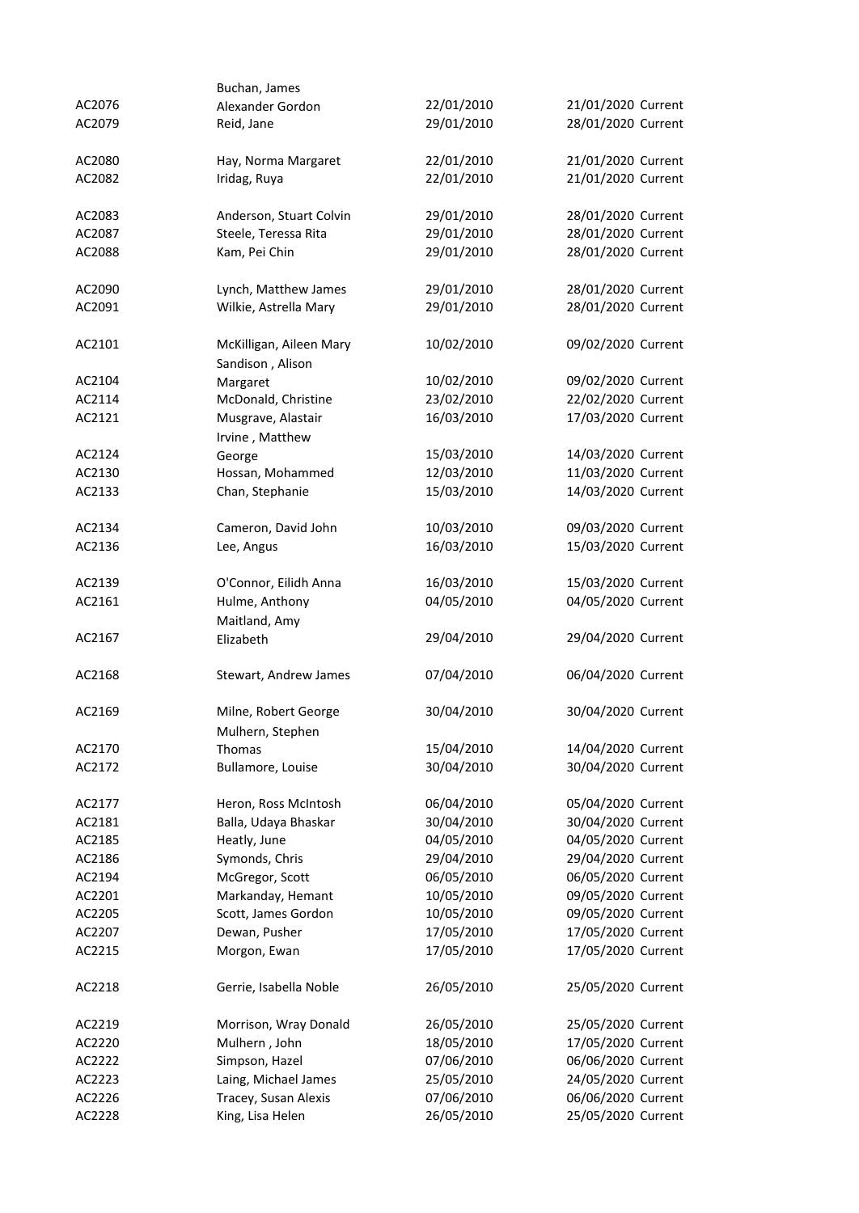| | | | | |
|---|---|---|---|---|
| AC2076 | Buchan, James Alexander Gordon | 22/01/2010 | 21/01/2020 | Current |
| AC2079 | Reid, Jane | 29/01/2010 | 28/01/2020 | Current |
| AC2080 | Hay, Norma Margaret | 22/01/2010 | 21/01/2020 | Current |
| AC2082 | Iridag, Ruya | 22/01/2010 | 21/01/2020 | Current |
| AC2083 | Anderson, Stuart Colvin | 29/01/2010 | 28/01/2020 | Current |
| AC2087 | Steele, Teressa Rita | 29/01/2010 | 28/01/2020 | Current |
| AC2088 | Kam, Pei Chin | 29/01/2010 | 28/01/2020 | Current |
| AC2090 | Lynch, Matthew James | 29/01/2010 | 28/01/2020 | Current |
| AC2091 | Wilkie, Astrella Mary | 29/01/2010 | 28/01/2020 | Current |
| AC2101 | McKilligan, Aileen Mary | 10/02/2010 | 09/02/2020 | Current |
| AC2104 | Sandison , Alison Margaret | 10/02/2010 | 09/02/2020 | Current |
| AC2114 | McDonald, Christine | 23/02/2010 | 22/02/2020 | Current |
| AC2121 | Musgrave, Alastair | 16/03/2010 | 17/03/2020 | Current |
| AC2124 | Irvine , Matthew George | 15/03/2010 | 14/03/2020 | Current |
| AC2130 | Hossan, Mohammed | 12/03/2010 | 11/03/2020 | Current |
| AC2133 | Chan, Stephanie | 15/03/2010 | 14/03/2020 | Current |
| AC2134 | Cameron, David John | 10/03/2010 | 09/03/2020 | Current |
| AC2136 | Lee, Angus | 16/03/2010 | 15/03/2020 | Current |
| AC2139 | O'Connor, Eilidh Anna | 16/03/2010 | 15/03/2020 | Current |
| AC2161 | Hulme, Anthony | 04/05/2010 | 04/05/2020 | Current |
| AC2167 | Maitland, Amy Elizabeth | 29/04/2010 | 29/04/2020 | Current |
| AC2168 | Stewart, Andrew James | 07/04/2010 | 06/04/2020 | Current |
| AC2169 | Milne, Robert George | 30/04/2010 | 30/04/2020 | Current |
| AC2170 | Mulhern, Stephen Thomas | 15/04/2010 | 14/04/2020 | Current |
| AC2172 | Bullamore, Louise | 30/04/2010 | 30/04/2020 | Current |
| AC2177 | Heron, Ross McIntosh | 06/04/2010 | 05/04/2020 | Current |
| AC2181 | Balla, Udaya Bhaskar | 30/04/2010 | 30/04/2020 | Current |
| AC2185 | Heatly, June | 04/05/2010 | 04/05/2020 | Current |
| AC2186 | Symonds, Chris | 29/04/2010 | 29/04/2020 | Current |
| AC2194 | McGregor, Scott | 06/05/2010 | 06/05/2020 | Current |
| AC2201 | Markanday, Hemant | 10/05/2010 | 09/05/2020 | Current |
| AC2205 | Scott, James Gordon | 10/05/2010 | 09/05/2020 | Current |
| AC2207 | Dewan, Pusher | 17/05/2010 | 17/05/2020 | Current |
| AC2215 | Morgon, Ewan | 17/05/2010 | 17/05/2020 | Current |
| AC2218 | Gerrie, Isabella Noble | 26/05/2010 | 25/05/2020 | Current |
| AC2219 | Morrison, Wray Donald | 26/05/2010 | 25/05/2020 | Current |
| AC2220 | Mulhern , John | 18/05/2010 | 17/05/2020 | Current |
| AC2222 | Simpson, Hazel | 07/06/2010 | 06/06/2020 | Current |
| AC2223 | Laing, Michael James | 25/05/2010 | 24/05/2020 | Current |
| AC2226 | Tracey, Susan Alexis | 07/06/2010 | 06/06/2020 | Current |
| AC2228 | King, Lisa Helen | 26/05/2010 | 25/05/2020 | Current |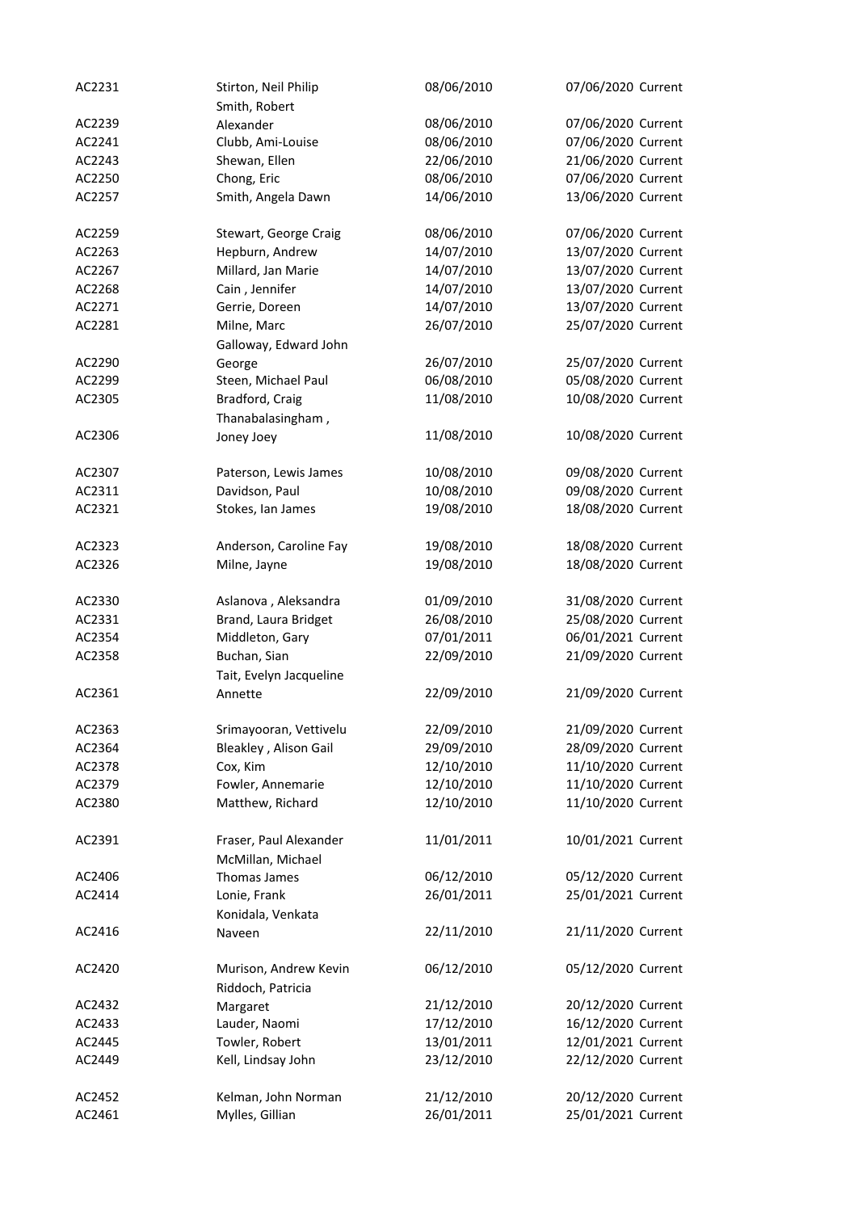| | | | | |
|---|---|---|---|---|
| AC2231 | Stirton, Neil Philip | 08/06/2010 | 07/06/2020 | Current |
| AC2239 | Smith, Robert Alexander | 08/06/2010 | 07/06/2020 | Current |
| AC2241 | Clubb, Ami-Louise | 08/06/2010 | 07/06/2020 | Current |
| AC2243 | Shewan, Ellen | 22/06/2010 | 21/06/2020 | Current |
| AC2250 | Chong, Eric | 08/06/2010 | 07/06/2020 | Current |
| AC2257 | Smith, Angela Dawn | 14/06/2010 | 13/06/2020 | Current |
| AC2259 | Stewart, George Craig | 08/06/2010 | 07/06/2020 | Current |
| AC2263 | Hepburn, Andrew | 14/07/2010 | 13/07/2020 | Current |
| AC2267 | Millard, Jan Marie | 14/07/2010 | 13/07/2020 | Current |
| AC2268 | Cain , Jennifer | 14/07/2010 | 13/07/2020 | Current |
| AC2271 | Gerrie, Doreen | 14/07/2010 | 13/07/2020 | Current |
| AC2281 | Milne, Marc | 26/07/2010 | 25/07/2020 | Current |
| AC2290 | Galloway, Edward John George | 26/07/2010 | 25/07/2020 | Current |
| AC2299 | Steen, Michael Paul | 06/08/2010 | 05/08/2020 | Current |
| AC2305 | Bradford, Craig | 11/08/2010 | 10/08/2020 | Current |
| AC2306 | Thanabalasingham , Joney Joey | 11/08/2010 | 10/08/2020 | Current |
| AC2307 | Paterson, Lewis James | 10/08/2010 | 09/08/2020 | Current |
| AC2311 | Davidson, Paul | 10/08/2010 | 09/08/2020 | Current |
| AC2321 | Stokes, Ian James | 19/08/2010 | 18/08/2020 | Current |
| AC2323 | Anderson, Caroline Fay | 19/08/2010 | 18/08/2020 | Current |
| AC2326 | Milne, Jayne | 19/08/2010 | 18/08/2020 | Current |
| AC2330 | Aslanova , Aleksandra | 01/09/2010 | 31/08/2020 | Current |
| AC2331 | Brand, Laura Bridget | 26/08/2010 | 25/08/2020 | Current |
| AC2354 | Middleton, Gary | 07/01/2011 | 06/01/2021 | Current |
| AC2358 | Buchan, Sian | 22/09/2010 | 21/09/2020 | Current |
| AC2361 | Tait, Evelyn Jacqueline Annette | 22/09/2010 | 21/09/2020 | Current |
| AC2363 | Srimayooran, Vettivelu | 22/09/2010 | 21/09/2020 | Current |
| AC2364 | Bleakley , Alison Gail | 29/09/2010 | 28/09/2020 | Current |
| AC2378 | Cox, Kim | 12/10/2010 | 11/10/2020 | Current |
| AC2379 | Fowler, Annemarie | 12/10/2010 | 11/10/2020 | Current |
| AC2380 | Matthew, Richard | 12/10/2010 | 11/10/2020 | Current |
| AC2391 | Fraser, Paul Alexander | 11/01/2011 | 10/01/2021 | Current |
| AC2406 | McMillan, Michael Thomas James | 06/12/2010 | 05/12/2020 | Current |
| AC2414 | Lonie, Frank | 26/01/2011 | 25/01/2021 | Current |
| AC2416 | Konidala, Venkata Naveen | 22/11/2010 | 21/11/2020 | Current |
| AC2420 | Murison, Andrew Kevin | 06/12/2010 | 05/12/2020 | Current |
| AC2432 | Riddoch, Patricia Margaret | 21/12/2010 | 20/12/2020 | Current |
| AC2433 | Lauder, Naomi | 17/12/2010 | 16/12/2020 | Current |
| AC2445 | Towler, Robert | 13/01/2011 | 12/01/2021 | Current |
| AC2449 | Kell, Lindsay John | 23/12/2010 | 22/12/2020 | Current |
| AC2452 | Kelman, John Norman | 21/12/2010 | 20/12/2020 | Current |
| AC2461 | Mylles, Gillian | 26/01/2011 | 25/01/2021 | Current |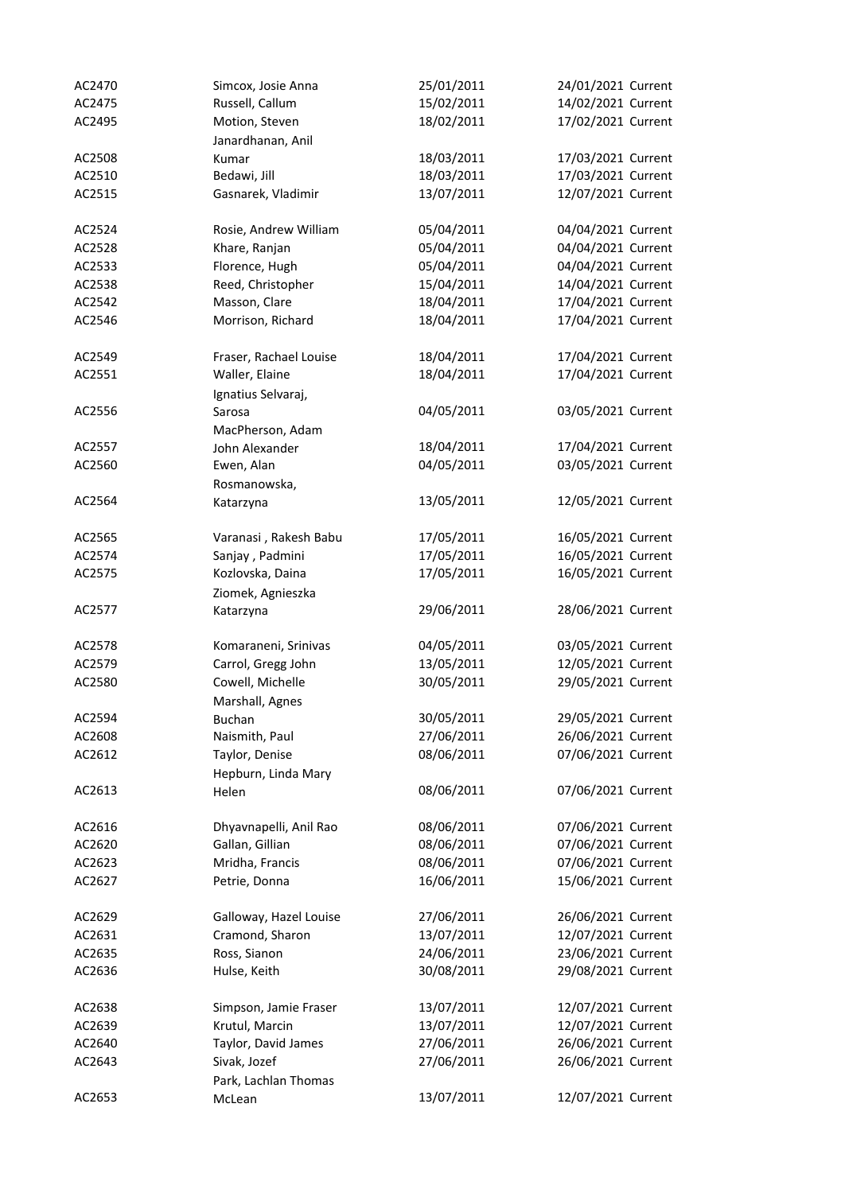| | | | | |
|---|---|---|---|---|
| AC2470 | Simcox, Josie Anna | 25/01/2011 | 24/01/2021 | Current |
| AC2475 | Russell, Callum | 15/02/2011 | 14/02/2021 | Current |
| AC2495 | Motion, Steven | 18/02/2011 | 17/02/2021 | Current |
| AC2508 | Janardhanan, Anil Kumar | 18/03/2011 | 17/03/2021 | Current |
| AC2510 | Bedawi, Jill | 18/03/2011 | 17/03/2021 | Current |
| AC2515 | Gasnarek, Vladimir | 13/07/2011 | 12/07/2021 | Current |
| AC2524 | Rosie, Andrew William | 05/04/2011 | 04/04/2021 | Current |
| AC2528 | Khare, Ranjan | 05/04/2011 | 04/04/2021 | Current |
| AC2533 | Florence, Hugh | 05/04/2011 | 04/04/2021 | Current |
| AC2538 | Reed, Christopher | 15/04/2011 | 14/04/2021 | Current |
| AC2542 | Masson, Clare | 18/04/2011 | 17/04/2021 | Current |
| AC2546 | Morrison, Richard | 18/04/2011 | 17/04/2021 | Current |
| AC2549 | Fraser, Rachael Louise | 18/04/2011 | 17/04/2021 | Current |
| AC2551 | Waller, Elaine | 18/04/2011 | 17/04/2021 | Current |
| AC2556 | Ignatius Selvaraj, Sarosa | 04/05/2011 | 03/05/2021 | Current |
| AC2557 | MacPherson, Adam John Alexander | 18/04/2011 | 17/04/2021 | Current |
| AC2560 | Ewen, Alan | 04/05/2011 | 03/05/2021 | Current |
| AC2564 | Rosmanowska, Katarzyna | 13/05/2011 | 12/05/2021 | Current |
| AC2565 | Varanasi , Rakesh Babu | 17/05/2011 | 16/05/2021 | Current |
| AC2574 | Sanjay , Padmini | 17/05/2011 | 16/05/2021 | Current |
| AC2575 | Kozlovska, Daina | 17/05/2011 | 16/05/2021 | Current |
| AC2577 | Ziomek, Agnieszka Katarzyna | 29/06/2011 | 28/06/2021 | Current |
| AC2578 | Komaraneni, Srinivas | 04/05/2011 | 03/05/2021 | Current |
| AC2579 | Carrol, Gregg John | 13/05/2011 | 12/05/2021 | Current |
| AC2580 | Cowell, Michelle | 30/05/2011 | 29/05/2021 | Current |
| AC2594 | Marshall, Agnes Buchan | 30/05/2011 | 29/05/2021 | Current |
| AC2608 | Naismith, Paul | 27/06/2011 | 26/06/2021 | Current |
| AC2612 | Taylor, Denise | 08/06/2011 | 07/06/2021 | Current |
| AC2613 | Hepburn, Linda Mary Helen | 08/06/2011 | 07/06/2021 | Current |
| AC2616 | Dhyavnapelli, Anil Rao | 08/06/2011 | 07/06/2021 | Current |
| AC2620 | Gallan, Gillian | 08/06/2011 | 07/06/2021 | Current |
| AC2623 | Mridha, Francis | 08/06/2011 | 07/06/2021 | Current |
| AC2627 | Petrie, Donna | 16/06/2011 | 15/06/2021 | Current |
| AC2629 | Galloway, Hazel Louise | 27/06/2011 | 26/06/2021 | Current |
| AC2631 | Cramond, Sharon | 13/07/2011 | 12/07/2021 | Current |
| AC2635 | Ross, Sianon | 24/06/2011 | 23/06/2021 | Current |
| AC2636 | Hulse, Keith | 30/08/2011 | 29/08/2021 | Current |
| AC2638 | Simpson, Jamie Fraser | 13/07/2011 | 12/07/2021 | Current |
| AC2639 | Krutul, Marcin | 13/07/2011 | 12/07/2021 | Current |
| AC2640 | Taylor, David James | 27/06/2011 | 26/06/2021 | Current |
| AC2643 | Sivak, Jozef | 27/06/2011 | 26/06/2021 | Current |
| AC2653 | Park, Lachlan Thomas McLean | 13/07/2011 | 12/07/2021 | Current |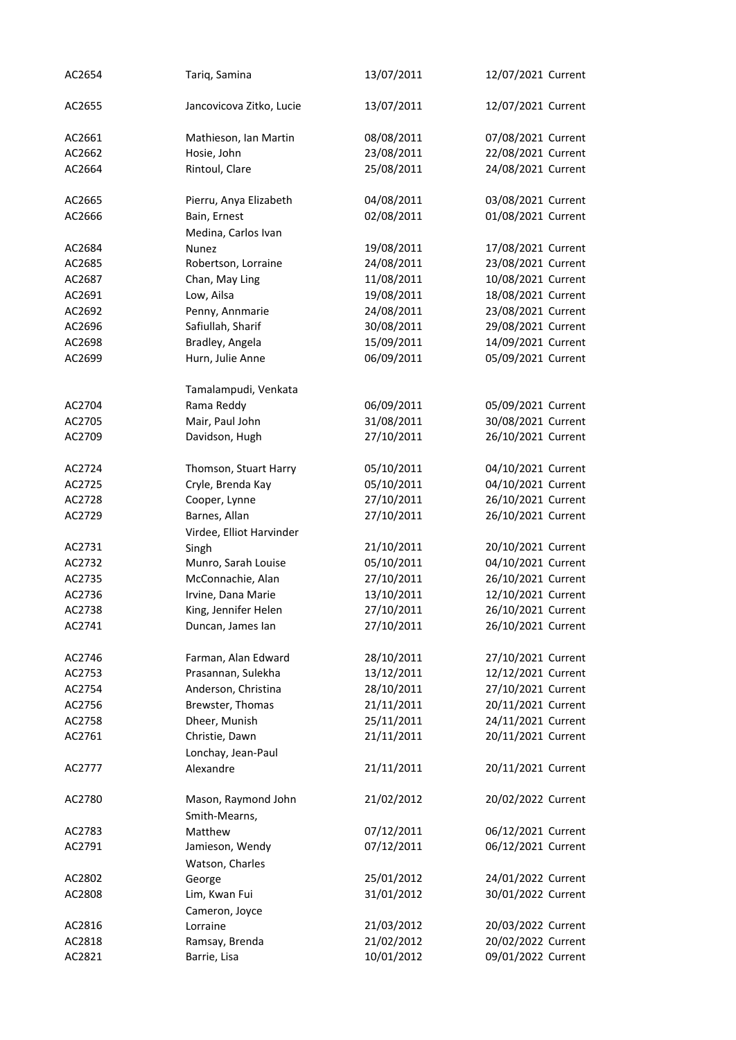| | | | | |
|---|---|---|---|---|
| AC2654 | Tariq, Samina | 13/07/2011 | 12/07/2021 | Current |
| AC2655 | Jancovicova Zitko, Lucie | 13/07/2011 | 12/07/2021 | Current |
| AC2661 | Mathieson, Ian Martin | 08/08/2011 | 07/08/2021 | Current |
| AC2662 | Hosie, John | 23/08/2011 | 22/08/2021 | Current |
| AC2664 | Rintoul, Clare | 25/08/2011 | 24/08/2021 | Current |
| AC2665 | Pierru, Anya Elizabeth | 04/08/2011 | 03/08/2021 | Current |
| AC2666 | Bain, Ernest | 02/08/2011 | 01/08/2021 | Current |
| AC2684 | Medina, Carlos Ivan Nunez | 19/08/2011 | 17/08/2021 | Current |
| AC2685 | Robertson, Lorraine | 24/08/2011 | 23/08/2021 | Current |
| AC2687 | Chan, May Ling | 11/08/2011 | 10/08/2021 | Current |
| AC2691 | Low, Ailsa | 19/08/2011 | 18/08/2021 | Current |
| AC2692 | Penny, Annmarie | 24/08/2011 | 23/08/2021 | Current |
| AC2696 | Safiullah, Sharif | 30/08/2011 | 29/08/2021 | Current |
| AC2698 | Bradley, Angela | 15/09/2011 | 14/09/2021 | Current |
| AC2699 | Hurn, Julie Anne | 06/09/2011 | 05/09/2021 | Current |
| AC2704 | Tamalampudi, Venkata Rama Reddy | 06/09/2011 | 05/09/2021 | Current |
| AC2705 | Mair, Paul John | 31/08/2011 | 30/08/2021 | Current |
| AC2709 | Davidson, Hugh | 27/10/2011 | 26/10/2021 | Current |
| AC2724 | Thomson, Stuart Harry | 05/10/2011 | 04/10/2021 | Current |
| AC2725 | Cryle, Brenda Kay | 05/10/2011 | 04/10/2021 | Current |
| AC2728 | Cooper, Lynne | 27/10/2011 | 26/10/2021 | Current |
| AC2729 | Barnes, Allan | 27/10/2011 | 26/10/2021 | Current |
| AC2731 | Virdee, Elliot Harvinder Singh | 21/10/2011 | 20/10/2021 | Current |
| AC2732 | Munro, Sarah Louise | 05/10/2011 | 04/10/2021 | Current |
| AC2735 | McConnachie, Alan | 27/10/2011 | 26/10/2021 | Current |
| AC2736 | Irvine, Dana Marie | 13/10/2011 | 12/10/2021 | Current |
| AC2738 | King, Jennifer Helen | 27/10/2011 | 26/10/2021 | Current |
| AC2741 | Duncan, James Ian | 27/10/2011 | 26/10/2021 | Current |
| AC2746 | Farman, Alan Edward | 28/10/2011 | 27/10/2021 | Current |
| AC2753 | Prasannan, Sulekha | 13/12/2011 | 12/12/2021 | Current |
| AC2754 | Anderson, Christina | 28/10/2011 | 27/10/2021 | Current |
| AC2756 | Brewster, Thomas | 21/11/2011 | 20/11/2021 | Current |
| AC2758 | Dheer, Munish | 25/11/2011 | 24/11/2021 | Current |
| AC2761 | Christie, Dawn | 21/11/2011 | 20/11/2021 | Current |
| AC2777 | Lonchay, Jean-Paul Alexandre | 21/11/2011 | 20/11/2021 | Current |
| AC2780 | Mason, Raymond John | 21/02/2012 | 20/02/2022 | Current |
| AC2783 | Smith-Mearns, Matthew | 07/12/2011 | 06/12/2021 | Current |
| AC2791 | Jamieson, Wendy | 07/12/2011 | 06/12/2021 | Current |
| AC2802 | Watson, Charles George | 25/01/2012 | 24/01/2022 | Current |
| AC2808 | Lim, Kwan Fui | 31/01/2012 | 30/01/2022 | Current |
| AC2816 | Cameron, Joyce Lorraine | 21/03/2012 | 20/03/2022 | Current |
| AC2818 | Ramsay, Brenda | 21/02/2012 | 20/02/2022 | Current |
| AC2821 | Barrie, Lisa | 10/01/2012 | 09/01/2022 | Current |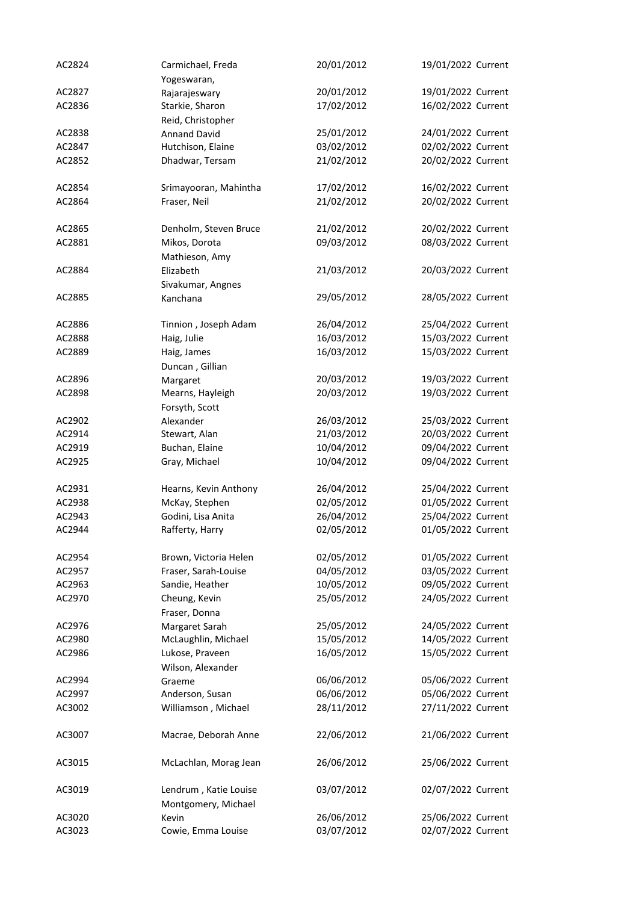| | | | | |
|---|---|---|---|---|
| AC2824 | Carmichael, Freda | 20/01/2012 | 19/01/2022 | Current |
| AC2827 | Yogeswaran, Rajarajeswary | 20/01/2012 | 19/01/2022 | Current |
| AC2836 | Starkie, Sharon | 17/02/2012 | 16/02/2022 | Current |
| AC2838 | Reid, Christopher Annand David | 25/01/2012 | 24/01/2022 | Current |
| AC2847 | Hutchison, Elaine | 03/02/2012 | 02/02/2022 | Current |
| AC2852 | Dhadwar, Tersam | 21/02/2012 | 20/02/2022 | Current |
| AC2854 | Srimayooran, Mahintha | 17/02/2012 | 16/02/2022 | Current |
| AC2864 | Fraser, Neil | 21/02/2012 | 20/02/2022 | Current |
| AC2865 | Denholm, Steven Bruce | 21/02/2012 | 20/02/2022 | Current |
| AC2881 | Mikos, Dorota | 09/03/2012 | 08/03/2022 | Current |
| AC2884 | Mathieson, Amy Elizabeth | 21/03/2012 | 20/03/2022 | Current |
| AC2885 | Sivakumar, Angnes Kanchana | 29/05/2012 | 28/05/2022 | Current |
| AC2886 | Tinnion , Joseph Adam | 26/04/2012 | 25/04/2022 | Current |
| AC2888 | Haig, Julie | 16/03/2012 | 15/03/2022 | Current |
| AC2889 | Haig, James | 16/03/2012 | 15/03/2022 | Current |
| AC2896 | Duncan , Gillian Margaret | 20/03/2012 | 19/03/2022 | Current |
| AC2898 | Mearns, Hayleigh | 20/03/2012 | 19/03/2022 | Current |
| AC2902 | Forsyth, Scott Alexander | 26/03/2012 | 25/03/2022 | Current |
| AC2914 | Stewart, Alan | 21/03/2012 | 20/03/2022 | Current |
| AC2919 | Buchan, Elaine | 10/04/2012 | 09/04/2022 | Current |
| AC2925 | Gray, Michael | 10/04/2012 | 09/04/2022 | Current |
| AC2931 | Hearns, Kevin Anthony | 26/04/2012 | 25/04/2022 | Current |
| AC2938 | McKay, Stephen | 02/05/2012 | 01/05/2022 | Current |
| AC2943 | Godini, Lisa Anita | 26/04/2012 | 25/04/2022 | Current |
| AC2944 | Rafferty, Harry | 02/05/2012 | 01/05/2022 | Current |
| AC2954 | Brown, Victoria Helen | 02/05/2012 | 01/05/2022 | Current |
| AC2957 | Fraser, Sarah-Louise | 04/05/2012 | 03/05/2022 | Current |
| AC2963 | Sandie, Heather | 10/05/2012 | 09/05/2022 | Current |
| AC2970 | Cheung, Kevin | 25/05/2012 | 24/05/2022 | Current |
| AC2976 | Fraser, Donna Margaret Sarah | 25/05/2012 | 24/05/2022 | Current |
| AC2980 | McLaughlin, Michael | 15/05/2012 | 14/05/2022 | Current |
| AC2986 | Lukose, Praveen | 16/05/2012 | 15/05/2022 | Current |
| AC2994 | Wilson, Alexander Graeme | 06/06/2012 | 05/06/2022 | Current |
| AC2997 | Anderson, Susan | 06/06/2012 | 05/06/2022 | Current |
| AC3002 | Williamson , Michael | 28/11/2012 | 27/11/2022 | Current |
| AC3007 | Macrae, Deborah Anne | 22/06/2012 | 21/06/2022 | Current |
| AC3015 | McLachlan, Morag Jean | 26/06/2012 | 25/06/2022 | Current |
| AC3019 | Lendrum , Katie Louise | 03/07/2012 | 02/07/2022 | Current |
| AC3020 | Montgomery, Michael Kevin | 26/06/2012 | 25/06/2022 | Current |
| AC3023 | Cowie, Emma Louise | 03/07/2012 | 02/07/2022 | Current |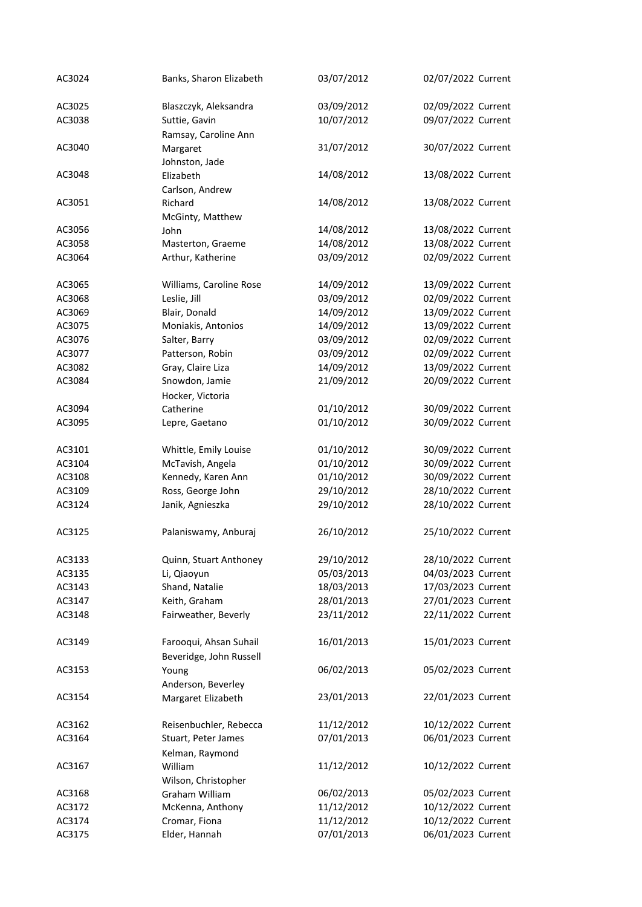| | | | | |
|---|---|---|---|---|
| AC3024 | Banks, Sharon Elizabeth | 03/07/2012 | 02/07/2022 | Current |
| AC3025 | Blaszczyk, Aleksandra | 03/09/2012 | 02/09/2022 | Current |
| AC3038 | Suttie, Gavin | 10/07/2012 | 09/07/2022 | Current |
| AC3040 | Ramsay, Caroline Ann Margaret | 31/07/2012 | 30/07/2022 | Current |
| AC3048 | Johnston, Jade Elizabeth | 14/08/2012 | 13/08/2022 | Current |
| AC3051 | Carlson, Andrew Richard | 14/08/2012 | 13/08/2022 | Current |
| AC3056 | McGinty, Matthew John | 14/08/2012 | 13/08/2022 | Current |
| AC3058 | Masterton, Graeme | 14/08/2012 | 13/08/2022 | Current |
| AC3064 | Arthur, Katherine | 03/09/2012 | 02/09/2022 | Current |
| AC3065 | Williams, Caroline Rose | 14/09/2012 | 13/09/2022 | Current |
| AC3068 | Leslie, Jill | 03/09/2012 | 02/09/2022 | Current |
| AC3069 | Blair, Donald | 14/09/2012 | 13/09/2022 | Current |
| AC3075 | Moniakis, Antonios | 14/09/2012 | 13/09/2022 | Current |
| AC3076 | Salter, Barry | 03/09/2012 | 02/09/2022 | Current |
| AC3077 | Patterson, Robin | 03/09/2012 | 02/09/2022 | Current |
| AC3082 | Gray, Claire Liza | 14/09/2012 | 13/09/2022 | Current |
| AC3084 | Snowdon, Jamie | 21/09/2012 | 20/09/2022 | Current |
| AC3094 | Hocker, Victoria Catherine | 01/10/2012 | 30/09/2022 | Current |
| AC3095 | Lepre, Gaetano | 01/10/2012 | 30/09/2022 | Current |
| AC3101 | Whittle, Emily Louise | 01/10/2012 | 30/09/2022 | Current |
| AC3104 | McTavish, Angela | 01/10/2012 | 30/09/2022 | Current |
| AC3108 | Kennedy, Karen Ann | 01/10/2012 | 30/09/2022 | Current |
| AC3109 | Ross, George John | 29/10/2012 | 28/10/2022 | Current |
| AC3124 | Janik, Agnieszka | 29/10/2012 | 28/10/2022 | Current |
| AC3125 | Palaniswamy, Anburaj | 26/10/2012 | 25/10/2022 | Current |
| AC3133 | Quinn, Stuart Anthoney | 29/10/2012 | 28/10/2022 | Current |
| AC3135 | Li, Qiaoyun | 05/03/2013 | 04/03/2023 | Current |
| AC3143 | Shand, Natalie | 18/03/2013 | 17/03/2023 | Current |
| AC3147 | Keith, Graham | 28/01/2013 | 27/01/2023 | Current |
| AC3148 | Fairweather, Beverly | 23/11/2012 | 22/11/2022 | Current |
| AC3149 | Farooqui, Ahsan Suhail | 16/01/2013 | 15/01/2023 | Current |
| AC3153 | Beveridge, John Russell Young | 06/02/2013 | 05/02/2023 | Current |
| AC3154 | Anderson, Beverley Margaret Elizabeth | 23/01/2013 | 22/01/2023 | Current |
| AC3162 | Reisenbuchler, Rebecca | 11/12/2012 | 10/12/2022 | Current |
| AC3164 | Stuart, Peter James | 07/01/2013 | 06/01/2023 | Current |
| AC3167 | Kelman, Raymond William | 11/12/2012 | 10/12/2022 | Current |
| AC3168 | Wilson, Christopher Graham William | 06/02/2013 | 05/02/2023 | Current |
| AC3172 | McKenna, Anthony | 11/12/2012 | 10/12/2022 | Current |
| AC3174 | Cromar, Fiona | 11/12/2012 | 10/12/2022 | Current |
| AC3175 | Elder, Hannah | 07/01/2013 | 06/01/2023 | Current |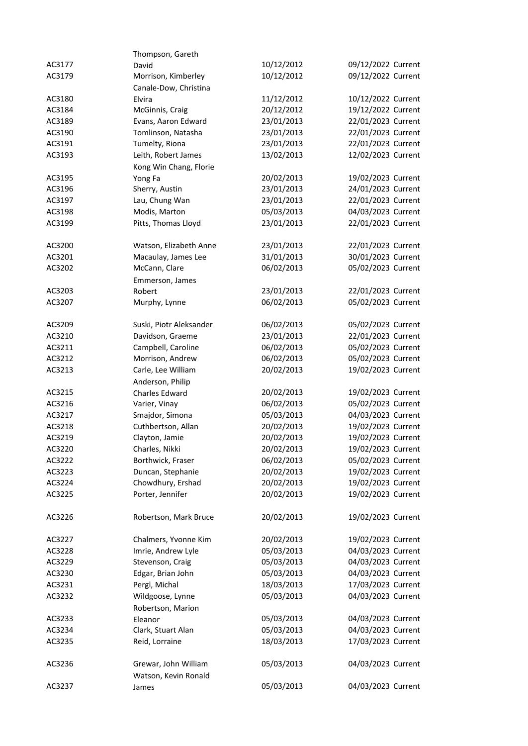| | | | | |
|---|---|---|---|---|
| AC3177 | Thompson, Gareth David | 10/12/2012 | 09/12/2022 | Current |
| AC3179 | Morrison, Kimberley | 10/12/2012 | 09/12/2022 | Current |
| AC3180 | Canale-Dow, Christina Elvira | 11/12/2012 | 10/12/2022 | Current |
| AC3184 | McGinnis, Craig | 20/12/2012 | 19/12/2022 | Current |
| AC3189 | Evans, Aaron Edward | 23/01/2013 | 22/01/2023 | Current |
| AC3190 | Tomlinson, Natasha | 23/01/2013 | 22/01/2023 | Current |
| AC3191 | Tumelty, Riona | 23/01/2013 | 22/01/2023 | Current |
| AC3193 | Leith, Robert James | 13/02/2013 | 12/02/2023 | Current |
| AC3195 | Kong Win Chang, Florie Yong Fa | 20/02/2013 | 19/02/2023 | Current |
| AC3196 | Sherry, Austin | 23/01/2013 | 24/01/2023 | Current |
| AC3197 | Lau, Chung Wan | 23/01/2013 | 22/01/2023 | Current |
| AC3198 | Modis, Marton | 05/03/2013 | 04/03/2023 | Current |
| AC3199 | Pitts, Thomas Lloyd | 23/01/2013 | 22/01/2023 | Current |
| AC3200 | Watson, Elizabeth Anne | 23/01/2013 | 22/01/2023 | Current |
| AC3201 | Macaulay, James Lee | 31/01/2013 | 30/01/2023 | Current |
| AC3202 | McCann, Clare | 06/02/2013 | 05/02/2023 | Current |
| AC3203 | Emmerson, James Robert | 23/01/2013 | 22/01/2023 | Current |
| AC3207 | Murphy, Lynne | 06/02/2013 | 05/02/2023 | Current |
| AC3209 | Suski, Piotr Aleksander | 06/02/2013 | 05/02/2023 | Current |
| AC3210 | Davidson, Graeme | 23/01/2013 | 22/01/2023 | Current |
| AC3211 | Campbell, Caroline | 06/02/2013 | 05/02/2023 | Current |
| AC3212 | Morrison, Andrew | 06/02/2013 | 05/02/2023 | Current |
| AC3213 | Carle, Lee William | 20/02/2013 | 19/02/2023 | Current |
| AC3215 | Anderson, Philip Charles Edward | 20/02/2013 | 19/02/2023 | Current |
| AC3216 | Varier, Vinay | 06/02/2013 | 05/02/2023 | Current |
| AC3217 | Smajdor, Simona | 05/03/2013 | 04/03/2023 | Current |
| AC3218 | Cuthbertson, Allan | 20/02/2013 | 19/02/2023 | Current |
| AC3219 | Clayton, Jamie | 20/02/2013 | 19/02/2023 | Current |
| AC3220 | Charles, Nikki | 20/02/2013 | 19/02/2023 | Current |
| AC3222 | Borthwick, Fraser | 06/02/2013 | 05/02/2023 | Current |
| AC3223 | Duncan, Stephanie | 20/02/2013 | 19/02/2023 | Current |
| AC3224 | Chowdhury, Ershad | 20/02/2013 | 19/02/2023 | Current |
| AC3225 | Porter, Jennifer | 20/02/2013 | 19/02/2023 | Current |
| AC3226 | Robertson, Mark Bruce | 20/02/2013 | 19/02/2023 | Current |
| AC3227 | Chalmers, Yvonne Kim | 20/02/2013 | 19/02/2023 | Current |
| AC3228 | Imrie, Andrew Lyle | 05/03/2013 | 04/03/2023 | Current |
| AC3229 | Stevenson, Craig | 05/03/2013 | 04/03/2023 | Current |
| AC3230 | Edgar, Brian John | 05/03/2013 | 04/03/2023 | Current |
| AC3231 | Pergl, Michal | 18/03/2013 | 17/03/2023 | Current |
| AC3232 | Wildgoose, Lynne | 05/03/2013 | 04/03/2023 | Current |
| AC3233 | Robertson, Marion Eleanor | 05/03/2013 | 04/03/2023 | Current |
| AC3234 | Clark, Stuart Alan | 05/03/2013 | 04/03/2023 | Current |
| AC3235 | Reid, Lorraine | 18/03/2013 | 17/03/2023 | Current |
| AC3236 | Grewar, John William | 05/03/2013 | 04/03/2023 | Current |
| AC3237 | Watson, Kevin Ronald James | 05/03/2013 | 04/03/2023 | Current |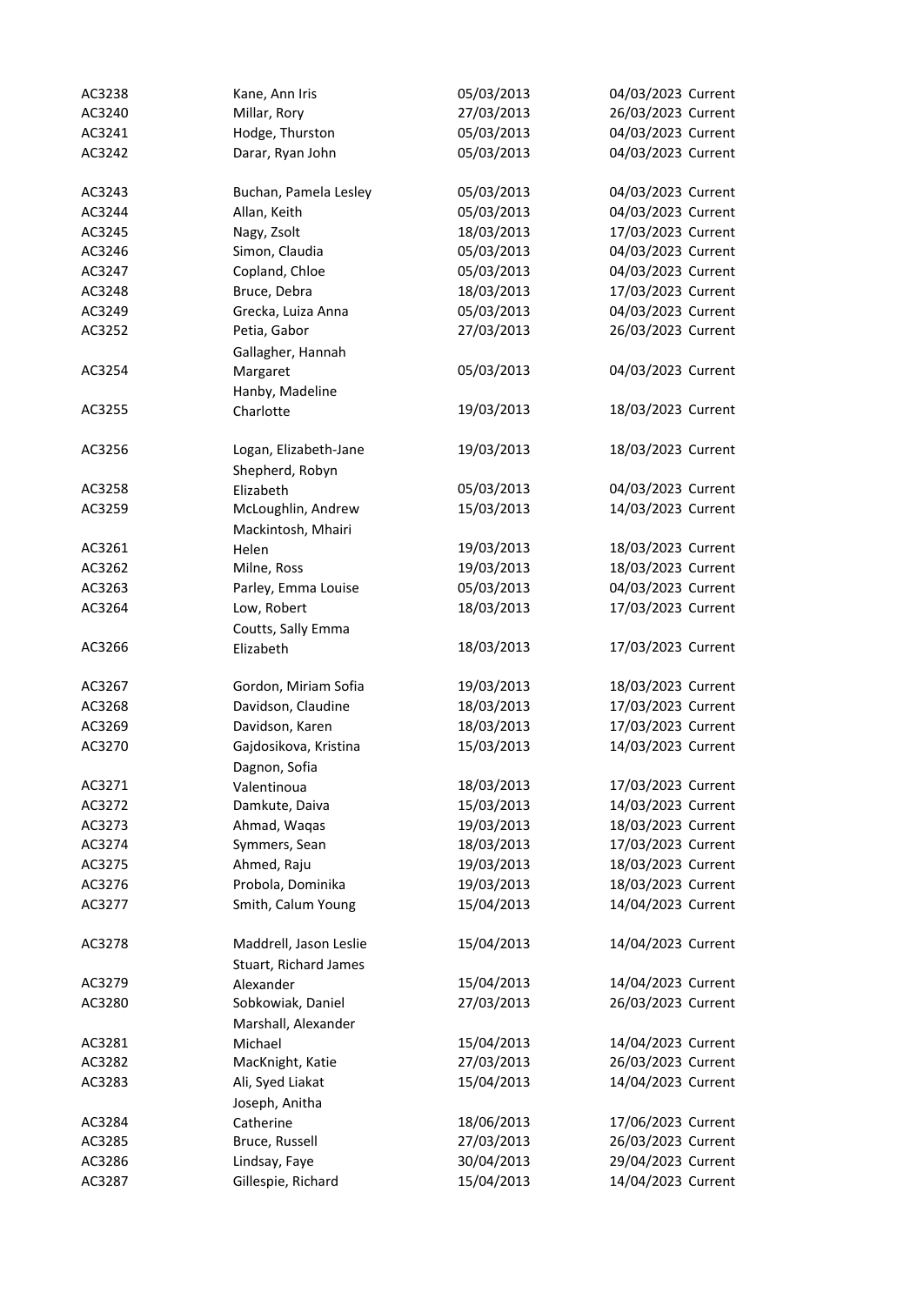| | | | | |
|---|---|---|---|---|
| AC3238 | Kane, Ann Iris | 05/03/2013 | 04/03/2023 | Current |
| AC3240 | Millar, Rory | 27/03/2013 | 26/03/2023 | Current |
| AC3241 | Hodge, Thurston | 05/03/2013 | 04/03/2023 | Current |
| AC3242 | Darar, Ryan John | 05/03/2013 | 04/03/2023 | Current |
| AC3243 | Buchan, Pamela Lesley | 05/03/2013 | 04/03/2023 | Current |
| AC3244 | Allan, Keith | 05/03/2013 | 04/03/2023 | Current |
| AC3245 | Nagy, Zsolt | 18/03/2013 | 17/03/2023 | Current |
| AC3246 | Simon, Claudia | 05/03/2013 | 04/03/2023 | Current |
| AC3247 | Copland, Chloe | 05/03/2013 | 04/03/2023 | Current |
| AC3248 | Bruce, Debra | 18/03/2013 | 17/03/2023 | Current |
| AC3249 | Grecka, Luiza Anna | 05/03/2013 | 04/03/2023 | Current |
| AC3252 | Petia, Gabor | 27/03/2013 | 26/03/2023 | Current |
| AC3254 | Gallagher, Hannah Margaret | 05/03/2013 | 04/03/2023 | Current |
| AC3255 | Hanby, Madeline Charlotte | 19/03/2013 | 18/03/2023 | Current |
| AC3256 | Logan, Elizabeth-Jane | 19/03/2013 | 18/03/2023 | Current |
| AC3258 | Shepherd, Robyn Elizabeth | 05/03/2013 | 04/03/2023 | Current |
| AC3259 | McLoughlin, Andrew | 15/03/2013 | 14/03/2023 | Current |
| AC3261 | Mackintosh, Mhairi Helen | 19/03/2013 | 18/03/2023 | Current |
| AC3262 | Milne, Ross | 19/03/2013 | 18/03/2023 | Current |
| AC3263 | Parley, Emma Louise | 05/03/2013 | 04/03/2023 | Current |
| AC3264 | Low, Robert | 18/03/2013 | 17/03/2023 | Current |
| AC3266 | Coutts, Sally Emma Elizabeth | 18/03/2013 | 17/03/2023 | Current |
| AC3267 | Gordon, Miriam Sofia | 19/03/2013 | 18/03/2023 | Current |
| AC3268 | Davidson, Claudine | 18/03/2013 | 17/03/2023 | Current |
| AC3269 | Davidson, Karen | 18/03/2013 | 17/03/2023 | Current |
| AC3270 | Gajdosikova, Kristina | 15/03/2013 | 14/03/2023 | Current |
| AC3271 | Dagnon, Sofia Valentinoua | 18/03/2013 | 17/03/2023 | Current |
| AC3272 | Damkute, Daiva | 15/03/2013 | 14/03/2023 | Current |
| AC3273 | Ahmad, Waqas | 19/03/2013 | 18/03/2023 | Current |
| AC3274 | Symmers, Sean | 18/03/2013 | 17/03/2023 | Current |
| AC3275 | Ahmed, Raju | 19/03/2013 | 18/03/2023 | Current |
| AC3276 | Probola, Dominika | 19/03/2013 | 18/03/2023 | Current |
| AC3277 | Smith, Calum Young | 15/04/2013 | 14/04/2023 | Current |
| AC3278 | Maddrell, Jason Leslie | 15/04/2013 | 14/04/2023 | Current |
| AC3279 | Stuart, Richard James Alexander | 15/04/2013 | 14/04/2023 | Current |
| AC3280 | Sobkowiak, Daniel | 27/03/2013 | 26/03/2023 | Current |
| AC3281 | Marshall, Alexander Michael | 15/04/2013 | 14/04/2023 | Current |
| AC3282 | MacKnight, Katie | 27/03/2013 | 26/03/2023 | Current |
| AC3283 | Ali, Syed Liakat | 15/04/2013 | 14/04/2023 | Current |
| AC3284 | Joseph, Anitha Catherine | 18/06/2013 | 17/06/2023 | Current |
| AC3285 | Bruce, Russell | 27/03/2013 | 26/03/2023 | Current |
| AC3286 | Lindsay, Faye | 30/04/2013 | 29/04/2023 | Current |
| AC3287 | Gillespie, Richard | 15/04/2013 | 14/04/2023 | Current |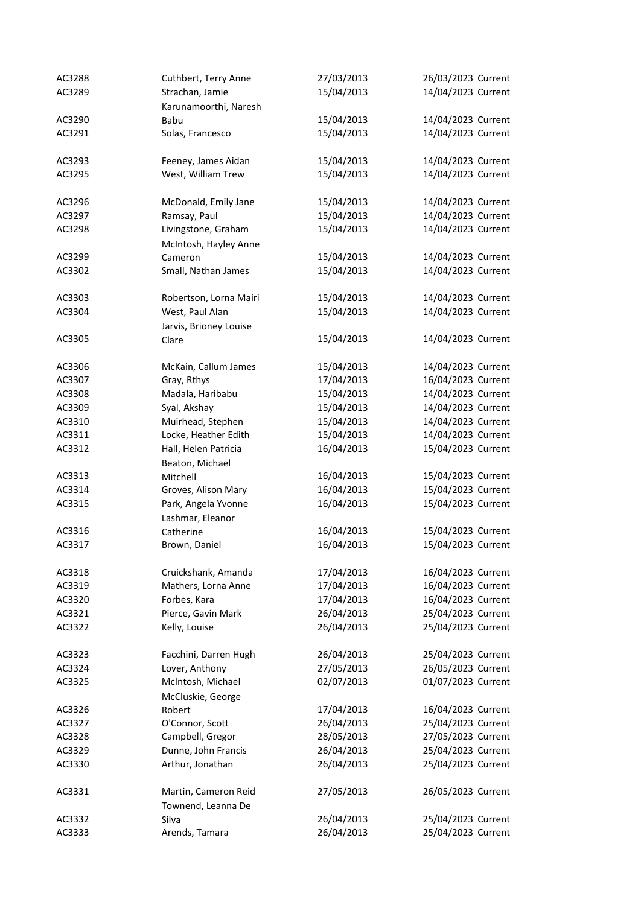| | | | | |
|---|---|---|---|---|
| AC3288 | Cuthbert, Terry Anne | 27/03/2013 | 26/03/2023 | Current |
| AC3289 | Strachan, Jamie | 15/04/2013 | 14/04/2023 | Current |
| AC3290 | Karunamoorthi, Naresh Babu | 15/04/2013 | 14/04/2023 | Current |
| AC3291 | Solas, Francesco | 15/04/2013 | 14/04/2023 | Current |
| AC3293 | Feeney, James Aidan | 15/04/2013 | 14/04/2023 | Current |
| AC3295 | West, William Trew | 15/04/2013 | 14/04/2023 | Current |
| AC3296 | McDonald, Emily Jane | 15/04/2013 | 14/04/2023 | Current |
| AC3297 | Ramsay, Paul | 15/04/2013 | 14/04/2023 | Current |
| AC3298 | Livingstone, Graham | 15/04/2013 | 14/04/2023 | Current |
| AC3299 | McIntosh, Hayley Anne Cameron | 15/04/2013 | 14/04/2023 | Current |
| AC3302 | Small, Nathan James | 15/04/2013 | 14/04/2023 | Current |
| AC3303 | Robertson, Lorna Mairi | 15/04/2013 | 14/04/2023 | Current |
| AC3304 | West, Paul Alan | 15/04/2013 | 14/04/2023 | Current |
| AC3305 | Jarvis, Brioney Louise Clare | 15/04/2013 | 14/04/2023 | Current |
| AC3306 | McKain, Callum James | 15/04/2013 | 14/04/2023 | Current |
| AC3307 | Gray, Rthys | 17/04/2013 | 16/04/2023 | Current |
| AC3308 | Madala, Haribabu | 15/04/2013 | 14/04/2023 | Current |
| AC3309 | Syal, Akshay | 15/04/2013 | 14/04/2023 | Current |
| AC3310 | Muirhead, Stephen | 15/04/2013 | 14/04/2023 | Current |
| AC3311 | Locke, Heather Edith | 15/04/2013 | 14/04/2023 | Current |
| AC3312 | Hall, Helen Patricia | 16/04/2013 | 15/04/2023 | Current |
| AC3313 | Beaton, Michael Mitchell | 16/04/2013 | 15/04/2023 | Current |
| AC3314 | Groves, Alison Mary | 16/04/2013 | 15/04/2023 | Current |
| AC3315 | Park, Angela Yvonne | 16/04/2013 | 15/04/2023 | Current |
| AC3316 | Lashmar, Eleanor Catherine | 16/04/2013 | 15/04/2023 | Current |
| AC3317 | Brown, Daniel | 16/04/2013 | 15/04/2023 | Current |
| AC3318 | Cruickshank, Amanda | 17/04/2013 | 16/04/2023 | Current |
| AC3319 | Mathers, Lorna Anne | 17/04/2013 | 16/04/2023 | Current |
| AC3320 | Forbes, Kara | 17/04/2013 | 16/04/2023 | Current |
| AC3321 | Pierce, Gavin Mark | 26/04/2013 | 25/04/2023 | Current |
| AC3322 | Kelly, Louise | 26/04/2013 | 25/04/2023 | Current |
| AC3323 | Facchini, Darren Hugh | 26/04/2013 | 25/04/2023 | Current |
| AC3324 | Lover, Anthony | 27/05/2013 | 26/05/2023 | Current |
| AC3325 | McIntosh, Michael | 02/07/2013 | 01/07/2023 | Current |
| AC3326 | McCluskie, George Robert | 17/04/2013 | 16/04/2023 | Current |
| AC3327 | O'Connor, Scott | 26/04/2013 | 25/04/2023 | Current |
| AC3328 | Campbell, Gregor | 28/05/2013 | 27/05/2023 | Current |
| AC3329 | Dunne, John Francis | 26/04/2013 | 25/04/2023 | Current |
| AC3330 | Arthur, Jonathan | 26/04/2013 | 25/04/2023 | Current |
| AC3331 | Martin, Cameron Reid | 27/05/2013 | 26/05/2023 | Current |
| AC3332 | Townend, Leanna De Silva | 26/04/2013 | 25/04/2023 | Current |
| AC3333 | Arends, Tamara | 26/04/2013 | 25/04/2023 | Current |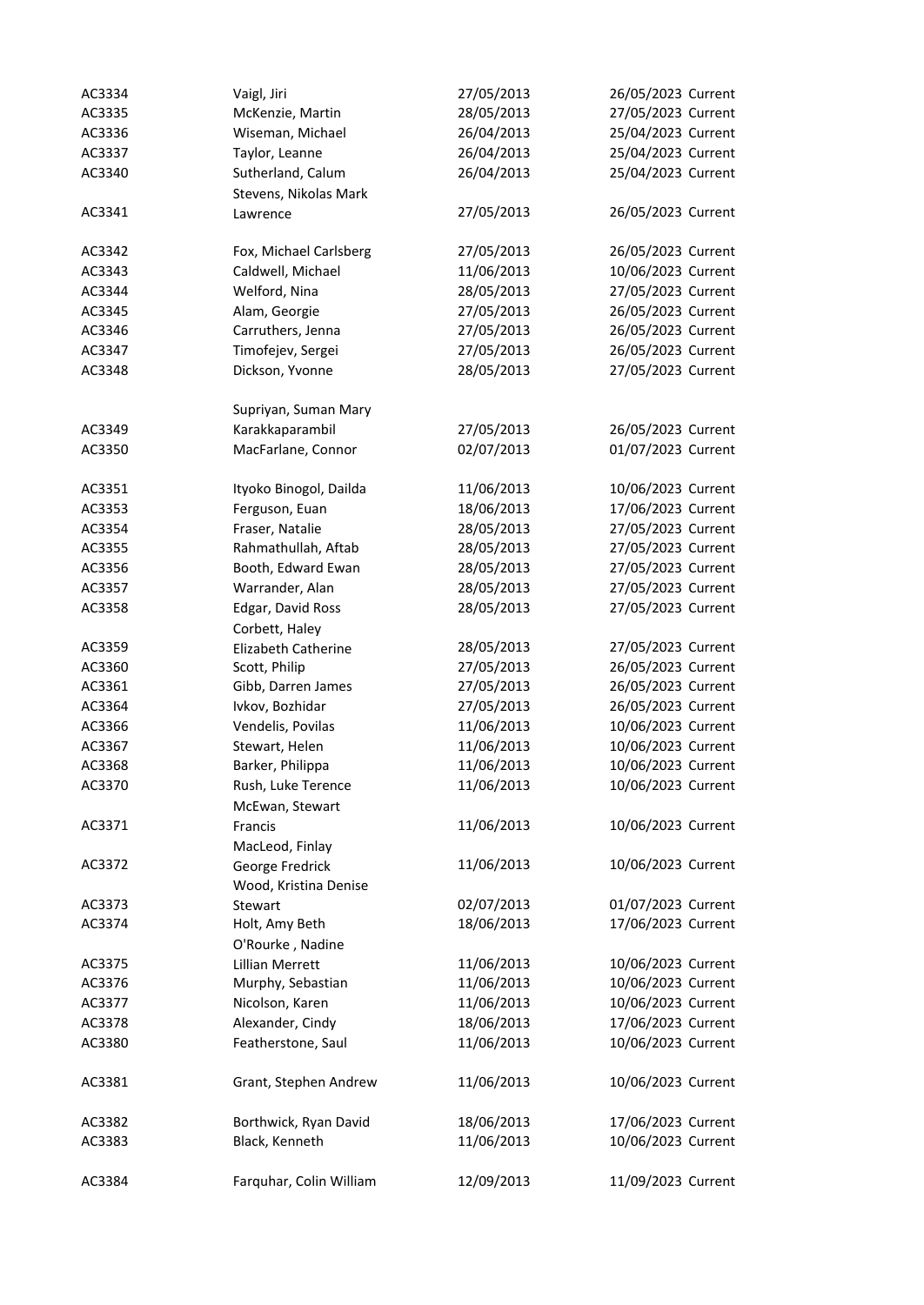| | | | | |
|---|---|---|---|---|
| AC3334 | Vaigl, Jiri | 27/05/2013 | 26/05/2023 | Current |
| AC3335 | McKenzie, Martin | 28/05/2013 | 27/05/2023 | Current |
| AC3336 | Wiseman, Michael | 26/04/2013 | 25/04/2023 | Current |
| AC3337 | Taylor, Leanne | 26/04/2013 | 25/04/2023 | Current |
| AC3340 | Sutherland, Calum | 26/04/2013 | 25/04/2023 | Current |
| AC3341 | Stevens, Nikolas Mark Lawrence | 27/05/2013 | 26/05/2023 | Current |
| AC3342 | Fox, Michael Carlsberg | 27/05/2013 | 26/05/2023 | Current |
| AC3343 | Caldwell, Michael | 11/06/2013 | 10/06/2023 | Current |
| AC3344 | Welford, Nina | 28/05/2013 | 27/05/2023 | Current |
| AC3345 | Alam, Georgie | 27/05/2013 | 26/05/2023 | Current |
| AC3346 | Carruthers, Jenna | 27/05/2013 | 26/05/2023 | Current |
| AC3347 | Timofejev, Sergei | 27/05/2013 | 26/05/2023 | Current |
| AC3348 | Dickson, Yvonne | 28/05/2013 | 27/05/2023 | Current |
| AC3349 | Supriyan, Suman Mary Karakkaparambil | 27/05/2013 | 26/05/2023 | Current |
| AC3350 | MacFarlane, Connor | 02/07/2013 | 01/07/2023 | Current |
| AC3351 | Ityoko Binogol, Dailda | 11/06/2013 | 10/06/2023 | Current |
| AC3353 | Ferguson, Euan | 18/06/2013 | 17/06/2023 | Current |
| AC3354 | Fraser, Natalie | 28/05/2013 | 27/05/2023 | Current |
| AC3355 | Rahmathullah, Aftab | 28/05/2013 | 27/05/2023 | Current |
| AC3356 | Booth, Edward Ewan | 28/05/2013 | 27/05/2023 | Current |
| AC3357 | Warrander, Alan | 28/05/2013 | 27/05/2023 | Current |
| AC3358 | Edgar, David Ross | 28/05/2013 | 27/05/2023 | Current |
| AC3359 | Corbett, Haley Elizabeth Catherine | 28/05/2013 | 27/05/2023 | Current |
| AC3360 | Scott, Philip | 27/05/2013 | 26/05/2023 | Current |
| AC3361 | Gibb, Darren James | 27/05/2013 | 26/05/2023 | Current |
| AC3364 | Ivkov, Bozhidar | 27/05/2013 | 26/05/2023 | Current |
| AC3366 | Vendelis, Povilas | 11/06/2013 | 10/06/2023 | Current |
| AC3367 | Stewart, Helen | 11/06/2013 | 10/06/2023 | Current |
| AC3368 | Barker, Philippa | 11/06/2013 | 10/06/2023 | Current |
| AC3370 | Rush, Luke Terence | 11/06/2013 | 10/06/2023 | Current |
| AC3371 | McEwan, Stewart Francis | 11/06/2013 | 10/06/2023 | Current |
| AC3372 | MacLeod, Finlay George Fredrick | 11/06/2013 | 10/06/2023 | Current |
| AC3373 | Wood, Kristina Denise Stewart | 02/07/2013 | 01/07/2023 | Current |
| AC3374 | Holt, Amy Beth | 18/06/2013 | 17/06/2023 | Current |
| AC3375 | O'Rourke , Nadine Lillian Merrett | 11/06/2013 | 10/06/2023 | Current |
| AC3376 | Murphy, Sebastian | 11/06/2013 | 10/06/2023 | Current |
| AC3377 | Nicolson, Karen | 11/06/2013 | 10/06/2023 | Current |
| AC3378 | Alexander, Cindy | 18/06/2013 | 17/06/2023 | Current |
| AC3380 | Featherstone, Saul | 11/06/2013 | 10/06/2023 | Current |
| AC3381 | Grant, Stephen Andrew | 11/06/2013 | 10/06/2023 | Current |
| AC3382 | Borthwick, Ryan David | 18/06/2013 | 17/06/2023 | Current |
| AC3383 | Black, Kenneth | 11/06/2013 | 10/06/2023 | Current |
| AC3384 | Farquhar, Colin William | 12/09/2013 | 11/09/2023 | Current |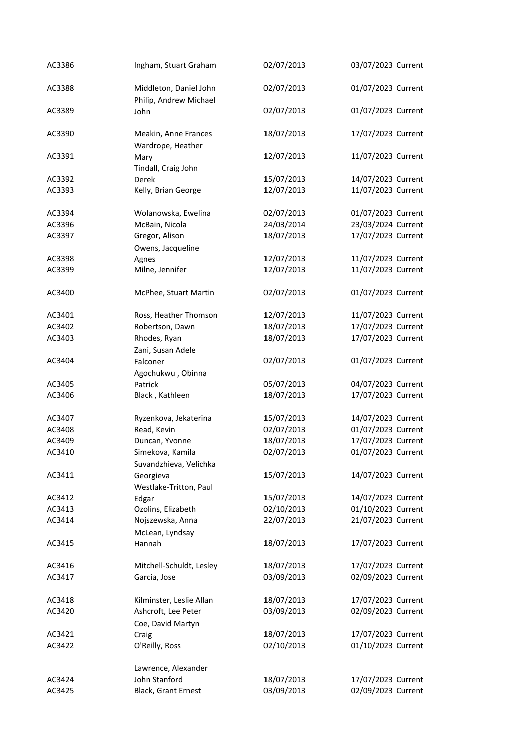| | | | | |
|---|---|---|---|---|
| AC3386 | Ingham, Stuart Graham | 02/07/2013 | 03/07/2023 | Current |
| AC3388 | Middleton, Daniel John | 02/07/2013 | 01/07/2023 | Current |
| AC3389 | Philip, Andrew Michael John | 02/07/2013 | 01/07/2023 | Current |
| AC3390 | Meakin, Anne Frances | 18/07/2013 | 17/07/2023 | Current |
| AC3391 | Wardrope, Heather Mary | 12/07/2013 | 11/07/2023 | Current |
| AC3392 | Tindall, Craig John Derek | 15/07/2013 | 14/07/2023 | Current |
| AC3393 | Kelly, Brian George | 12/07/2013 | 11/07/2023 | Current |
| AC3394 | Wolanowska, Ewelina | 02/07/2013 | 01/07/2023 | Current |
| AC3396 | McBain, Nicola | 24/03/2014 | 23/03/2024 | Current |
| AC3397 | Gregor, Alison | 18/07/2013 | 17/07/2023 | Current |
| AC3398 | Owens, Jacqueline Agnes | 12/07/2013 | 11/07/2023 | Current |
| AC3399 | Milne, Jennifer | 12/07/2013 | 11/07/2023 | Current |
| AC3400 | McPhee, Stuart Martin | 02/07/2013 | 01/07/2023 | Current |
| AC3401 | Ross, Heather Thomson | 12/07/2013 | 11/07/2023 | Current |
| AC3402 | Robertson, Dawn | 18/07/2013 | 17/07/2023 | Current |
| AC3403 | Rhodes, Ryan | 18/07/2013 | 17/07/2023 | Current |
| AC3404 | Zani, Susan Adele Falconer | 02/07/2013 | 01/07/2023 | Current |
| AC3405 | Agochukwu , Obinna Patrick | 05/07/2013 | 04/07/2023 | Current |
| AC3406 | Black , Kathleen | 18/07/2013 | 17/07/2023 | Current |
| AC3407 | Ryzenkova, Jekaterina | 15/07/2013 | 14/07/2023 | Current |
| AC3408 | Read, Kevin | 02/07/2013 | 01/07/2023 | Current |
| AC3409 | Duncan, Yvonne | 18/07/2013 | 17/07/2023 | Current |
| AC3410 | Simekova, Kamila | 02/07/2013 | 01/07/2023 | Current |
| AC3411 | Suvandzhieva, Velichka Georgieva | 15/07/2013 | 14/07/2023 | Current |
| AC3412 | Westlake-Tritton, Paul Edgar | 15/07/2013 | 14/07/2023 | Current |
| AC3413 | Ozolins, Elizabeth | 02/10/2013 | 01/10/2023 | Current |
| AC3414 | Nojszewska, Anna | 22/07/2013 | 21/07/2023 | Current |
| AC3415 | McLean, Lyndsay Hannah | 18/07/2013 | 17/07/2023 | Current |
| AC3416 | Mitchell-Schuldt, Lesley | 18/07/2013 | 17/07/2023 | Current |
| AC3417 | Garcia, Jose | 03/09/2013 | 02/09/2023 | Current |
| AC3418 | Kilminster, Leslie Allan | 18/07/2013 | 17/07/2023 | Current |
| AC3420 | Ashcroft, Lee Peter | 03/09/2013 | 02/09/2023 | Current |
| AC3421 | Coe, David Martyn Craig | 18/07/2013 | 17/07/2023 | Current |
| AC3422 | O'Reilly, Ross | 02/10/2013 | 01/10/2023 | Current |
| AC3424 | Lawrence, Alexander John Stanford | 18/07/2013 | 17/07/2023 | Current |
| AC3425 | Black, Grant Ernest | 03/09/2013 | 02/09/2023 | Current |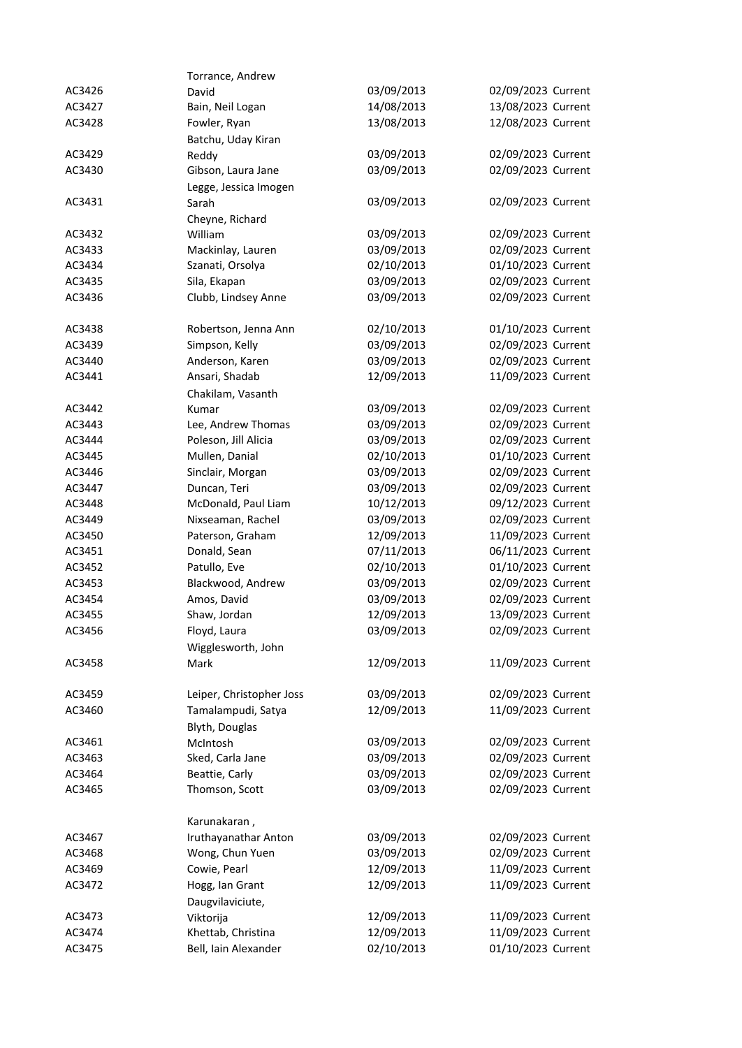| | | | | |
|---|---|---|---|---|
| AC3426 | Torrance, Andrew David | 03/09/2013 | 02/09/2023 | Current |
| AC3427 | Bain, Neil Logan | 14/08/2013 | 13/08/2023 | Current |
| AC3428 | Fowler, Ryan | 13/08/2013 | 12/08/2023 | Current |
| AC3429 | Batchu, Uday Kiran Reddy | 03/09/2013 | 02/09/2023 | Current |
| AC3430 | Gibson, Laura Jane | 03/09/2013 | 02/09/2023 | Current |
| AC3431 | Legge, Jessica Imogen Sarah | 03/09/2013 | 02/09/2023 | Current |
| AC3432 | Cheyne, Richard William | 03/09/2013 | 02/09/2023 | Current |
| AC3433 | Mackinlay, Lauren | 03/09/2013 | 02/09/2023 | Current |
| AC3434 | Szanati, Orsolya | 02/10/2013 | 01/10/2023 | Current |
| AC3435 | Sila, Ekapan | 03/09/2013 | 02/09/2023 | Current |
| AC3436 | Clubb, Lindsey Anne | 03/09/2013 | 02/09/2023 | Current |
| AC3438 | Robertson, Jenna Ann | 02/10/2013 | 01/10/2023 | Current |
| AC3439 | Simpson, Kelly | 03/09/2013 | 02/09/2023 | Current |
| AC3440 | Anderson, Karen | 03/09/2013 | 02/09/2023 | Current |
| AC3441 | Ansari, Shadab | 12/09/2013 | 11/09/2023 | Current |
| AC3442 | Chakilam, Vasanth Kumar | 03/09/2013 | 02/09/2023 | Current |
| AC3443 | Lee, Andrew Thomas | 03/09/2013 | 02/09/2023 | Current |
| AC3444 | Poleson, Jill Alicia | 03/09/2013 | 02/09/2023 | Current |
| AC3445 | Mullen, Danial | 02/10/2013 | 01/10/2023 | Current |
| AC3446 | Sinclair, Morgan | 03/09/2013 | 02/09/2023 | Current |
| AC3447 | Duncan, Teri | 03/09/2013 | 02/09/2023 | Current |
| AC3448 | McDonald, Paul Liam | 10/12/2013 | 09/12/2023 | Current |
| AC3449 | Nixseaman, Rachel | 03/09/2013 | 02/09/2023 | Current |
| AC3450 | Paterson, Graham | 12/09/2013 | 11/09/2023 | Current |
| AC3451 | Donald, Sean | 07/11/2013 | 06/11/2023 | Current |
| AC3452 | Patullo, Eve | 02/10/2013 | 01/10/2023 | Current |
| AC3453 | Blackwood, Andrew | 03/09/2013 | 02/09/2023 | Current |
| AC3454 | Amos, David | 03/09/2013 | 02/09/2023 | Current |
| AC3455 | Shaw, Jordan | 12/09/2013 | 13/09/2023 | Current |
| AC3456 | Floyd, Laura | 03/09/2013 | 02/09/2023 | Current |
| AC3458 | Wigglesworth, John Mark | 12/09/2013 | 11/09/2023 | Current |
| AC3459 | Leiper, Christopher Joss | 03/09/2013 | 02/09/2023 | Current |
| AC3460 | Tamalampudi, Satya | 12/09/2013 | 11/09/2023 | Current |
| AC3461 | Blyth, Douglas McIntosh | 03/09/2013 | 02/09/2023 | Current |
| AC3463 | Sked, Carla Jane | 03/09/2013 | 02/09/2023 | Current |
| AC3464 | Beattie, Carly | 03/09/2013 | 02/09/2023 | Current |
| AC3465 | Thomson, Scott | 03/09/2013 | 02/09/2023 | Current |
| AC3467 | Karunakaran , Iruthayanathar Anton | 03/09/2013 | 02/09/2023 | Current |
| AC3468 | Wong, Chun Yuen | 03/09/2013 | 02/09/2023 | Current |
| AC3469 | Cowie, Pearl | 12/09/2013 | 11/09/2023 | Current |
| AC3472 | Hogg, Ian Grant | 12/09/2013 | 11/09/2023 | Current |
| AC3473 | Daugvilaviciute, Viktorija | 12/09/2013 | 11/09/2023 | Current |
| AC3474 | Khettab, Christina | 12/09/2013 | 11/09/2023 | Current |
| AC3475 | Bell, Iain Alexander | 02/10/2013 | 01/10/2023 | Current |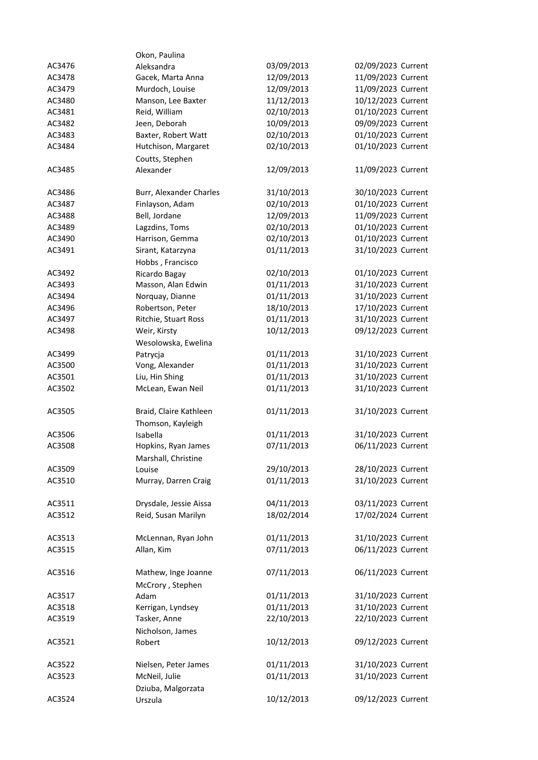| | | | | |
|---|---|---|---|---|
| AC3476 | Okon, Paulina Aleksandra | 03/09/2013 | 02/09/2023 | Current |
| AC3478 | Gacek, Marta Anna | 12/09/2013 | 11/09/2023 | Current |
| AC3479 | Murdoch, Louise | 12/09/2013 | 11/09/2023 | Current |
| AC3480 | Manson, Lee Baxter | 11/12/2013 | 10/12/2023 | Current |
| AC3481 | Reid, William | 02/10/2013 | 01/10/2023 | Current |
| AC3482 | Jeen, Deborah | 10/09/2013 | 09/09/2023 | Current |
| AC3483 | Baxter, Robert Watt | 02/10/2013 | 01/10/2023 | Current |
| AC3484 | Hutchison, Margaret | 02/10/2013 | 01/10/2023 | Current |
| AC3485 | Coutts, Stephen Alexander | 12/09/2013 | 11/09/2023 | Current |
| AC3486 | Burr, Alexander Charles | 31/10/2013 | 30/10/2023 | Current |
| AC3487 | Finlayson, Adam | 02/10/2013 | 01/10/2023 | Current |
| AC3488 | Bell, Jordane | 12/09/2013 | 11/09/2023 | Current |
| AC3489 | Lagzdins, Toms | 02/10/2013 | 01/10/2023 | Current |
| AC3490 | Harrison, Gemma | 02/10/2013 | 01/10/2023 | Current |
| AC3491 | Sirant, Katarzyna | 01/11/2013 | 31/10/2023 | Current |
| AC3492 | Hobbs , Francisco Ricardo Bagay | 02/10/2013 | 01/10/2023 | Current |
| AC3493 | Masson, Alan Edwin | 01/11/2013 | 31/10/2023 | Current |
| AC3494 | Norquay, Dianne | 01/11/2013 | 31/10/2023 | Current |
| AC3496 | Robertson, Peter | 18/10/2013 | 17/10/2023 | Current |
| AC3497 | Ritchie, Stuart Ross | 01/11/2013 | 31/10/2023 | Current |
| AC3498 | Weir, Kirsty | 10/12/2013 | 09/12/2023 | Current |
| AC3499 | Wesolowska, Ewelina Patrycja | 01/11/2013 | 31/10/2023 | Current |
| AC3500 | Vong, Alexander | 01/11/2013 | 31/10/2023 | Current |
| AC3501 | Liu, Hin Shing | 01/11/2013 | 31/10/2023 | Current |
| AC3502 | McLean, Ewan Neil | 01/11/2013 | 31/10/2023 | Current |
| AC3505 | Braid, Claire Kathleen | 01/11/2013 | 31/10/2023 | Current |
| AC3506 | Thomson, Kayleigh Isabella | 01/11/2013 | 31/10/2023 | Current |
| AC3508 | Hopkins, Ryan James | 07/11/2013 | 06/11/2023 | Current |
| AC3509 | Marshall, Christine Louise | 29/10/2013 | 28/10/2023 | Current |
| AC3510 | Murray, Darren Craig | 01/11/2013 | 31/10/2023 | Current |
| AC3511 | Drysdale, Jessie Aissa | 04/11/2013 | 03/11/2023 | Current |
| AC3512 | Reid, Susan Marilyn | 18/02/2014 | 17/02/2024 | Current |
| AC3513 | McLennan, Ryan John | 01/11/2013 | 31/10/2023 | Current |
| AC3515 | Allan, Kim | 07/11/2013 | 06/11/2023 | Current |
| AC3516 | Mathew, Inge Joanne | 07/11/2013 | 06/11/2023 | Current |
| AC3517 | McCrory , Stephen Adam | 01/11/2013 | 31/10/2023 | Current |
| AC3518 | Kerrigan, Lyndsey | 01/11/2013 | 31/10/2023 | Current |
| AC3519 | Tasker, Anne | 22/10/2013 | 22/10/2023 | Current |
| AC3521 | Nicholson, James Robert | 10/12/2013 | 09/12/2023 | Current |
| AC3522 | Nielsen, Peter James | 01/11/2013 | 31/10/2023 | Current |
| AC3523 | McNeil, Julie | 01/11/2013 | 31/10/2023 | Current |
| AC3524 | Dziuba, Malgorzata Urszula | 10/12/2013 | 09/12/2023 | Current |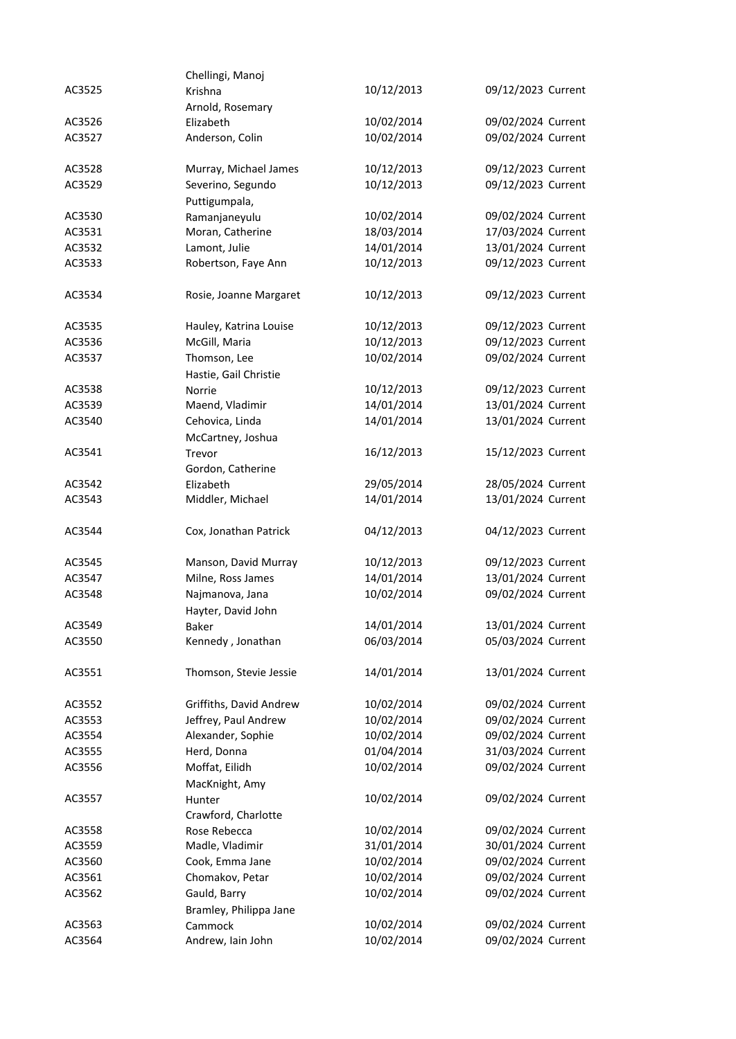| | | | | |
|---|---|---|---|---|
| AC3525 | Chellingi, Manoj Krishna | 10/12/2013 | 09/12/2023 | Current |
| AC3526 | Arnold, Rosemary Elizabeth | 10/02/2014 | 09/02/2024 | Current |
| AC3527 | Anderson, Colin | 10/02/2014 | 09/02/2024 | Current |
| AC3528 | Murray, Michael James | 10/12/2013 | 09/12/2023 | Current |
| AC3529 | Severino, Segundo | 10/12/2013 | 09/12/2023 | Current |
| AC3530 | Puttigumpala, Ramanjaneyulu | 10/02/2014 | 09/02/2024 | Current |
| AC3531 | Moran, Catherine | 18/03/2014 | 17/03/2024 | Current |
| AC3532 | Lamont, Julie | 14/01/2014 | 13/01/2024 | Current |
| AC3533 | Robertson, Faye Ann | 10/12/2013 | 09/12/2023 | Current |
| AC3534 | Rosie, Joanne Margaret | 10/12/2013 | 09/12/2023 | Current |
| AC3535 | Hauley, Katrina Louise | 10/12/2013 | 09/12/2023 | Current |
| AC3536 | McGill, Maria | 10/12/2013 | 09/12/2023 | Current |
| AC3537 | Thomson, Lee | 10/02/2014 | 09/02/2024 | Current |
| AC3538 | Hastie, Gail Christie Norrie | 10/12/2013 | 09/12/2023 | Current |
| AC3539 | Maend, Vladimir | 14/01/2014 | 13/01/2024 | Current |
| AC3540 | Cehovica, Linda | 14/01/2014 | 13/01/2024 | Current |
| AC3541 | McCartney, Joshua Trevor | 16/12/2013 | 15/12/2023 | Current |
| AC3542 | Gordon, Catherine Elizabeth | 29/05/2014 | 28/05/2024 | Current |
| AC3543 | Middler, Michael | 14/01/2014 | 13/01/2024 | Current |
| AC3544 | Cox, Jonathan Patrick | 04/12/2013 | 04/12/2023 | Current |
| AC3545 | Manson, David Murray | 10/12/2013 | 09/12/2023 | Current |
| AC3547 | Milne, Ross James | 14/01/2014 | 13/01/2024 | Current |
| AC3548 | Najmanova, Jana | 10/02/2014 | 09/02/2024 | Current |
| AC3549 | Hayter, David John Baker | 14/01/2014 | 13/01/2024 | Current |
| AC3550 | Kennedy , Jonathan | 06/03/2014 | 05/03/2024 | Current |
| AC3551 | Thomson, Stevie Jessie | 14/01/2014 | 13/01/2024 | Current |
| AC3552 | Griffiths, David Andrew | 10/02/2014 | 09/02/2024 | Current |
| AC3553 | Jeffrey, Paul Andrew | 10/02/2014 | 09/02/2024 | Current |
| AC3554 | Alexander, Sophie | 10/02/2014 | 09/02/2024 | Current |
| AC3555 | Herd, Donna | 01/04/2014 | 31/03/2024 | Current |
| AC3556 | Moffat, Eilidh | 10/02/2014 | 09/02/2024 | Current |
| AC3557 | MacKnight, Amy Hunter | 10/02/2014 | 09/02/2024 | Current |
| AC3558 | Crawford, Charlotte Rose Rebecca | 10/02/2014 | 09/02/2024 | Current |
| AC3559 | Madle, Vladimir | 31/01/2014 | 30/01/2024 | Current |
| AC3560 | Cook, Emma Jane | 10/02/2014 | 09/02/2024 | Current |
| AC3561 | Chomakov, Petar | 10/02/2014 | 09/02/2024 | Current |
| AC3562 | Gauld, Barry | 10/02/2014 | 09/02/2024 | Current |
| AC3563 | Bramley, Philippa Jane Cammock | 10/02/2014 | 09/02/2024 | Current |
| AC3564 | Andrew, Iain John | 10/02/2014 | 09/02/2024 | Current |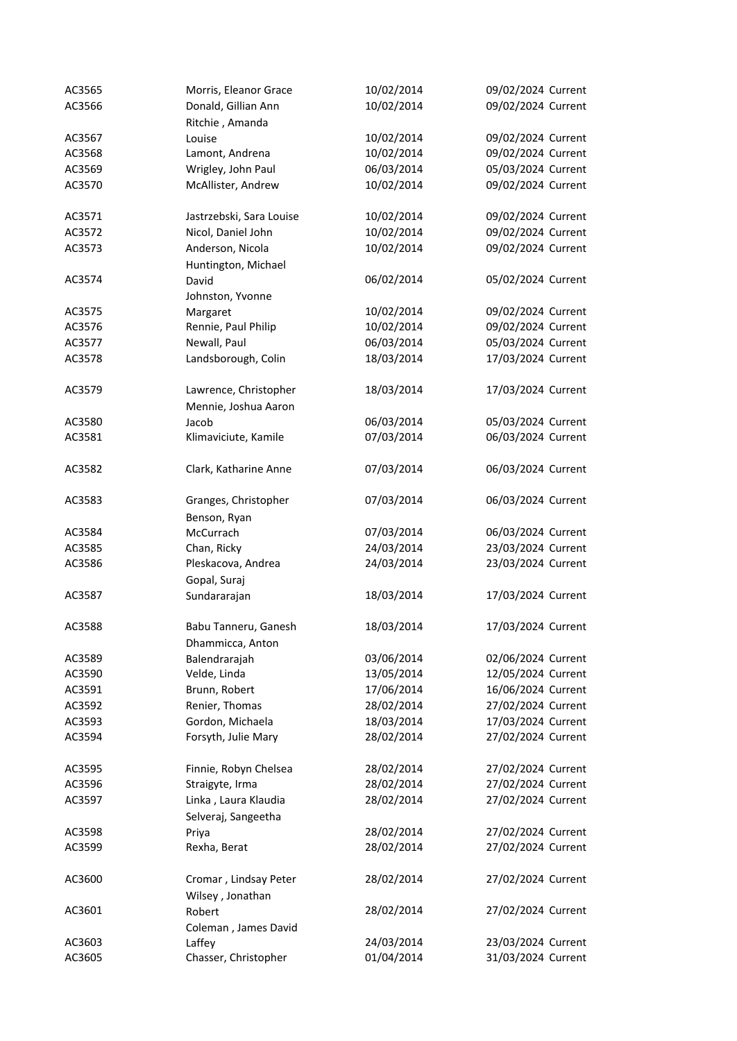| | | | | |
|---|---|---|---|---|
| AC3565 | Morris, Eleanor Grace | 10/02/2014 | 09/02/2024 | Current |
| AC3566 | Donald, Gillian Ann | 10/02/2014 | 09/02/2024 | Current |
| AC3567 | Ritchie , Amanda Louise | 10/02/2014 | 09/02/2024 | Current |
| AC3568 | Lamont, Andrena | 10/02/2014 | 09/02/2024 | Current |
| AC3569 | Wrigley, John Paul | 06/03/2014 | 05/03/2024 | Current |
| AC3570 | McAllister, Andrew | 10/02/2014 | 09/02/2024 | Current |
| AC3571 | Jastrzebski, Sara Louise | 10/02/2014 | 09/02/2024 | Current |
| AC3572 | Nicol, Daniel John | 10/02/2014 | 09/02/2024 | Current |
| AC3573 | Anderson, Nicola | 10/02/2014 | 09/02/2024 | Current |
| AC3574 | Huntington, Michael David | 06/02/2014 | 05/02/2024 | Current |
| AC3575 | Johnston, Yvonne Margaret | 10/02/2014 | 09/02/2024 | Current |
| AC3576 | Rennie, Paul Philip | 10/02/2014 | 09/02/2024 | Current |
| AC3577 | Newall, Paul | 06/03/2014 | 05/03/2024 | Current |
| AC3578 | Landsborough, Colin | 18/03/2014 | 17/03/2024 | Current |
| AC3579 | Lawrence, Christopher | 18/03/2014 | 17/03/2024 | Current |
| AC3580 | Mennie, Joshua Aaron Jacob | 06/03/2014 | 05/03/2024 | Current |
| AC3581 | Klimaviciute, Kamile | 07/03/2014 | 06/03/2024 | Current |
| AC3582 | Clark, Katharine Anne | 07/03/2014 | 06/03/2024 | Current |
| AC3583 | Granges, Christopher | 07/03/2014 | 06/03/2024 | Current |
| AC3584 | Benson, Ryan McCurrach | 07/03/2014 | 06/03/2024 | Current |
| AC3585 | Chan, Ricky | 24/03/2014 | 23/03/2024 | Current |
| AC3586 | Pleskacova, Andrea | 24/03/2014 | 23/03/2024 | Current |
| AC3587 | Gopal, Suraj Sundararajan | 18/03/2014 | 17/03/2024 | Current |
| AC3588 | Babu Tanneru, Ganesh | 18/03/2014 | 17/03/2024 | Current |
| AC3589 | Dhammicca, Anton Balendrarajah | 03/06/2014 | 02/06/2024 | Current |
| AC3590 | Velde, Linda | 13/05/2014 | 12/05/2024 | Current |
| AC3591 | Brunn, Robert | 17/06/2014 | 16/06/2024 | Current |
| AC3592 | Renier, Thomas | 28/02/2014 | 27/02/2024 | Current |
| AC3593 | Gordon, Michaela | 18/03/2014 | 17/03/2024 | Current |
| AC3594 | Forsyth, Julie Mary | 28/02/2014 | 27/02/2024 | Current |
| AC3595 | Finnie, Robyn Chelsea | 28/02/2014 | 27/02/2024 | Current |
| AC3596 | Straigyte, Irma | 28/02/2014 | 27/02/2024 | Current |
| AC3597 | Linka , Laura Klaudia | 28/02/2014 | 27/02/2024 | Current |
| AC3598 | Selveraj, Sangeetha Priya | 28/02/2014 | 27/02/2024 | Current |
| AC3599 | Rexha, Berat | 28/02/2014 | 27/02/2024 | Current |
| AC3600 | Cromar , Lindsay Peter | 28/02/2014 | 27/02/2024 | Current |
| AC3601 | Wilsey , Jonathan Robert | 28/02/2014 | 27/02/2024 | Current |
| AC3603 | Coleman , James David Laffey | 24/03/2014 | 23/03/2024 | Current |
| AC3605 | Chasser, Christopher | 01/04/2014 | 31/03/2024 | Current |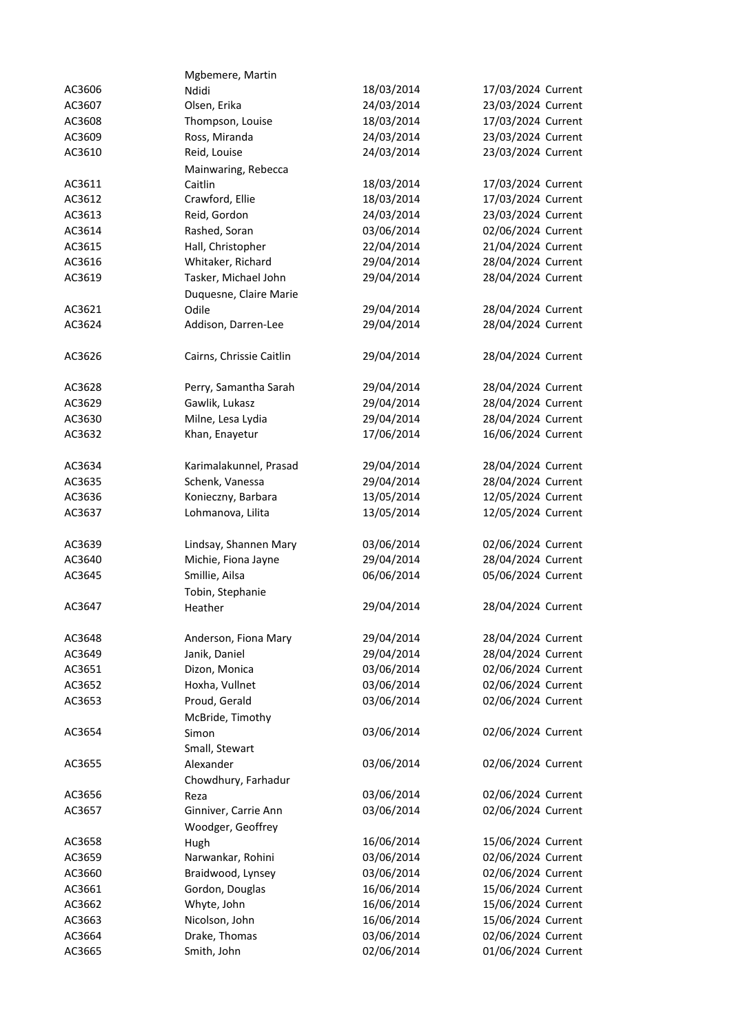| | | | | |
|---|---|---|---|---|
| AC3606 | Mgbemere, Martin Ndidi | 18/03/2014 | 17/03/2024 | Current |
| AC3607 | Olsen, Erika | 24/03/2014 | 23/03/2024 | Current |
| AC3608 | Thompson, Louise | 18/03/2014 | 17/03/2024 | Current |
| AC3609 | Ross, Miranda | 24/03/2014 | 23/03/2024 | Current |
| AC3610 | Reid, Louise | 24/03/2014 | 23/03/2024 | Current |
| AC3611 | Mainwaring, Rebecca Caitlin | 18/03/2014 | 17/03/2024 | Current |
| AC3612 | Crawford, Ellie | 18/03/2014 | 17/03/2024 | Current |
| AC3613 | Reid, Gordon | 24/03/2014 | 23/03/2024 | Current |
| AC3614 | Rashed, Soran | 03/06/2014 | 02/06/2024 | Current |
| AC3615 | Hall, Christopher | 22/04/2014 | 21/04/2024 | Current |
| AC3616 | Whitaker, Richard | 29/04/2014 | 28/04/2024 | Current |
| AC3619 | Tasker, Michael John | 29/04/2014 | 28/04/2024 | Current |
| AC3621 | Duquesne, Claire Marie Odile | 29/04/2014 | 28/04/2024 | Current |
| AC3624 | Addison, Darren-Lee | 29/04/2014 | 28/04/2024 | Current |
| AC3626 | Cairns, Chrissie Caitlin | 29/04/2014 | 28/04/2024 | Current |
| AC3628 | Perry, Samantha Sarah | 29/04/2014 | 28/04/2024 | Current |
| AC3629 | Gawlik, Lukasz | 29/04/2014 | 28/04/2024 | Current |
| AC3630 | Milne, Lesa Lydia | 29/04/2014 | 28/04/2024 | Current |
| AC3632 | Khan, Enayetur | 17/06/2014 | 16/06/2024 | Current |
| AC3634 | Karimalakunnel, Prasad | 29/04/2014 | 28/04/2024 | Current |
| AC3635 | Schenk, Vanessa | 29/04/2014 | 28/04/2024 | Current |
| AC3636 | Konieczny, Barbara | 13/05/2014 | 12/05/2024 | Current |
| AC3637 | Lohmanova, Lilita | 13/05/2014 | 12/05/2024 | Current |
| AC3639 | Lindsay, Shannen Mary | 03/06/2014 | 02/06/2024 | Current |
| AC3640 | Michie, Fiona Jayne | 29/04/2014 | 28/04/2024 | Current |
| AC3645 | Smillie, Ailsa | 06/06/2014 | 05/06/2024 | Current |
| AC3647 | Tobin, Stephanie Heather | 29/04/2014 | 28/04/2024 | Current |
| AC3648 | Anderson, Fiona Mary | 29/04/2014 | 28/04/2024 | Current |
| AC3649 | Janik, Daniel | 29/04/2014 | 28/04/2024 | Current |
| AC3651 | Dizon, Monica | 03/06/2014 | 02/06/2024 | Current |
| AC3652 | Hoxha, Vullnet | 03/06/2014 | 02/06/2024 | Current |
| AC3653 | Proud, Gerald | 03/06/2014 | 02/06/2024 | Current |
| AC3654 | McBride, Timothy Simon | 03/06/2014 | 02/06/2024 | Current |
| AC3655 | Small, Stewart Alexander | 03/06/2014 | 02/06/2024 | Current |
| AC3656 | Chowdhury, Farhadur Reza | 03/06/2014 | 02/06/2024 | Current |
| AC3657 | Ginniver, Carrie Ann | 03/06/2014 | 02/06/2024 | Current |
| AC3658 | Woodger, Geoffrey Hugh | 16/06/2014 | 15/06/2024 | Current |
| AC3659 | Narwankar, Rohini | 03/06/2014 | 02/06/2024 | Current |
| AC3660 | Braidwood, Lynsey | 03/06/2014 | 02/06/2024 | Current |
| AC3661 | Gordon, Douglas | 16/06/2014 | 15/06/2024 | Current |
| AC3662 | Whyte, John | 16/06/2014 | 15/06/2024 | Current |
| AC3663 | Nicolson, John | 16/06/2014 | 15/06/2024 | Current |
| AC3664 | Drake, Thomas | 03/06/2014 | 02/06/2024 | Current |
| AC3665 | Smith, John | 02/06/2014 | 01/06/2024 | Current |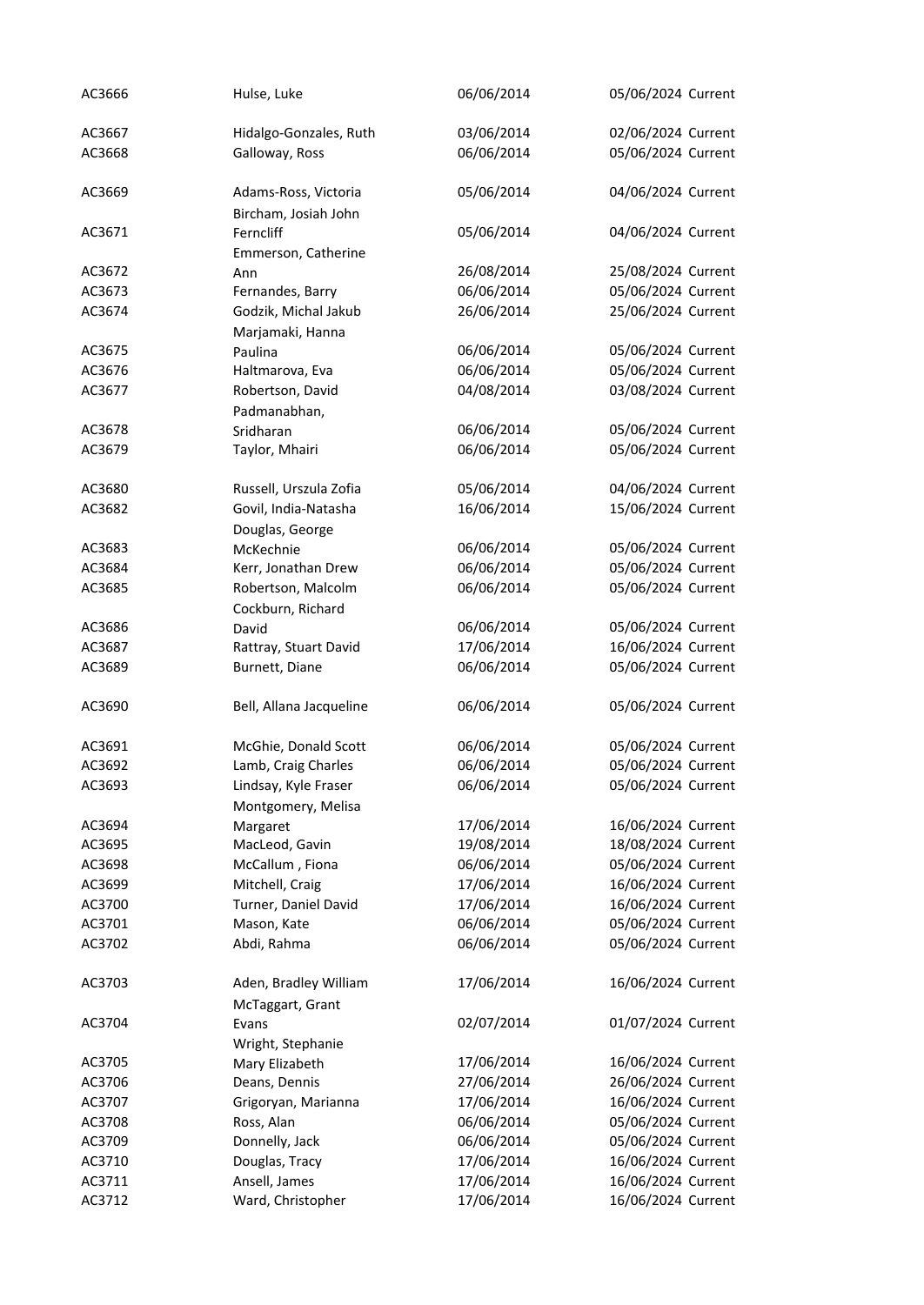| | | | | |
|---|---|---|---|---|
| AC3666 | Hulse, Luke | 06/06/2014 | 05/06/2024 | Current |
| AC3667 | Hidalgo-Gonzales, Ruth | 03/06/2014 | 02/06/2024 | Current |
| AC3668 | Galloway, Ross | 06/06/2014 | 05/06/2024 | Current |
| AC3669 | Adams-Ross, Victoria | 05/06/2014 | 04/06/2024 | Current |
| AC3671 | Bircham, Josiah John Ferncliff | 05/06/2014 | 04/06/2024 | Current |
| AC3672 | Emmerson, Catherine Ann | 26/08/2014 | 25/08/2024 | Current |
| AC3673 | Fernandes, Barry | 06/06/2014 | 05/06/2024 | Current |
| AC3674 | Godzik, Michal Jakub | 26/06/2014 | 25/06/2024 | Current |
| AC3675 | Marjamaki, Hanna Paulina | 06/06/2014 | 05/06/2024 | Current |
| AC3676 | Haltmarova, Eva | 06/06/2014 | 05/06/2024 | Current |
| AC3677 | Robertson, David | 04/08/2014 | 03/08/2024 | Current |
| AC3678 | Padmanabhan, Sridharan | 06/06/2014 | 05/06/2024 | Current |
| AC3679 | Taylor, Mhairi | 06/06/2014 | 05/06/2024 | Current |
| AC3680 | Russell, Urszula Zofia | 05/06/2014 | 04/06/2024 | Current |
| AC3682 | Govil, India-Natasha | 16/06/2014 | 15/06/2024 | Current |
| AC3683 | Douglas, George McKechnie | 06/06/2014 | 05/06/2024 | Current |
| AC3684 | Kerr, Jonathan Drew | 06/06/2014 | 05/06/2024 | Current |
| AC3685 | Robertson, Malcolm | 06/06/2014 | 05/06/2024 | Current |
| AC3686 | Cockburn, Richard David | 06/06/2014 | 05/06/2024 | Current |
| AC3687 | Rattray, Stuart David | 17/06/2014 | 16/06/2024 | Current |
| AC3689 | Burnett, Diane | 06/06/2014 | 05/06/2024 | Current |
| AC3690 | Bell, Allana Jacqueline | 06/06/2014 | 05/06/2024 | Current |
| AC3691 | McGhie, Donald Scott | 06/06/2014 | 05/06/2024 | Current |
| AC3692 | Lamb, Craig Charles | 06/06/2014 | 05/06/2024 | Current |
| AC3693 | Lindsay, Kyle Fraser | 06/06/2014 | 05/06/2024 | Current |
| AC3694 | Montgomery, Melisa Margaret | 17/06/2014 | 16/06/2024 | Current |
| AC3695 | MacLeod, Gavin | 19/08/2014 | 18/08/2024 | Current |
| AC3698 | McCallum , Fiona | 06/06/2014 | 05/06/2024 | Current |
| AC3699 | Mitchell, Craig | 17/06/2014 | 16/06/2024 | Current |
| AC3700 | Turner, Daniel David | 17/06/2014 | 16/06/2024 | Current |
| AC3701 | Mason, Kate | 06/06/2014 | 05/06/2024 | Current |
| AC3702 | Abdi, Rahma | 06/06/2014 | 05/06/2024 | Current |
| AC3703 | Aden, Bradley William | 17/06/2014 | 16/06/2024 | Current |
| AC3704 | McTaggart, Grant Evans | 02/07/2014 | 01/07/2024 | Current |
| AC3705 | Wright, Stephanie Mary Elizabeth | 17/06/2014 | 16/06/2024 | Current |
| AC3706 | Deans, Dennis | 27/06/2014 | 26/06/2024 | Current |
| AC3707 | Grigoryan, Marianna | 17/06/2014 | 16/06/2024 | Current |
| AC3708 | Ross, Alan | 06/06/2014 | 05/06/2024 | Current |
| AC3709 | Donnelly, Jack | 06/06/2014 | 05/06/2024 | Current |
| AC3710 | Douglas, Tracy | 17/06/2014 | 16/06/2024 | Current |
| AC3711 | Ansell, James | 17/06/2014 | 16/06/2024 | Current |
| AC3712 | Ward, Christopher | 17/06/2014 | 16/06/2024 | Current |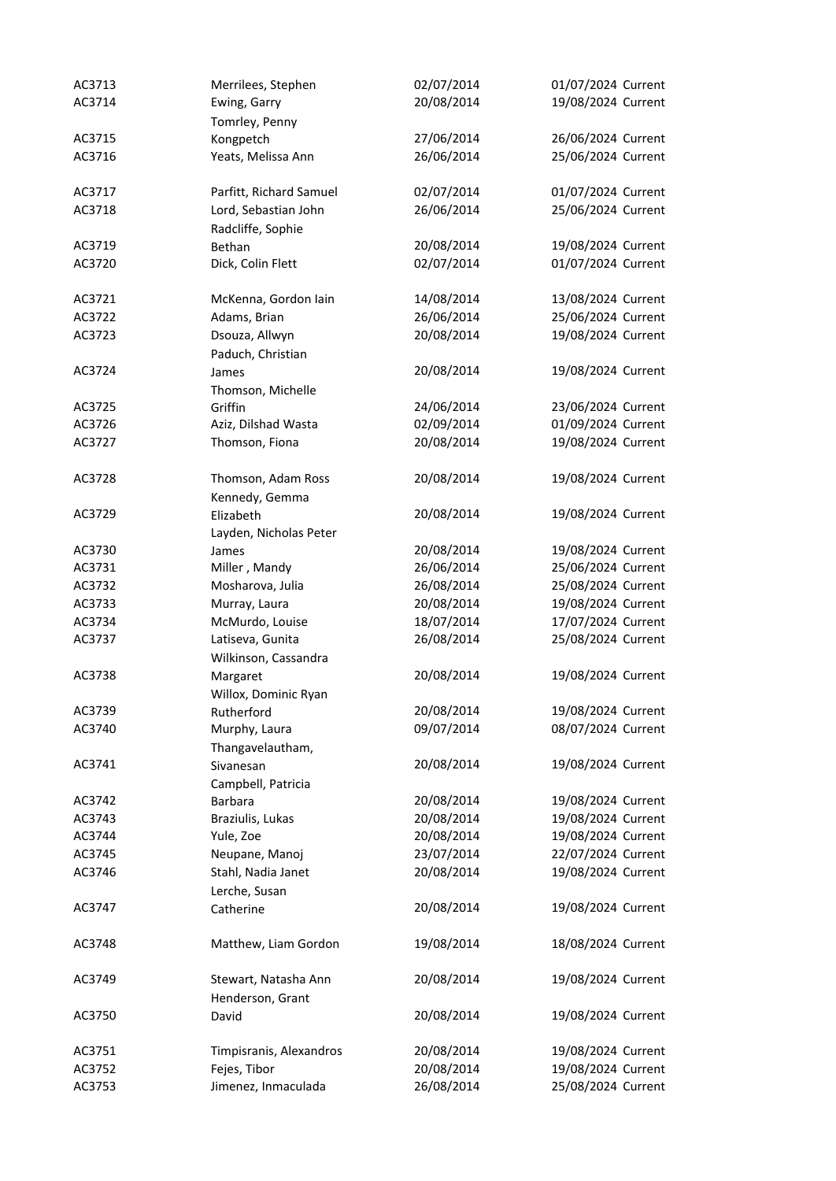| | | | | |
|---|---|---|---|---|
| AC3713 | Merrilees, Stephen | 02/07/2014 | 01/07/2024 | Current |
| AC3714 | Ewing, Garry | 20/08/2014 | 19/08/2024 | Current |
| AC3715 | Tomrley, Penny Kongpetch | 27/06/2014 | 26/06/2024 | Current |
| AC3716 | Yeats, Melissa Ann | 26/06/2014 | 25/06/2024 | Current |
| AC3717 | Parfitt, Richard Samuel | 02/07/2014 | 01/07/2024 | Current |
| AC3718 | Lord, Sebastian John | 26/06/2014 | 25/06/2024 | Current |
| AC3719 | Radcliffe, Sophie Bethan | 20/08/2014 | 19/08/2024 | Current |
| AC3720 | Dick, Colin Flett | 02/07/2014 | 01/07/2024 | Current |
| AC3721 | McKenna, Gordon Iain | 14/08/2014 | 13/08/2024 | Current |
| AC3722 | Adams, Brian | 26/06/2014 | 25/06/2024 | Current |
| AC3723 | Dsouza, Allwyn | 20/08/2014 | 19/08/2024 | Current |
| AC3724 | Paduch, Christian James | 20/08/2014 | 19/08/2024 | Current |
| AC3725 | Thomson, Michelle Griffin | 24/06/2014 | 23/06/2024 | Current |
| AC3726 | Aziz, Dilshad Wasta | 02/09/2014 | 01/09/2024 | Current |
| AC3727 | Thomson, Fiona | 20/08/2014 | 19/08/2024 | Current |
| AC3728 | Thomson, Adam Ross | 20/08/2014 | 19/08/2024 | Current |
| AC3729 | Kennedy, Gemma Elizabeth | 20/08/2014 | 19/08/2024 | Current |
| AC3730 | Layden, Nicholas Peter James | 20/08/2014 | 19/08/2024 | Current |
| AC3731 | Miller , Mandy | 26/06/2014 | 25/06/2024 | Current |
| AC3732 | Mosharova, Julia | 26/08/2014 | 25/08/2024 | Current |
| AC3733 | Murray, Laura | 20/08/2014 | 19/08/2024 | Current |
| AC3734 | McMurdo, Louise | 18/07/2014 | 17/07/2024 | Current |
| AC3737 | Latiseva, Gunita | 26/08/2014 | 25/08/2024 | Current |
| AC3738 | Wilkinson, Cassandra Margaret | 20/08/2014 | 19/08/2024 | Current |
| AC3739 | Willox, Dominic Ryan Rutherford | 20/08/2014 | 19/08/2024 | Current |
| AC3740 | Murphy, Laura | 09/07/2014 | 08/07/2024 | Current |
| AC3741 | Thangavelautham, Sivanesan | 20/08/2014 | 19/08/2024 | Current |
| AC3742 | Campbell, Patricia Barbara | 20/08/2014 | 19/08/2024 | Current |
| AC3743 | Braziulis, Lukas | 20/08/2014 | 19/08/2024 | Current |
| AC3744 | Yule, Zoe | 20/08/2014 | 19/08/2024 | Current |
| AC3745 | Neupane, Manoj | 23/07/2014 | 22/07/2024 | Current |
| AC3746 | Stahl, Nadia Janet | 20/08/2014 | 19/08/2024 | Current |
| AC3747 | Lerche, Susan Catherine | 20/08/2014 | 19/08/2024 | Current |
| AC3748 | Matthew, Liam Gordon | 19/08/2014 | 18/08/2024 | Current |
| AC3749 | Stewart, Natasha Ann | 20/08/2014 | 19/08/2024 | Current |
| AC3750 | Henderson, Grant David | 20/08/2014 | 19/08/2024 | Current |
| AC3751 | Timpisranis, Alexandros | 20/08/2014 | 19/08/2024 | Current |
| AC3752 | Fejes, Tibor | 20/08/2014 | 19/08/2024 | Current |
| AC3753 | Jimenez, Inmaculada | 26/08/2014 | 25/08/2024 | Current |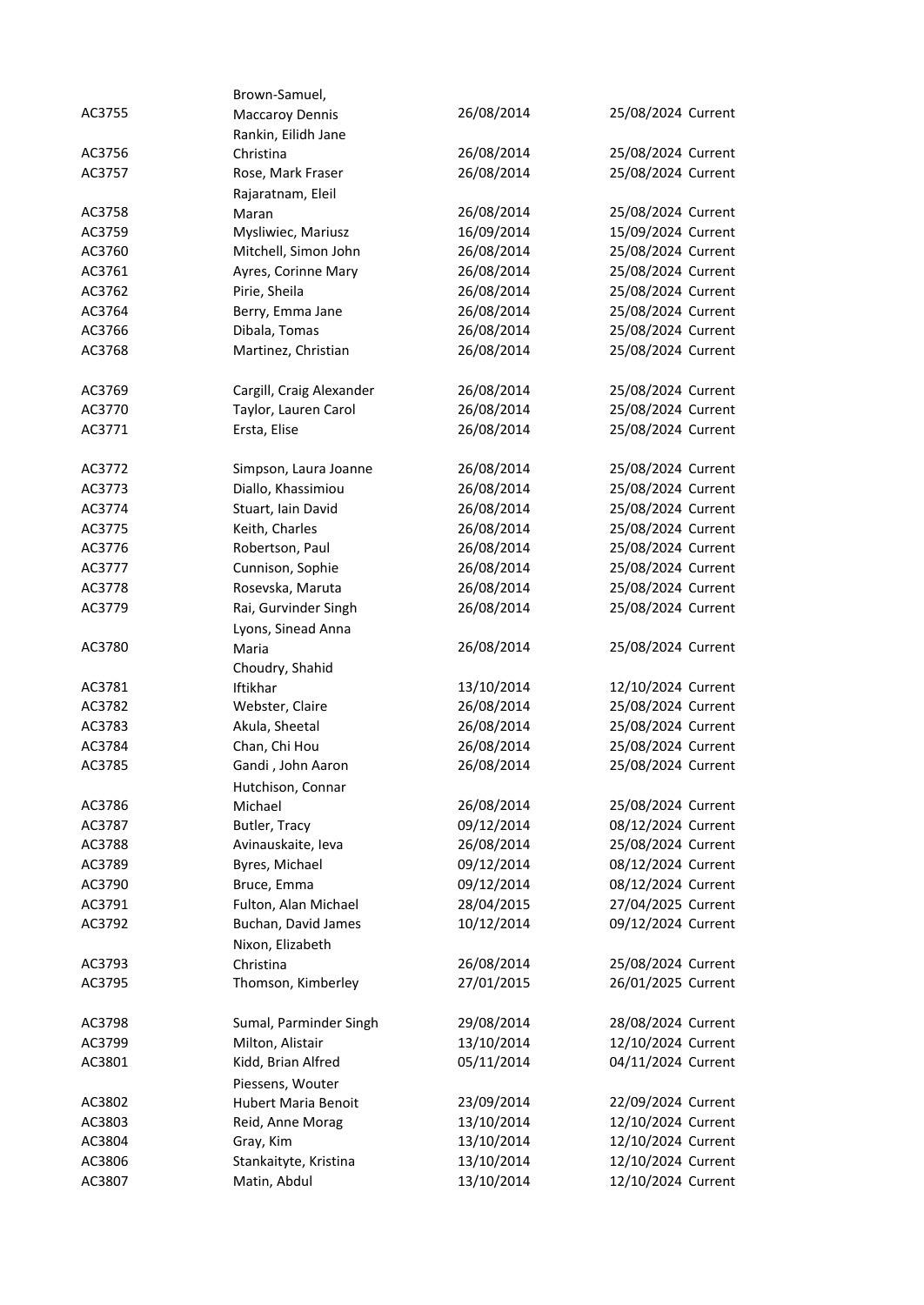| | | | | |
|---|---|---|---|---|
| AC3755 | Brown-Samuel, Maccaroy Dennis | 26/08/2014 | 25/08/2024 | Current |
| AC3756 | Rankin, Eilidh Jane Christina | 26/08/2014 | 25/08/2024 | Current |
| AC3757 | Rose, Mark Fraser | 26/08/2014 | 25/08/2024 | Current |
| AC3758 | Rajaratnam, Eleil Maran | 26/08/2014 | 25/08/2024 | Current |
| AC3759 | Mysliwiec, Mariusz | 16/09/2014 | 15/09/2024 | Current |
| AC3760 | Mitchell, Simon John | 26/08/2014 | 25/08/2024 | Current |
| AC3761 | Ayres, Corinne Mary | 26/08/2014 | 25/08/2024 | Current |
| AC3762 | Pirie, Sheila | 26/08/2014 | 25/08/2024 | Current |
| AC3764 | Berry, Emma Jane | 26/08/2014 | 25/08/2024 | Current |
| AC3766 | Dibala, Tomas | 26/08/2014 | 25/08/2024 | Current |
| AC3768 | Martinez, Christian | 26/08/2014 | 25/08/2024 | Current |
| AC3769 | Cargill, Craig Alexander | 26/08/2014 | 25/08/2024 | Current |
| AC3770 | Taylor, Lauren Carol | 26/08/2014 | 25/08/2024 | Current |
| AC3771 | Ersta, Elise | 26/08/2014 | 25/08/2024 | Current |
| AC3772 | Simpson, Laura Joanne | 26/08/2014 | 25/08/2024 | Current |
| AC3773 | Diallo, Khassimiou | 26/08/2014 | 25/08/2024 | Current |
| AC3774 | Stuart, Iain David | 26/08/2014 | 25/08/2024 | Current |
| AC3775 | Keith, Charles | 26/08/2014 | 25/08/2024 | Current |
| AC3776 | Robertson, Paul | 26/08/2014 | 25/08/2024 | Current |
| AC3777 | Cunnison, Sophie | 26/08/2014 | 25/08/2024 | Current |
| AC3778 | Rosevska, Maruta | 26/08/2014 | 25/08/2024 | Current |
| AC3779 | Rai, Gurvinder Singh | 26/08/2014 | 25/08/2024 | Current |
| AC3780 | Lyons, Sinead Anna Maria | 26/08/2014 | 25/08/2024 | Current |
| AC3781 | Choudry, Shahid Iftikhar | 13/10/2014 | 12/10/2024 | Current |
| AC3782 | Webster, Claire | 26/08/2014 | 25/08/2024 | Current |
| AC3783 | Akula, Sheetal | 26/08/2014 | 25/08/2024 | Current |
| AC3784 | Chan, Chi Hou | 26/08/2014 | 25/08/2024 | Current |
| AC3785 | Gandi , John Aaron | 26/08/2014 | 25/08/2024 | Current |
| AC3786 | Hutchison, Connar Michael | 26/08/2014 | 25/08/2024 | Current |
| AC3787 | Butler, Tracy | 09/12/2014 | 08/12/2024 | Current |
| AC3788 | Avinauskaite, Ieva | 26/08/2014 | 25/08/2024 | Current |
| AC3789 | Byres, Michael | 09/12/2014 | 08/12/2024 | Current |
| AC3790 | Bruce, Emma | 09/12/2014 | 08/12/2024 | Current |
| AC3791 | Fulton, Alan Michael | 28/04/2015 | 27/04/2025 | Current |
| AC3792 | Buchan, David James | 10/12/2014 | 09/12/2024 | Current |
| AC3793 | Nixon, Elizabeth Christina | 26/08/2014 | 25/08/2024 | Current |
| AC3795 | Thomson, Kimberley | 27/01/2015 | 26/01/2025 | Current |
| AC3798 | Sumal, Parminder Singh | 29/08/2014 | 28/08/2024 | Current |
| AC3799 | Milton, Alistair | 13/10/2014 | 12/10/2024 | Current |
| AC3801 | Kidd, Brian Alfred | 05/11/2014 | 04/11/2024 | Current |
| AC3802 | Piessens, Wouter Hubert Maria Benoit | 23/09/2014 | 22/09/2024 | Current |
| AC3803 | Reid, Anne Morag | 13/10/2014 | 12/10/2024 | Current |
| AC3804 | Gray, Kim | 13/10/2014 | 12/10/2024 | Current |
| AC3806 | Stankaityte, Kristina | 13/10/2014 | 12/10/2024 | Current |
| AC3807 | Matin, Abdul | 13/10/2014 | 12/10/2024 | Current |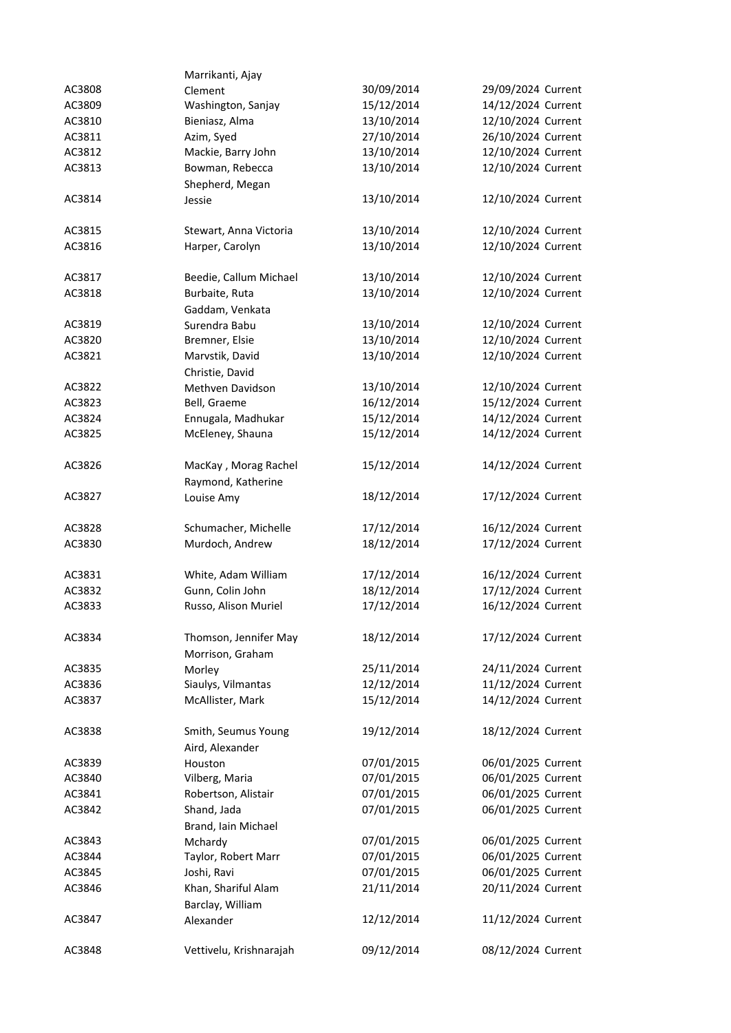| | | | | |
|---|---|---|---|---|
| AC3808 | Marrikanti, Ajay Clement | 30/09/2014 | 29/09/2024 | Current |
| AC3809 | Washington, Sanjay | 15/12/2014 | 14/12/2024 | Current |
| AC3810 | Bieniasz, Alma | 13/10/2014 | 12/10/2024 | Current |
| AC3811 | Azim, Syed | 27/10/2014 | 26/10/2024 | Current |
| AC3812 | Mackie, Barry John | 13/10/2014 | 12/10/2024 | Current |
| AC3813 | Bowman, Rebecca | 13/10/2014 | 12/10/2024 | Current |
| AC3814 | Shepherd, Megan Jessie | 13/10/2014 | 12/10/2024 | Current |
| AC3815 | Stewart, Anna Victoria | 13/10/2014 | 12/10/2024 | Current |
| AC3816 | Harper, Carolyn | 13/10/2014 | 12/10/2024 | Current |
| AC3817 | Beedie, Callum Michael | 13/10/2014 | 12/10/2024 | Current |
| AC3818 | Burbaite, Ruta | 13/10/2014 | 12/10/2024 | Current |
| AC3819 | Gaddam, Venkata Surendra Babu | 13/10/2014 | 12/10/2024 | Current |
| AC3820 | Bremner, Elsie | 13/10/2014 | 12/10/2024 | Current |
| AC3821 | Marvstik, David | 13/10/2014 | 12/10/2024 | Current |
| AC3822 | Christie, David Methven Davidson | 13/10/2014 | 12/10/2024 | Current |
| AC3823 | Bell, Graeme | 16/12/2014 | 15/12/2024 | Current |
| AC3824 | Ennugala, Madhukar | 15/12/2014 | 14/12/2024 | Current |
| AC3825 | McEleney, Shauna | 15/12/2014 | 14/12/2024 | Current |
| AC3826 | MacKay , Morag Rachel | 15/12/2014 | 14/12/2024 | Current |
| AC3827 | Raymond, Katherine Louise Amy | 18/12/2014 | 17/12/2024 | Current |
| AC3828 | Schumacher, Michelle | 17/12/2014 | 16/12/2024 | Current |
| AC3830 | Murdoch, Andrew | 18/12/2014 | 17/12/2024 | Current |
| AC3831 | White, Adam William | 17/12/2014 | 16/12/2024 | Current |
| AC3832 | Gunn, Colin John | 18/12/2014 | 17/12/2024 | Current |
| AC3833 | Russo, Alison Muriel | 17/12/2014 | 16/12/2024 | Current |
| AC3834 | Thomson, Jennifer May | 18/12/2014 | 17/12/2024 | Current |
| AC3835 | Morrison, Graham Morley | 25/11/2014 | 24/11/2024 | Current |
| AC3836 | Siaulys, Vilmantas | 12/12/2014 | 11/12/2024 | Current |
| AC3837 | McAllister, Mark | 15/12/2014 | 14/12/2024 | Current |
| AC3838 | Smith, Seumus Young | 19/12/2014 | 18/12/2024 | Current |
| AC3839 | Aird, Alexander Houston | 07/01/2015 | 06/01/2025 | Current |
| AC3840 | Vilberg, Maria | 07/01/2015 | 06/01/2025 | Current |
| AC3841 | Robertson, Alistair | 07/01/2015 | 06/01/2025 | Current |
| AC3842 | Shand, Jada | 07/01/2015 | 06/01/2025 | Current |
| AC3843 | Brand, Iain Michael Mchardy | 07/01/2015 | 06/01/2025 | Current |
| AC3844 | Taylor, Robert Marr | 07/01/2015 | 06/01/2025 | Current |
| AC3845 | Joshi, Ravi | 07/01/2015 | 06/01/2025 | Current |
| AC3846 | Khan, Shariful Alam | 21/11/2014 | 20/11/2024 | Current |
| AC3847 | Barclay, William Alexander | 12/12/2014 | 11/12/2024 | Current |
| AC3848 | Vettivelu, Krishnarajah | 09/12/2014 | 08/12/2024 | Current |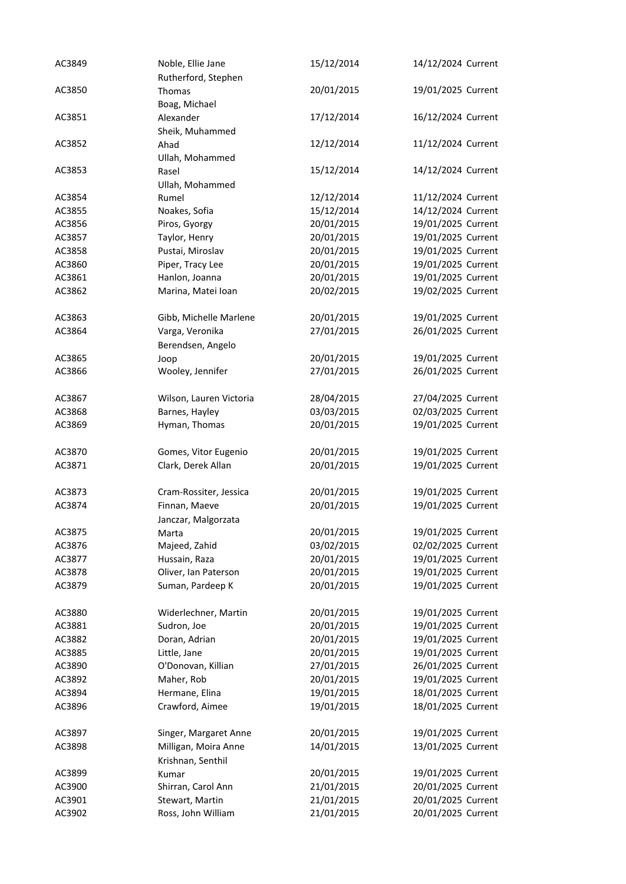| | | | | |
|---|---|---|---|---|
| AC3849 | Noble, Ellie Jane | 15/12/2014 | 14/12/2024 | Current |
| AC3850 | Rutherford, Stephen Thomas | 20/01/2015 | 19/01/2025 | Current |
| AC3851 | Boag, Michael Alexander | 17/12/2014 | 16/12/2024 | Current |
| AC3852 | Sheik, Muhammed Ahad | 12/12/2014 | 11/12/2024 | Current |
| AC3853 | Ullah, Mohammed Rasel | 15/12/2014 | 14/12/2024 | Current |
| AC3854 | Ullah, Mohammed Rumel | 12/12/2014 | 11/12/2024 | Current |
| AC3855 | Noakes, Sofia | 15/12/2014 | 14/12/2024 | Current |
| AC3856 | Piros, Gyorgy | 20/01/2015 | 19/01/2025 | Current |
| AC3857 | Taylor, Henry | 20/01/2015 | 19/01/2025 | Current |
| AC3858 | Pustai, Miroslav | 20/01/2015 | 19/01/2025 | Current |
| AC3860 | Piper, Tracy Lee | 20/01/2015 | 19/01/2025 | Current |
| AC3861 | Hanlon, Joanna | 20/01/2015 | 19/01/2025 | Current |
| AC3862 | Marina, Matei Ioan | 20/02/2015 | 19/02/2025 | Current |
| AC3863 | Gibb, Michelle Marlene | 20/01/2015 | 19/01/2025 | Current |
| AC3864 | Varga, Veronika | 27/01/2015 | 26/01/2025 | Current |
| AC3865 | Berendsen, Angelo Joop | 20/01/2015 | 19/01/2025 | Current |
| AC3866 | Wooley, Jennifer | 27/01/2015 | 26/01/2025 | Current |
| AC3867 | Wilson, Lauren Victoria | 28/04/2015 | 27/04/2025 | Current |
| AC3868 | Barnes, Hayley | 03/03/2015 | 02/03/2025 | Current |
| AC3869 | Hyman, Thomas | 20/01/2015 | 19/01/2025 | Current |
| AC3870 | Gomes, Vitor Eugenio | 20/01/2015 | 19/01/2025 | Current |
| AC3871 | Clark, Derek Allan | 20/01/2015 | 19/01/2025 | Current |
| AC3873 | Cram-Rossiter, Jessica | 20/01/2015 | 19/01/2025 | Current |
| AC3874 | Finnan, Maeve | 20/01/2015 | 19/01/2025 | Current |
| AC3875 | Janczar, Malgorzata Marta | 20/01/2015 | 19/01/2025 | Current |
| AC3876 | Majeed, Zahid | 03/02/2015 | 02/02/2025 | Current |
| AC3877 | Hussain, Raza | 20/01/2015 | 19/01/2025 | Current |
| AC3878 | Oliver, Ian Paterson | 20/01/2015 | 19/01/2025 | Current |
| AC3879 | Suman, Pardeep K | 20/01/2015 | 19/01/2025 | Current |
| AC3880 | Widerlechner, Martin | 20/01/2015 | 19/01/2025 | Current |
| AC3881 | Sudron, Joe | 20/01/2015 | 19/01/2025 | Current |
| AC3882 | Doran, Adrian | 20/01/2015 | 19/01/2025 | Current |
| AC3885 | Little, Jane | 20/01/2015 | 19/01/2025 | Current |
| AC3890 | O'Donovan, Killian | 27/01/2015 | 26/01/2025 | Current |
| AC3892 | Maher, Rob | 20/01/2015 | 19/01/2025 | Current |
| AC3894 | Hermane, Elina | 19/01/2015 | 18/01/2025 | Current |
| AC3896 | Crawford, Aimee | 19/01/2015 | 18/01/2025 | Current |
| AC3897 | Singer, Margaret Anne | 20/01/2015 | 19/01/2025 | Current |
| AC3898 | Milligan, Moira Anne | 14/01/2015 | 13/01/2025 | Current |
| AC3899 | Krishnan, Senthil Kumar | 20/01/2015 | 19/01/2025 | Current |
| AC3900 | Shirran, Carol Ann | 21/01/2015 | 20/01/2025 | Current |
| AC3901 | Stewart, Martin | 21/01/2015 | 20/01/2025 | Current |
| AC3902 | Ross, John William | 21/01/2015 | 20/01/2025 | Current |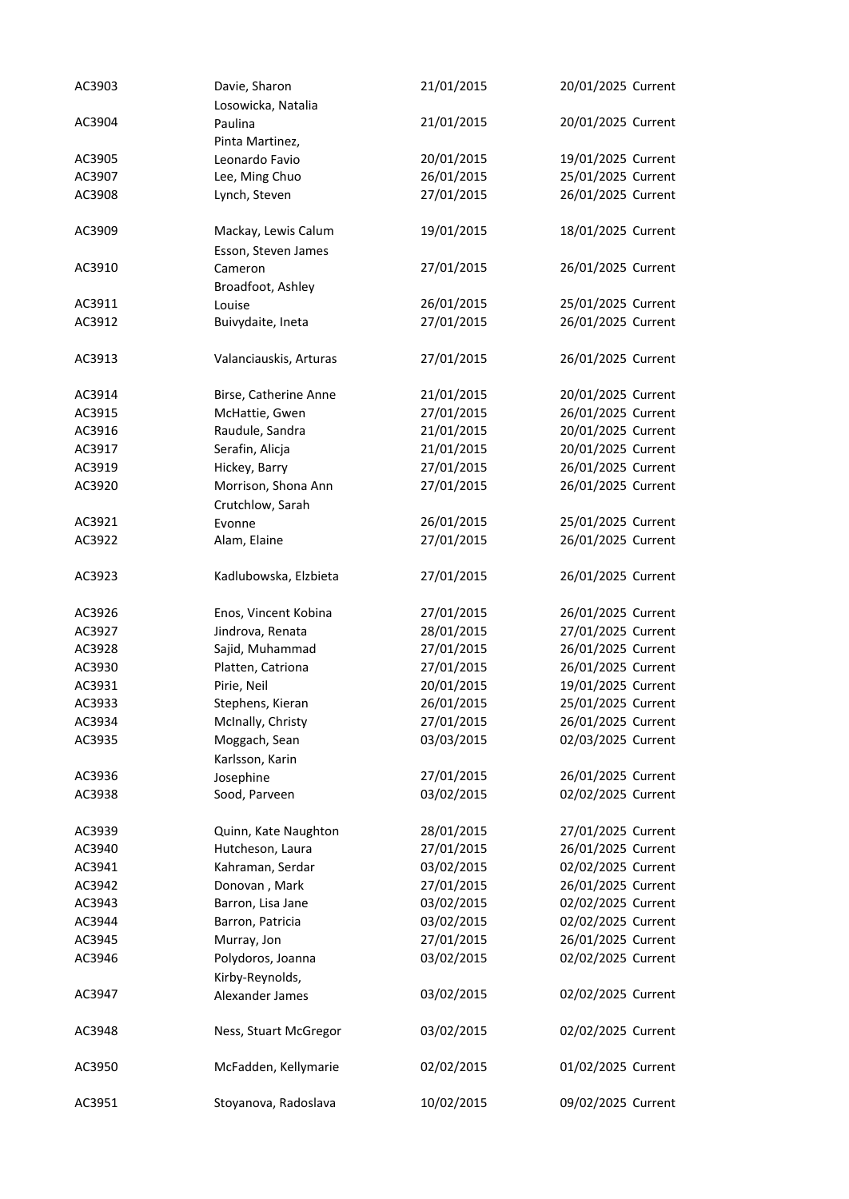| | | | | |
|---|---|---|---|---|
| AC3903 | Davie, Sharon | 21/01/2015 | 20/01/2025 | Current |
| AC3904 | Losowicka, Natalia Paulina | 21/01/2015 | 20/01/2025 | Current |
| AC3905 | Pinta Martinez, Leonardo Favio | 20/01/2015 | 19/01/2025 | Current |
| AC3907 | Lee, Ming Chuo | 26/01/2015 | 25/01/2025 | Current |
| AC3908 | Lynch, Steven | 27/01/2015 | 26/01/2025 | Current |
| AC3909 | Mackay, Lewis Calum | 19/01/2015 | 18/01/2025 | Current |
| AC3910 | Esson, Steven James Cameron | 27/01/2015 | 26/01/2025 | Current |
| AC3911 | Broadfoot, Ashley Louise | 26/01/2015 | 25/01/2025 | Current |
| AC3912 | Buivydaite, Ineta | 27/01/2015 | 26/01/2025 | Current |
| AC3913 | Valanciauskis, Arturas | 27/01/2015 | 26/01/2025 | Current |
| AC3914 | Birse, Catherine Anne | 21/01/2015 | 20/01/2025 | Current |
| AC3915 | McHattie, Gwen | 27/01/2015 | 26/01/2025 | Current |
| AC3916 | Raudule, Sandra | 21/01/2015 | 20/01/2025 | Current |
| AC3917 | Serafin, Alicja | 21/01/2015 | 20/01/2025 | Current |
| AC3919 | Hickey, Barry | 27/01/2015 | 26/01/2025 | Current |
| AC3920 | Morrison, Shona Ann | 27/01/2015 | 26/01/2025 | Current |
| AC3921 | Crutchlow, Sarah Evonne | 26/01/2015 | 25/01/2025 | Current |
| AC3922 | Alam, Elaine | 27/01/2015 | 26/01/2025 | Current |
| AC3923 | Kadlubowska, Elzbieta | 27/01/2015 | 26/01/2025 | Current |
| AC3926 | Enos, Vincent Kobina | 27/01/2015 | 26/01/2025 | Current |
| AC3927 | Jindrova, Renata | 28/01/2015 | 27/01/2025 | Current |
| AC3928 | Sajid, Muhammad | 27/01/2015 | 26/01/2025 | Current |
| AC3930 | Platten, Catriona | 27/01/2015 | 26/01/2025 | Current |
| AC3931 | Pirie, Neil | 20/01/2015 | 19/01/2025 | Current |
| AC3933 | Stephens, Kieran | 26/01/2015 | 25/01/2025 | Current |
| AC3934 | McInally, Christy | 27/01/2015 | 26/01/2025 | Current |
| AC3935 | Moggach, Sean | 03/03/2015 | 02/03/2025 | Current |
| AC3936 | Karlsson, Karin Josephine | 27/01/2015 | 26/01/2025 | Current |
| AC3938 | Sood, Parveen | 03/02/2015 | 02/02/2025 | Current |
| AC3939 | Quinn, Kate Naughton | 28/01/2015 | 27/01/2025 | Current |
| AC3940 | Hutcheson, Laura | 27/01/2015 | 26/01/2025 | Current |
| AC3941 | Kahraman, Serdar | 03/02/2015 | 02/02/2025 | Current |
| AC3942 | Donovan , Mark | 27/01/2015 | 26/01/2025 | Current |
| AC3943 | Barron, Lisa Jane | 03/02/2015 | 02/02/2025 | Current |
| AC3944 | Barron, Patricia | 03/02/2015 | 02/02/2025 | Current |
| AC3945 | Murray, Jon | 27/01/2015 | 26/01/2025 | Current |
| AC3946 | Polydoros, Joanna | 03/02/2015 | 02/02/2025 | Current |
| AC3947 | Kirby-Reynolds, Alexander James | 03/02/2015 | 02/02/2025 | Current |
| AC3948 | Ness, Stuart McGregor | 03/02/2015 | 02/02/2025 | Current |
| AC3950 | McFadden, Kellymarie | 02/02/2015 | 01/02/2025 | Current |
| AC3951 | Stoyanova, Radoslava | 10/02/2015 | 09/02/2025 | Current |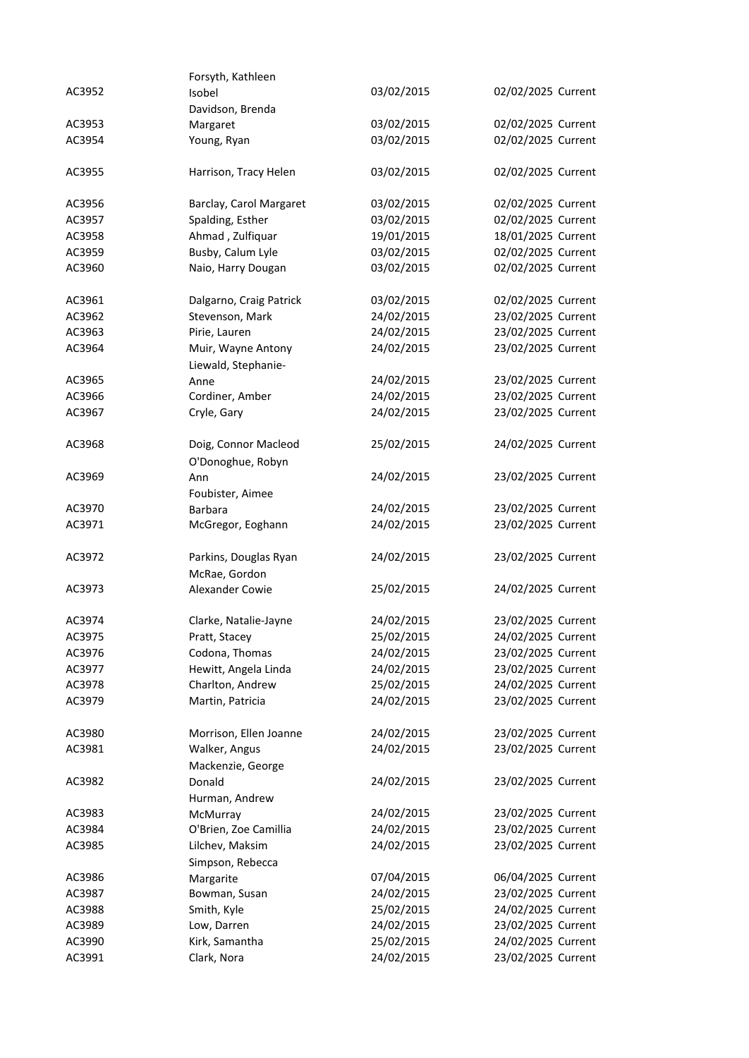| | | | | |
|---|---|---|---|---|
| AC3952 | Forsyth, Kathleen Isobel | 03/02/2015 | 02/02/2025 | Current |
| AC3953 | Davidson, Brenda Margaret | 03/02/2015 | 02/02/2025 | Current |
| AC3954 | Young, Ryan | 03/02/2015 | 02/02/2025 | Current |
| AC3955 | Harrison, Tracy Helen | 03/02/2015 | 02/02/2025 | Current |
| AC3956 | Barclay, Carol Margaret | 03/02/2015 | 02/02/2025 | Current |
| AC3957 | Spalding, Esther | 03/02/2015 | 02/02/2025 | Current |
| AC3958 | Ahmad , Zulfiquar | 19/01/2015 | 18/01/2025 | Current |
| AC3959 | Busby, Calum Lyle | 03/02/2015 | 02/02/2025 | Current |
| AC3960 | Naio, Harry Dougan | 03/02/2015 | 02/02/2025 | Current |
| AC3961 | Dalgarno, Craig Patrick | 03/02/2015 | 02/02/2025 | Current |
| AC3962 | Stevenson, Mark | 24/02/2015 | 23/02/2025 | Current |
| AC3963 | Pirie, Lauren | 24/02/2015 | 23/02/2025 | Current |
| AC3964 | Muir, Wayne Antony | 24/02/2015 | 23/02/2025 | Current |
| AC3965 | Liewald, Stephanie-Anne | 24/02/2015 | 23/02/2025 | Current |
| AC3966 | Cordiner, Amber | 24/02/2015 | 23/02/2025 | Current |
| AC3967 | Cryle, Gary | 24/02/2015 | 23/02/2025 | Current |
| AC3968 | Doig, Connor Macleod | 25/02/2015 | 24/02/2025 | Current |
| AC3969 | O'Donoghue, Robyn Ann | 24/02/2015 | 23/02/2025 | Current |
| AC3970 | Foubister, Aimee Barbara | 24/02/2015 | 23/02/2025 | Current |
| AC3971 | McGregor, Eoghann | 24/02/2015 | 23/02/2025 | Current |
| AC3972 | Parkins, Douglas Ryan | 24/02/2015 | 23/02/2025 | Current |
| AC3973 | McRae, Gordon Alexander Cowie | 25/02/2015 | 24/02/2025 | Current |
| AC3974 | Clarke, Natalie-Jayne | 24/02/2015 | 23/02/2025 | Current |
| AC3975 | Pratt, Stacey | 25/02/2015 | 24/02/2025 | Current |
| AC3976 | Codona, Thomas | 24/02/2015 | 23/02/2025 | Current |
| AC3977 | Hewitt, Angela Linda | 24/02/2015 | 23/02/2025 | Current |
| AC3978 | Charlton, Andrew | 25/02/2015 | 24/02/2025 | Current |
| AC3979 | Martin, Patricia | 24/02/2015 | 23/02/2025 | Current |
| AC3980 | Morrison, Ellen Joanne | 24/02/2015 | 23/02/2025 | Current |
| AC3981 | Walker, Angus | 24/02/2015 | 23/02/2025 | Current |
| AC3982 | Mackenzie, George Donald | 24/02/2015 | 23/02/2025 | Current |
| AC3983 | Hurman, Andrew McMurray | 24/02/2015 | 23/02/2025 | Current |
| AC3984 | O'Brien, Zoe Camillia | 24/02/2015 | 23/02/2025 | Current |
| AC3985 | Lilchev, Maksim | 24/02/2015 | 23/02/2025 | Current |
| AC3986 | Simpson, Rebecca Margarite | 07/04/2015 | 06/04/2025 | Current |
| AC3987 | Bowman, Susan | 24/02/2015 | 23/02/2025 | Current |
| AC3988 | Smith, Kyle | 25/02/2015 | 24/02/2025 | Current |
| AC3989 | Low, Darren | 24/02/2015 | 23/02/2025 | Current |
| AC3990 | Kirk, Samantha | 25/02/2015 | 24/02/2025 | Current |
| AC3991 | Clark, Nora | 24/02/2015 | 23/02/2025 | Current |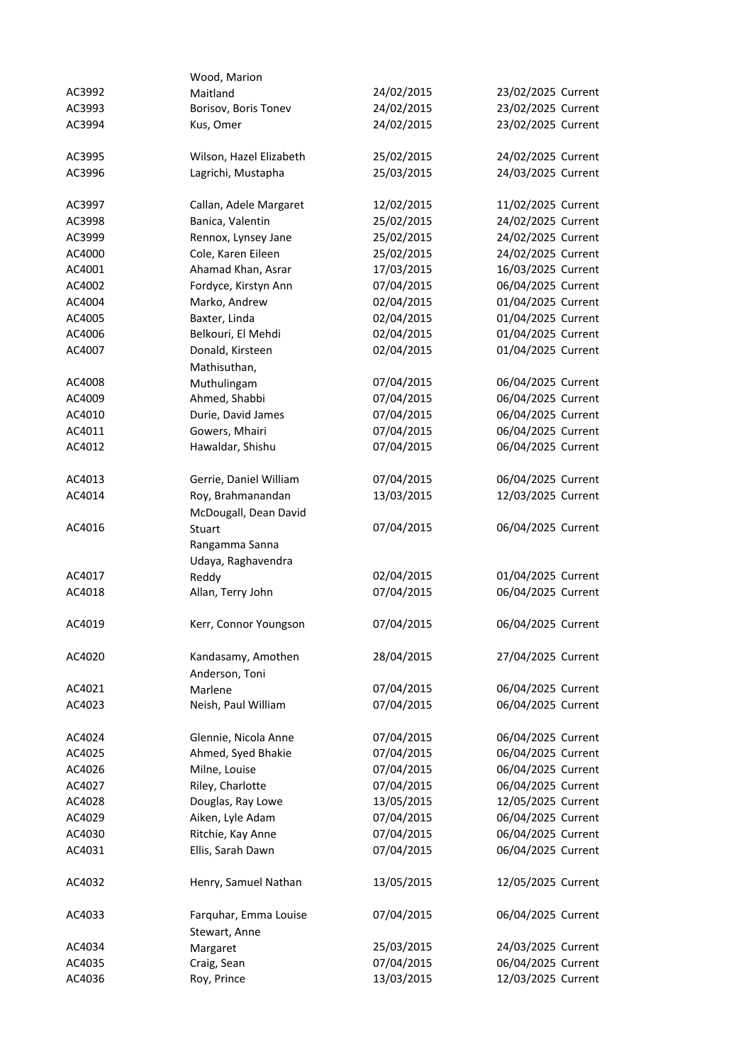| | | | | |
|---|---|---|---|---|
| AC3992 | Wood, Marion Maitland | 24/02/2015 | 23/02/2025 | Current |
| AC3993 | Borisov, Boris Tonev | 24/02/2015 | 23/02/2025 | Current |
| AC3994 | Kus, Omer | 24/02/2015 | 23/02/2025 | Current |
| AC3995 | Wilson, Hazel Elizabeth | 25/02/2015 | 24/02/2025 | Current |
| AC3996 | Lagrichi, Mustapha | 25/03/2015 | 24/03/2025 | Current |
| AC3997 | Callan, Adele Margaret | 12/02/2015 | 11/02/2025 | Current |
| AC3998 | Banica, Valentin | 25/02/2015 | 24/02/2025 | Current |
| AC3999 | Rennox, Lynsey Jane | 25/02/2015 | 24/02/2025 | Current |
| AC4000 | Cole, Karen Eileen | 25/02/2015 | 24/02/2025 | Current |
| AC4001 | Ahamad Khan, Asrar | 17/03/2015 | 16/03/2025 | Current |
| AC4002 | Fordyce, Kirstyn Ann | 07/04/2015 | 06/04/2025 | Current |
| AC4004 | Marko, Andrew | 02/04/2015 | 01/04/2025 | Current |
| AC4005 | Baxter, Linda | 02/04/2015 | 01/04/2025 | Current |
| AC4006 | Belkouri, El Mehdi | 02/04/2015 | 01/04/2025 | Current |
| AC4007 | Donald, Kirsteen | 02/04/2015 | 01/04/2025 | Current |
| AC4008 | Mathisuthan, Muthulingam | 07/04/2015 | 06/04/2025 | Current |
| AC4009 | Ahmed, Shabbi | 07/04/2015 | 06/04/2025 | Current |
| AC4010 | Durie, David James | 07/04/2015 | 06/04/2025 | Current |
| AC4011 | Gowers, Mhairi | 07/04/2015 | 06/04/2025 | Current |
| AC4012 | Hawaldar, Shishu | 07/04/2015 | 06/04/2025 | Current |
| AC4013 | Gerrie, Daniel William | 07/04/2015 | 06/04/2025 | Current |
| AC4014 | Roy, Brahmanandan | 13/03/2015 | 12/03/2025 | Current |
| AC4016 | McDougall, Dean David Stuart | 07/04/2015 | 06/04/2025 | Current |
| AC4017 | Rangamma Sanna Udaya, Raghavendra Reddy | 02/04/2015 | 01/04/2025 | Current |
| AC4018 | Allan, Terry John | 07/04/2015 | 06/04/2025 | Current |
| AC4019 | Kerr, Connor Youngson | 07/04/2015 | 06/04/2025 | Current |
| AC4020 | Kandasamy, Amothen | 28/04/2015 | 27/04/2025 | Current |
| AC4021 | Anderson, Toni Marlene | 07/04/2015 | 06/04/2025 | Current |
| AC4023 | Neish, Paul William | 07/04/2015 | 06/04/2025 | Current |
| AC4024 | Glennie, Nicola Anne | 07/04/2015 | 06/04/2025 | Current |
| AC4025 | Ahmed, Syed Bhakie | 07/04/2015 | 06/04/2025 | Current |
| AC4026 | Milne, Louise | 07/04/2015 | 06/04/2025 | Current |
| AC4027 | Riley, Charlotte | 07/04/2015 | 06/04/2025 | Current |
| AC4028 | Douglas, Ray Lowe | 13/05/2015 | 12/05/2025 | Current |
| AC4029 | Aiken, Lyle Adam | 07/04/2015 | 06/04/2025 | Current |
| AC4030 | Ritchie, Kay Anne | 07/04/2015 | 06/04/2025 | Current |
| AC4031 | Ellis, Sarah Dawn | 07/04/2015 | 06/04/2025 | Current |
| AC4032 | Henry, Samuel Nathan | 13/05/2015 | 12/05/2025 | Current |
| AC4033 | Farquhar, Emma Louise | 07/04/2015 | 06/04/2025 | Current |
| AC4034 | Stewart, Anne Margaret | 25/03/2015 | 24/03/2025 | Current |
| AC4035 | Craig, Sean | 07/04/2015 | 06/04/2025 | Current |
| AC4036 | Roy, Prince | 13/03/2015 | 12/03/2025 | Current |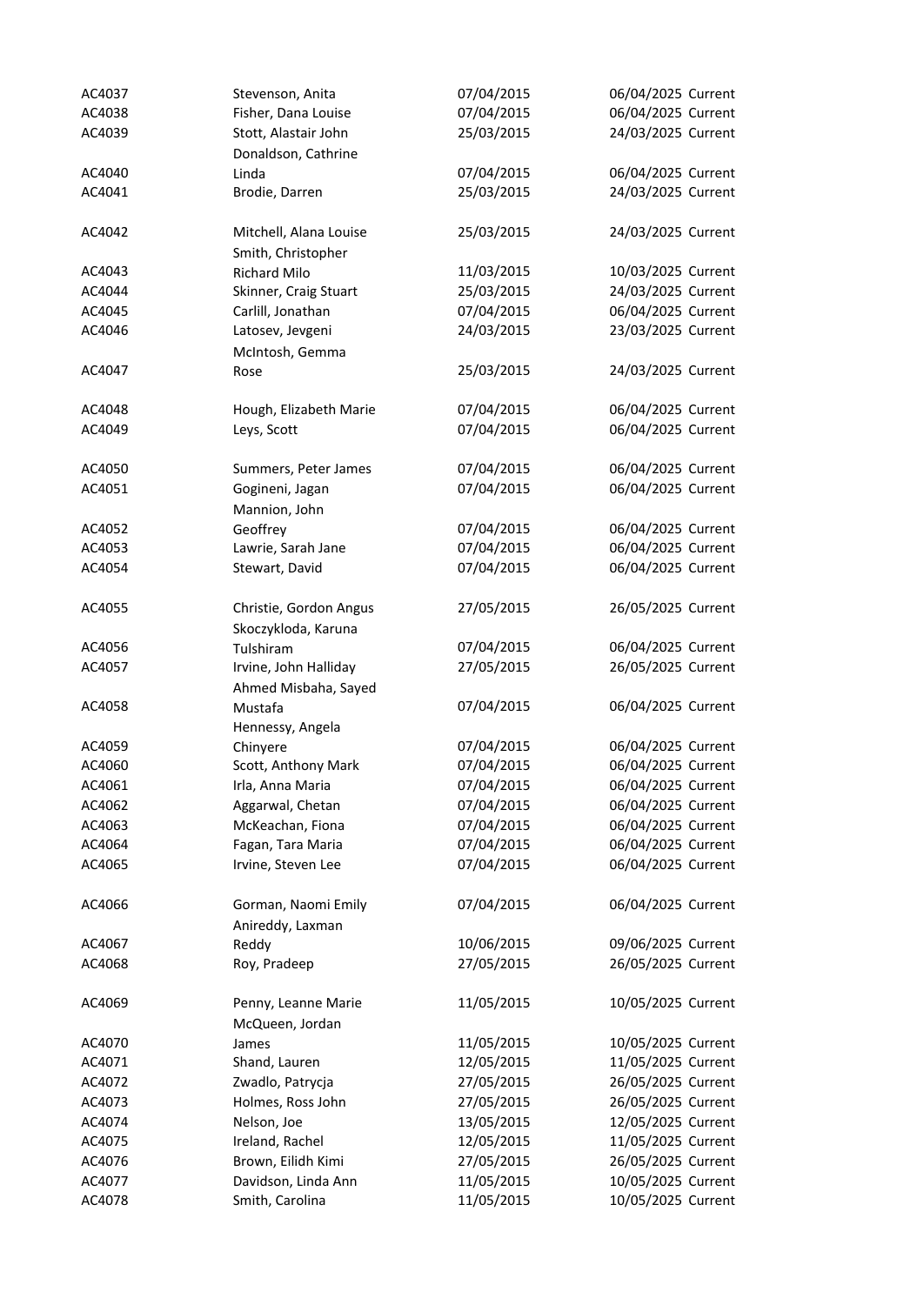| | | | | |
|---|---|---|---|---|
| AC4037 | Stevenson, Anita | 07/04/2015 | 06/04/2025 | Current |
| AC4038 | Fisher, Dana Louise | 07/04/2015 | 06/04/2025 | Current |
| AC4039 | Stott, Alastair John | 25/03/2015 | 24/03/2025 | Current |
| AC4040 | Donaldson, Cathrine Linda | 07/04/2015 | 06/04/2025 | Current |
| AC4041 | Brodie, Darren | 25/03/2015 | 24/03/2025 | Current |
| AC4042 | Mitchell, Alana Louise | 25/03/2015 | 24/03/2025 | Current |
| AC4043 | Smith, Christopher Richard Milo | 11/03/2015 | 10/03/2025 | Current |
| AC4044 | Skinner, Craig Stuart | 25/03/2015 | 24/03/2025 | Current |
| AC4045 | Carlill, Jonathan | 07/04/2015 | 06/04/2025 | Current |
| AC4046 | Latosev, Jevgeni | 24/03/2015 | 23/03/2025 | Current |
| AC4047 | McIntosh, Gemma Rose | 25/03/2015 | 24/03/2025 | Current |
| AC4048 | Hough, Elizabeth Marie | 07/04/2015 | 06/04/2025 | Current |
| AC4049 | Leys, Scott | 07/04/2015 | 06/04/2025 | Current |
| AC4050 | Summers, Peter James | 07/04/2015 | 06/04/2025 | Current |
| AC4051 | Gogineni, Jagan | 07/04/2015 | 06/04/2025 | Current |
| AC4052 | Mannion, John Geoffrey | 07/04/2015 | 06/04/2025 | Current |
| AC4053 | Lawrie, Sarah Jane | 07/04/2015 | 06/04/2025 | Current |
| AC4054 | Stewart, David | 07/04/2015 | 06/04/2025 | Current |
| AC4055 | Christie, Gordon Angus | 27/05/2015 | 26/05/2025 | Current |
| AC4056 | Skoczykloda, Karuna Tulshiram | 07/04/2015 | 06/04/2025 | Current |
| AC4057 | Irvine, John Halliday | 27/05/2015 | 26/05/2025 | Current |
| AC4058 | Ahmed Misbaha, Sayed Mustafa | 07/04/2015 | 06/04/2025 | Current |
| AC4059 | Hennessy, Angela Chinyere | 07/04/2015 | 06/04/2025 | Current |
| AC4060 | Scott, Anthony Mark | 07/04/2015 | 06/04/2025 | Current |
| AC4061 | Irla, Anna Maria | 07/04/2015 | 06/04/2025 | Current |
| AC4062 | Aggarwal, Chetan | 07/04/2015 | 06/04/2025 | Current |
| AC4063 | McKeachan, Fiona | 07/04/2015 | 06/04/2025 | Current |
| AC4064 | Fagan, Tara Maria | 07/04/2015 | 06/04/2025 | Current |
| AC4065 | Irvine, Steven Lee | 07/04/2015 | 06/04/2025 | Current |
| AC4066 | Gorman, Naomi Emily | 07/04/2015 | 06/04/2025 | Current |
| AC4067 | Anireddy, Laxman Reddy | 10/06/2015 | 09/06/2025 | Current |
| AC4068 | Roy, Pradeep | 27/05/2015 | 26/05/2025 | Current |
| AC4069 | Penny, Leanne Marie | 11/05/2015 | 10/05/2025 | Current |
| AC4070 | McQueen, Jordan James | 11/05/2015 | 10/05/2025 | Current |
| AC4071 | Shand, Lauren | 12/05/2015 | 11/05/2025 | Current |
| AC4072 | Zwadlo, Patrycja | 27/05/2015 | 26/05/2025 | Current |
| AC4073 | Holmes, Ross John | 27/05/2015 | 26/05/2025 | Current |
| AC4074 | Nelson, Joe | 13/05/2015 | 12/05/2025 | Current |
| AC4075 | Ireland, Rachel | 12/05/2015 | 11/05/2025 | Current |
| AC4076 | Brown, Eilidh Kimi | 27/05/2015 | 26/05/2025 | Current |
| AC4077 | Davidson, Linda Ann | 11/05/2015 | 10/05/2025 | Current |
| AC4078 | Smith, Carolina | 11/05/2015 | 10/05/2025 | Current |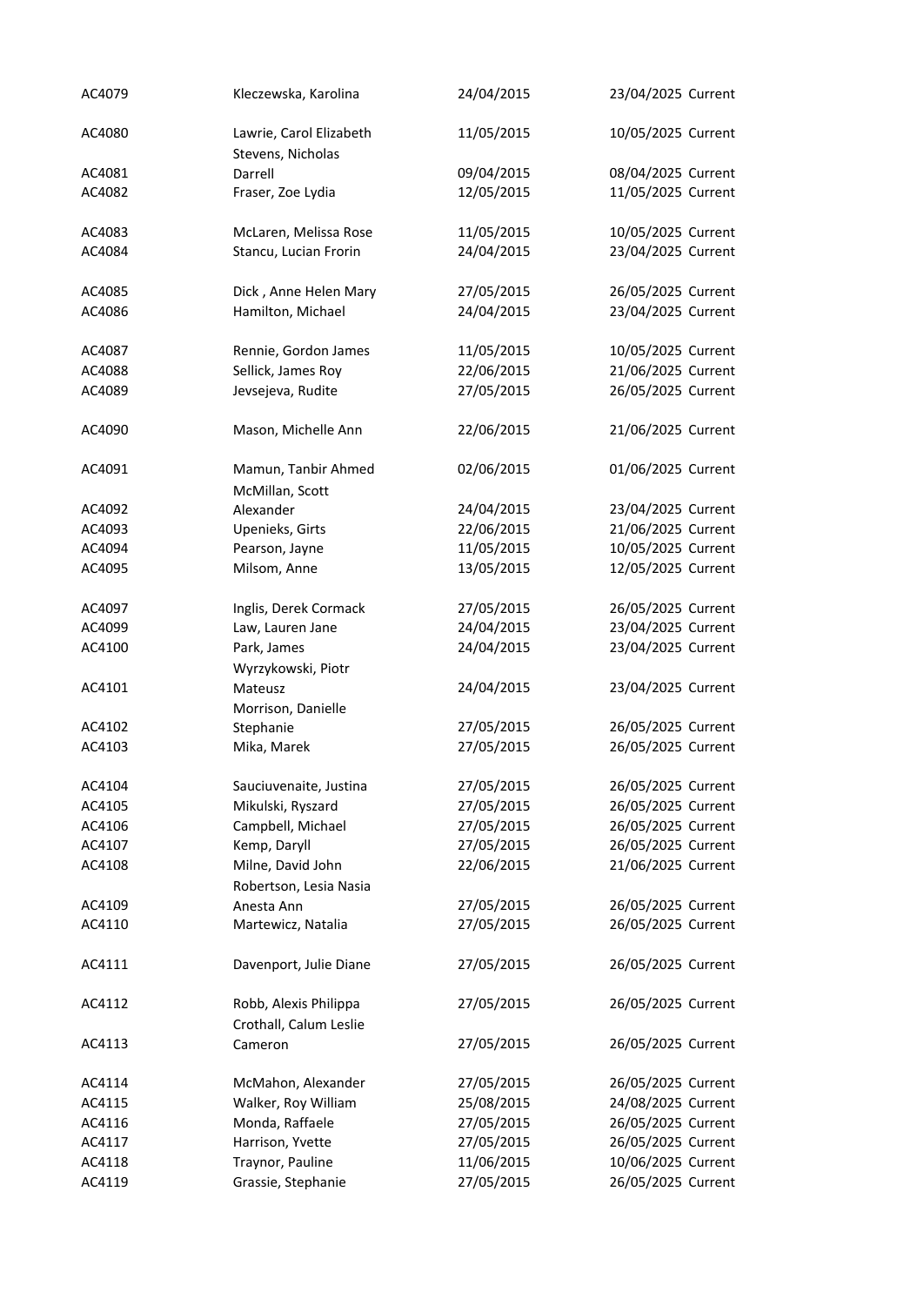| | | | | |
|---|---|---|---|---|
| AC4079 | Kleczewska, Karolina | 24/04/2015 | 23/04/2025 | Current |
| AC4080 | Lawrie, Carol Elizabeth | 11/05/2015 | 10/05/2025 | Current |
| AC4081 | Stevens, Nicholas Darrell | 09/04/2015 | 08/04/2025 | Current |
| AC4082 | Fraser, Zoe Lydia | 12/05/2015 | 11/05/2025 | Current |
| AC4083 | McLaren, Melissa Rose | 11/05/2015 | 10/05/2025 | Current |
| AC4084 | Stancu, Lucian Frorin | 24/04/2015 | 23/04/2025 | Current |
| AC4085 | Dick , Anne Helen Mary | 27/05/2015 | 26/05/2025 | Current |
| AC4086 | Hamilton, Michael | 24/04/2015 | 23/04/2025 | Current |
| AC4087 | Rennie, Gordon James | 11/05/2015 | 10/05/2025 | Current |
| AC4088 | Sellick, James Roy | 22/06/2015 | 21/06/2025 | Current |
| AC4089 | Jevsejeva, Rudite | 27/05/2015 | 26/05/2025 | Current |
| AC4090 | Mason, Michelle Ann | 22/06/2015 | 21/06/2025 | Current |
| AC4091 | Mamun, Tanbir Ahmed | 02/06/2015 | 01/06/2025 | Current |
| AC4092 | McMillan, Scott Alexander | 24/04/2015 | 23/04/2025 | Current |
| AC4093 | Upenieks, Girts | 22/06/2015 | 21/06/2025 | Current |
| AC4094 | Pearson, Jayne | 11/05/2015 | 10/05/2025 | Current |
| AC4095 | Milsom, Anne | 13/05/2015 | 12/05/2025 | Current |
| AC4097 | Inglis, Derek Cormack | 27/05/2015 | 26/05/2025 | Current |
| AC4099 | Law, Lauren Jane | 24/04/2015 | 23/04/2025 | Current |
| AC4100 | Park, James | 24/04/2015 | 23/04/2025 | Current |
| AC4101 | Wyrzykowski, Piotr Mateusz | 24/04/2015 | 23/04/2025 | Current |
| AC4102 | Morrison, Danielle Stephanie | 27/05/2015 | 26/05/2025 | Current |
| AC4103 | Mika, Marek | 27/05/2015 | 26/05/2025 | Current |
| AC4104 | Sauciuvenaite, Justina | 27/05/2015 | 26/05/2025 | Current |
| AC4105 | Mikulski, Ryszard | 27/05/2015 | 26/05/2025 | Current |
| AC4106 | Campbell, Michael | 27/05/2015 | 26/05/2025 | Current |
| AC4107 | Kemp, Daryll | 27/05/2015 | 26/05/2025 | Current |
| AC4108 | Milne, David John | 22/06/2015 | 21/06/2025 | Current |
| AC4109 | Robertson, Lesia Nasia Anesta Ann | 27/05/2015 | 26/05/2025 | Current |
| AC4110 | Martewicz, Natalia | 27/05/2015 | 26/05/2025 | Current |
| AC4111 | Davenport, Julie Diane | 27/05/2015 | 26/05/2025 | Current |
| AC4112 | Robb, Alexis Philippa | 27/05/2015 | 26/05/2025 | Current |
| AC4113 | Crothall, Calum Leslie Cameron | 27/05/2015 | 26/05/2025 | Current |
| AC4114 | McMahon, Alexander | 27/05/2015 | 26/05/2025 | Current |
| AC4115 | Walker, Roy William | 25/08/2015 | 24/08/2025 | Current |
| AC4116 | Monda, Raffaele | 27/05/2015 | 26/05/2025 | Current |
| AC4117 | Harrison, Yvette | 27/05/2015 | 26/05/2025 | Current |
| AC4118 | Traynor, Pauline | 11/06/2015 | 10/06/2025 | Current |
| AC4119 | Grassie, Stephanie | 27/05/2015 | 26/05/2025 | Current |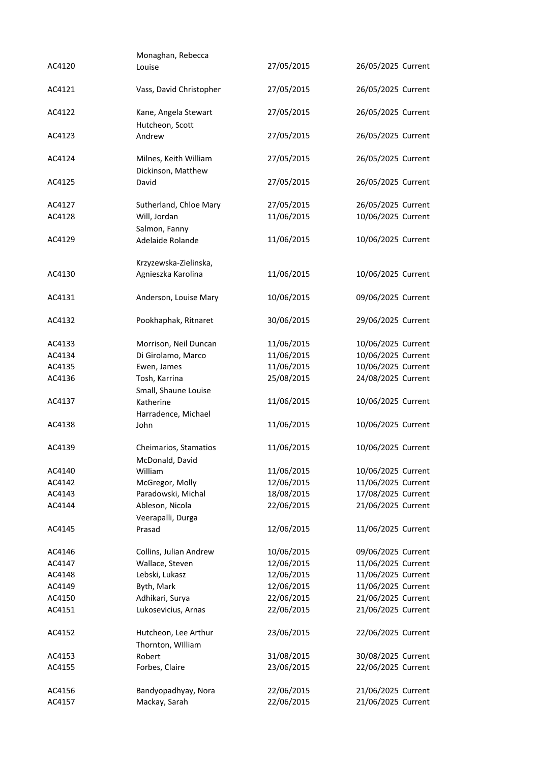| | | | | |
|---|---|---|---|---|
| AC4120 | Monaghan, Rebecca Louise | 27/05/2015 | 26/05/2025 | Current |
| AC4121 | Vass, David Christopher | 27/05/2015 | 26/05/2025 | Current |
| AC4122 | Kane, Angela Stewart | 27/05/2015 | 26/05/2025 | Current |
| AC4123 | Hutcheon, Scott Andrew | 27/05/2015 | 26/05/2025 | Current |
| AC4124 | Milnes, Keith William | 27/05/2015 | 26/05/2025 | Current |
| AC4125 | Dickinson, Matthew David | 27/05/2015 | 26/05/2025 | Current |
| AC4127 | Sutherland, Chloe Mary | 27/05/2015 | 26/05/2025 | Current |
| AC4128 | Will, Jordan | 11/06/2015 | 10/06/2025 | Current |
| AC4129 | Salmon, Fanny Adelaide Rolande | 11/06/2015 | 10/06/2025 | Current |
| AC4130 | Krzyzewska-Zielinska, Agnieszka Karolina | 11/06/2015 | 10/06/2025 | Current |
| AC4131 | Anderson, Louise Mary | 10/06/2015 | 09/06/2025 | Current |
| AC4132 | Pookhaphak, Ritnaret | 30/06/2015 | 29/06/2025 | Current |
| AC4133 | Morrison, Neil Duncan | 11/06/2015 | 10/06/2025 | Current |
| AC4134 | Di Girolamo, Marco | 11/06/2015 | 10/06/2025 | Current |
| AC4135 | Ewen, James | 11/06/2015 | 10/06/2025 | Current |
| AC4136 | Tosh, Karrina | 25/08/2015 | 24/08/2025 | Current |
| AC4137 | Small, Shaune Louise Katherine | 11/06/2015 | 10/06/2025 | Current |
| AC4138 | Harradence, Michael John | 11/06/2015 | 10/06/2025 | Current |
| AC4139 | Cheimarios, Stamatios | 11/06/2015 | 10/06/2025 | Current |
| AC4140 | McDonald, David William | 11/06/2015 | 10/06/2025 | Current |
| AC4142 | McGregor, Molly | 12/06/2015 | 11/06/2025 | Current |
| AC4143 | Paradowski, Michal | 18/08/2015 | 17/08/2025 | Current |
| AC4144 | Ableson, Nicola | 22/06/2015 | 21/06/2025 | Current |
| AC4145 | Veerapalli, Durga Prasad | 12/06/2015 | 11/06/2025 | Current |
| AC4146 | Collins, Julian Andrew | 10/06/2015 | 09/06/2025 | Current |
| AC4147 | Wallace, Steven | 12/06/2015 | 11/06/2025 | Current |
| AC4148 | Lebski, Lukasz | 12/06/2015 | 11/06/2025 | Current |
| AC4149 | Byth, Mark | 12/06/2015 | 11/06/2025 | Current |
| AC4150 | Adhikari, Surya | 22/06/2015 | 21/06/2025 | Current |
| AC4151 | Lukosevicius, Arnas | 22/06/2015 | 21/06/2025 | Current |
| AC4152 | Hutcheon, Lee Arthur | 23/06/2015 | 22/06/2025 | Current |
| AC4153 | Thornton, WIlliam Robert | 31/08/2015 | 30/08/2025 | Current |
| AC4155 | Forbes, Claire | 23/06/2015 | 22/06/2025 | Current |
| AC4156 | Bandyopadhyay, Nora | 22/06/2015 | 21/06/2025 | Current |
| AC4157 | Mackay, Sarah | 22/06/2015 | 21/06/2025 | Current |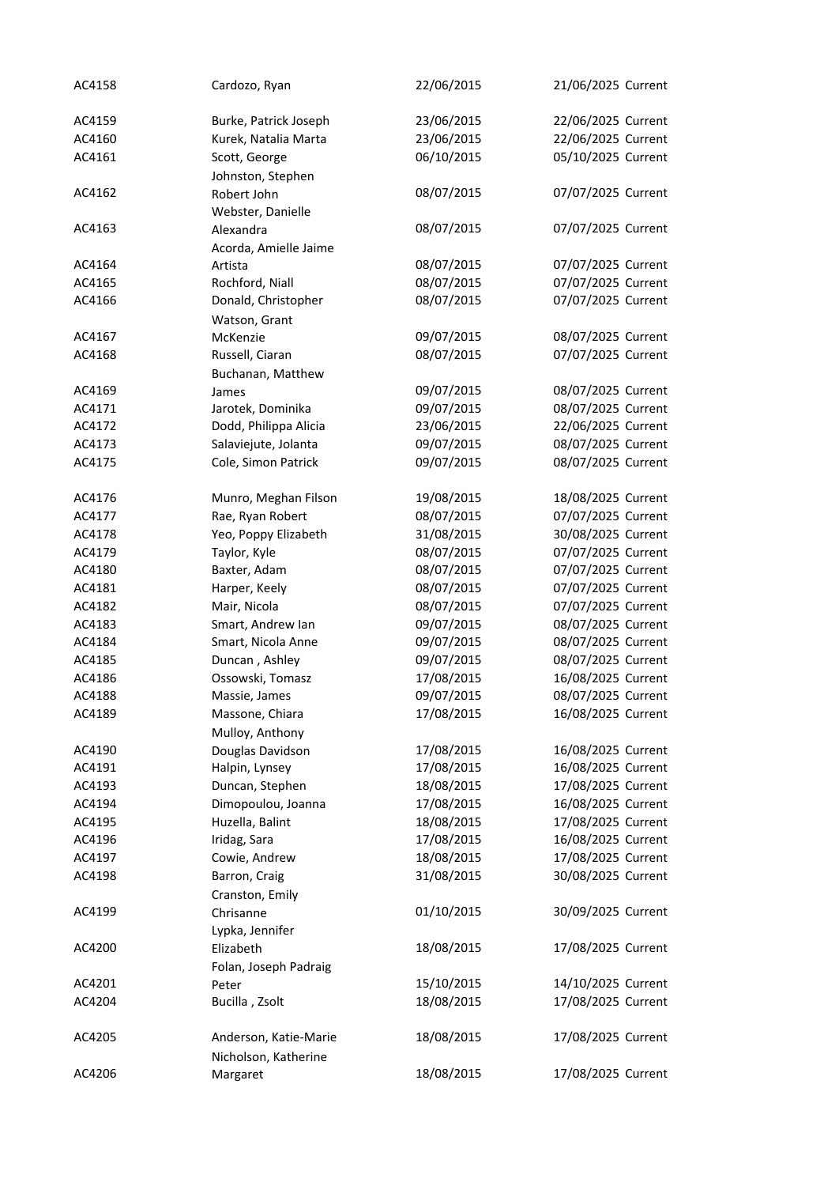| | | | | |
|---|---|---|---|---|
| AC4158 | Cardozo, Ryan | 22/06/2015 | 21/06/2025 | Current |
| AC4159 | Burke, Patrick Joseph | 23/06/2015 | 22/06/2025 | Current |
| AC4160 | Kurek, Natalia Marta | 23/06/2015 | 22/06/2025 | Current |
| AC4161 | Scott, George | 06/10/2015 | 05/10/2025 | Current |
| AC4162 | Johnston, Stephen Robert John | 08/07/2015 | 07/07/2025 | Current |
| AC4163 | Webster, Danielle Alexandra | 08/07/2015 | 07/07/2025 | Current |
| AC4164 | Acorda, Amielle Jaime Artista | 08/07/2015 | 07/07/2025 | Current |
| AC4165 | Rochford, Niall | 08/07/2015 | 07/07/2025 | Current |
| AC4166 | Donald, Christopher | 08/07/2015 | 07/07/2025 | Current |
| AC4167 | Watson, Grant McKenzie | 09/07/2015 | 08/07/2025 | Current |
| AC4168 | Russell, Ciaran | 08/07/2015 | 07/07/2025 | Current |
| AC4169 | Buchanan, Matthew James | 09/07/2015 | 08/07/2025 | Current |
| AC4171 | Jarotek, Dominika | 09/07/2015 | 08/07/2025 | Current |
| AC4172 | Dodd, Philippa Alicia | 23/06/2015 | 22/06/2025 | Current |
| AC4173 | Salaviejute, Jolanta | 09/07/2015 | 08/07/2025 | Current |
| AC4175 | Cole, Simon Patrick | 09/07/2015 | 08/07/2025 | Current |
| AC4176 | Munro, Meghan Filson | 19/08/2015 | 18/08/2025 | Current |
| AC4177 | Rae, Ryan Robert | 08/07/2015 | 07/07/2025 | Current |
| AC4178 | Yeo, Poppy Elizabeth | 31/08/2015 | 30/08/2025 | Current |
| AC4179 | Taylor, Kyle | 08/07/2015 | 07/07/2025 | Current |
| AC4180 | Baxter, Adam | 08/07/2015 | 07/07/2025 | Current |
| AC4181 | Harper, Keely | 08/07/2015 | 07/07/2025 | Current |
| AC4182 | Mair, Nicola | 08/07/2015 | 07/07/2025 | Current |
| AC4183 | Smart, Andrew Ian | 09/07/2015 | 08/07/2025 | Current |
| AC4184 | Smart, Nicola Anne | 09/07/2015 | 08/07/2025 | Current |
| AC4185 | Duncan , Ashley | 09/07/2015 | 08/07/2025 | Current |
| AC4186 | Ossowski, Tomasz | 17/08/2015 | 16/08/2025 | Current |
| AC4188 | Massie, James | 09/07/2015 | 08/07/2025 | Current |
| AC4189 | Massone, Chiara | 17/08/2015 | 16/08/2025 | Current |
| AC4190 | Mulloy, Anthony Douglas Davidson | 17/08/2015 | 16/08/2025 | Current |
| AC4191 | Halpin, Lynsey | 17/08/2015 | 16/08/2025 | Current |
| AC4193 | Duncan, Stephen | 18/08/2015 | 17/08/2025 | Current |
| AC4194 | Dimopoulou, Joanna | 17/08/2015 | 16/08/2025 | Current |
| AC4195 | Huzella, Balint | 18/08/2015 | 17/08/2025 | Current |
| AC4196 | Iridag, Sara | 17/08/2015 | 16/08/2025 | Current |
| AC4197 | Cowie, Andrew | 18/08/2015 | 17/08/2025 | Current |
| AC4198 | Barron, Craig | 31/08/2015 | 30/08/2025 | Current |
| AC4199 | Cranston, Emily Chrisanne | 01/10/2015 | 30/09/2025 | Current |
| AC4200 | Lypka, Jennifer Elizabeth | 18/08/2015 | 17/08/2025 | Current |
| AC4201 | Folan, Joseph Padraig Peter | 15/10/2015 | 14/10/2025 | Current |
| AC4204 | Bucilla , Zsolt | 18/08/2015 | 17/08/2025 | Current |
| AC4205 | Anderson, Katie-Marie | 18/08/2015 | 17/08/2025 | Current |
| AC4206 | Nicholson, Katherine Margaret | 18/08/2015 | 17/08/2025 | Current |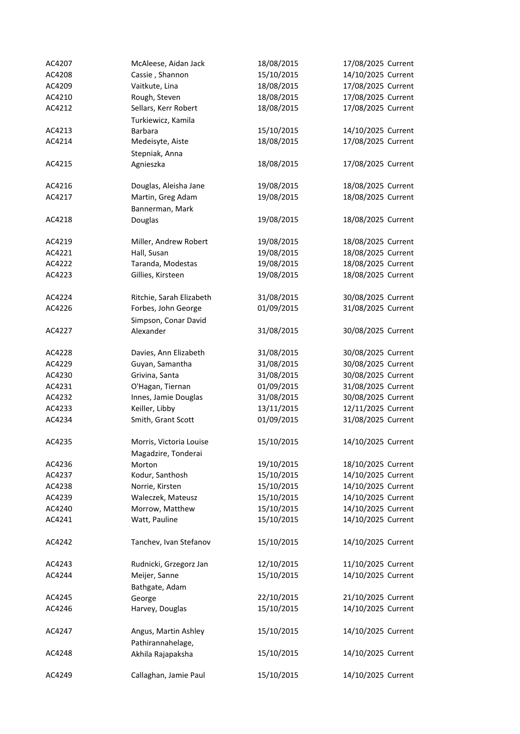| | | | | |
|---|---|---|---|---|
| AC4207 | McAleese, Aidan Jack | 18/08/2015 | 17/08/2025 | Current |
| AC4208 | Cassie , Shannon | 15/10/2015 | 14/10/2025 | Current |
| AC4209 | Vaitkute, Lina | 18/08/2015 | 17/08/2025 | Current |
| AC4210 | Rough, Steven | 18/08/2015 | 17/08/2025 | Current |
| AC4212 | Sellars, Kerr Robert | 18/08/2015 | 17/08/2025 | Current |
| AC4213 | Turkiewicz, Kamila Barbara | 15/10/2015 | 14/10/2025 | Current |
| AC4214 | Medeisyte, Aiste | 18/08/2015 | 17/08/2025 | Current |
| AC4215 | Stepniak, Anna Agnieszka | 18/08/2015 | 17/08/2025 | Current |
| AC4216 | Douglas, Aleisha Jane | 19/08/2015 | 18/08/2025 | Current |
| AC4217 | Martin, Greg Adam | 19/08/2015 | 18/08/2025 | Current |
| AC4218 | Bannerman, Mark Douglas | 19/08/2015 | 18/08/2025 | Current |
| AC4219 | Miller, Andrew Robert | 19/08/2015 | 18/08/2025 | Current |
| AC4221 | Hall, Susan | 19/08/2015 | 18/08/2025 | Current |
| AC4222 | Taranda, Modestas | 19/08/2015 | 18/08/2025 | Current |
| AC4223 | Gillies, Kirsteen | 19/08/2015 | 18/08/2025 | Current |
| AC4224 | Ritchie, Sarah Elizabeth | 31/08/2015 | 30/08/2025 | Current |
| AC4226 | Forbes, John George | 01/09/2015 | 31/08/2025 | Current |
| AC4227 | Simpson, Conar David Alexander | 31/08/2015 | 30/08/2025 | Current |
| AC4228 | Davies, Ann Elizabeth | 31/08/2015 | 30/08/2025 | Current |
| AC4229 | Guyan, Samantha | 31/08/2015 | 30/08/2025 | Current |
| AC4230 | Grivina, Santa | 31/08/2015 | 30/08/2025 | Current |
| AC4231 | O'Hagan, Tiernan | 01/09/2015 | 31/08/2025 | Current |
| AC4232 | Innes, Jamie Douglas | 31/08/2015 | 30/08/2025 | Current |
| AC4233 | Keiller, Libby | 13/11/2015 | 12/11/2025 | Current |
| AC4234 | Smith, Grant Scott | 01/09/2015 | 31/08/2025 | Current |
| AC4235 | Morris, Victoria Louise | 15/10/2015 | 14/10/2025 | Current |
| AC4236 | Magadzire, Tonderai Morton | 19/10/2015 | 18/10/2025 | Current |
| AC4237 | Kodur, Santhosh | 15/10/2015 | 14/10/2025 | Current |
| AC4238 | Norrie, Kirsten | 15/10/2015 | 14/10/2025 | Current |
| AC4239 | Waleczek, Mateusz | 15/10/2015 | 14/10/2025 | Current |
| AC4240 | Morrow, Matthew | 15/10/2015 | 14/10/2025 | Current |
| AC4241 | Watt, Pauline | 15/10/2015 | 14/10/2025 | Current |
| AC4242 | Tanchev, Ivan Stefanov | 15/10/2015 | 14/10/2025 | Current |
| AC4243 | Rudnicki, Grzegorz Jan | 12/10/2015 | 11/10/2025 | Current |
| AC4244 | Meijer, Sanne | 15/10/2015 | 14/10/2025 | Current |
| AC4245 | Bathgate, Adam George | 22/10/2015 | 21/10/2025 | Current |
| AC4246 | Harvey, Douglas | 15/10/2015 | 14/10/2025 | Current |
| AC4247 | Angus, Martin Ashley | 15/10/2015 | 14/10/2025 | Current |
| AC4248 | Pathirannahelage, Akhila Rajapaksha | 15/10/2015 | 14/10/2025 | Current |
| AC4249 | Callaghan, Jamie Paul | 15/10/2015 | 14/10/2025 | Current |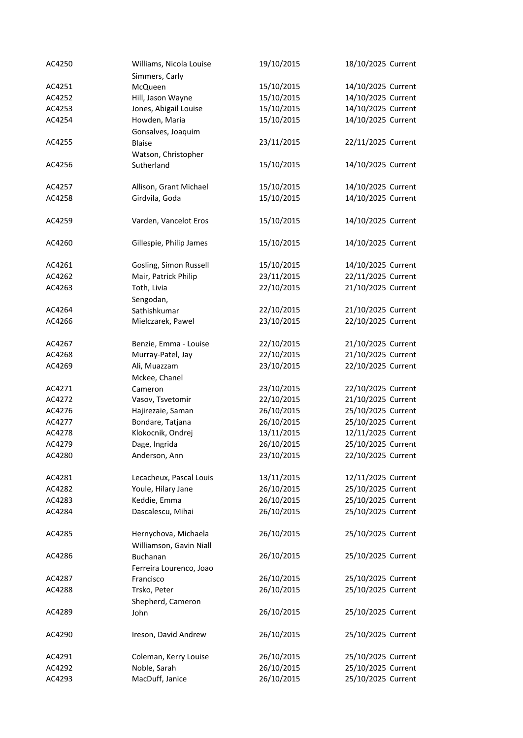| | | | | |
|---|---|---|---|---|
| AC4250 | Williams, Nicola Louise | 19/10/2015 | 18/10/2025 | Current |
| AC4251 | Simmers, Carly McQueen | 15/10/2015 | 14/10/2025 | Current |
| AC4252 | Hill, Jason Wayne | 15/10/2015 | 14/10/2025 | Current |
| AC4253 | Jones, Abigail Louise | 15/10/2015 | 14/10/2025 | Current |
| AC4254 | Howden, Maria | 15/10/2015 | 14/10/2025 | Current |
| AC4255 | Gonsalves, Joaquim Blaise | 23/11/2015 | 22/11/2025 | Current |
| AC4256 | Watson, Christopher Sutherland | 15/10/2015 | 14/10/2025 | Current |
| AC4257 | Allison, Grant Michael | 15/10/2015 | 14/10/2025 | Current |
| AC4258 | Girdvila, Goda | 15/10/2015 | 14/10/2025 | Current |
| AC4259 | Varden, Vancelot Eros | 15/10/2015 | 14/10/2025 | Current |
| AC4260 | Gillespie, Philip James | 15/10/2015 | 14/10/2025 | Current |
| AC4261 | Gosling, Simon Russell | 15/10/2015 | 14/10/2025 | Current |
| AC4262 | Mair, Patrick Philip | 23/11/2015 | 22/11/2025 | Current |
| AC4263 | Toth, Livia | 22/10/2015 | 21/10/2025 | Current |
| AC4264 | Sengodan, Sathishkumar | 22/10/2015 | 21/10/2025 | Current |
| AC4266 | Mielczarek, Pawel | 23/10/2015 | 22/10/2025 | Current |
| AC4267 | Benzie, Emma - Louise | 22/10/2015 | 21/10/2025 | Current |
| AC4268 | Murray-Patel, Jay | 22/10/2015 | 21/10/2025 | Current |
| AC4269 | Ali, Muazzam | 23/10/2015 | 22/10/2025 | Current |
| AC4271 | Mckee, Chanel Cameron | 23/10/2015 | 22/10/2025 | Current |
| AC4272 | Vasov, Tsvetomir | 22/10/2015 | 21/10/2025 | Current |
| AC4276 | Hajirezaie, Saman | 26/10/2015 | 25/10/2025 | Current |
| AC4277 | Bondare, Tatjana | 26/10/2015 | 25/10/2025 | Current |
| AC4278 | Klokocnik, Ondrej | 13/11/2015 | 12/11/2025 | Current |
| AC4279 | Dage, Ingrida | 26/10/2015 | 25/10/2025 | Current |
| AC4280 | Anderson, Ann | 23/10/2015 | 22/10/2025 | Current |
| AC4281 | Lecacheux, Pascal Louis | 13/11/2015 | 12/11/2025 | Current |
| AC4282 | Youle, Hilary Jane | 26/10/2015 | 25/10/2025 | Current |
| AC4283 | Keddie, Emma | 26/10/2015 | 25/10/2025 | Current |
| AC4284 | Dascalescu, Mihai | 26/10/2015 | 25/10/2025 | Current |
| AC4285 | Hernychova, Michaela | 26/10/2015 | 25/10/2025 | Current |
| AC4286 | Williamson, Gavin Niall Buchanan | 26/10/2015 | 25/10/2025 | Current |
| AC4287 | Ferreira Lourenco, Joao Francisco | 26/10/2015 | 25/10/2025 | Current |
| AC4288 | Trsko, Peter | 26/10/2015 | 25/10/2025 | Current |
| AC4289 | Shepherd, Cameron John | 26/10/2015 | 25/10/2025 | Current |
| AC4290 | Ireson, David Andrew | 26/10/2015 | 25/10/2025 | Current |
| AC4291 | Coleman, Kerry Louise | 26/10/2015 | 25/10/2025 | Current |
| AC4292 | Noble, Sarah | 26/10/2015 | 25/10/2025 | Current |
| AC4293 | MacDuff, Janice | 26/10/2015 | 25/10/2025 | Current |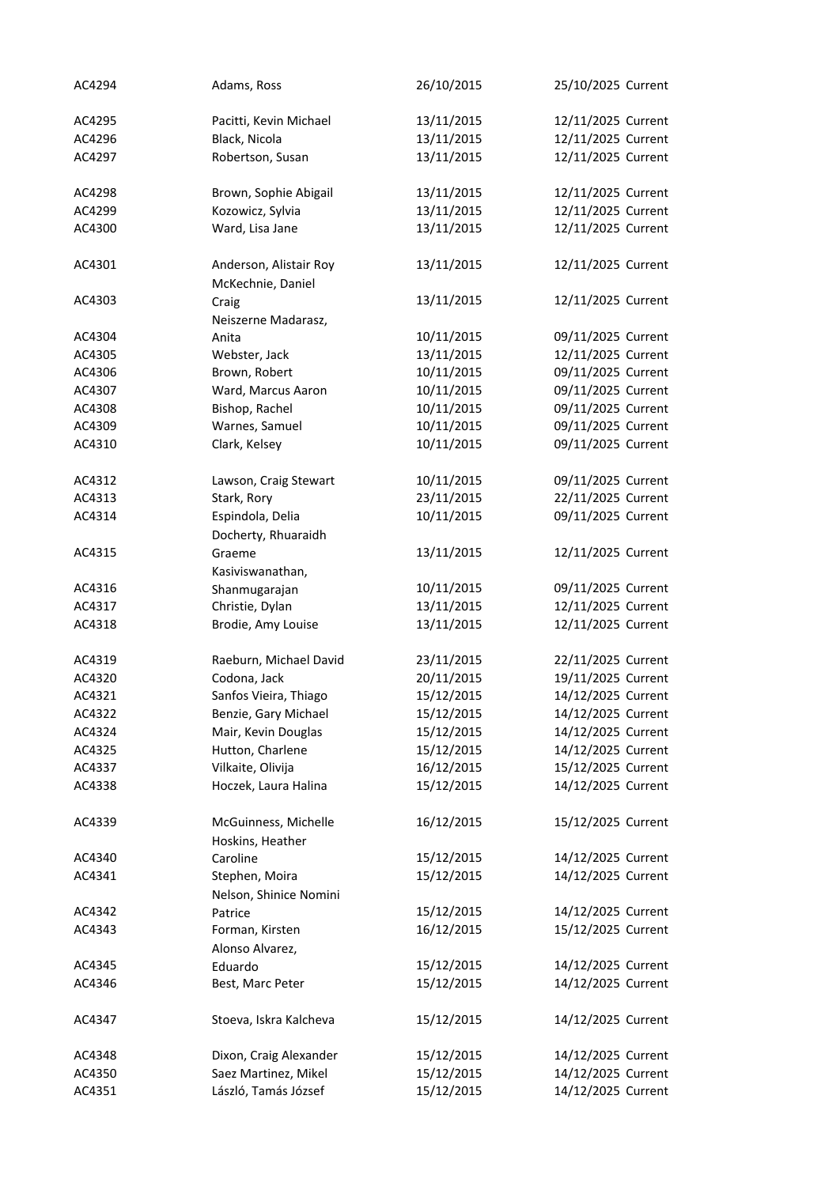| | | | | |
|---|---|---|---|---|
| AC4294 | Adams, Ross | 26/10/2015 | 25/10/2025 | Current |
| AC4295 | Pacitti, Kevin Michael | 13/11/2015 | 12/11/2025 | Current |
| AC4296 | Black, Nicola | 13/11/2015 | 12/11/2025 | Current |
| AC4297 | Robertson, Susan | 13/11/2015 | 12/11/2025 | Current |
| AC4298 | Brown, Sophie Abigail | 13/11/2015 | 12/11/2025 | Current |
| AC4299 | Kozowicz, Sylvia | 13/11/2015 | 12/11/2025 | Current |
| AC4300 | Ward, Lisa Jane | 13/11/2015 | 12/11/2025 | Current |
| AC4301 | Anderson, Alistair Roy | 13/11/2015 | 12/11/2025 | Current |
| AC4303 | McKechnie, Daniel Craig | 13/11/2015 | 12/11/2025 | Current |
| AC4304 | Neiszerne Madarasz, Anita | 10/11/2015 | 09/11/2025 | Current |
| AC4305 | Webster, Jack | 13/11/2015 | 12/11/2025 | Current |
| AC4306 | Brown, Robert | 10/11/2015 | 09/11/2025 | Current |
| AC4307 | Ward, Marcus Aaron | 10/11/2015 | 09/11/2025 | Current |
| AC4308 | Bishop, Rachel | 10/11/2015 | 09/11/2025 | Current |
| AC4309 | Warnes, Samuel | 10/11/2015 | 09/11/2025 | Current |
| AC4310 | Clark, Kelsey | 10/11/2015 | 09/11/2025 | Current |
| AC4312 | Lawson, Craig Stewart | 10/11/2015 | 09/11/2025 | Current |
| AC4313 | Stark, Rory | 23/11/2015 | 22/11/2025 | Current |
| AC4314 | Espindola, Delia | 10/11/2015 | 09/11/2025 | Current |
| AC4315 | Docherty, Rhuaraidh Graeme | 13/11/2015 | 12/11/2025 | Current |
| AC4316 | Kasiviswanathan, Shanmugarajan | 10/11/2015 | 09/11/2025 | Current |
| AC4317 | Christie, Dylan | 13/11/2015 | 12/11/2025 | Current |
| AC4318 | Brodie, Amy Louise | 13/11/2015 | 12/11/2025 | Current |
| AC4319 | Raeburn, Michael David | 23/11/2015 | 22/11/2025 | Current |
| AC4320 | Codona, Jack | 20/11/2015 | 19/11/2025 | Current |
| AC4321 | Sanfos Vieira, Thiago | 15/12/2015 | 14/12/2025 | Current |
| AC4322 | Benzie, Gary Michael | 15/12/2015 | 14/12/2025 | Current |
| AC4324 | Mair, Kevin Douglas | 15/12/2015 | 14/12/2025 | Current |
| AC4325 | Hutton, Charlene | 15/12/2015 | 14/12/2025 | Current |
| AC4337 | Vilkaite, Olivija | 16/12/2015 | 15/12/2025 | Current |
| AC4338 | Hoczek, Laura Halina | 15/12/2015 | 14/12/2025 | Current |
| AC4339 | McGuinness, Michelle | 16/12/2015 | 15/12/2025 | Current |
| AC4340 | Hoskins, Heather Caroline | 15/12/2015 | 14/12/2025 | Current |
| AC4341 | Stephen, Moira | 15/12/2015 | 14/12/2025 | Current |
| AC4342 | Nelson, Shinice Nomini Patrice | 15/12/2015 | 14/12/2025 | Current |
| AC4343 | Forman, Kirsten | 16/12/2015 | 15/12/2025 | Current |
| AC4345 | Alonso Alvarez, Eduardo | 15/12/2015 | 14/12/2025 | Current |
| AC4346 | Best, Marc Peter | 15/12/2015 | 14/12/2025 | Current |
| AC4347 | Stoeva, Iskra Kalcheva | 15/12/2015 | 14/12/2025 | Current |
| AC4348 | Dixon, Craig Alexander | 15/12/2015 | 14/12/2025 | Current |
| AC4350 | Saez Martinez, Mikel | 15/12/2015 | 14/12/2025 | Current |
| AC4351 | László, Tamás József | 15/12/2015 | 14/12/2025 | Current |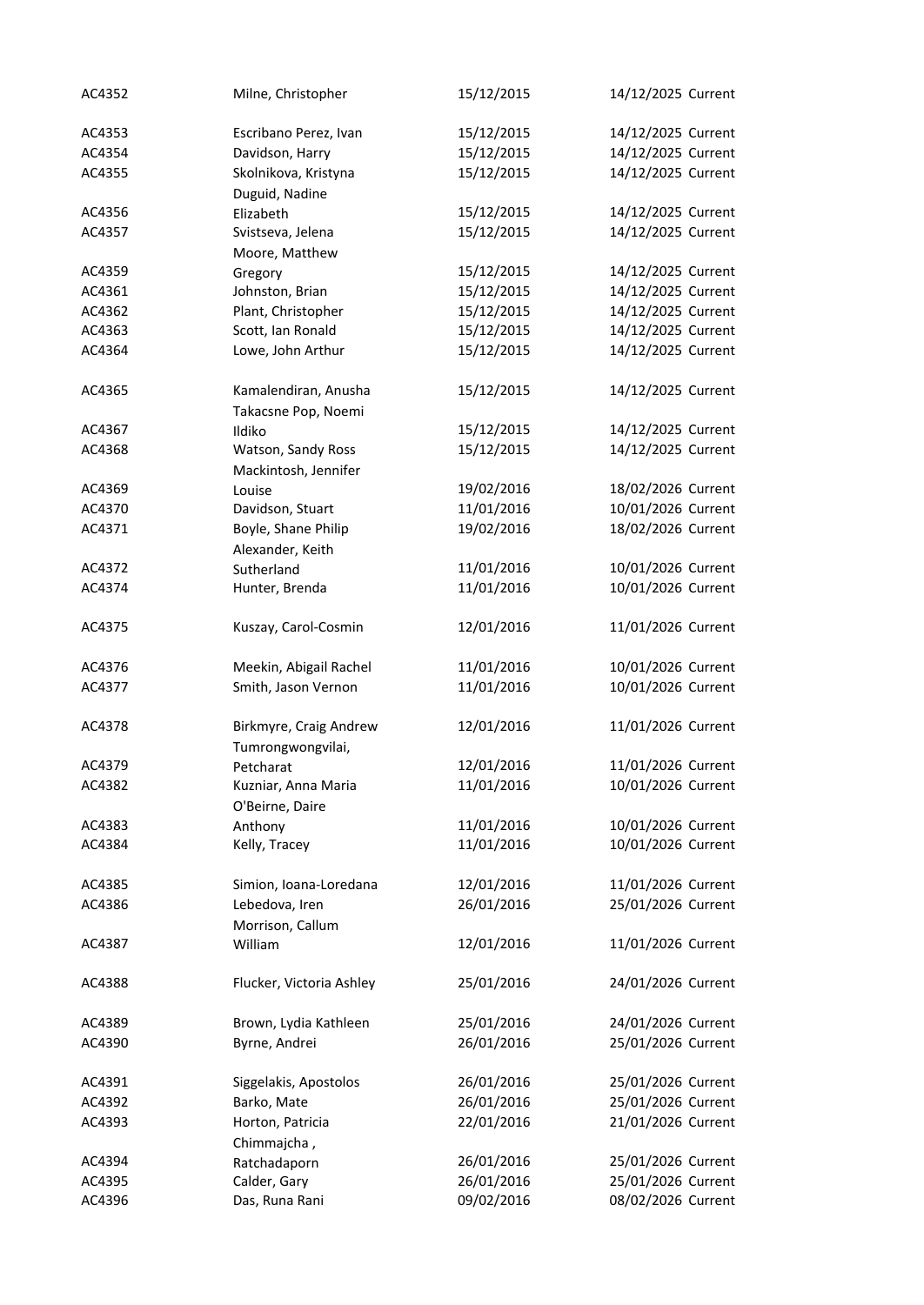| AC4352 | Milne, Christopher | 15/12/2015 | 14/12/2025 | Current |
|---|---|---|---|---|
| AC4353 | Escribano Perez, Ivan | 15/12/2015 | 14/12/2025 | Current |
| AC4354 | Davidson, Harry | 15/12/2015 | 14/12/2025 | Current |
| AC4355 | Skolnikova, Kristyna | 15/12/2015 | 14/12/2025 | Current |
| AC4356 | Duguid, Nadine Elizabeth | 15/12/2015 | 14/12/2025 | Current |
| AC4357 | Svistseva, Jelena | 15/12/2015 | 14/12/2025 | Current |
| AC4359 | Moore, Matthew Gregory | 15/12/2015 | 14/12/2025 | Current |
| AC4361 | Johnston, Brian | 15/12/2015 | 14/12/2025 | Current |
| AC4362 | Plant, Christopher | 15/12/2015 | 14/12/2025 | Current |
| AC4363 | Scott, Ian Ronald | 15/12/2015 | 14/12/2025 | Current |
| AC4364 | Lowe, John Arthur | 15/12/2015 | 14/12/2025 | Current |
| AC4365 | Kamalendiran, Anusha | 15/12/2015 | 14/12/2025 | Current |
| AC4367 | Takacsne Pop, Noemi Ildiko | 15/12/2015 | 14/12/2025 | Current |
| AC4368 | Watson, Sandy Ross | 15/12/2015 | 14/12/2025 | Current |
| AC4369 | Mackintosh, Jennifer Louise | 19/02/2016 | 18/02/2026 | Current |
| AC4370 | Davidson, Stuart | 11/01/2016 | 10/01/2026 | Current |
| AC4371 | Boyle, Shane Philip | 19/02/2016 | 18/02/2026 | Current |
| AC4372 | Alexander, Keith Sutherland | 11/01/2016 | 10/01/2026 | Current |
| AC4374 | Hunter, Brenda | 11/01/2016 | 10/01/2026 | Current |
| AC4375 | Kuszay, Carol-Cosmin | 12/01/2016 | 11/01/2026 | Current |
| AC4376 | Meekin, Abigail Rachel | 11/01/2016 | 10/01/2026 | Current |
| AC4377 | Smith, Jason Vernon | 11/01/2016 | 10/01/2026 | Current |
| AC4378 | Birkmyre, Craig Andrew | 12/01/2016 | 11/01/2026 | Current |
| AC4379 | Tumrongwongvilai, Petcharat | 12/01/2016 | 11/01/2026 | Current |
| AC4382 | Kuzniar, Anna Maria | 11/01/2016 | 10/01/2026 | Current |
| AC4383 | O'Beirne, Daire Anthony | 11/01/2016 | 10/01/2026 | Current |
| AC4384 | Kelly, Tracey | 11/01/2016 | 10/01/2026 | Current |
| AC4385 | Simion, Ioana-Loredana | 12/01/2016 | 11/01/2026 | Current |
| AC4386 | Lebedova, Iren | 26/01/2016 | 25/01/2026 | Current |
| AC4387 | Morrison, Callum William | 12/01/2016 | 11/01/2026 | Current |
| AC4388 | Flucker, Victoria Ashley | 25/01/2016 | 24/01/2026 | Current |
| AC4389 | Brown, Lydia Kathleen | 25/01/2016 | 24/01/2026 | Current |
| AC4390 | Byrne, Andrei | 26/01/2016 | 25/01/2026 | Current |
| AC4391 | Siggelakis, Apostolos | 26/01/2016 | 25/01/2026 | Current |
| AC4392 | Barko, Mate | 26/01/2016 | 25/01/2026 | Current |
| AC4393 | Horton, Patricia | 22/01/2016 | 21/01/2026 | Current |
| AC4394 | Chimmajcha , Ratchadaporn | 26/01/2016 | 25/01/2026 | Current |
| AC4395 | Calder, Gary | 26/01/2016 | 25/01/2026 | Current |
| AC4396 | Das, Runa Rani | 09/02/2016 | 08/02/2026 | Current |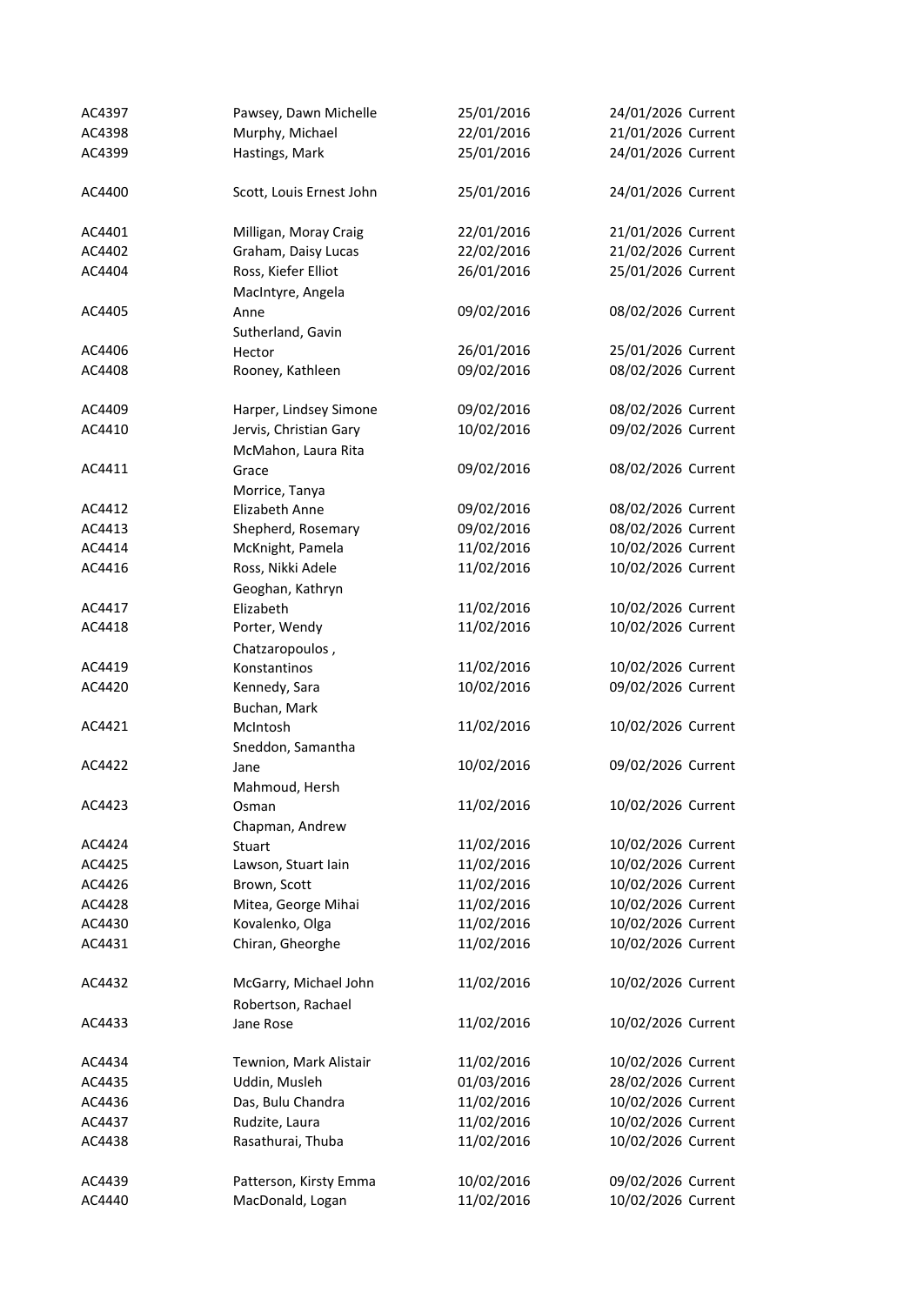| | | | | |
|---|---|---|---|---|
| AC4397 | Pawsey, Dawn Michelle | 25/01/2016 | 24/01/2026 | Current |
| AC4398 | Murphy, Michael | 22/01/2016 | 21/01/2026 | Current |
| AC4399 | Hastings, Mark | 25/01/2016 | 24/01/2026 | Current |
| AC4400 | Scott, Louis Ernest John | 25/01/2016 | 24/01/2026 | Current |
| AC4401 | Milligan, Moray Craig | 22/01/2016 | 21/01/2026 | Current |
| AC4402 | Graham, Daisy Lucas | 22/02/2016 | 21/02/2026 | Current |
| AC4404 | Ross, Kiefer Elliot | 26/01/2016 | 25/01/2026 | Current |
| AC4405 | MacIntyre, Angela Anne | 09/02/2016 | 08/02/2026 | Current |
| AC4406 | Sutherland, Gavin Hector | 26/01/2016 | 25/01/2026 | Current |
| AC4408 | Rooney, Kathleen | 09/02/2016 | 08/02/2026 | Current |
| AC4409 | Harper, Lindsey Simone | 09/02/2016 | 08/02/2026 | Current |
| AC4410 | Jervis, Christian Gary | 10/02/2016 | 09/02/2026 | Current |
| AC4411 | McMahon, Laura Rita Grace | 09/02/2016 | 08/02/2026 | Current |
| AC4412 | Morrice, Tanya Elizabeth Anne | 09/02/2016 | 08/02/2026 | Current |
| AC4413 | Shepherd, Rosemary | 09/02/2016 | 08/02/2026 | Current |
| AC4414 | McKnight, Pamela | 11/02/2016 | 10/02/2026 | Current |
| AC4416 | Ross, Nikki Adele | 11/02/2016 | 10/02/2026 | Current |
| AC4417 | Geoghan, Kathryn Elizabeth | 11/02/2016 | 10/02/2026 | Current |
| AC4418 | Porter, Wendy | 11/02/2016 | 10/02/2026 | Current |
| AC4419 | Chatzaropoulos , Konstantinos | 11/02/2016 | 10/02/2026 | Current |
| AC4420 | Kennedy, Sara | 10/02/2016 | 09/02/2026 | Current |
| AC4421 | Buchan, Mark McIntosh | 11/02/2016 | 10/02/2026 | Current |
| AC4422 | Sneddon, Samantha Jane | 10/02/2016 | 09/02/2026 | Current |
| AC4423 | Mahmoud, Hersh Osman | 11/02/2016 | 10/02/2026 | Current |
| AC4424 | Chapman, Andrew Stuart | 11/02/2016 | 10/02/2026 | Current |
| AC4425 | Lawson, Stuart Iain | 11/02/2016 | 10/02/2026 | Current |
| AC4426 | Brown, Scott | 11/02/2016 | 10/02/2026 | Current |
| AC4428 | Mitea, George Mihai | 11/02/2016 | 10/02/2026 | Current |
| AC4430 | Kovalenko, Olga | 11/02/2016 | 10/02/2026 | Current |
| AC4431 | Chiran, Gheorghe | 11/02/2016 | 10/02/2026 | Current |
| AC4432 | McGarry, Michael John | 11/02/2016 | 10/02/2026 | Current |
| AC4433 | Robertson, Rachael Jane Rose | 11/02/2016 | 10/02/2026 | Current |
| AC4434 | Tewnion, Mark Alistair | 11/02/2016 | 10/02/2026 | Current |
| AC4435 | Uddin, Musleh | 01/03/2016 | 28/02/2026 | Current |
| AC4436 | Das, Bulu Chandra | 11/02/2016 | 10/02/2026 | Current |
| AC4437 | Rudzite, Laura | 11/02/2016 | 10/02/2026 | Current |
| AC4438 | Rasathurai, Thuba | 11/02/2016 | 10/02/2026 | Current |
| AC4439 | Patterson, Kirsty Emma | 10/02/2016 | 09/02/2026 | Current |
| AC4440 | MacDonald, Logan | 11/02/2016 | 10/02/2026 | Current |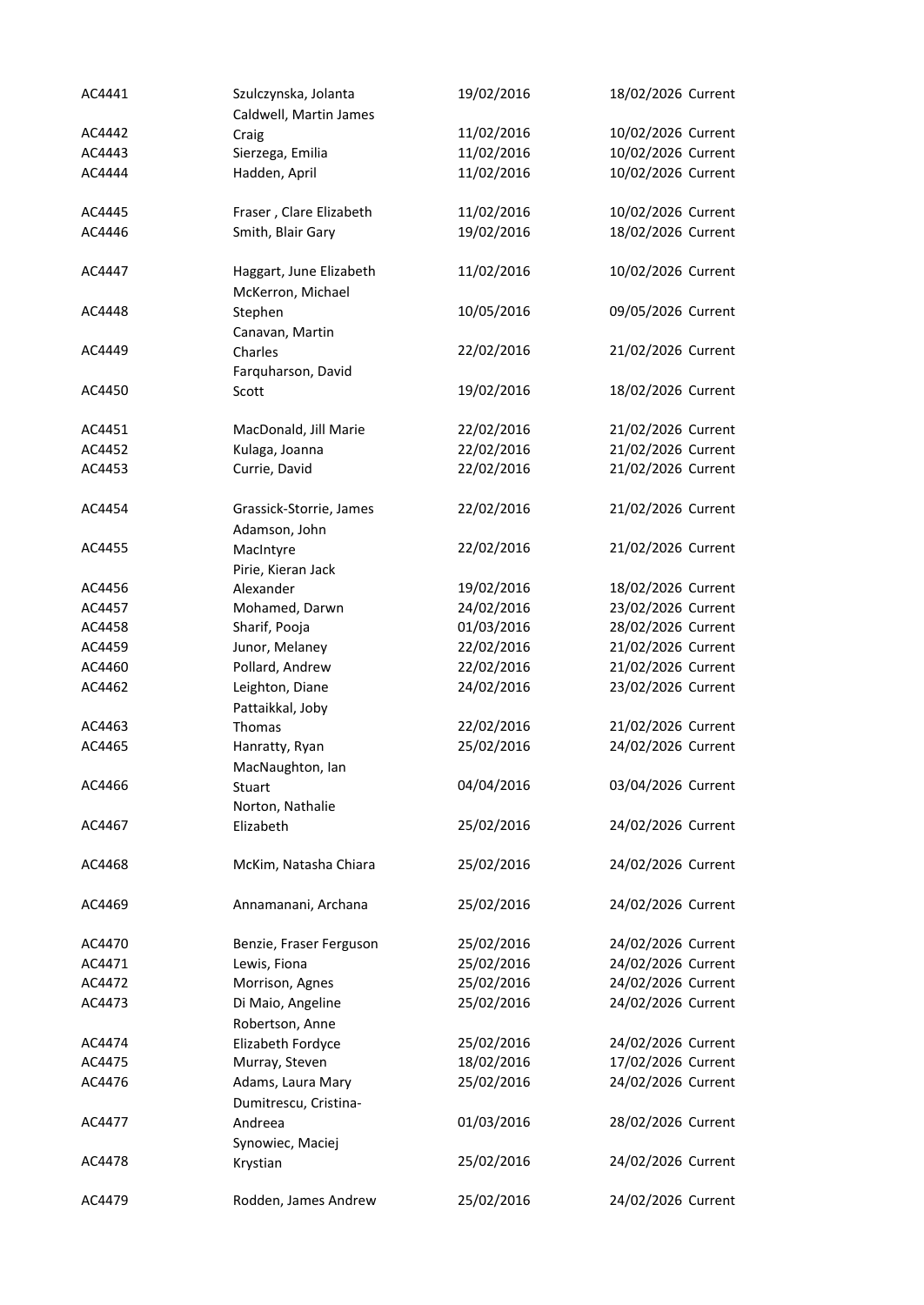| | | | | |
|---|---|---|---|---|
| AC4441 | Szulczynska, Jolanta | 19/02/2016 | 18/02/2026 | Current |
| AC4442 | Caldwell, Martin James Craig | 11/02/2016 | 10/02/2026 | Current |
| AC4443 | Sierzega, Emilia | 11/02/2016 | 10/02/2026 | Current |
| AC4444 | Hadden, April | 11/02/2016 | 10/02/2026 | Current |
| AC4445 | Fraser , Clare Elizabeth | 11/02/2016 | 10/02/2026 | Current |
| AC4446 | Smith, Blair Gary | 19/02/2016 | 18/02/2026 | Current |
| AC4447 | Haggart, June Elizabeth | 11/02/2016 | 10/02/2026 | Current |
| AC4448 | McKerron, Michael Stephen | 10/05/2016 | 09/05/2026 | Current |
| AC4449 | Canavan, Martin Charles | 22/02/2016 | 21/02/2026 | Current |
| AC4450 | Farquharson, David Scott | 19/02/2016 | 18/02/2026 | Current |
| AC4451 | MacDonald, Jill Marie | 22/02/2016 | 21/02/2026 | Current |
| AC4452 | Kulaga, Joanna | 22/02/2016 | 21/02/2026 | Current |
| AC4453 | Currie, David | 22/02/2016 | 21/02/2026 | Current |
| AC4454 | Grassick-Storrie, James | 22/02/2016 | 21/02/2026 | Current |
| AC4455 | Adamson, John MacIntyre | 22/02/2016 | 21/02/2026 | Current |
| AC4456 | Pirie, Kieran Jack Alexander | 19/02/2016 | 18/02/2026 | Current |
| AC4457 | Mohamed, Darwn | 24/02/2016 | 23/02/2026 | Current |
| AC4458 | Sharif, Pooja | 01/03/2016 | 28/02/2026 | Current |
| AC4459 | Junor, Melaney | 22/02/2016 | 21/02/2026 | Current |
| AC4460 | Pollard, Andrew | 22/02/2016 | 21/02/2026 | Current |
| AC4462 | Leighton, Diane | 24/02/2016 | 23/02/2026 | Current |
| AC4463 | Pattaikkal, Joby Thomas | 22/02/2016 | 21/02/2026 | Current |
| AC4465 | Hanratty, Ryan | 25/02/2016 | 24/02/2026 | Current |
| AC4466 | MacNaughton, Ian Stuart | 04/04/2016 | 03/04/2026 | Current |
| AC4467 | Norton, Nathalie Elizabeth | 25/02/2016 | 24/02/2026 | Current |
| AC4468 | McKim, Natasha Chiara | 25/02/2016 | 24/02/2026 | Current |
| AC4469 | Annamanani, Archana | 25/02/2016 | 24/02/2026 | Current |
| AC4470 | Benzie, Fraser Ferguson | 25/02/2016 | 24/02/2026 | Current |
| AC4471 | Lewis, Fiona | 25/02/2016 | 24/02/2026 | Current |
| AC4472 | Morrison, Agnes | 25/02/2016 | 24/02/2026 | Current |
| AC4473 | Di Maio, Angeline | 25/02/2016 | 24/02/2026 | Current |
| AC4474 | Robertson, Anne Elizabeth Fordyce | 25/02/2016 | 24/02/2026 | Current |
| AC4475 | Murray, Steven | 18/02/2016 | 17/02/2026 | Current |
| AC4476 | Adams, Laura Mary | 25/02/2016 | 24/02/2026 | Current |
| AC4477 | Dumitrescu, Cristina-Andreea | 01/03/2016 | 28/02/2026 | Current |
| AC4478 | Synowiec, Maciej Krystian | 25/02/2016 | 24/02/2026 | Current |
| AC4479 | Rodden, James Andrew | 25/02/2016 | 24/02/2026 | Current |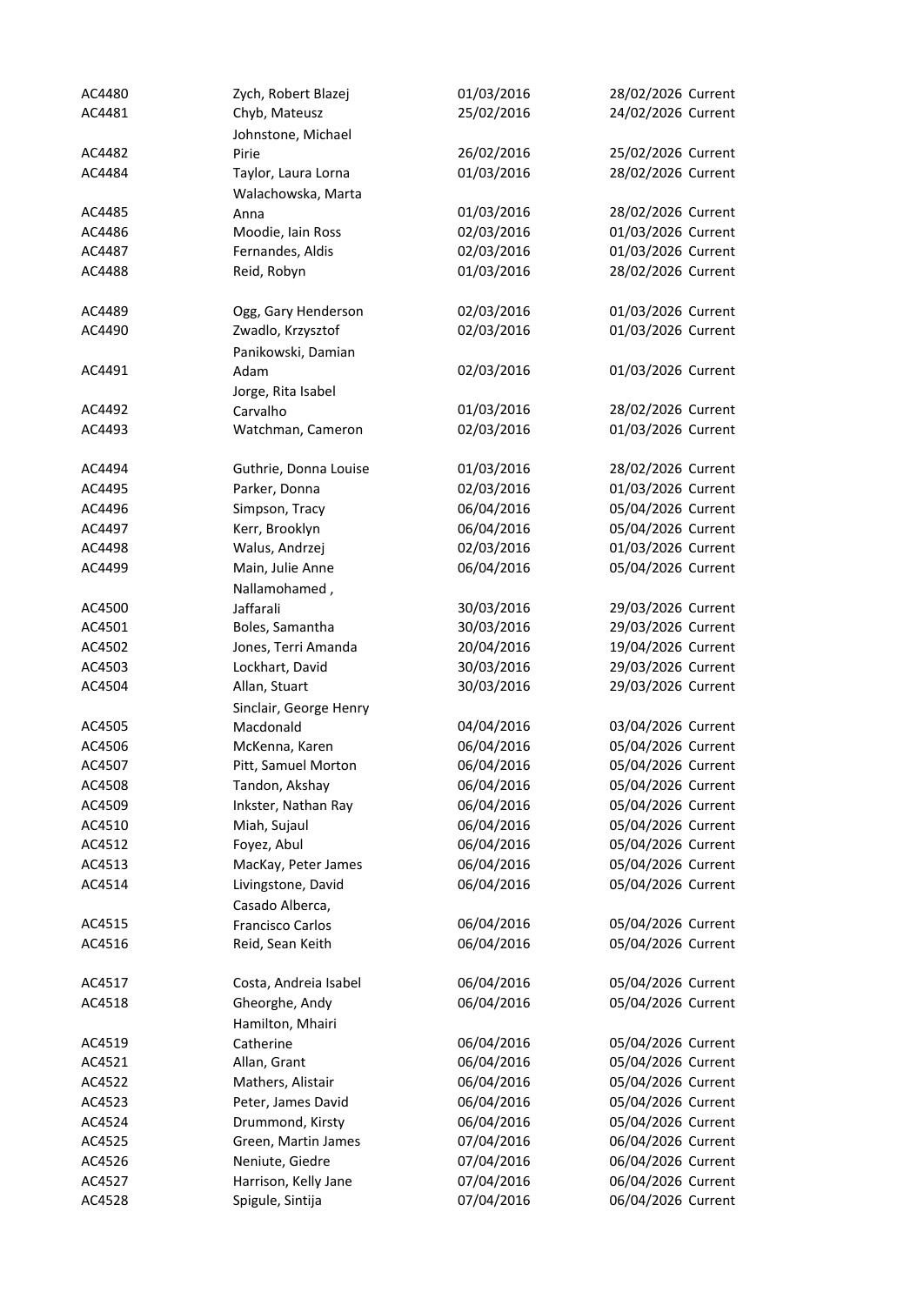| | | | | |
|---|---|---|---|---|
| AC4480 | Zych, Robert Blazej | 01/03/2016 | 28/02/2026 | Current |
| AC4481 | Chyb, Mateusz | 25/02/2016 | 24/02/2026 | Current |
| AC4482 | Johnstone, Michael Pirie | 26/02/2016 | 25/02/2026 | Current |
| AC4484 | Taylor, Laura Lorna | 01/03/2016 | 28/02/2026 | Current |
| AC4485 | Walachowska, Marta Anna | 01/03/2016 | 28/02/2026 | Current |
| AC4486 | Moodie, Iain Ross | 02/03/2016 | 01/03/2026 | Current |
| AC4487 | Fernandes, Aldis | 02/03/2016 | 01/03/2026 | Current |
| AC4488 | Reid, Robyn | 01/03/2016 | 28/02/2026 | Current |
| AC4489 | Ogg, Gary Henderson | 02/03/2016 | 01/03/2026 | Current |
| AC4490 | Zwadlo, Krzysztof | 02/03/2016 | 01/03/2026 | Current |
| AC4491 | Panikowski, Damian Adam | 02/03/2016 | 01/03/2026 | Current |
| AC4492 | Jorge, Rita Isabel Carvalho | 01/03/2016 | 28/02/2026 | Current |
| AC4493 | Watchman, Cameron | 02/03/2016 | 01/03/2026 | Current |
| AC4494 | Guthrie, Donna Louise | 01/03/2016 | 28/02/2026 | Current |
| AC4495 | Parker, Donna | 02/03/2016 | 01/03/2026 | Current |
| AC4496 | Simpson, Tracy | 06/04/2016 | 05/04/2026 | Current |
| AC4497 | Kerr, Brooklyn | 06/04/2016 | 05/04/2026 | Current |
| AC4498 | Walus, Andrzej | 02/03/2016 | 01/03/2026 | Current |
| AC4499 | Main, Julie Anne | 06/04/2016 | 05/04/2026 | Current |
| AC4500 | Nallamohamed , Jaffarali | 30/03/2016 | 29/03/2026 | Current |
| AC4501 | Boles, Samantha | 30/03/2016 | 29/03/2026 | Current |
| AC4502 | Jones, Terri Amanda | 20/04/2016 | 19/04/2026 | Current |
| AC4503 | Lockhart, David | 30/03/2016 | 29/03/2026 | Current |
| AC4504 | Allan, Stuart | 30/03/2016 | 29/03/2026 | Current |
| AC4505 | Sinclair, George Henry Macdonald | 04/04/2016 | 03/04/2026 | Current |
| AC4506 | McKenna, Karen | 06/04/2016 | 05/04/2026 | Current |
| AC4507 | Pitt, Samuel Morton | 06/04/2016 | 05/04/2026 | Current |
| AC4508 | Tandon, Akshay | 06/04/2016 | 05/04/2026 | Current |
| AC4509 | Inkster, Nathan Ray | 06/04/2016 | 05/04/2026 | Current |
| AC4510 | Miah, Sujaul | 06/04/2016 | 05/04/2026 | Current |
| AC4512 | Foyez, Abul | 06/04/2016 | 05/04/2026 | Current |
| AC4513 | MacKay, Peter James | 06/04/2016 | 05/04/2026 | Current |
| AC4514 | Livingstone, David | 06/04/2016 | 05/04/2026 | Current |
| AC4515 | Casado Alberca, Francisco Carlos | 06/04/2016 | 05/04/2026 | Current |
| AC4516 | Reid, Sean Keith | 06/04/2016 | 05/04/2026 | Current |
| AC4517 | Costa, Andreia Isabel | 06/04/2016 | 05/04/2026 | Current |
| AC4518 | Gheorghe, Andy | 06/04/2016 | 05/04/2026 | Current |
| AC4519 | Hamilton, Mhairi Catherine | 06/04/2016 | 05/04/2026 | Current |
| AC4521 | Allan, Grant | 06/04/2016 | 05/04/2026 | Current |
| AC4522 | Mathers, Alistair | 06/04/2016 | 05/04/2026 | Current |
| AC4523 | Peter, James David | 06/04/2016 | 05/04/2026 | Current |
| AC4524 | Drummond, Kirsty | 06/04/2016 | 05/04/2026 | Current |
| AC4525 | Green, Martin James | 07/04/2016 | 06/04/2026 | Current |
| AC4526 | Neniute, Giedre | 07/04/2016 | 06/04/2026 | Current |
| AC4527 | Harrison, Kelly Jane | 07/04/2016 | 06/04/2026 | Current |
| AC4528 | Spigule, Sintija | 07/04/2016 | 06/04/2026 | Current |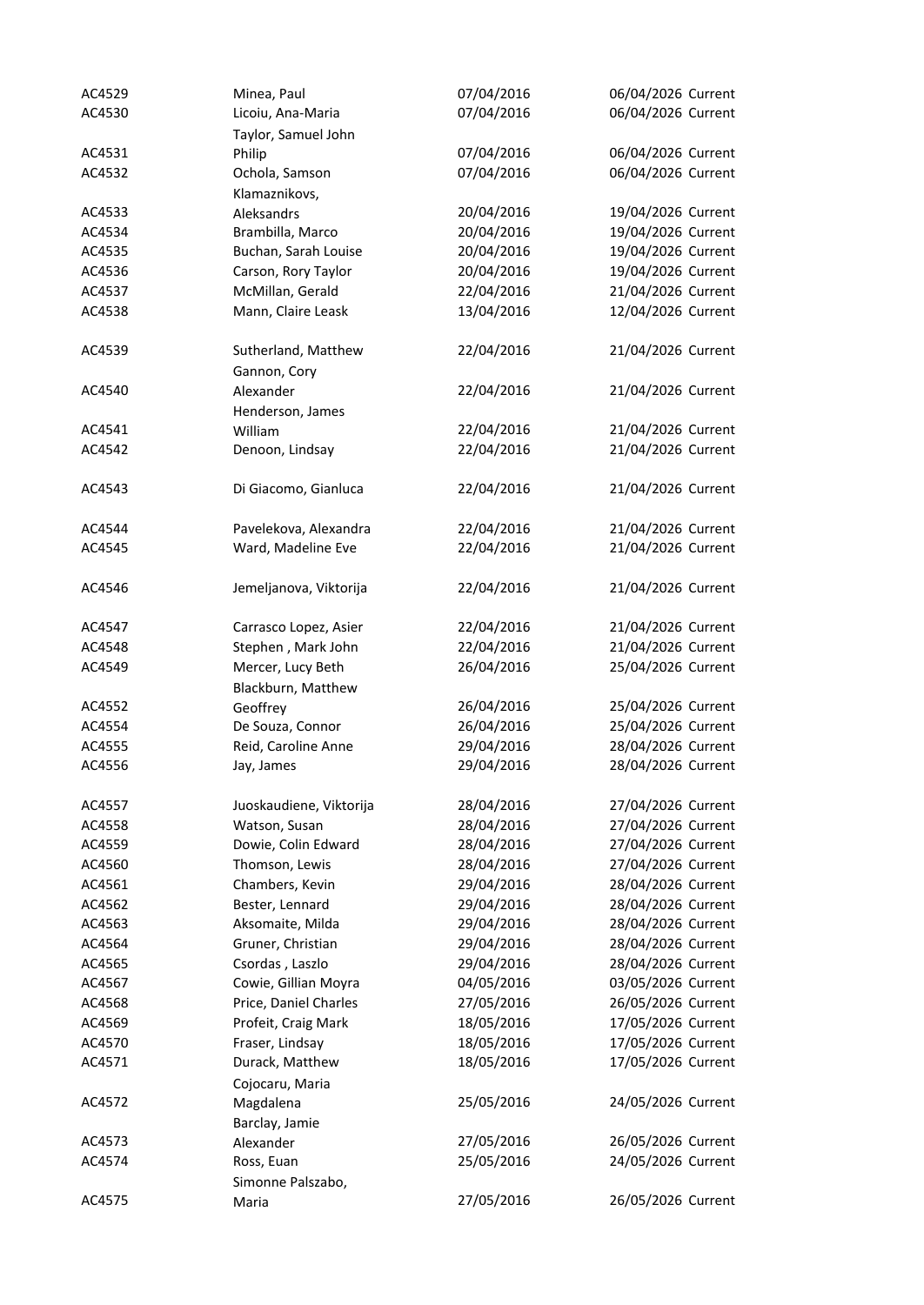| | | | | |
|---|---|---|---|---|
| AC4529 | Minea, Paul | 07/04/2016 | 06/04/2026 | Current |
| AC4530 | Licoiu, Ana-Maria | 07/04/2016 | 06/04/2026 | Current |
| AC4531 | Taylor, Samuel John Philip | 07/04/2016 | 06/04/2026 | Current |
| AC4532 | Ochola, Samson | 07/04/2016 | 06/04/2026 | Current |
| AC4533 | Klamaznikovs, Aleksandrs | 20/04/2016 | 19/04/2026 | Current |
| AC4534 | Brambilla, Marco | 20/04/2016 | 19/04/2026 | Current |
| AC4535 | Buchan, Sarah Louise | 20/04/2016 | 19/04/2026 | Current |
| AC4536 | Carson, Rory Taylor | 20/04/2016 | 19/04/2026 | Current |
| AC4537 | McMillan, Gerald | 22/04/2016 | 21/04/2026 | Current |
| AC4538 | Mann, Claire Leask | 13/04/2016 | 12/04/2026 | Current |
| AC4539 | Sutherland, Matthew | 22/04/2016 | 21/04/2026 | Current |
| AC4540 | Gannon, Cory Alexander | 22/04/2016 | 21/04/2026 | Current |
| AC4541 | Henderson, James William | 22/04/2016 | 21/04/2026 | Current |
| AC4542 | Denoon, Lindsay | 22/04/2016 | 21/04/2026 | Current |
| AC4543 | Di Giacomo, Gianluca | 22/04/2016 | 21/04/2026 | Current |
| AC4544 | Pavelekova, Alexandra | 22/04/2016 | 21/04/2026 | Current |
| AC4545 | Ward, Madeline Eve | 22/04/2016 | 21/04/2026 | Current |
| AC4546 | Jemeljanova, Viktorija | 22/04/2016 | 21/04/2026 | Current |
| AC4547 | Carrasco Lopez, Asier | 22/04/2016 | 21/04/2026 | Current |
| AC4548 | Stephen , Mark John | 22/04/2016 | 21/04/2026 | Current |
| AC4549 | Mercer, Lucy Beth | 26/04/2016 | 25/04/2026 | Current |
| AC4552 | Blackburn, Matthew Geoffrey | 26/04/2016 | 25/04/2026 | Current |
| AC4554 | De Souza, Connor | 26/04/2016 | 25/04/2026 | Current |
| AC4555 | Reid, Caroline Anne | 29/04/2016 | 28/04/2026 | Current |
| AC4556 | Jay, James | 29/04/2016 | 28/04/2026 | Current |
| AC4557 | Juoskaudiene, Viktorija | 28/04/2016 | 27/04/2026 | Current |
| AC4558 | Watson, Susan | 28/04/2016 | 27/04/2026 | Current |
| AC4559 | Dowie, Colin Edward | 28/04/2016 | 27/04/2026 | Current |
| AC4560 | Thomson, Lewis | 28/04/2016 | 27/04/2026 | Current |
| AC4561 | Chambers, Kevin | 29/04/2016 | 28/04/2026 | Current |
| AC4562 | Bester, Lennard | 29/04/2016 | 28/04/2026 | Current |
| AC4563 | Aksomaite, Milda | 29/04/2016 | 28/04/2026 | Current |
| AC4564 | Gruner, Christian | 29/04/2016 | 28/04/2026 | Current |
| AC4565 | Csordas , Laszlo | 29/04/2016 | 28/04/2026 | Current |
| AC4567 | Cowie, Gillian Moyra | 04/05/2016 | 03/05/2026 | Current |
| AC4568 | Price, Daniel Charles | 27/05/2016 | 26/05/2026 | Current |
| AC4569 | Profeit, Craig Mark | 18/05/2016 | 17/05/2026 | Current |
| AC4570 | Fraser, Lindsay | 18/05/2016 | 17/05/2026 | Current |
| AC4571 | Durack, Matthew | 18/05/2016 | 17/05/2026 | Current |
| AC4572 | Cojocaru, Maria Magdalena | 25/05/2016 | 24/05/2026 | Current |
| AC4573 | Barclay, Jamie Alexander | 27/05/2016 | 26/05/2026 | Current |
| AC4574 | Ross, Euan | 25/05/2016 | 24/05/2026 | Current |
| AC4575 | Simonne Palszabo, Maria | 27/05/2016 | 26/05/2026 | Current |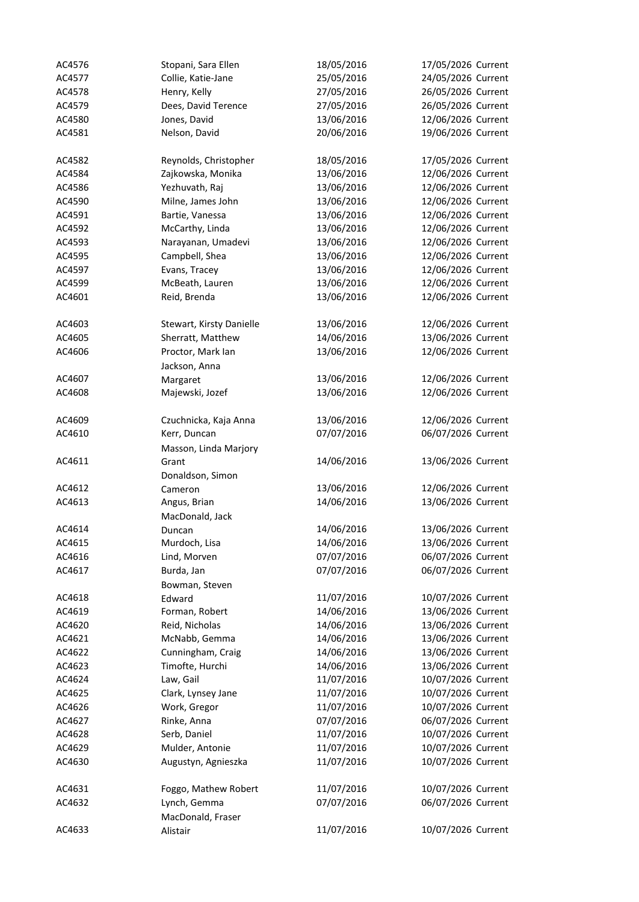| | | | | |
|---|---|---|---|---|
| AC4576 | Stopani, Sara Ellen | 18/05/2016 | 17/05/2026 | Current |
| AC4577 | Collie, Katie-Jane | 25/05/2016 | 24/05/2026 | Current |
| AC4578 | Henry, Kelly | 27/05/2016 | 26/05/2026 | Current |
| AC4579 | Dees, David Terence | 27/05/2016 | 26/05/2026 | Current |
| AC4580 | Jones, David | 13/06/2016 | 12/06/2026 | Current |
| AC4581 | Nelson, David | 20/06/2016 | 19/06/2026 | Current |
| AC4582 | Reynolds, Christopher | 18/05/2016 | 17/05/2026 | Current |
| AC4584 | Zajkowska, Monika | 13/06/2016 | 12/06/2026 | Current |
| AC4586 | Yezhuvath, Raj | 13/06/2016 | 12/06/2026 | Current |
| AC4590 | Milne, James John | 13/06/2016 | 12/06/2026 | Current |
| AC4591 | Bartie, Vanessa | 13/06/2016 | 12/06/2026 | Current |
| AC4592 | McCarthy, Linda | 13/06/2016 | 12/06/2026 | Current |
| AC4593 | Narayanan, Umadevi | 13/06/2016 | 12/06/2026 | Current |
| AC4595 | Campbell, Shea | 13/06/2016 | 12/06/2026 | Current |
| AC4597 | Evans, Tracey | 13/06/2016 | 12/06/2026 | Current |
| AC4599 | McBeath, Lauren | 13/06/2016 | 12/06/2026 | Current |
| AC4601 | Reid, Brenda | 13/06/2016 | 12/06/2026 | Current |
| AC4603 | Stewart, Kirsty Danielle | 13/06/2016 | 12/06/2026 | Current |
| AC4605 | Sherratt, Matthew | 14/06/2016 | 13/06/2026 | Current |
| AC4606 | Proctor, Mark Ian | 13/06/2016 | 12/06/2026 | Current |
| AC4607 | Jackson, Anna Margaret | 13/06/2016 | 12/06/2026 | Current |
| AC4608 | Majewski, Jozef | 13/06/2016 | 12/06/2026 | Current |
| AC4609 | Czuchnicka, Kaja Anna | 13/06/2016 | 12/06/2026 | Current |
| AC4610 | Kerr, Duncan | 07/07/2016 | 06/07/2026 | Current |
| AC4611 | Masson, Linda Marjory Grant | 14/06/2016 | 13/06/2026 | Current |
| AC4612 | Donaldson, Simon Cameron | 13/06/2016 | 12/06/2026 | Current |
| AC4613 | Angus, Brian | 14/06/2016 | 13/06/2026 | Current |
| AC4614 | MacDonald, Jack Duncan | 14/06/2016 | 13/06/2026 | Current |
| AC4615 | Murdoch, Lisa | 14/06/2016 | 13/06/2026 | Current |
| AC4616 | Lind, Morven | 07/07/2016 | 06/07/2026 | Current |
| AC4617 | Burda, Jan | 07/07/2016 | 06/07/2026 | Current |
| AC4618 | Bowman, Steven Edward | 11/07/2016 | 10/07/2026 | Current |
| AC4619 | Forman, Robert | 14/06/2016 | 13/06/2026 | Current |
| AC4620 | Reid, Nicholas | 14/06/2016 | 13/06/2026 | Current |
| AC4621 | McNabb, Gemma | 14/06/2016 | 13/06/2026 | Current |
| AC4622 | Cunningham, Craig | 14/06/2016 | 13/06/2026 | Current |
| AC4623 | Timofte, Hurchi | 14/06/2016 | 13/06/2026 | Current |
| AC4624 | Law, Gail | 11/07/2016 | 10/07/2026 | Current |
| AC4625 | Clark, Lynsey Jane | 11/07/2016 | 10/07/2026 | Current |
| AC4626 | Work, Gregor | 11/07/2016 | 10/07/2026 | Current |
| AC4627 | Rinke, Anna | 07/07/2016 | 06/07/2026 | Current |
| AC4628 | Serb, Daniel | 11/07/2016 | 10/07/2026 | Current |
| AC4629 | Mulder, Antonie | 11/07/2016 | 10/07/2026 | Current |
| AC4630 | Augustyn, Agnieszka | 11/07/2016 | 10/07/2026 | Current |
| AC4631 | Foggo, Mathew Robert | 11/07/2016 | 10/07/2026 | Current |
| AC4632 | Lynch, Gemma | 07/07/2016 | 06/07/2026 | Current |
| AC4633 | MacDonald, Fraser Alistair | 11/07/2016 | 10/07/2026 | Current |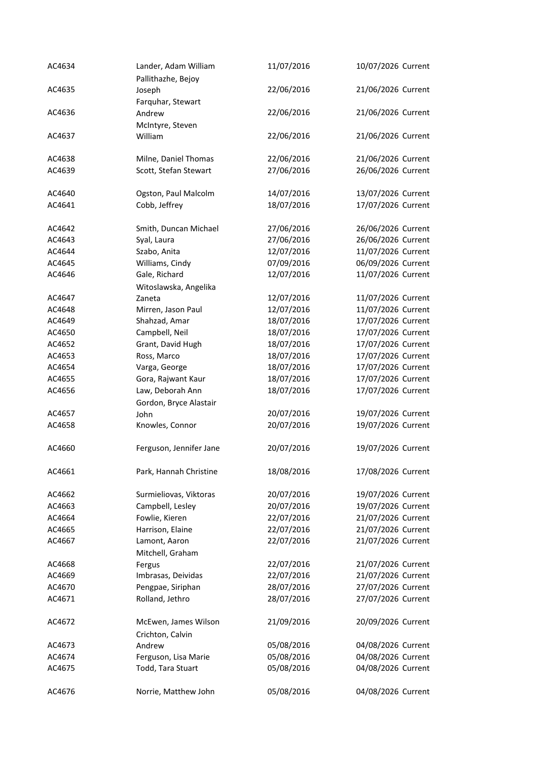| | | | | |
|---|---|---|---|---|
| AC4634 | Lander, Adam William | 11/07/2016 | 10/07/2026 | Current |
| AC4635 | Pallithazhe, Bejoy Joseph | 22/06/2016 | 21/06/2026 | Current |
| AC4636 | Farquhar, Stewart Andrew | 22/06/2016 | 21/06/2026 | Current |
| AC4637 | McIntyre, Steven William | 22/06/2016 | 21/06/2026 | Current |
| AC4638 | Milne, Daniel Thomas | 22/06/2016 | 21/06/2026 | Current |
| AC4639 | Scott, Stefan Stewart | 27/06/2016 | 26/06/2026 | Current |
| AC4640 | Ogston, Paul Malcolm | 14/07/2016 | 13/07/2026 | Current |
| AC4641 | Cobb, Jeffrey | 18/07/2016 | 17/07/2026 | Current |
| AC4642 | Smith, Duncan Michael | 27/06/2016 | 26/06/2026 | Current |
| AC4643 | Syal, Laura | 27/06/2016 | 26/06/2026 | Current |
| AC4644 | Szabo, Anita | 12/07/2016 | 11/07/2026 | Current |
| AC4645 | Williams, Cindy | 07/09/2016 | 06/09/2026 | Current |
| AC4646 | Gale, Richard | 12/07/2016 | 11/07/2026 | Current |
| AC4647 | Witoslawska, Angelika Zaneta | 12/07/2016 | 11/07/2026 | Current |
| AC4648 | Mirren, Jason Paul | 12/07/2016 | 11/07/2026 | Current |
| AC4649 | Shahzad, Amar | 18/07/2016 | 17/07/2026 | Current |
| AC4650 | Campbell, Neil | 18/07/2016 | 17/07/2026 | Current |
| AC4652 | Grant, David Hugh | 18/07/2016 | 17/07/2026 | Current |
| AC4653 | Ross, Marco | 18/07/2016 | 17/07/2026 | Current |
| AC4654 | Varga, George | 18/07/2016 | 17/07/2026 | Current |
| AC4655 | Gora, Rajwant Kaur | 18/07/2016 | 17/07/2026 | Current |
| AC4656 | Law, Deborah Ann | 18/07/2016 | 17/07/2026 | Current |
| AC4657 | Gordon, Bryce Alastair John | 20/07/2016 | 19/07/2026 | Current |
| AC4658 | Knowles, Connor | 20/07/2016 | 19/07/2026 | Current |
| AC4660 | Ferguson, Jennifer Jane | 20/07/2016 | 19/07/2026 | Current |
| AC4661 | Park, Hannah Christine | 18/08/2016 | 17/08/2026 | Current |
| AC4662 | Surmieliovas, Viktoras | 20/07/2016 | 19/07/2026 | Current |
| AC4663 | Campbell, Lesley | 20/07/2016 | 19/07/2026 | Current |
| AC4664 | Fowlie, Kieren | 22/07/2016 | 21/07/2026 | Current |
| AC4665 | Harrison, Elaine | 22/07/2016 | 21/07/2026 | Current |
| AC4667 | Lamont, Aaron | 22/07/2016 | 21/07/2026 | Current |
| AC4668 | Mitchell, Graham Fergus | 22/07/2016 | 21/07/2026 | Current |
| AC4669 | Imbrasas, Deividas | 22/07/2016 | 21/07/2026 | Current |
| AC4670 | Pengpae, Siriphan | 28/07/2016 | 27/07/2026 | Current |
| AC4671 | Rolland, Jethro | 28/07/2016 | 27/07/2026 | Current |
| AC4672 | McEwen, James Wilson | 21/09/2016 | 20/09/2026 | Current |
| AC4673 | Crichton, Calvin Andrew | 05/08/2016 | 04/08/2026 | Current |
| AC4674 | Ferguson, Lisa Marie | 05/08/2016 | 04/08/2026 | Current |
| AC4675 | Todd, Tara Stuart | 05/08/2016 | 04/08/2026 | Current |
| AC4676 | Norrie, Matthew John | 05/08/2016 | 04/08/2026 | Current |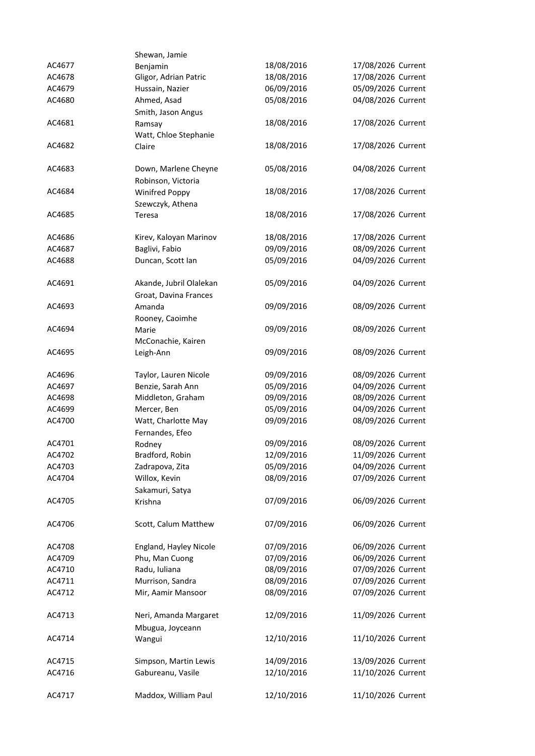| | | | | |
|---|---|---|---|---|
| AC4677 | Shewan, Jamie Benjamin | 18/08/2016 | 17/08/2026 | Current |
| AC4678 | Gligor, Adrian Patric | 18/08/2016 | 17/08/2026 | Current |
| AC4679 | Hussain, Nazier | 06/09/2016 | 05/09/2026 | Current |
| AC4680 | Ahmed, Asad | 05/08/2016 | 04/08/2026 | Current |
| AC4681 | Smith, Jason Angus Ramsay | 18/08/2016 | 17/08/2026 | Current |
| AC4682 | Watt, Chloe Stephanie Claire | 18/08/2016 | 17/08/2026 | Current |
| AC4683 | Down, Marlene Cheyne | 05/08/2016 | 04/08/2026 | Current |
| AC4684 | Robinson, Victoria Winifred Poppy | 18/08/2016 | 17/08/2026 | Current |
| AC4685 | Szewczyk, Athena Teresa | 18/08/2016 | 17/08/2026 | Current |
| AC4686 | Kirev, Kaloyan Marinov | 18/08/2016 | 17/08/2026 | Current |
| AC4687 | Baglivi, Fabio | 09/09/2016 | 08/09/2026 | Current |
| AC4688 | Duncan, Scott Ian | 05/09/2016 | 04/09/2026 | Current |
| AC4691 | Akande, Jubril Olalekan | 05/09/2016 | 04/09/2026 | Current |
| AC4693 | Groat, Davina Frances Amanda | 09/09/2016 | 08/09/2026 | Current |
| AC4694 | Rooney, Caoimhe Marie | 09/09/2016 | 08/09/2026 | Current |
| AC4695 | McConachie, Kairen Leigh-Ann | 09/09/2016 | 08/09/2026 | Current |
| AC4696 | Taylor, Lauren Nicole | 09/09/2016 | 08/09/2026 | Current |
| AC4697 | Benzie, Sarah Ann | 05/09/2016 | 04/09/2026 | Current |
| AC4698 | Middleton, Graham | 09/09/2016 | 08/09/2026 | Current |
| AC4699 | Mercer, Ben | 05/09/2016 | 04/09/2026 | Current |
| AC4700 | Watt, Charlotte May | 09/09/2016 | 08/09/2026 | Current |
| AC4701 | Fernandes, Efeo Rodney | 09/09/2016 | 08/09/2026 | Current |
| AC4702 | Bradford, Robin | 12/09/2016 | 11/09/2026 | Current |
| AC4703 | Zadrapova, Zita | 05/09/2016 | 04/09/2026 | Current |
| AC4704 | Willox, Kevin | 08/09/2016 | 07/09/2026 | Current |
| AC4705 | Sakamuri, Satya Krishna | 07/09/2016 | 06/09/2026 | Current |
| AC4706 | Scott, Calum Matthew | 07/09/2016 | 06/09/2026 | Current |
| AC4708 | England, Hayley Nicole | 07/09/2016 | 06/09/2026 | Current |
| AC4709 | Phu, Man Cuong | 07/09/2016 | 06/09/2026 | Current |
| AC4710 | Radu, Iuliana | 08/09/2016 | 07/09/2026 | Current |
| AC4711 | Murrison, Sandra | 08/09/2016 | 07/09/2026 | Current |
| AC4712 | Mir, Aamir Mansoor | 08/09/2016 | 07/09/2026 | Current |
| AC4713 | Neri, Amanda Margaret | 12/09/2016 | 11/09/2026 | Current |
| AC4714 | Mbugua, Joyceann Wangui | 12/10/2016 | 11/10/2026 | Current |
| AC4715 | Simpson, Martin Lewis | 14/09/2016 | 13/09/2026 | Current |
| AC4716 | Gabureanu, Vasile | 12/10/2016 | 11/10/2026 | Current |
| AC4717 | Maddox, William Paul | 12/10/2016 | 11/10/2026 | Current |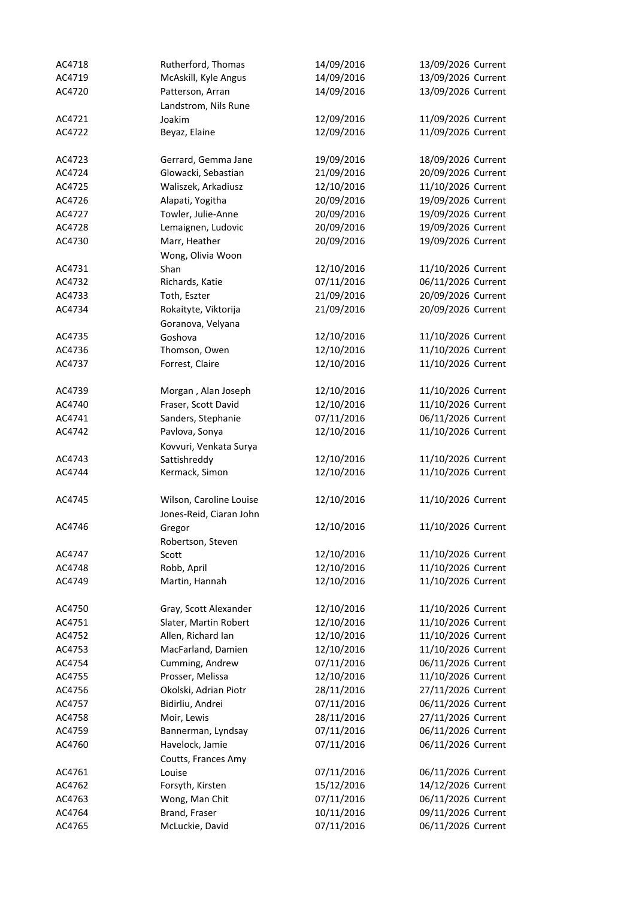| | | | | |
|---|---|---|---|---|
| AC4718 | Rutherford, Thomas | 14/09/2016 | 13/09/2026 | Current |
| AC4719 | McAskill, Kyle Angus | 14/09/2016 | 13/09/2026 | Current |
| AC4720 | Patterson, Arran | 14/09/2016 | 13/09/2026 | Current |
| AC4721 | Landstrom, Nils Rune Joakim | 12/09/2016 | 11/09/2026 | Current |
| AC4722 | Beyaz, Elaine | 12/09/2016 | 11/09/2026 | Current |
| AC4723 | Gerrard, Gemma Jane | 19/09/2016 | 18/09/2026 | Current |
| AC4724 | Glowacki, Sebastian | 21/09/2016 | 20/09/2026 | Current |
| AC4725 | Waliszek, Arkadiusz | 12/10/2016 | 11/10/2026 | Current |
| AC4726 | Alapati, Yogitha | 20/09/2016 | 19/09/2026 | Current |
| AC4727 | Towler, Julie-Anne | 20/09/2016 | 19/09/2026 | Current |
| AC4728 | Lemaignen, Ludovic | 20/09/2016 | 19/09/2026 | Current |
| AC4730 | Marr, Heather | 20/09/2016 | 19/09/2026 | Current |
| AC4731 | Wong, Olivia Woon Shan | 12/10/2016 | 11/10/2026 | Current |
| AC4732 | Richards, Katie | 07/11/2016 | 06/11/2026 | Current |
| AC4733 | Toth, Eszter | 21/09/2016 | 20/09/2026 | Current |
| AC4734 | Rokaityte, Viktorija | 21/09/2016 | 20/09/2026 | Current |
| AC4735 | Goranova, Velyana Goshova | 12/10/2016 | 11/10/2026 | Current |
| AC4736 | Thomson, Owen | 12/10/2016 | 11/10/2026 | Current |
| AC4737 | Forrest, Claire | 12/10/2016 | 11/10/2026 | Current |
| AC4739 | Morgan , Alan Joseph | 12/10/2016 | 11/10/2026 | Current |
| AC4740 | Fraser, Scott David | 12/10/2016 | 11/10/2026 | Current |
| AC4741 | Sanders, Stephanie | 07/11/2016 | 06/11/2026 | Current |
| AC4742 | Pavlova, Sonya | 12/10/2016 | 11/10/2026 | Current |
| AC4743 | Kovvuri, Venkata Surya Sattishreddy | 12/10/2016 | 11/10/2026 | Current |
| AC4744 | Kermack, Simon | 12/10/2016 | 11/10/2026 | Current |
| AC4745 | Wilson, Caroline Louise | 12/10/2016 | 11/10/2026 | Current |
| AC4746 | Jones-Reid, Ciaran John Gregor | 12/10/2016 | 11/10/2026 | Current |
| AC4747 | Robertson, Steven Scott | 12/10/2016 | 11/10/2026 | Current |
| AC4748 | Robb, April | 12/10/2016 | 11/10/2026 | Current |
| AC4749 | Martin, Hannah | 12/10/2016 | 11/10/2026 | Current |
| AC4750 | Gray, Scott Alexander | 12/10/2016 | 11/10/2026 | Current |
| AC4751 | Slater, Martin Robert | 12/10/2016 | 11/10/2026 | Current |
| AC4752 | Allen, Richard Ian | 12/10/2016 | 11/10/2026 | Current |
| AC4753 | MacFarland, Damien | 12/10/2016 | 11/10/2026 | Current |
| AC4754 | Cumming, Andrew | 07/11/2016 | 06/11/2026 | Current |
| AC4755 | Prosser, Melissa | 12/10/2016 | 11/10/2026 | Current |
| AC4756 | Okolski, Adrian Piotr | 28/11/2016 | 27/11/2026 | Current |
| AC4757 | Bidirliu, Andrei | 07/11/2016 | 06/11/2026 | Current |
| AC4758 | Moir, Lewis | 28/11/2016 | 27/11/2026 | Current |
| AC4759 | Bannerman, Lyndsay | 07/11/2016 | 06/11/2026 | Current |
| AC4760 | Havelock, Jamie | 07/11/2016 | 06/11/2026 | Current |
| AC4761 | Coutts, Frances Amy Louise | 07/11/2016 | 06/11/2026 | Current |
| AC4762 | Forsyth, Kirsten | 15/12/2016 | 14/12/2026 | Current |
| AC4763 | Wong, Man Chit | 07/11/2016 | 06/11/2026 | Current |
| AC4764 | Brand, Fraser | 10/11/2016 | 09/11/2026 | Current |
| AC4765 | McLuckie, David | 07/11/2016 | 06/11/2026 | Current |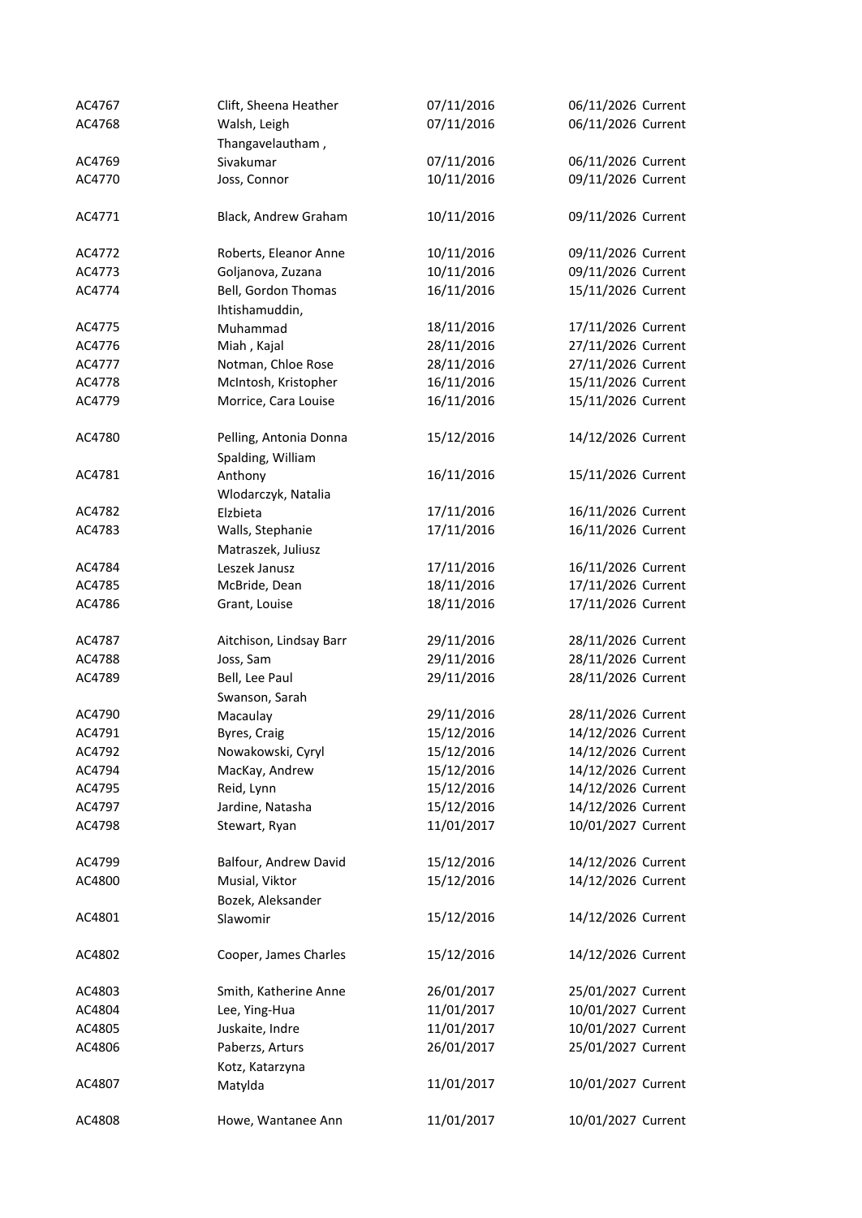| | | | | |
|---|---|---|---|---|
| AC4767 | Clift, Sheena Heather | 07/11/2016 | 06/11/2026 | Current |
| AC4768 | Walsh, Leigh | 07/11/2016 | 06/11/2026 | Current |
| AC4769 | Thangavelautham , Sivakumar | 07/11/2016 | 06/11/2026 | Current |
| AC4770 | Joss, Connor | 10/11/2016 | 09/11/2026 | Current |
| AC4771 | Black, Andrew Graham | 10/11/2016 | 09/11/2026 | Current |
| AC4772 | Roberts, Eleanor Anne | 10/11/2016 | 09/11/2026 | Current |
| AC4773 | Goljanova, Zuzana | 10/11/2016 | 09/11/2026 | Current |
| AC4774 | Bell, Gordon Thomas | 16/11/2016 | 15/11/2026 | Current |
| AC4775 | Ihtishamuddin, Muhammad | 18/11/2016 | 17/11/2026 | Current |
| AC4776 | Miah , Kajal | 28/11/2016 | 27/11/2026 | Current |
| AC4777 | Notman, Chloe Rose | 28/11/2016 | 27/11/2026 | Current |
| AC4778 | McIntosh, Kristopher | 16/11/2016 | 15/11/2026 | Current |
| AC4779 | Morrice, Cara Louise | 16/11/2016 | 15/11/2026 | Current |
| AC4780 | Pelling, Antonia Donna | 15/12/2016 | 14/12/2026 | Current |
| AC4781 | Spalding, William Anthony | 16/11/2016 | 15/11/2026 | Current |
| AC4782 | Wlodarczyk, Natalia Elzbieta | 17/11/2016 | 16/11/2026 | Current |
| AC4783 | Walls, Stephanie | 17/11/2016 | 16/11/2026 | Current |
| AC4784 | Matraszek, Juliusz Leszek Janusz | 17/11/2016 | 16/11/2026 | Current |
| AC4785 | McBride, Dean | 18/11/2016 | 17/11/2026 | Current |
| AC4786 | Grant, Louise | 18/11/2016 | 17/11/2026 | Current |
| AC4787 | Aitchison, Lindsay Barr | 29/11/2016 | 28/11/2026 | Current |
| AC4788 | Joss, Sam | 29/11/2016 | 28/11/2026 | Current |
| AC4789 | Bell, Lee Paul | 29/11/2016 | 28/11/2026 | Current |
| AC4790 | Swanson, Sarah Macaulay | 29/11/2016 | 28/11/2026 | Current |
| AC4791 | Byres, Craig | 15/12/2016 | 14/12/2026 | Current |
| AC4792 | Nowakowski, Cyryl | 15/12/2016 | 14/12/2026 | Current |
| AC4794 | MacKay, Andrew | 15/12/2016 | 14/12/2026 | Current |
| AC4795 | Reid, Lynn | 15/12/2016 | 14/12/2026 | Current |
| AC4797 | Jardine, Natasha | 15/12/2016 | 14/12/2026 | Current |
| AC4798 | Stewart, Ryan | 11/01/2017 | 10/01/2027 | Current |
| AC4799 | Balfour, Andrew David | 15/12/2016 | 14/12/2026 | Current |
| AC4800 | Musial, Viktor | 15/12/2016 | 14/12/2026 | Current |
| AC4801 | Bozek, Aleksander Slawomir | 15/12/2016 | 14/12/2026 | Current |
| AC4802 | Cooper, James Charles | 15/12/2016 | 14/12/2026 | Current |
| AC4803 | Smith, Katherine Anne | 26/01/2017 | 25/01/2027 | Current |
| AC4804 | Lee, Ying-Hua | 11/01/2017 | 10/01/2027 | Current |
| AC4805 | Juskaite, Indre | 11/01/2017 | 10/01/2027 | Current |
| AC4806 | Paberzs, Arturs | 26/01/2017 | 25/01/2027 | Current |
| AC4807 | Kotz, Katarzyna Matylda | 11/01/2017 | 10/01/2027 | Current |
| AC4808 | Howe, Wantanee Ann | 11/01/2017 | 10/01/2027 | Current |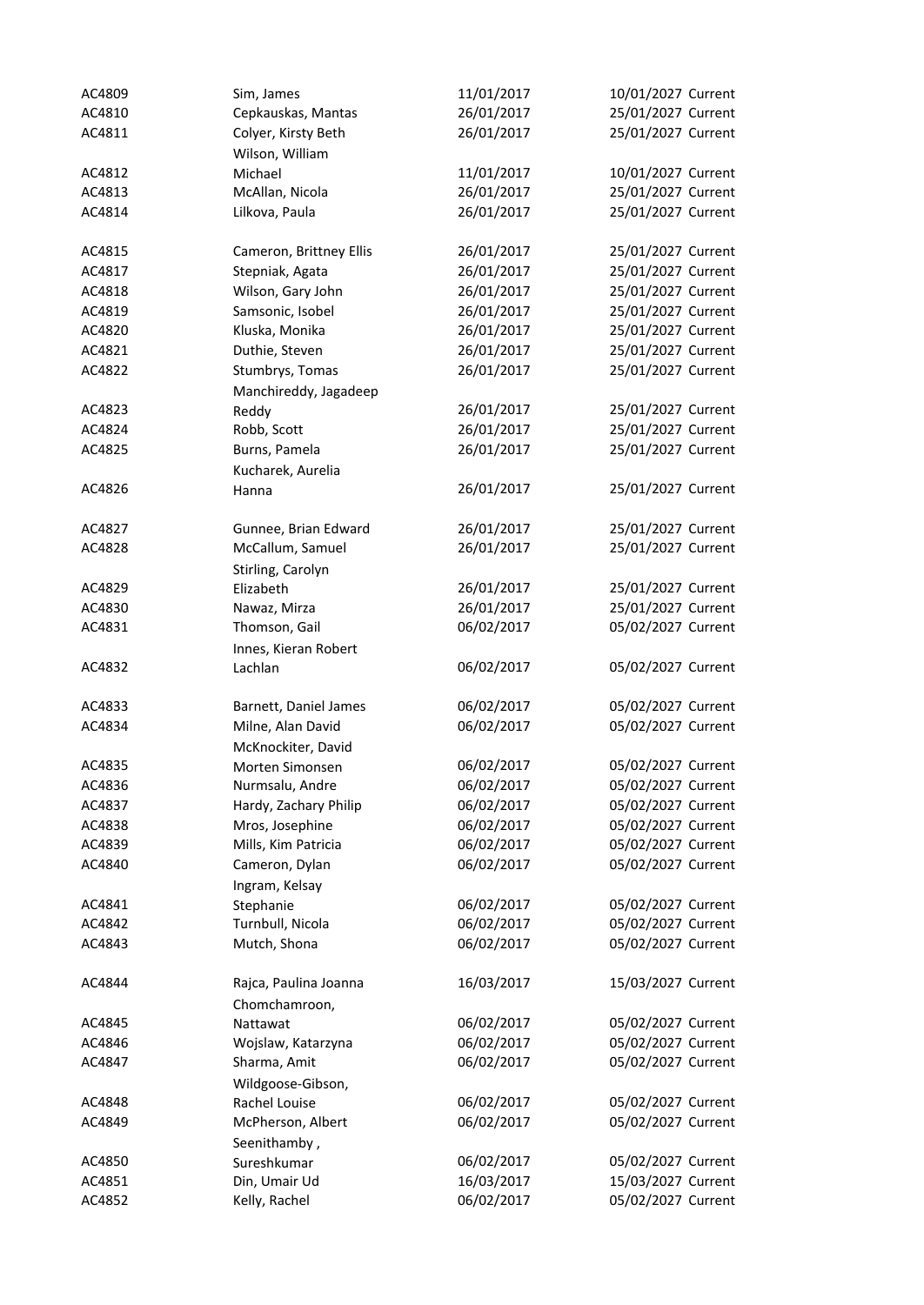| | | | | |
|---|---|---|---|---|
| AC4809 | Sim, James | 11/01/2017 | 10/01/2027 | Current |
| AC4810 | Cepkauskas, Mantas | 26/01/2017 | 25/01/2027 | Current |
| AC4811 | Colyer, Kirsty Beth | 26/01/2017 | 25/01/2027 | Current |
| AC4812 | Wilson, William Michael | 11/01/2017 | 10/01/2027 | Current |
| AC4813 | McAllan, Nicola | 26/01/2017 | 25/01/2027 | Current |
| AC4814 | Lilkova, Paula | 26/01/2017 | 25/01/2027 | Current |
| AC4815 | Cameron, Brittney Ellis | 26/01/2017 | 25/01/2027 | Current |
| AC4817 | Stepniak, Agata | 26/01/2017 | 25/01/2027 | Current |
| AC4818 | Wilson, Gary John | 26/01/2017 | 25/01/2027 | Current |
| AC4819 | Samsonic, Isobel | 26/01/2017 | 25/01/2027 | Current |
| AC4820 | Kluska, Monika | 26/01/2017 | 25/01/2027 | Current |
| AC4821 | Duthie, Steven | 26/01/2017 | 25/01/2027 | Current |
| AC4822 | Stumbrys, Tomas | 26/01/2017 | 25/01/2027 | Current |
| AC4823 | Manchireddy, Jagadeep Reddy | 26/01/2017 | 25/01/2027 | Current |
| AC4824 | Robb, Scott | 26/01/2017 | 25/01/2027 | Current |
| AC4825 | Burns, Pamela | 26/01/2017 | 25/01/2027 | Current |
| AC4826 | Kucharek, Aurelia Hanna | 26/01/2017 | 25/01/2027 | Current |
| AC4827 | Gunnee, Brian Edward | 26/01/2017 | 25/01/2027 | Current |
| AC4828 | McCallum, Samuel | 26/01/2017 | 25/01/2027 | Current |
| AC4829 | Stirling, Carolyn Elizabeth | 26/01/2017 | 25/01/2027 | Current |
| AC4830 | Nawaz, Mirza | 26/01/2017 | 25/01/2027 | Current |
| AC4831 | Thomson, Gail | 06/02/2017 | 05/02/2027 | Current |
| AC4832 | Innes, Kieran Robert Lachlan | 06/02/2017 | 05/02/2027 | Current |
| AC4833 | Barnett, Daniel James | 06/02/2017 | 05/02/2027 | Current |
| AC4834 | Milne, Alan David | 06/02/2017 | 05/02/2027 | Current |
| AC4835 | McKnockiter, David Morten Simonsen | 06/02/2017 | 05/02/2027 | Current |
| AC4836 | Nurmsalu, Andre | 06/02/2017 | 05/02/2027 | Current |
| AC4837 | Hardy, Zachary Philip | 06/02/2017 | 05/02/2027 | Current |
| AC4838 | Mros, Josephine | 06/02/2017 | 05/02/2027 | Current |
| AC4839 | Mills, Kim Patricia | 06/02/2017 | 05/02/2027 | Current |
| AC4840 | Cameron, Dylan | 06/02/2017 | 05/02/2027 | Current |
| AC4841 | Ingram, Kelsay Stephanie | 06/02/2017 | 05/02/2027 | Current |
| AC4842 | Turnbull, Nicola | 06/02/2017 | 05/02/2027 | Current |
| AC4843 | Mutch, Shona | 06/02/2017 | 05/02/2027 | Current |
| AC4844 | Rajca, Paulina Joanna | 16/03/2017 | 15/03/2027 | Current |
| AC4845 | Chomchamroon, Nattawat | 06/02/2017 | 05/02/2027 | Current |
| AC4846 | Wojslaw, Katarzyna | 06/02/2017 | 05/02/2027 | Current |
| AC4847 | Sharma, Amit | 06/02/2017 | 05/02/2027 | Current |
| AC4848 | Wildgoose-Gibson, Rachel Louise | 06/02/2017 | 05/02/2027 | Current |
| AC4849 | McPherson, Albert | 06/02/2017 | 05/02/2027 | Current |
| AC4850 | Seenithamby , Sureshkumar | 06/02/2017 | 05/02/2027 | Current |
| AC4851 | Din, Umair Ud | 16/03/2017 | 15/03/2027 | Current |
| AC4852 | Kelly, Rachel | 06/02/2017 | 05/02/2027 | Current |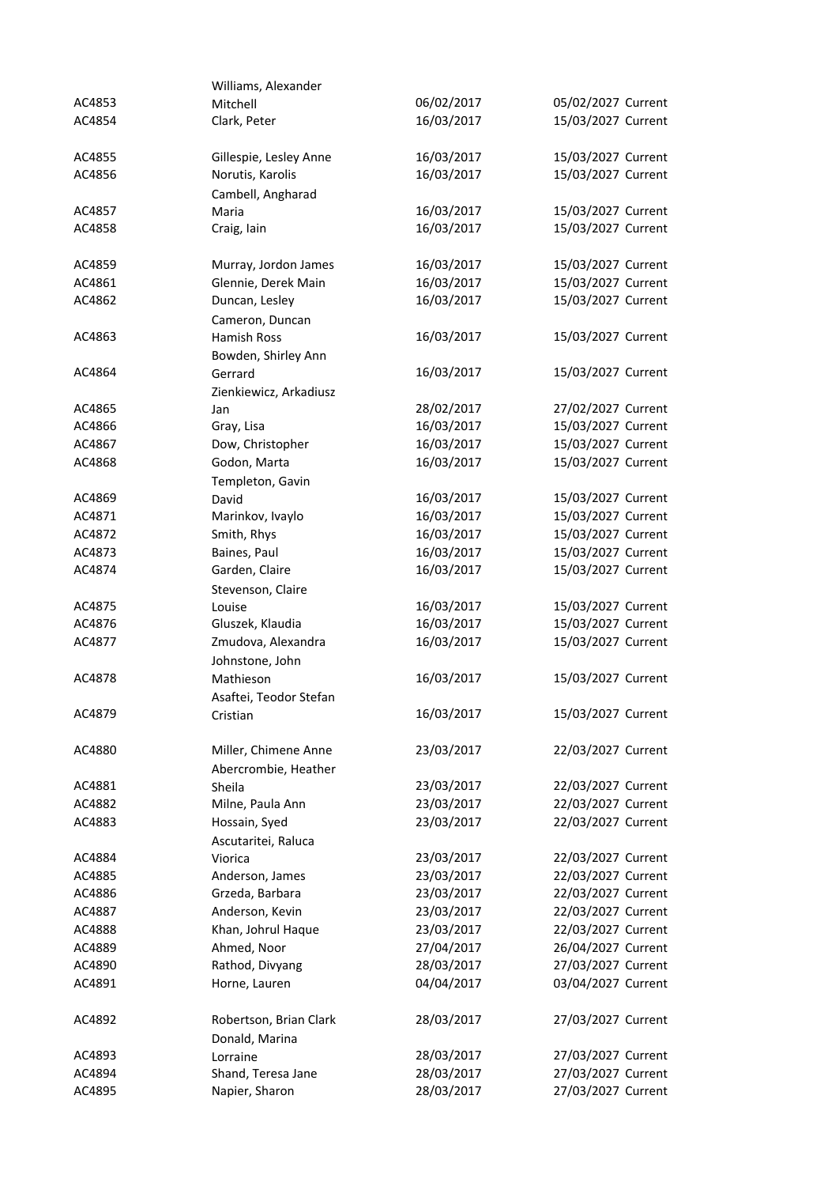| | | | | |
|---|---|---|---|---|
| AC4853 | Williams, Alexander Mitchell | 06/02/2017 | 05/02/2027 | Current |
| AC4854 | Clark, Peter | 16/03/2017 | 15/03/2027 | Current |
| AC4855 | Gillespie, Lesley Anne | 16/03/2017 | 15/03/2027 | Current |
| AC4856 | Norutis, Karolis | 16/03/2017 | 15/03/2027 | Current |
| AC4857 | Cambell, Angharad Maria | 16/03/2017 | 15/03/2027 | Current |
| AC4858 | Craig, Iain | 16/03/2017 | 15/03/2027 | Current |
| AC4859 | Murray, Jordon James | 16/03/2017 | 15/03/2027 | Current |
| AC4861 | Glennie, Derek Main | 16/03/2017 | 15/03/2027 | Current |
| AC4862 | Duncan, Lesley | 16/03/2017 | 15/03/2027 | Current |
| AC4863 | Cameron, Duncan Hamish Ross | 16/03/2017 | 15/03/2027 | Current |
| AC4864 | Bowden, Shirley Ann Gerrard | 16/03/2017 | 15/03/2027 | Current |
| AC4865 | Zienkiewicz, Arkadiusz Jan | 28/02/2017 | 27/02/2027 | Current |
| AC4866 | Gray, Lisa | 16/03/2017 | 15/03/2027 | Current |
| AC4867 | Dow, Christopher | 16/03/2017 | 15/03/2027 | Current |
| AC4868 | Godon, Marta | 16/03/2017 | 15/03/2027 | Current |
| AC4869 | Templeton, Gavin David | 16/03/2017 | 15/03/2027 | Current |
| AC4871 | Marinkov, Ivaylo | 16/03/2017 | 15/03/2027 | Current |
| AC4872 | Smith, Rhys | 16/03/2017 | 15/03/2027 | Current |
| AC4873 | Baines, Paul | 16/03/2017 | 15/03/2027 | Current |
| AC4874 | Garden, Claire | 16/03/2017 | 15/03/2027 | Current |
| AC4875 | Stevenson, Claire Louise | 16/03/2017 | 15/03/2027 | Current |
| AC4876 | Gluszek, Klaudia | 16/03/2017 | 15/03/2027 | Current |
| AC4877 | Zmudova, Alexandra | 16/03/2017 | 15/03/2027 | Current |
| AC4878 | Johnstone, John Mathieson | 16/03/2017 | 15/03/2027 | Current |
| AC4879 | Asaftei, Teodor Stefan Cristian | 16/03/2017 | 15/03/2027 | Current |
| AC4880 | Miller, Chimene Anne | 23/03/2017 | 22/03/2027 | Current |
| AC4881 | Abercrombie, Heather Sheila | 23/03/2017 | 22/03/2027 | Current |
| AC4882 | Milne, Paula Ann | 23/03/2017 | 22/03/2027 | Current |
| AC4883 | Hossain, Syed | 23/03/2017 | 22/03/2027 | Current |
| AC4884 | Ascutaritei, Raluca Viorica | 23/03/2017 | 22/03/2027 | Current |
| AC4885 | Anderson, James | 23/03/2017 | 22/03/2027 | Current |
| AC4886 | Grzeda, Barbara | 23/03/2017 | 22/03/2027 | Current |
| AC4887 | Anderson, Kevin | 23/03/2017 | 22/03/2027 | Current |
| AC4888 | Khan, Johrul Haque | 23/03/2017 | 22/03/2027 | Current |
| AC4889 | Ahmed, Noor | 27/04/2017 | 26/04/2027 | Current |
| AC4890 | Rathod, Divyang | 28/03/2017 | 27/03/2027 | Current |
| AC4891 | Horne, Lauren | 04/04/2017 | 03/04/2027 | Current |
| AC4892 | Robertson, Brian Clark | 28/03/2017 | 27/03/2027 | Current |
| AC4893 | Donald, Marina Lorraine | 28/03/2017 | 27/03/2027 | Current |
| AC4894 | Shand, Teresa Jane | 28/03/2017 | 27/03/2027 | Current |
| AC4895 | Napier, Sharon | 28/03/2017 | 27/03/2027 | Current |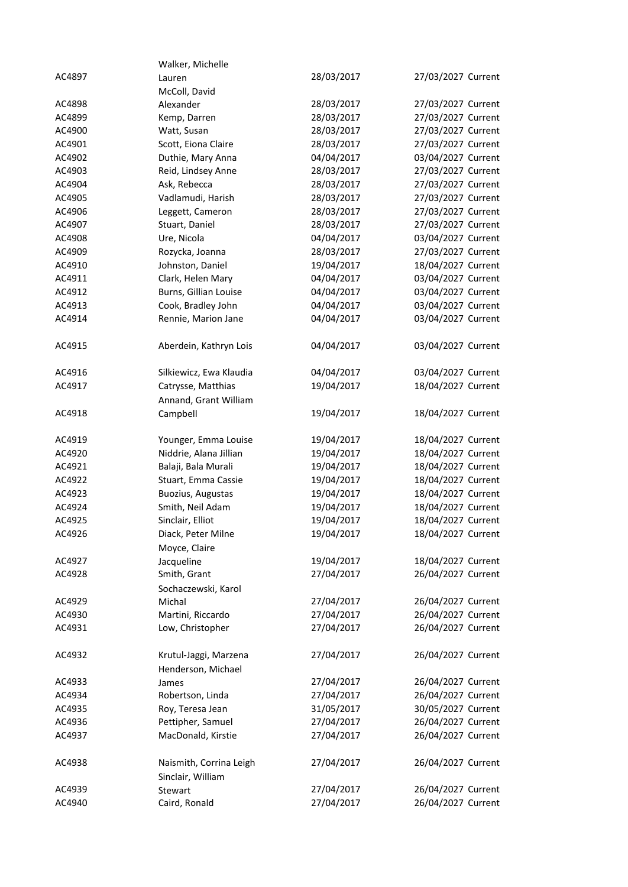| | | | | |
|---|---|---|---|---|
| AC4897 | Walker, Michelle Lauren | 28/03/2017 | 27/03/2027 | Current |
| AC4898 | McColl, David Alexander | 28/03/2017 | 27/03/2027 | Current |
| AC4899 | Kemp, Darren | 28/03/2017 | 27/03/2027 | Current |
| AC4900 | Watt, Susan | 28/03/2017 | 27/03/2027 | Current |
| AC4901 | Scott, Eiona Claire | 28/03/2017 | 27/03/2027 | Current |
| AC4902 | Duthie, Mary Anna | 04/04/2017 | 03/04/2027 | Current |
| AC4903 | Reid, Lindsey Anne | 28/03/2017 | 27/03/2027 | Current |
| AC4904 | Ask, Rebecca | 28/03/2017 | 27/03/2027 | Current |
| AC4905 | Vadlamudi, Harish | 28/03/2017 | 27/03/2027 | Current |
| AC4906 | Leggett, Cameron | 28/03/2017 | 27/03/2027 | Current |
| AC4907 | Stuart, Daniel | 28/03/2017 | 27/03/2027 | Current |
| AC4908 | Ure, Nicola | 04/04/2017 | 03/04/2027 | Current |
| AC4909 | Rozycka, Joanna | 28/03/2017 | 27/03/2027 | Current |
| AC4910 | Johnston, Daniel | 19/04/2017 | 18/04/2027 | Current |
| AC4911 | Clark, Helen Mary | 04/04/2017 | 03/04/2027 | Current |
| AC4912 | Burns, Gillian Louise | 04/04/2017 | 03/04/2027 | Current |
| AC4913 | Cook, Bradley John | 04/04/2017 | 03/04/2027 | Current |
| AC4914 | Rennie, Marion Jane | 04/04/2017 | 03/04/2027 | Current |
| AC4915 | Aberdein, Kathryn Lois | 04/04/2017 | 03/04/2027 | Current |
| AC4916 | Silkiewicz, Ewa Klaudia | 04/04/2017 | 03/04/2027 | Current |
| AC4917 | Catrysse, Matthias | 19/04/2017 | 18/04/2027 | Current |
| AC4918 | Annand, Grant William Campbell | 19/04/2017 | 18/04/2027 | Current |
| AC4919 | Younger, Emma Louise | 19/04/2017 | 18/04/2027 | Current |
| AC4920 | Niddrie, Alana Jillian | 19/04/2017 | 18/04/2027 | Current |
| AC4921 | Balaji, Bala Murali | 19/04/2017 | 18/04/2027 | Current |
| AC4922 | Stuart, Emma Cassie | 19/04/2017 | 18/04/2027 | Current |
| AC4923 | Buozius, Augustas | 19/04/2017 | 18/04/2027 | Current |
| AC4924 | Smith, Neil Adam | 19/04/2017 | 18/04/2027 | Current |
| AC4925 | Sinclair, Elliot | 19/04/2017 | 18/04/2027 | Current |
| AC4926 | Diack, Peter Milne | 19/04/2017 | 18/04/2027 | Current |
| AC4927 | Moyce, Claire Jacqueline | 19/04/2017 | 18/04/2027 | Current |
| AC4928 | Smith, Grant | 27/04/2017 | 26/04/2027 | Current |
| AC4929 | Sochaczewski, Karol Michal | 27/04/2017 | 26/04/2027 | Current |
| AC4930 | Martini, Riccardo | 27/04/2017 | 26/04/2027 | Current |
| AC4931 | Low, Christopher | 27/04/2017 | 26/04/2027 | Current |
| AC4932 | Krutul-Jaggi, Marzena | 27/04/2017 | 26/04/2027 | Current |
| AC4933 | Henderson, Michael James | 27/04/2017 | 26/04/2027 | Current |
| AC4934 | Robertson, Linda | 27/04/2017 | 26/04/2027 | Current |
| AC4935 | Roy, Teresa Jean | 31/05/2017 | 30/05/2027 | Current |
| AC4936 | Pettipher, Samuel | 27/04/2017 | 26/04/2027 | Current |
| AC4937 | MacDonald, Kirstie | 27/04/2017 | 26/04/2027 | Current |
| AC4938 | Naismith, Corrina Leigh | 27/04/2017 | 26/04/2027 | Current |
| AC4939 | Sinclair, William Stewart | 27/04/2017 | 26/04/2027 | Current |
| AC4940 | Caird, Ronald | 27/04/2017 | 26/04/2027 | Current |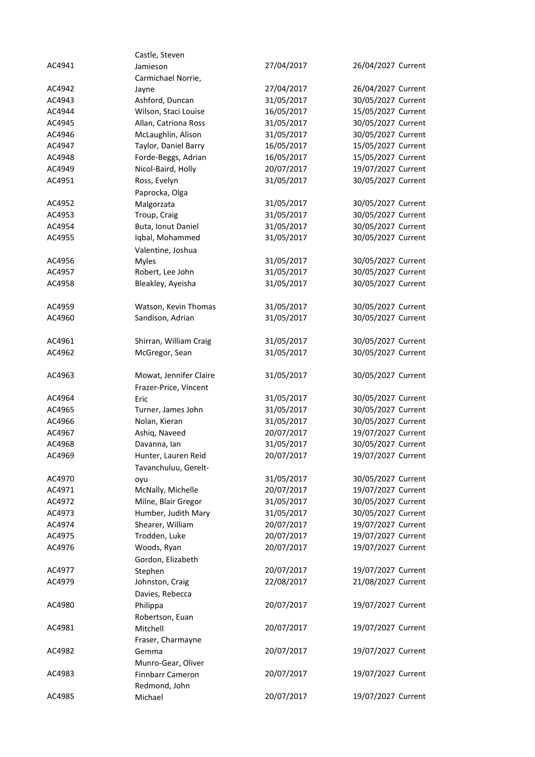| | | | | |
|---|---|---|---|---|
| AC4941 | Castle, Steven Jamieson | 27/04/2017 | 26/04/2027 | Current |
| AC4942 | Carmichael Norrie, Jayne | 27/04/2017 | 26/04/2027 | Current |
| AC4943 | Ashford, Duncan | 31/05/2017 | 30/05/2027 | Current |
| AC4944 | Wilson, Staci Louise | 16/05/2017 | 15/05/2027 | Current |
| AC4945 | Allan, Catriona Ross | 31/05/2017 | 30/05/2027 | Current |
| AC4946 | McLaughlin, Alison | 31/05/2017 | 30/05/2027 | Current |
| AC4947 | Taylor, Daniel Barry | 16/05/2017 | 15/05/2027 | Current |
| AC4948 | Forde-Beggs, Adrian | 16/05/2017 | 15/05/2027 | Current |
| AC4949 | Nicol-Baird, Holly | 20/07/2017 | 19/07/2027 | Current |
| AC4951 | Ross, Evelyn | 31/05/2017 | 30/05/2027 | Current |
| AC4952 | Paprocka, Olga Malgorzata | 31/05/2017 | 30/05/2027 | Current |
| AC4953 | Troup, Craig | 31/05/2017 | 30/05/2027 | Current |
| AC4954 | Buta, Ionut Daniel | 31/05/2017 | 30/05/2027 | Current |
| AC4955 | Iqbal, Mohammed | 31/05/2017 | 30/05/2027 | Current |
| AC4956 | Valentine, Joshua Myles | 31/05/2017 | 30/05/2027 | Current |
| AC4957 | Robert, Lee John | 31/05/2017 | 30/05/2027 | Current |
| AC4958 | Bleakley, Ayeisha | 31/05/2017 | 30/05/2027 | Current |
| AC4959 | Watson, Kevin Thomas | 31/05/2017 | 30/05/2027 | Current |
| AC4960 | Sandison, Adrian | 31/05/2017 | 30/05/2027 | Current |
| AC4961 | Shirran, William Craig | 31/05/2017 | 30/05/2027 | Current |
| AC4962 | McGregor, Sean | 31/05/2017 | 30/05/2027 | Current |
| AC4963 | Mowat, Jennifer Claire | 31/05/2017 | 30/05/2027 | Current |
| AC4964 | Frazer-Price, Vincent Eric | 31/05/2017 | 30/05/2027 | Current |
| AC4965 | Turner, James John | 31/05/2017 | 30/05/2027 | Current |
| AC4966 | Nolan, Kieran | 31/05/2017 | 30/05/2027 | Current |
| AC4967 | Ashiq, Naveed | 20/07/2017 | 19/07/2027 | Current |
| AC4968 | Davanna, Ian | 31/05/2017 | 30/05/2027 | Current |
| AC4969 | Hunter, Lauren Reid | 20/07/2017 | 19/07/2027 | Current |
| AC4970 | Tavanchuluu, Gerelt-oyu | 31/05/2017 | 30/05/2027 | Current |
| AC4971 | McNally, Michelle | 20/07/2017 | 19/07/2027 | Current |
| AC4972 | Milne, Blair Gregor | 31/05/2017 | 30/05/2027 | Current |
| AC4973 | Humber, Judith Mary | 31/05/2017 | 30/05/2027 | Current |
| AC4974 | Shearer, William | 20/07/2017 | 19/07/2027 | Current |
| AC4975 | Trodden, Luke | 20/07/2017 | 19/07/2027 | Current |
| AC4976 | Woods, Ryan | 20/07/2017 | 19/07/2027 | Current |
| AC4977 | Gordon, Elizabeth Stephen | 20/07/2017 | 19/07/2027 | Current |
| AC4979 | Johnston, Craig | 22/08/2017 | 21/08/2027 | Current |
| AC4980 | Davies, Rebecca Philippa | 20/07/2017 | 19/07/2027 | Current |
| AC4981 | Robertson, Euan Mitchell | 20/07/2017 | 19/07/2027 | Current |
| AC4982 | Fraser, Charmayne Gemma | 20/07/2017 | 19/07/2027 | Current |
| AC4983 | Munro-Gear, Oliver Finnbarr Cameron | 20/07/2017 | 19/07/2027 | Current |
| AC4985 | Redmond, John Michael | 20/07/2017 | 19/07/2027 | Current |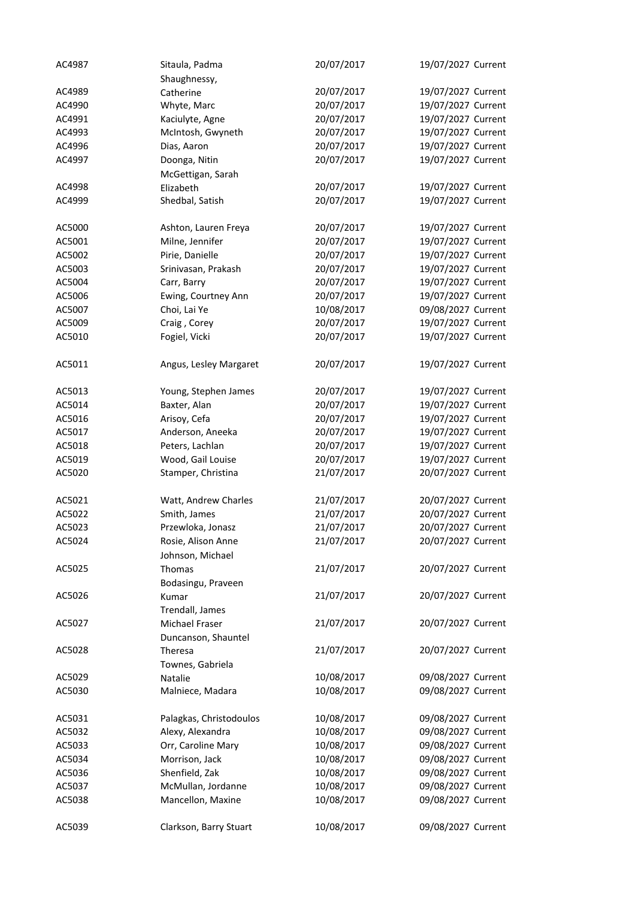| | | | | |
|---|---|---|---|---|
| AC4987 | Sitaula, Padma | 20/07/2017 | 19/07/2027 | Current |
| AC4989 | Shaughnessy, Catherine | 20/07/2017 | 19/07/2027 | Current |
| AC4990 | Whyte, Marc | 20/07/2017 | 19/07/2027 | Current |
| AC4991 | Kaciulyte, Agne | 20/07/2017 | 19/07/2027 | Current |
| AC4993 | McIntosh, Gwyneth | 20/07/2017 | 19/07/2027 | Current |
| AC4996 | Dias, Aaron | 20/07/2017 | 19/07/2027 | Current |
| AC4997 | Doonga, Nitin | 20/07/2017 | 19/07/2027 | Current |
| AC4998 | McGettigan, Sarah Elizabeth | 20/07/2017 | 19/07/2027 | Current |
| AC4999 | Shedbal, Satish | 20/07/2017 | 19/07/2027 | Current |
| AC5000 | Ashton, Lauren Freya | 20/07/2017 | 19/07/2027 | Current |
| AC5001 | Milne, Jennifer | 20/07/2017 | 19/07/2027 | Current |
| AC5002 | Pirie, Danielle | 20/07/2017 | 19/07/2027 | Current |
| AC5003 | Srinivasan, Prakash | 20/07/2017 | 19/07/2027 | Current |
| AC5004 | Carr, Barry | 20/07/2017 | 19/07/2027 | Current |
| AC5006 | Ewing, Courtney Ann | 20/07/2017 | 19/07/2027 | Current |
| AC5007 | Choi, Lai Ye | 10/08/2017 | 09/08/2027 | Current |
| AC5009 | Craig , Corey | 20/07/2017 | 19/07/2027 | Current |
| AC5010 | Fogiel, Vicki | 20/07/2017 | 19/07/2027 | Current |
| AC5011 | Angus, Lesley Margaret | 20/07/2017 | 19/07/2027 | Current |
| AC5013 | Young, Stephen James | 20/07/2017 | 19/07/2027 | Current |
| AC5014 | Baxter, Alan | 20/07/2017 | 19/07/2027 | Current |
| AC5016 | Arisoy, Cefa | 20/07/2017 | 19/07/2027 | Current |
| AC5017 | Anderson, Aneeka | 20/07/2017 | 19/07/2027 | Current |
| AC5018 | Peters, Lachlan | 20/07/2017 | 19/07/2027 | Current |
| AC5019 | Wood, Gail Louise | 20/07/2017 | 19/07/2027 | Current |
| AC5020 | Stamper, Christina | 21/07/2017 | 20/07/2027 | Current |
| AC5021 | Watt, Andrew Charles | 21/07/2017 | 20/07/2027 | Current |
| AC5022 | Smith, James | 21/07/2017 | 20/07/2027 | Current |
| AC5023 | Przewloka, Jonasz | 21/07/2017 | 20/07/2027 | Current |
| AC5024 | Rosie, Alison Anne | 21/07/2017 | 20/07/2027 | Current |
| AC5025 | Johnson, Michael Thomas | 21/07/2017 | 20/07/2027 | Current |
| AC5026 | Bodasingu, Praveen Kumar | 21/07/2017 | 20/07/2027 | Current |
| AC5027 | Trendall, James Michael Fraser | 21/07/2017 | 20/07/2027 | Current |
| AC5028 | Duncanson, Shauntel Theresa | 21/07/2017 | 20/07/2027 | Current |
| AC5029 | Townes, Gabriela Natalie | 10/08/2017 | 09/08/2027 | Current |
| AC5030 | Malniece, Madara | 10/08/2017 | 09/08/2027 | Current |
| AC5031 | Palagkas, Christodoulos | 10/08/2017 | 09/08/2027 | Current |
| AC5032 | Alexy, Alexandra | 10/08/2017 | 09/08/2027 | Current |
| AC5033 | Orr, Caroline Mary | 10/08/2017 | 09/08/2027 | Current |
| AC5034 | Morrison, Jack | 10/08/2017 | 09/08/2027 | Current |
| AC5036 | Shenfield, Zak | 10/08/2017 | 09/08/2027 | Current |
| AC5037 | McMullan, Jordanne | 10/08/2017 | 09/08/2027 | Current |
| AC5038 | Mancellon, Maxine | 10/08/2017 | 09/08/2027 | Current |
| AC5039 | Clarkson, Barry Stuart | 10/08/2017 | 09/08/2027 | Current |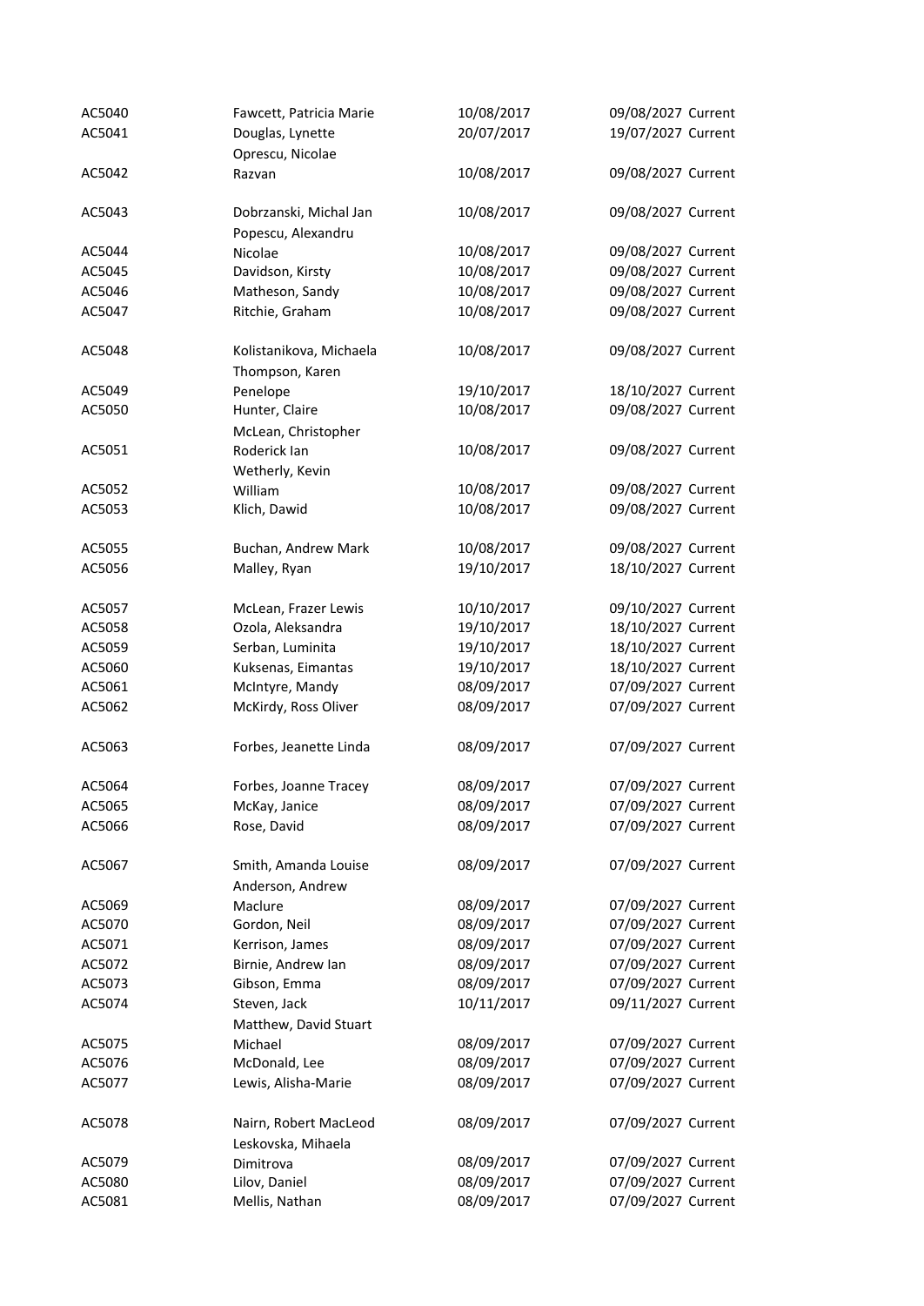| | | | | |
|---|---|---|---|---|
| AC5040 | Fawcett, Patricia Marie | 10/08/2017 | 09/08/2027 | Current |
| AC5041 | Douglas, Lynette | 20/07/2017 | 19/07/2027 | Current |
| AC5042 | Oprescu, Nicolae Razvan | 10/08/2017 | 09/08/2027 | Current |
| AC5043 | Dobrzanski, Michal Jan | 10/08/2017 | 09/08/2027 | Current |
| AC5044 | Popescu, Alexandru Nicolae | 10/08/2017 | 09/08/2027 | Current |
| AC5045 | Davidson, Kirsty | 10/08/2017 | 09/08/2027 | Current |
| AC5046 | Matheson, Sandy | 10/08/2017 | 09/08/2027 | Current |
| AC5047 | Ritchie, Graham | 10/08/2017 | 09/08/2027 | Current |
| AC5048 | Kolistanikova, Michaela | 10/08/2017 | 09/08/2027 | Current |
| AC5049 | Thompson, Karen Penelope | 19/10/2017 | 18/10/2027 | Current |
| AC5050 | Hunter, Claire | 10/08/2017 | 09/08/2027 | Current |
| AC5051 | McLean, Christopher Roderick Ian | 10/08/2017 | 09/08/2027 | Current |
| AC5052 | Wetherly, Kevin William | 10/08/2017 | 09/08/2027 | Current |
| AC5053 | Klich, Dawid | 10/08/2017 | 09/08/2027 | Current |
| AC5055 | Buchan, Andrew Mark | 10/08/2017 | 09/08/2027 | Current |
| AC5056 | Malley, Ryan | 19/10/2017 | 18/10/2027 | Current |
| AC5057 | McLean, Frazer Lewis | 10/10/2017 | 09/10/2027 | Current |
| AC5058 | Ozola, Aleksandra | 19/10/2017 | 18/10/2027 | Current |
| AC5059 | Serban, Luminita | 19/10/2017 | 18/10/2027 | Current |
| AC5060 | Kuksenas, Eimantas | 19/10/2017 | 18/10/2027 | Current |
| AC5061 | McIntyre, Mandy | 08/09/2017 | 07/09/2027 | Current |
| AC5062 | McKirdy, Ross Oliver | 08/09/2017 | 07/09/2027 | Current |
| AC5063 | Forbes, Jeanette Linda | 08/09/2017 | 07/09/2027 | Current |
| AC5064 | Forbes, Joanne Tracey | 08/09/2017 | 07/09/2027 | Current |
| AC5065 | McKay, Janice | 08/09/2017 | 07/09/2027 | Current |
| AC5066 | Rose, David | 08/09/2017 | 07/09/2027 | Current |
| AC5067 | Smith, Amanda Louise | 08/09/2017 | 07/09/2027 | Current |
| AC5069 | Anderson, Andrew Maclure | 08/09/2017 | 07/09/2027 | Current |
| AC5070 | Gordon, Neil | 08/09/2017 | 07/09/2027 | Current |
| AC5071 | Kerrison, James | 08/09/2017 | 07/09/2027 | Current |
| AC5072 | Birnie, Andrew Ian | 08/09/2017 | 07/09/2027 | Current |
| AC5073 | Gibson, Emma | 08/09/2017 | 07/09/2027 | Current |
| AC5074 | Steven, Jack | 10/11/2017 | 09/11/2027 | Current |
| AC5075 | Matthew, David Stuart Michael | 08/09/2017 | 07/09/2027 | Current |
| AC5076 | McDonald, Lee | 08/09/2017 | 07/09/2027 | Current |
| AC5077 | Lewis, Alisha-Marie | 08/09/2017 | 07/09/2027 | Current |
| AC5078 | Nairn, Robert MacLeod | 08/09/2017 | 07/09/2027 | Current |
| AC5079 | Leskovska, Mihaela Dimitrova | 08/09/2017 | 07/09/2027 | Current |
| AC5080 | Lilov, Daniel | 08/09/2017 | 07/09/2027 | Current |
| AC5081 | Mellis, Nathan | 08/09/2017 | 07/09/2027 | Current |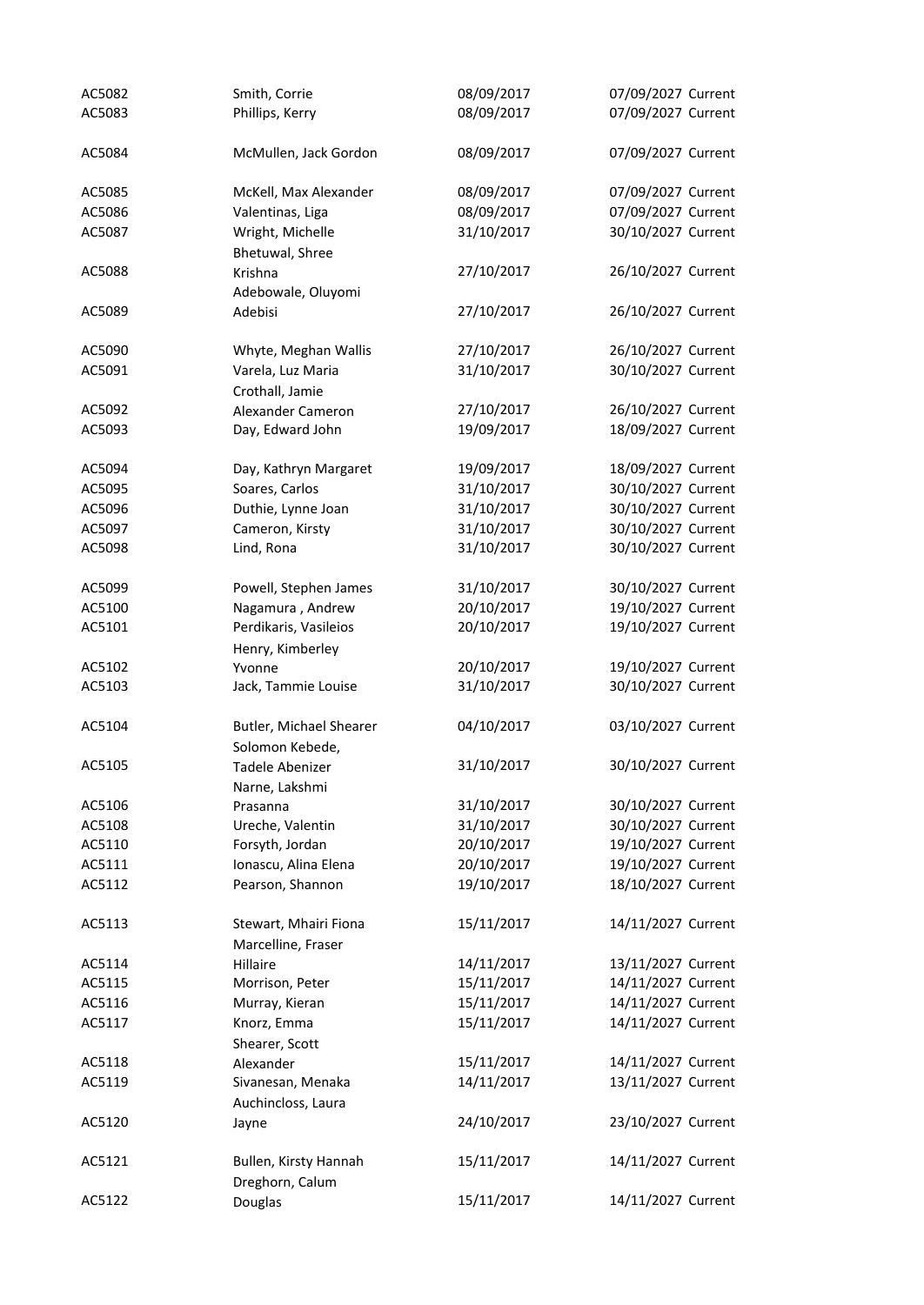| | | | | |
|---|---|---|---|---|
| AC5082 | Smith, Corrie | 08/09/2017 | 07/09/2027 | Current |
| AC5083 | Phillips, Kerry | 08/09/2017 | 07/09/2027 | Current |
| AC5084 | McMullen, Jack Gordon | 08/09/2017 | 07/09/2027 | Current |
| AC5085 | McKell, Max Alexander | 08/09/2017 | 07/09/2027 | Current |
| AC5086 | Valentinas, Liga | 08/09/2017 | 07/09/2027 | Current |
| AC5087 | Wright, Michelle | 31/10/2017 | 30/10/2027 | Current |
| AC5088 | Bhetuwal, Shree Krishna | 27/10/2017 | 26/10/2027 | Current |
| AC5089 | Adebowale, Oluyomi Adebisi | 27/10/2017 | 26/10/2027 | Current |
| AC5090 | Whyte, Meghan Wallis | 27/10/2017 | 26/10/2027 | Current |
| AC5091 | Varela, Luz Maria | 31/10/2017 | 30/10/2027 | Current |
| AC5092 | Crothall, Jamie Alexander Cameron | 27/10/2017 | 26/10/2027 | Current |
| AC5093 | Day, Edward John | 19/09/2017 | 18/09/2027 | Current |
| AC5094 | Day, Kathryn Margaret | 19/09/2017 | 18/09/2027 | Current |
| AC5095 | Soares, Carlos | 31/10/2017 | 30/10/2027 | Current |
| AC5096 | Duthie, Lynne Joan | 31/10/2017 | 30/10/2027 | Current |
| AC5097 | Cameron, Kirsty | 31/10/2017 | 30/10/2027 | Current |
| AC5098 | Lind, Rona | 31/10/2017 | 30/10/2027 | Current |
| AC5099 | Powell, Stephen James | 31/10/2017 | 30/10/2027 | Current |
| AC5100 | Nagamura , Andrew | 20/10/2017 | 19/10/2027 | Current |
| AC5101 | Perdikaris, Vasileios | 20/10/2017 | 19/10/2027 | Current |
| AC5102 | Henry, Kimberley Yvonne | 20/10/2017 | 19/10/2027 | Current |
| AC5103 | Jack, Tammie Louise | 31/10/2017 | 30/10/2027 | Current |
| AC5104 | Butler, Michael Shearer | 04/10/2017 | 03/10/2027 | Current |
| AC5105 | Solomon Kebede, Tadele Abenizer | 31/10/2017 | 30/10/2027 | Current |
| AC5106 | Narne, Lakshmi Prasanna | 31/10/2017 | 30/10/2027 | Current |
| AC5108 | Ureche, Valentin | 31/10/2017 | 30/10/2027 | Current |
| AC5110 | Forsyth, Jordan | 20/10/2017 | 19/10/2027 | Current |
| AC5111 | Ionascu, Alina Elena | 20/10/2017 | 19/10/2027 | Current |
| AC5112 | Pearson, Shannon | 19/10/2017 | 18/10/2027 | Current |
| AC5113 | Stewart, Mhairi Fiona | 15/11/2017 | 14/11/2027 | Current |
| AC5114 | Marcelline, Fraser Hillaire | 14/11/2017 | 13/11/2027 | Current |
| AC5115 | Morrison, Peter | 15/11/2017 | 14/11/2027 | Current |
| AC5116 | Murray, Kieran | 15/11/2017 | 14/11/2027 | Current |
| AC5117 | Knorz, Emma | 15/11/2017 | 14/11/2027 | Current |
| AC5118 | Shearer, Scott Alexander | 15/11/2017 | 14/11/2027 | Current |
| AC5119 | Sivanesan, Menaka | 14/11/2017 | 13/11/2027 | Current |
| AC5120 | Auchincloss, Laura Jayne | 24/10/2017 | 23/10/2027 | Current |
| AC5121 | Bullen, Kirsty Hannah | 15/11/2017 | 14/11/2027 | Current |
| AC5122 | Dreghorn, Calum Douglas | 15/11/2017 | 14/11/2027 | Current |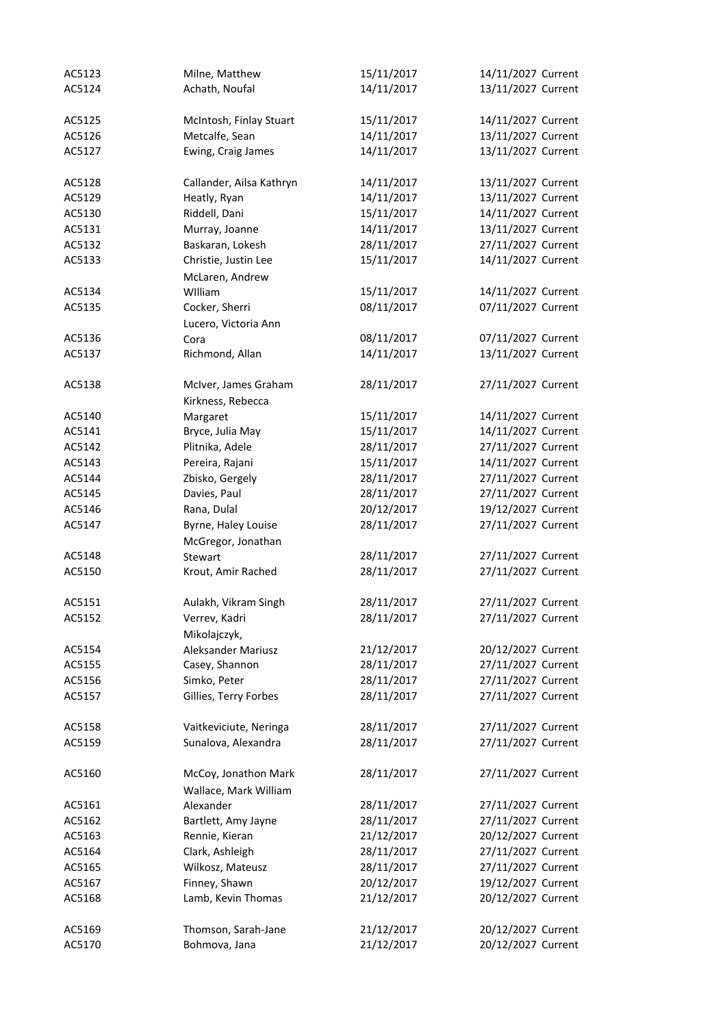| | | | | |
|---|---|---|---|---|
| AC5123 | Milne, Matthew | 15/11/2017 | 14/11/2027 | Current |
| AC5124 | Achath, Noufal | 14/11/2017 | 13/11/2027 | Current |
| AC5125 | McIntosh, Finlay Stuart | 15/11/2017 | 14/11/2027 | Current |
| AC5126 | Metcalfe, Sean | 14/11/2017 | 13/11/2027 | Current |
| AC5127 | Ewing, Craig James | 14/11/2017 | 13/11/2027 | Current |
| AC5128 | Callander, Ailsa Kathryn | 14/11/2017 | 13/11/2027 | Current |
| AC5129 | Heatly, Ryan | 14/11/2017 | 13/11/2027 | Current |
| AC5130 | Riddell, Dani | 15/11/2017 | 14/11/2027 | Current |
| AC5131 | Murray, Joanne | 14/11/2017 | 13/11/2027 | Current |
| AC5132 | Baskaran, Lokesh | 28/11/2017 | 27/11/2027 | Current |
| AC5133 | Christie, Justin Lee | 15/11/2017 | 14/11/2027 | Current |
| AC5134 | McLaren, Andrew WIlliam | 15/11/2017 | 14/11/2027 | Current |
| AC5135 | Cocker, Sherri | 08/11/2017 | 07/11/2027 | Current |
| AC5136 | Lucero, Victoria Ann Cora | 08/11/2017 | 07/11/2027 | Current |
| AC5137 | Richmond, Allan | 14/11/2017 | 13/11/2027 | Current |
| AC5138 | McIver, James Graham | 28/11/2017 | 27/11/2027 | Current |
| AC5140 | Kirkness, Rebecca Margaret | 15/11/2017 | 14/11/2027 | Current |
| AC5141 | Bryce, Julia May | 15/11/2017 | 14/11/2027 | Current |
| AC5142 | Plitnika, Adele | 28/11/2017 | 27/11/2027 | Current |
| AC5143 | Pereira, Rajani | 15/11/2017 | 14/11/2027 | Current |
| AC5144 | Zbisko, Gergely | 28/11/2017 | 27/11/2027 | Current |
| AC5145 | Davies, Paul | 28/11/2017 | 27/11/2027 | Current |
| AC5146 | Rana, Dulal | 20/12/2017 | 19/12/2027 | Current |
| AC5147 | Byrne, Haley Louise | 28/11/2017 | 27/11/2027 | Current |
| AC5148 | McGregor, Jonathan Stewart | 28/11/2017 | 27/11/2027 | Current |
| AC5150 | Krout, Amir Rached | 28/11/2017 | 27/11/2027 | Current |
| AC5151 | Aulakh, Vikram Singh | 28/11/2017 | 27/11/2027 | Current |
| AC5152 | Verrev, Kadri | 28/11/2017 | 27/11/2027 | Current |
| AC5154 | Mikolajczyk, Aleksander Mariusz | 21/12/2017 | 20/12/2027 | Current |
| AC5155 | Casey, Shannon | 28/11/2017 | 27/11/2027 | Current |
| AC5156 | Simko, Peter | 28/11/2017 | 27/11/2027 | Current |
| AC5157 | Gillies, Terry Forbes | 28/11/2017 | 27/11/2027 | Current |
| AC5158 | Vaitkeviciute, Neringa | 28/11/2017 | 27/11/2027 | Current |
| AC5159 | Sunalova, Alexandra | 28/11/2017 | 27/11/2027 | Current |
| AC5160 | McCoy, Jonathon Mark | 28/11/2017 | 27/11/2027 | Current |
| AC5161 | Wallace, Mark William Alexander | 28/11/2017 | 27/11/2027 | Current |
| AC5162 | Bartlett, Amy Jayne | 28/11/2017 | 27/11/2027 | Current |
| AC5163 | Rennie, Kieran | 21/12/2017 | 20/12/2027 | Current |
| AC5164 | Clark, Ashleigh | 28/11/2017 | 27/11/2027 | Current |
| AC5165 | Wilkosz, Mateusz | 28/11/2017 | 27/11/2027 | Current |
| AC5167 | Finney, Shawn | 20/12/2017 | 19/12/2027 | Current |
| AC5168 | Lamb, Kevin Thomas | 21/12/2017 | 20/12/2027 | Current |
| AC5169 | Thomson, Sarah-Jane | 21/12/2017 | 20/12/2027 | Current |
| AC5170 | Bohmova, Jana | 21/12/2017 | 20/12/2027 | Current |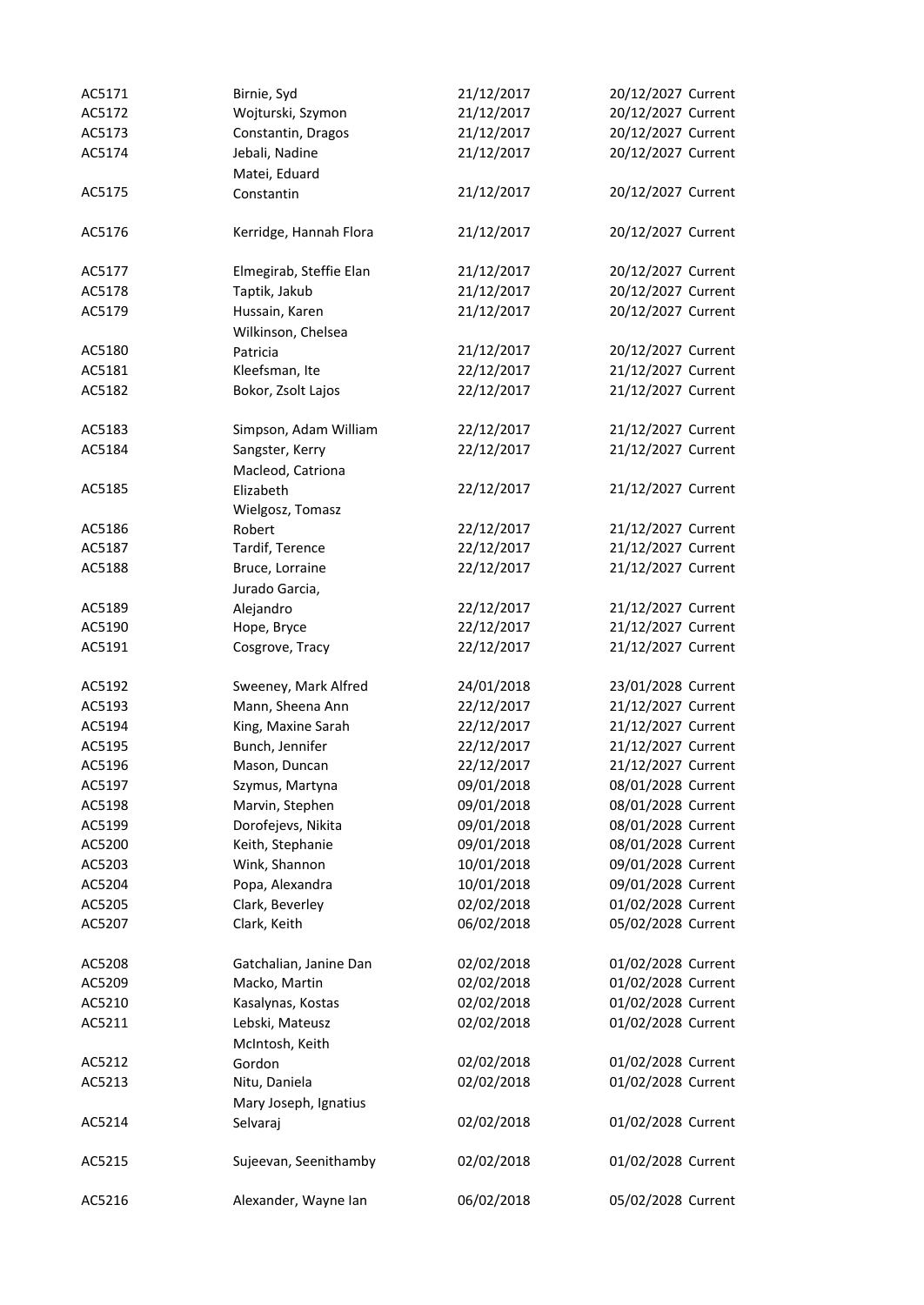| | | | | |
|---|---|---|---|---|
| AC5171 | Birnie, Syd | 21/12/2017 | 20/12/2027 | Current |
| AC5172 | Wojturski, Szymon | 21/12/2017 | 20/12/2027 | Current |
| AC5173 | Constantin, Dragos | 21/12/2017 | 20/12/2027 | Current |
| AC5174 | Jebali, Nadine | 21/12/2017 | 20/12/2027 | Current |
| AC5175 | Matei, Eduard Constantin | 21/12/2017 | 20/12/2027 | Current |
| AC5176 | Kerridge, Hannah Flora | 21/12/2017 | 20/12/2027 | Current |
| AC5177 | Elmegirab, Steffie Elan | 21/12/2017 | 20/12/2027 | Current |
| AC5178 | Taptik, Jakub | 21/12/2017 | 20/12/2027 | Current |
| AC5179 | Hussain, Karen | 21/12/2017 | 20/12/2027 | Current |
| AC5180 | Wilkinson, Chelsea Patricia | 21/12/2017 | 20/12/2027 | Current |
| AC5181 | Kleefsman, Ite | 22/12/2017 | 21/12/2027 | Current |
| AC5182 | Bokor, Zsolt Lajos | 22/12/2017 | 21/12/2027 | Current |
| AC5183 | Simpson, Adam William | 22/12/2017 | 21/12/2027 | Current |
| AC5184 | Sangster, Kerry | 22/12/2017 | 21/12/2027 | Current |
| AC5185 | Macleod, Catriona Elizabeth | 22/12/2017 | 21/12/2027 | Current |
| AC5186 | Wielgosz, Tomasz Robert | 22/12/2017 | 21/12/2027 | Current |
| AC5187 | Tardif, Terence | 22/12/2017 | 21/12/2027 | Current |
| AC5188 | Bruce, Lorraine | 22/12/2017 | 21/12/2027 | Current |
| AC5189 | Jurado Garcia, Alejandro | 22/12/2017 | 21/12/2027 | Current |
| AC5190 | Hope, Bryce | 22/12/2017 | 21/12/2027 | Current |
| AC5191 | Cosgrove, Tracy | 22/12/2017 | 21/12/2027 | Current |
| AC5192 | Sweeney, Mark Alfred | 24/01/2018 | 23/01/2028 | Current |
| AC5193 | Mann, Sheena Ann | 22/12/2017 | 21/12/2027 | Current |
| AC5194 | King, Maxine Sarah | 22/12/2017 | 21/12/2027 | Current |
| AC5195 | Bunch, Jennifer | 22/12/2017 | 21/12/2027 | Current |
| AC5196 | Mason, Duncan | 22/12/2017 | 21/12/2027 | Current |
| AC5197 | Szymus, Martyna | 09/01/2018 | 08/01/2028 | Current |
| AC5198 | Marvin, Stephen | 09/01/2018 | 08/01/2028 | Current |
| AC5199 | Dorofejevs, Nikita | 09/01/2018 | 08/01/2028 | Current |
| AC5200 | Keith, Stephanie | 09/01/2018 | 08/01/2028 | Current |
| AC5203 | Wink, Shannon | 10/01/2018 | 09/01/2028 | Current |
| AC5204 | Popa, Alexandra | 10/01/2018 | 09/01/2028 | Current |
| AC5205 | Clark, Beverley | 02/02/2018 | 01/02/2028 | Current |
| AC5207 | Clark, Keith | 06/02/2018 | 05/02/2028 | Current |
| AC5208 | Gatchalian, Janine Dan | 02/02/2018 | 01/02/2028 | Current |
| AC5209 | Macko, Martin | 02/02/2018 | 01/02/2028 | Current |
| AC5210 | Kasalynas, Kostas | 02/02/2018 | 01/02/2028 | Current |
| AC5211 | Lebski, Mateusz | 02/02/2018 | 01/02/2028 | Current |
| AC5212 | McIntosh, Keith Gordon | 02/02/2018 | 01/02/2028 | Current |
| AC5213 | Nitu, Daniela | 02/02/2018 | 01/02/2028 | Current |
| AC5214 | Mary Joseph, Ignatius Selvaraj | 02/02/2018 | 01/02/2028 | Current |
| AC5215 | Sujeevan, Seenithamby | 02/02/2018 | 01/02/2028 | Current |
| AC5216 | Alexander, Wayne Ian | 06/02/2018 | 05/02/2028 | Current |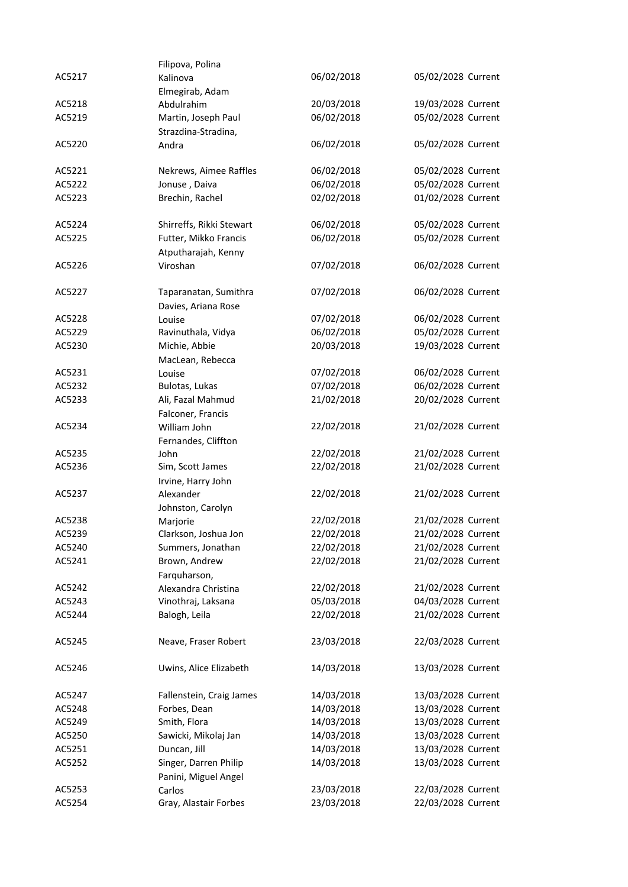| | | | | |
|---|---|---|---|---|
| AC5217 | Filipova, Polina Kalinova | 06/02/2018 | 05/02/2028 | Current |
| AC5218 | Elmegirab, Adam Abdulrahim | 20/03/2018 | 19/03/2028 | Current |
| AC5219 | Martin, Joseph Paul | 06/02/2018 | 05/02/2028 | Current |
| AC5220 | Strazdina-Stradina, Andra | 06/02/2018 | 05/02/2028 | Current |
| AC5221 | Nekrews, Aimee Raffles | 06/02/2018 | 05/02/2028 | Current |
| AC5222 | Jonuse , Daiva | 06/02/2018 | 05/02/2028 | Current |
| AC5223 | Brechin, Rachel | 02/02/2018 | 01/02/2028 | Current |
| AC5224 | Shirreffs, Rikki Stewart | 06/02/2018 | 05/02/2028 | Current |
| AC5225 | Futter, Mikko Francis | 06/02/2018 | 05/02/2028 | Current |
| AC5226 | Atputharajah, Kenny Viroshan | 07/02/2018 | 06/02/2028 | Current |
| AC5227 | Taparanatan, Sumithra | 07/02/2018 | 06/02/2028 | Current |
| AC5228 | Davies, Ariana Rose Louise | 07/02/2018 | 06/02/2028 | Current |
| AC5229 | Ravinuthala, Vidya | 06/02/2018 | 05/02/2028 | Current |
| AC5230 | Michie, Abbie | 20/03/2018 | 19/03/2028 | Current |
| AC5231 | MacLean, Rebecca Louise | 07/02/2018 | 06/02/2028 | Current |
| AC5232 | Bulotas, Lukas | 07/02/2018 | 06/02/2028 | Current |
| AC5233 | Ali, Fazal Mahmud | 21/02/2018 | 20/02/2028 | Current |
| AC5234 | Falconer, Francis William John | 22/02/2018 | 21/02/2028 | Current |
| AC5235 | Fernandes, Cliffton John | 22/02/2018 | 21/02/2028 | Current |
| AC5236 | Sim, Scott James | 22/02/2018 | 21/02/2028 | Current |
| AC5237 | Irvine, Harry John Alexander | 22/02/2018 | 21/02/2028 | Current |
| AC5238 | Johnston, Carolyn Marjorie | 22/02/2018 | 21/02/2028 | Current |
| AC5239 | Clarkson, Joshua Jon | 22/02/2018 | 21/02/2028 | Current |
| AC5240 | Summers, Jonathan | 22/02/2018 | 21/02/2028 | Current |
| AC5241 | Brown, Andrew | 22/02/2018 | 21/02/2028 | Current |
| AC5242 | Farquharson, Alexandra Christina | 22/02/2018 | 21/02/2028 | Current |
| AC5243 | Vinothraj, Laksana | 05/03/2018 | 04/03/2028 | Current |
| AC5244 | Balogh, Leila | 22/02/2018 | 21/02/2028 | Current |
| AC5245 | Neave, Fraser Robert | 23/03/2018 | 22/03/2028 | Current |
| AC5246 | Uwins, Alice Elizabeth | 14/03/2018 | 13/03/2028 | Current |
| AC5247 | Fallenstein, Craig James | 14/03/2018 | 13/03/2028 | Current |
| AC5248 | Forbes, Dean | 14/03/2018 | 13/03/2028 | Current |
| AC5249 | Smith, Flora | 14/03/2018 | 13/03/2028 | Current |
| AC5250 | Sawicki, Mikolaj Jan | 14/03/2018 | 13/03/2028 | Current |
| AC5251 | Duncan, Jill | 14/03/2018 | 13/03/2028 | Current |
| AC5252 | Singer, Darren Philip | 14/03/2018 | 13/03/2028 | Current |
| AC5253 | Panini, Miguel Angel Carlos | 23/03/2018 | 22/03/2028 | Current |
| AC5254 | Gray, Alastair Forbes | 23/03/2018 | 22/03/2028 | Current |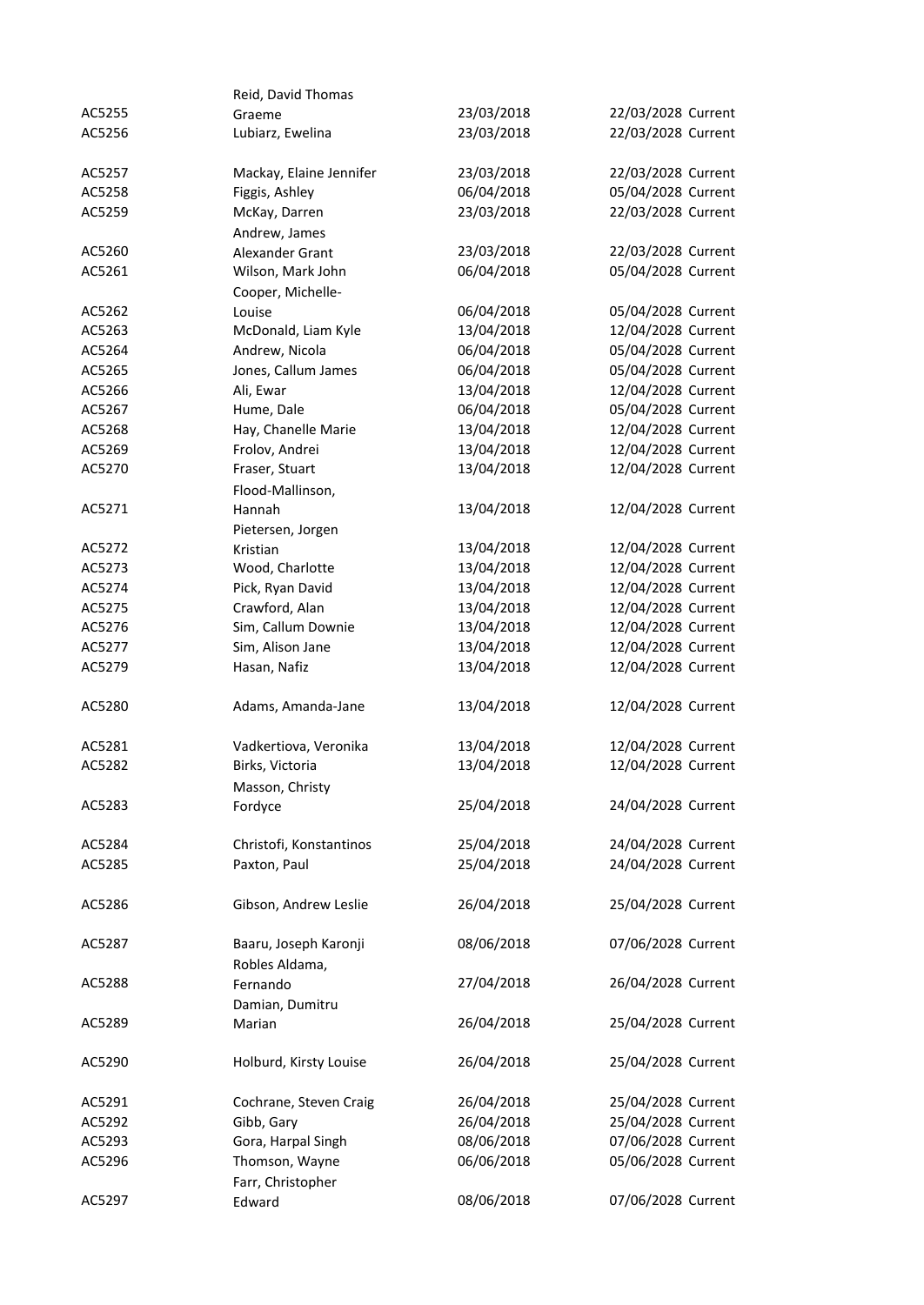| | | | | |
|---|---|---|---|---|
| AC5255 | Reid, David Thomas Graeme | 23/03/2018 | 22/03/2028 | Current |
| AC5256 | Lubiarz, Ewelina | 23/03/2018 | 22/03/2028 | Current |
| AC5257 | Mackay, Elaine Jennifer | 23/03/2018 | 22/03/2028 | Current |
| AC5258 | Figgis, Ashley | 06/04/2018 | 05/04/2028 | Current |
| AC5259 | McKay, Darren | 23/03/2018 | 22/03/2028 | Current |
| AC5260 | Andrew, James Alexander Grant | 23/03/2018 | 22/03/2028 | Current |
| AC5261 | Wilson, Mark John | 06/04/2018 | 05/04/2028 | Current |
| AC5262 | Cooper, Michelle-Louise | 06/04/2018 | 05/04/2028 | Current |
| AC5263 | McDonald, Liam Kyle | 13/04/2018 | 12/04/2028 | Current |
| AC5264 | Andrew, Nicola | 06/04/2018 | 05/04/2028 | Current |
| AC5265 | Jones, Callum James | 06/04/2018 | 05/04/2028 | Current |
| AC5266 | Ali, Ewar | 13/04/2018 | 12/04/2028 | Current |
| AC5267 | Hume, Dale | 06/04/2018 | 05/04/2028 | Current |
| AC5268 | Hay, Chanelle Marie | 13/04/2018 | 12/04/2028 | Current |
| AC5269 | Frolov, Andrei | 13/04/2018 | 12/04/2028 | Current |
| AC5270 | Fraser, Stuart | 13/04/2018 | 12/04/2028 | Current |
| AC5271 | Flood-Mallinson, Hannah | 13/04/2018 | 12/04/2028 | Current |
| AC5272 | Pietersen, Jorgen Kristian | 13/04/2018 | 12/04/2028 | Current |
| AC5273 | Wood, Charlotte | 13/04/2018 | 12/04/2028 | Current |
| AC5274 | Pick, Ryan David | 13/04/2018 | 12/04/2028 | Current |
| AC5275 | Crawford, Alan | 13/04/2018 | 12/04/2028 | Current |
| AC5276 | Sim, Callum Downie | 13/04/2018 | 12/04/2028 | Current |
| AC5277 | Sim, Alison Jane | 13/04/2018 | 12/04/2028 | Current |
| AC5279 | Hasan, Nafiz | 13/04/2018 | 12/04/2028 | Current |
| AC5280 | Adams, Amanda-Jane | 13/04/2018 | 12/04/2028 | Current |
| AC5281 | Vadkertiova, Veronika | 13/04/2018 | 12/04/2028 | Current |
| AC5282 | Birks, Victoria | 13/04/2018 | 12/04/2028 | Current |
| AC5283 | Masson, Christy Fordyce | 25/04/2018 | 24/04/2028 | Current |
| AC5284 | Christofi, Konstantinos | 25/04/2018 | 24/04/2028 | Current |
| AC5285 | Paxton, Paul | 25/04/2018 | 24/04/2028 | Current |
| AC5286 | Gibson, Andrew Leslie | 26/04/2018 | 25/04/2028 | Current |
| AC5287 | Baaru, Joseph Karonji | 08/06/2018 | 07/06/2028 | Current |
| AC5288 | Robles Aldama, Fernando | 27/04/2018 | 26/04/2028 | Current |
| AC5289 | Damian, Dumitru Marian | 26/04/2018 | 25/04/2028 | Current |
| AC5290 | Holburd, Kirsty Louise | 26/04/2018 | 25/04/2028 | Current |
| AC5291 | Cochrane, Steven Craig | 26/04/2018 | 25/04/2028 | Current |
| AC5292 | Gibb, Gary | 26/04/2018 | 25/04/2028 | Current |
| AC5293 | Gora, Harpal Singh | 08/06/2018 | 07/06/2028 | Current |
| AC5296 | Thomson, Wayne | 06/06/2018 | 05/06/2028 | Current |
| AC5297 | Farr, Christopher Edward | 08/06/2018 | 07/06/2028 | Current |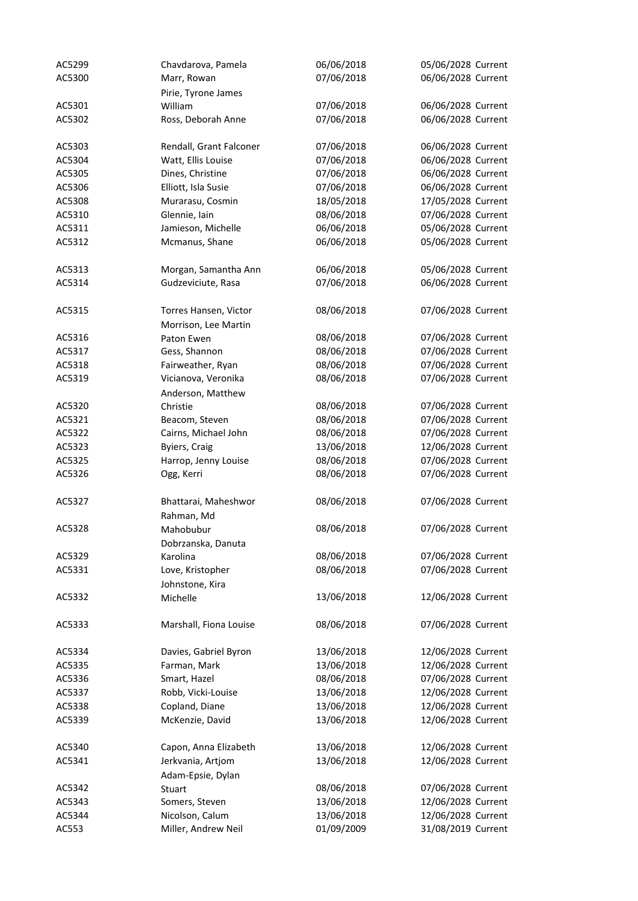| | | | | |
|---|---|---|---|---|
| AC5299 | Chavdarova, Pamela | 06/06/2018 | 05/06/2028 | Current |
| AC5300 | Marr, Rowan | 07/06/2018 | 06/06/2028 | Current |
| AC5301 | Pirie, Tyrone James William | 07/06/2018 | 06/06/2028 | Current |
| AC5302 | Ross, Deborah Anne | 07/06/2018 | 06/06/2028 | Current |
| AC5303 | Rendall, Grant Falconer | 07/06/2018 | 06/06/2028 | Current |
| AC5304 | Watt, Ellis Louise | 07/06/2018 | 06/06/2028 | Current |
| AC5305 | Dines, Christine | 07/06/2018 | 06/06/2028 | Current |
| AC5306 | Elliott, Isla Susie | 07/06/2018 | 06/06/2028 | Current |
| AC5308 | Murarasu, Cosmin | 18/05/2018 | 17/05/2028 | Current |
| AC5310 | Glennie, Iain | 08/06/2018 | 07/06/2028 | Current |
| AC5311 | Jamieson, Michelle | 06/06/2018 | 05/06/2028 | Current |
| AC5312 | Mcmanus, Shane | 06/06/2018 | 05/06/2028 | Current |
| AC5313 | Morgan, Samantha Ann | 06/06/2018 | 05/06/2028 | Current |
| AC5314 | Gudzeviciute, Rasa | 07/06/2018 | 06/06/2028 | Current |
| AC5315 | Torres Hansen, Victor | 08/06/2018 | 07/06/2028 | Current |
| AC5316 | Morrison, Lee Martin Paton Ewen | 08/06/2018 | 07/06/2028 | Current |
| AC5317 | Gess, Shannon | 08/06/2018 | 07/06/2028 | Current |
| AC5318 | Fairweather, Ryan | 08/06/2018 | 07/06/2028 | Current |
| AC5319 | Vicianova, Veronika | 08/06/2018 | 07/06/2028 | Current |
| AC5320 | Anderson, Matthew Christie | 08/06/2018 | 07/06/2028 | Current |
| AC5321 | Beacom, Steven | 08/06/2018 | 07/06/2028 | Current |
| AC5322 | Cairns, Michael John | 08/06/2018 | 07/06/2028 | Current |
| AC5323 | Byiers, Craig | 13/06/2018 | 12/06/2028 | Current |
| AC5325 | Harrop, Jenny Louise | 08/06/2018 | 07/06/2028 | Current |
| AC5326 | Ogg, Kerri | 08/06/2018 | 07/06/2028 | Current |
| AC5327 | Bhattarai, Maheshwor | 08/06/2018 | 07/06/2028 | Current |
| AC5328 | Rahman, Md Mahobubur | 08/06/2018 | 07/06/2028 | Current |
| AC5329 | Dobrzanska, Danuta Karolina | 08/06/2018 | 07/06/2028 | Current |
| AC5331 | Love, Kristopher | 08/06/2018 | 07/06/2028 | Current |
| AC5332 | Johnstone, Kira Michelle | 13/06/2018 | 12/06/2028 | Current |
| AC5333 | Marshall, Fiona Louise | 08/06/2018 | 07/06/2028 | Current |
| AC5334 | Davies, Gabriel Byron | 13/06/2018 | 12/06/2028 | Current |
| AC5335 | Farman, Mark | 13/06/2018 | 12/06/2028 | Current |
| AC5336 | Smart, Hazel | 08/06/2018 | 07/06/2028 | Current |
| AC5337 | Robb, Vicki-Louise | 13/06/2018 | 12/06/2028 | Current |
| AC5338 | Copland, Diane | 13/06/2018 | 12/06/2028 | Current |
| AC5339 | McKenzie, David | 13/06/2018 | 12/06/2028 | Current |
| AC5340 | Capon, Anna Elizabeth | 13/06/2018 | 12/06/2028 | Current |
| AC5341 | Jerkvania, Artjom | 13/06/2018 | 12/06/2028 | Current |
| AC5342 | Adam-Epsie, Dylan Stuart | 08/06/2018 | 07/06/2028 | Current |
| AC5343 | Somers, Steven | 13/06/2018 | 12/06/2028 | Current |
| AC5344 | Nicolson, Calum | 13/06/2018 | 12/06/2028 | Current |
| AC553 | Miller, Andrew Neil | 01/09/2009 | 31/08/2019 | Current |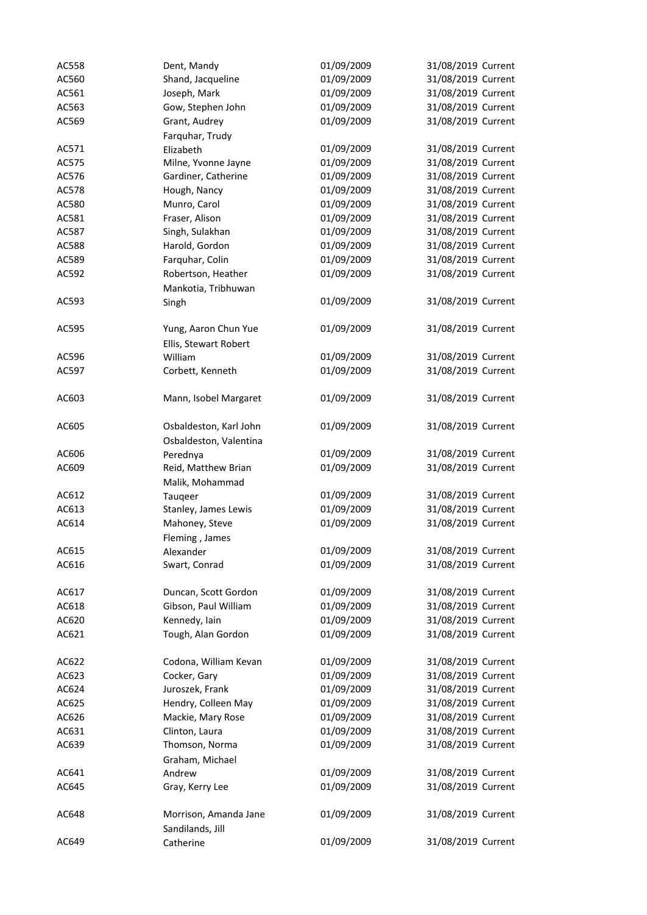| | | | | |
|---|---|---|---|---|
| AC558 | Dent, Mandy | 01/09/2009 | 31/08/2019 | Current |
| AC560 | Shand, Jacqueline | 01/09/2009 | 31/08/2019 | Current |
| AC561 | Joseph, Mark | 01/09/2009 | 31/08/2019 | Current |
| AC563 | Gow, Stephen John | 01/09/2009 | 31/08/2019 | Current |
| AC569 | Grant, Audrey | 01/09/2009 | 31/08/2019 | Current |
| AC571 | Farquhar, Trudy Elizabeth | 01/09/2009 | 31/08/2019 | Current |
| AC575 | Milne, Yvonne Jayne | 01/09/2009 | 31/08/2019 | Current |
| AC576 | Gardiner, Catherine | 01/09/2009 | 31/08/2019 | Current |
| AC578 | Hough, Nancy | 01/09/2009 | 31/08/2019 | Current |
| AC580 | Munro, Carol | 01/09/2009 | 31/08/2019 | Current |
| AC581 | Fraser, Alison | 01/09/2009 | 31/08/2019 | Current |
| AC587 | Singh, Sulakhan | 01/09/2009 | 31/08/2019 | Current |
| AC588 | Harold, Gordon | 01/09/2009 | 31/08/2019 | Current |
| AC589 | Farquhar, Colin | 01/09/2009 | 31/08/2019 | Current |
| AC592 | Robertson, Heather | 01/09/2009 | 31/08/2019 | Current |
| AC593 | Mankotia, Tribhuwan Singh | 01/09/2009 | 31/08/2019 | Current |
| AC595 | Yung, Aaron Chun Yue | 01/09/2009 | 31/08/2019 | Current |
| AC596 | Ellis, Stewart Robert William | 01/09/2009 | 31/08/2019 | Current |
| AC597 | Corbett, Kenneth | 01/09/2009 | 31/08/2019 | Current |
| AC603 | Mann, Isobel Margaret | 01/09/2009 | 31/08/2019 | Current |
| AC605 | Osbaldeston, Karl John | 01/09/2009 | 31/08/2019 | Current |
| AC606 | Osbaldeston, Valentina Perednya | 01/09/2009 | 31/08/2019 | Current |
| AC609 | Reid, Matthew Brian | 01/09/2009 | 31/08/2019 | Current |
| AC612 | Malik, Mohammad Tauqeer | 01/09/2009 | 31/08/2019 | Current |
| AC613 | Stanley, James Lewis | 01/09/2009 | 31/08/2019 | Current |
| AC614 | Mahoney, Steve | 01/09/2009 | 31/08/2019 | Current |
| AC615 | Fleming , James Alexander | 01/09/2009 | 31/08/2019 | Current |
| AC616 | Swart, Conrad | 01/09/2009 | 31/08/2019 | Current |
| AC617 | Duncan, Scott Gordon | 01/09/2009 | 31/08/2019 | Current |
| AC618 | Gibson, Paul William | 01/09/2009 | 31/08/2019 | Current |
| AC620 | Kennedy, Iain | 01/09/2009 | 31/08/2019 | Current |
| AC621 | Tough, Alan Gordon | 01/09/2009 | 31/08/2019 | Current |
| AC622 | Codona, William Kevan | 01/09/2009 | 31/08/2019 | Current |
| AC623 | Cocker, Gary | 01/09/2009 | 31/08/2019 | Current |
| AC624 | Juroszek, Frank | 01/09/2009 | 31/08/2019 | Current |
| AC625 | Hendry, Colleen May | 01/09/2009 | 31/08/2019 | Current |
| AC626 | Mackie, Mary Rose | 01/09/2009 | 31/08/2019 | Current |
| AC631 | Clinton, Laura | 01/09/2009 | 31/08/2019 | Current |
| AC639 | Thomson, Norma | 01/09/2009 | 31/08/2019 | Current |
| AC641 | Graham, Michael Andrew | 01/09/2009 | 31/08/2019 | Current |
| AC645 | Gray, Kerry Lee | 01/09/2009 | 31/08/2019 | Current |
| AC648 | Morrison, Amanda Jane | 01/09/2009 | 31/08/2019 | Current |
| AC649 | Sandilands, Jill Catherine | 01/09/2009 | 31/08/2019 | Current |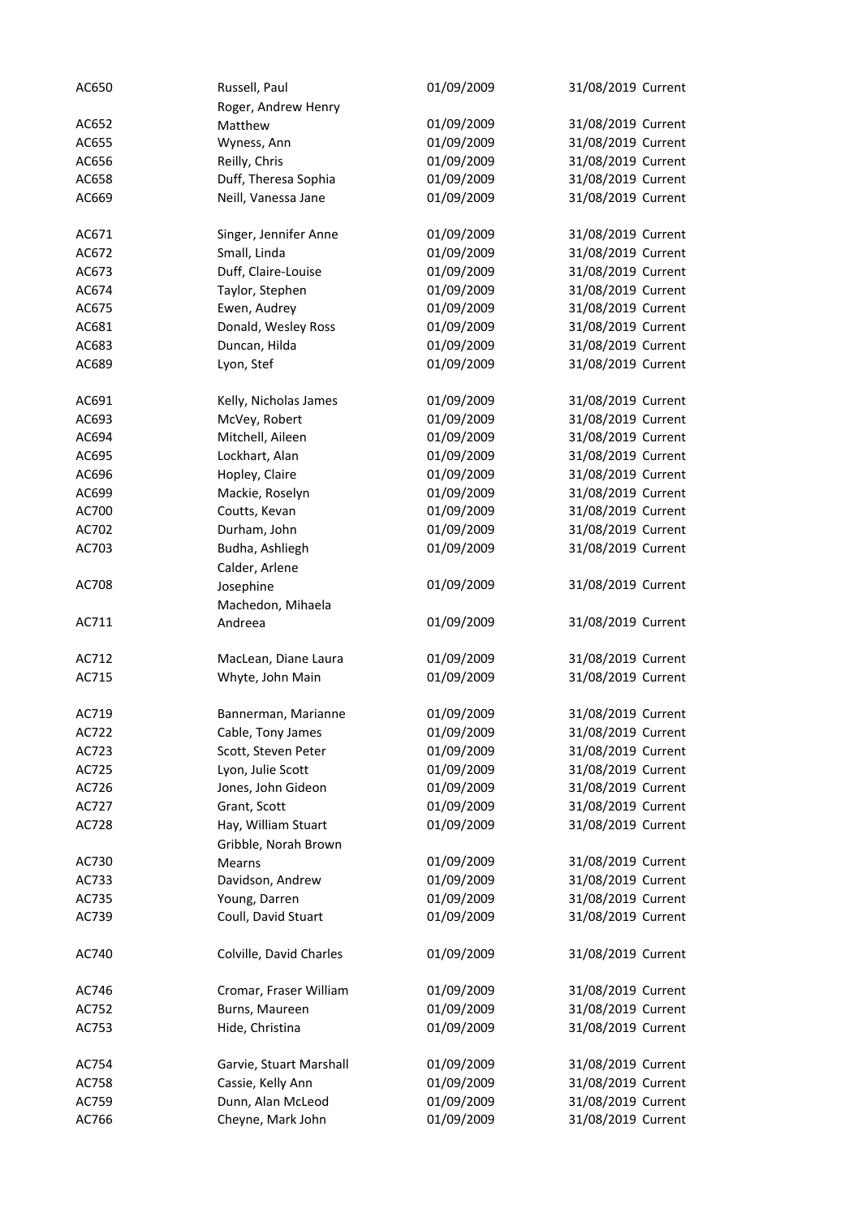| | | | | |
|---|---|---|---|---|
| AC650 | Russell, Paul | 01/09/2009 | 31/08/2019 | Current |
| AC652 | Roger, Andrew Henry Matthew | 01/09/2009 | 31/08/2019 | Current |
| AC655 | Wyness, Ann | 01/09/2009 | 31/08/2019 | Current |
| AC656 | Reilly, Chris | 01/09/2009 | 31/08/2019 | Current |
| AC658 | Duff, Theresa Sophia | 01/09/2009 | 31/08/2019 | Current |
| AC669 | Neill, Vanessa Jane | 01/09/2009 | 31/08/2019 | Current |
| AC671 | Singer, Jennifer Anne | 01/09/2009 | 31/08/2019 | Current |
| AC672 | Small, Linda | 01/09/2009 | 31/08/2019 | Current |
| AC673 | Duff, Claire-Louise | 01/09/2009 | 31/08/2019 | Current |
| AC674 | Taylor, Stephen | 01/09/2009 | 31/08/2019 | Current |
| AC675 | Ewen, Audrey | 01/09/2009 | 31/08/2019 | Current |
| AC681 | Donald, Wesley Ross | 01/09/2009 | 31/08/2019 | Current |
| AC683 | Duncan, Hilda | 01/09/2009 | 31/08/2019 | Current |
| AC689 | Lyon, Stef | 01/09/2009 | 31/08/2019 | Current |
| AC691 | Kelly, Nicholas James | 01/09/2009 | 31/08/2019 | Current |
| AC693 | McVey, Robert | 01/09/2009 | 31/08/2019 | Current |
| AC694 | Mitchell, Aileen | 01/09/2009 | 31/08/2019 | Current |
| AC695 | Lockhart, Alan | 01/09/2009 | 31/08/2019 | Current |
| AC696 | Hopley, Claire | 01/09/2009 | 31/08/2019 | Current |
| AC699 | Mackie, Roselyn | 01/09/2009 | 31/08/2019 | Current |
| AC700 | Coutts, Kevan | 01/09/2009 | 31/08/2019 | Current |
| AC702 | Durham, John | 01/09/2009 | 31/08/2019 | Current |
| AC703 | Budha, Ashliegh | 01/09/2009 | 31/08/2019 | Current |
| AC708 | Calder, Arlene Josephine | 01/09/2009 | 31/08/2019 | Current |
| AC711 | Machedon, Mihaela Andreea | 01/09/2009 | 31/08/2019 | Current |
| AC712 | MacLean, Diane Laura | 01/09/2009 | 31/08/2019 | Current |
| AC715 | Whyte, John Main | 01/09/2009 | 31/08/2019 | Current |
| AC719 | Bannerman, Marianne | 01/09/2009 | 31/08/2019 | Current |
| AC722 | Cable, Tony James | 01/09/2009 | 31/08/2019 | Current |
| AC723 | Scott, Steven Peter | 01/09/2009 | 31/08/2019 | Current |
| AC725 | Lyon, Julie Scott | 01/09/2009 | 31/08/2019 | Current |
| AC726 | Jones, John Gideon | 01/09/2009 | 31/08/2019 | Current |
| AC727 | Grant, Scott | 01/09/2009 | 31/08/2019 | Current |
| AC728 | Hay, William Stuart | 01/09/2009 | 31/08/2019 | Current |
| AC730 | Gribble, Norah Brown Mearns | 01/09/2009 | 31/08/2019 | Current |
| AC733 | Davidson, Andrew | 01/09/2009 | 31/08/2019 | Current |
| AC735 | Young, Darren | 01/09/2009 | 31/08/2019 | Current |
| AC739 | Coull, David Stuart | 01/09/2009 | 31/08/2019 | Current |
| AC740 | Colville, David Charles | 01/09/2009 | 31/08/2019 | Current |
| AC746 | Cromar, Fraser William | 01/09/2009 | 31/08/2019 | Current |
| AC752 | Burns, Maureen | 01/09/2009 | 31/08/2019 | Current |
| AC753 | Hide, Christina | 01/09/2009 | 31/08/2019 | Current |
| AC754 | Garvie, Stuart Marshall | 01/09/2009 | 31/08/2019 | Current |
| AC758 | Cassie, Kelly Ann | 01/09/2009 | 31/08/2019 | Current |
| AC759 | Dunn, Alan McLeod | 01/09/2009 | 31/08/2019 | Current |
| AC766 | Cheyne, Mark John | 01/09/2009 | 31/08/2019 | Current |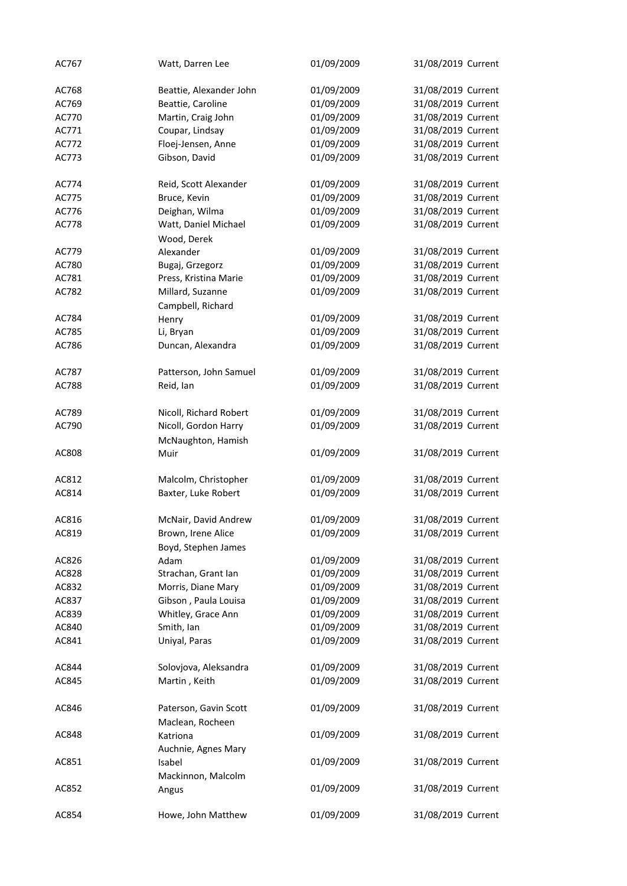| | | | | |
|---|---|---|---|---|
| AC767 | Watt, Darren Lee | 01/09/2009 | 31/08/2019 | Current |
| AC768 | Beattie, Alexander John | 01/09/2009 | 31/08/2019 | Current |
| AC769 | Beattie, Caroline | 01/09/2009 | 31/08/2019 | Current |
| AC770 | Martin, Craig John | 01/09/2009 | 31/08/2019 | Current |
| AC771 | Coupar, Lindsay | 01/09/2009 | 31/08/2019 | Current |
| AC772 | Floej-Jensen, Anne | 01/09/2009 | 31/08/2019 | Current |
| AC773 | Gibson, David | 01/09/2009 | 31/08/2019 | Current |
| AC774 | Reid, Scott Alexander | 01/09/2009 | 31/08/2019 | Current |
| AC775 | Bruce, Kevin | 01/09/2009 | 31/08/2019 | Current |
| AC776 | Deighan, Wilma | 01/09/2009 | 31/08/2019 | Current |
| AC778 | Watt, Daniel Michael | 01/09/2009 | 31/08/2019 | Current |
| AC779 | Wood, Derek Alexander | 01/09/2009 | 31/08/2019 | Current |
| AC780 | Bugaj, Grzegorz | 01/09/2009 | 31/08/2019 | Current |
| AC781 | Press, Kristina Marie | 01/09/2009 | 31/08/2019 | Current |
| AC782 | Millard, Suzanne | 01/09/2009 | 31/08/2019 | Current |
| AC784 | Campbell, Richard Henry | 01/09/2009 | 31/08/2019 | Current |
| AC785 | Li, Bryan | 01/09/2009 | 31/08/2019 | Current |
| AC786 | Duncan, Alexandra | 01/09/2009 | 31/08/2019 | Current |
| AC787 | Patterson, John Samuel | 01/09/2009 | 31/08/2019 | Current |
| AC788 | Reid, Ian | 01/09/2009 | 31/08/2019 | Current |
| AC789 | Nicoll, Richard Robert | 01/09/2009 | 31/08/2019 | Current |
| AC790 | Nicoll, Gordon Harry | 01/09/2009 | 31/08/2019 | Current |
| AC808 | McNaughton, Hamish Muir | 01/09/2009 | 31/08/2019 | Current |
| AC812 | Malcolm, Christopher | 01/09/2009 | 31/08/2019 | Current |
| AC814 | Baxter, Luke Robert | 01/09/2009 | 31/08/2019 | Current |
| AC816 | McNair, David Andrew | 01/09/2009 | 31/08/2019 | Current |
| AC819 | Brown, Irene Alice | 01/09/2009 | 31/08/2019 | Current |
| AC826 | Boyd, Stephen James Adam | 01/09/2009 | 31/08/2019 | Current |
| AC828 | Strachan, Grant Ian | 01/09/2009 | 31/08/2019 | Current |
| AC832 | Morris, Diane Mary | 01/09/2009 | 31/08/2019 | Current |
| AC837 | Gibson , Paula Louisa | 01/09/2009 | 31/08/2019 | Current |
| AC839 | Whitley, Grace Ann | 01/09/2009 | 31/08/2019 | Current |
| AC840 | Smith, Ian | 01/09/2009 | 31/08/2019 | Current |
| AC841 | Uniyal, Paras | 01/09/2009 | 31/08/2019 | Current |
| AC844 | Solovjova, Aleksandra | 01/09/2009 | 31/08/2019 | Current |
| AC845 | Martin , Keith | 01/09/2009 | 31/08/2019 | Current |
| AC846 | Paterson, Gavin Scott | 01/09/2009 | 31/08/2019 | Current |
| AC848 | Maclean, Rocheen Katriona | 01/09/2009 | 31/08/2019 | Current |
| AC851 | Auchnie, Agnes Mary Isabel | 01/09/2009 | 31/08/2019 | Current |
| AC852 | Mackinnon, Malcolm Angus | 01/09/2009 | 31/08/2019 | Current |
| AC854 | Howe, John Matthew | 01/09/2009 | 31/08/2019 | Current |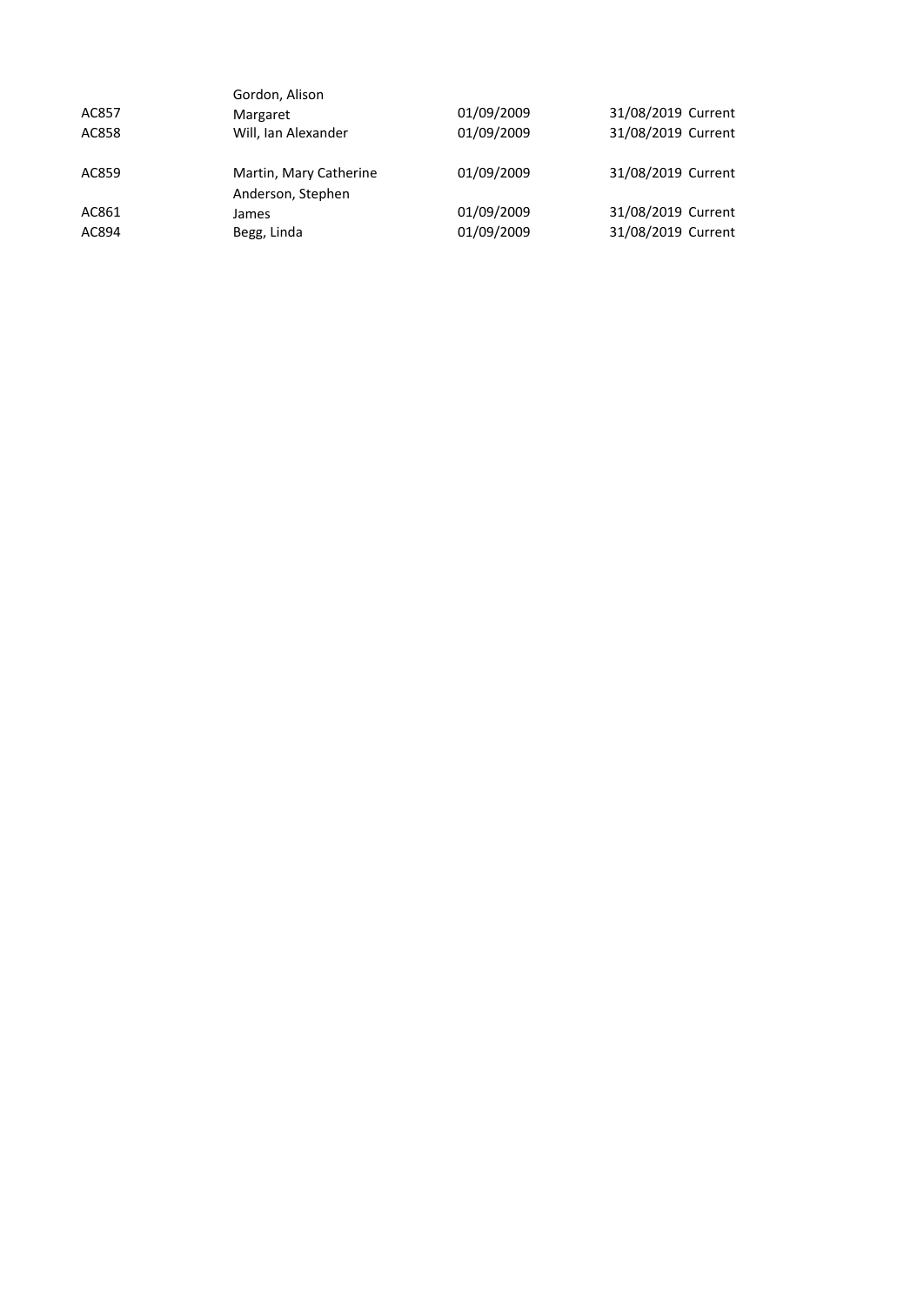| | | | | |
|---|---|---|---|---|
| AC857 | Gordon, Alison Margaret | 01/09/2009 | 31/08/2019 | Current |
| AC858 | Will, Ian Alexander | 01/09/2009 | 31/08/2019 | Current |
| AC859 | Martin, Mary Catherine | 01/09/2009 | 31/08/2019 | Current |
| AC861 | Anderson, Stephen James | 01/09/2009 | 31/08/2019 | Current |
| AC894 | Begg, Linda | 01/09/2009 | 31/08/2019 | Current |